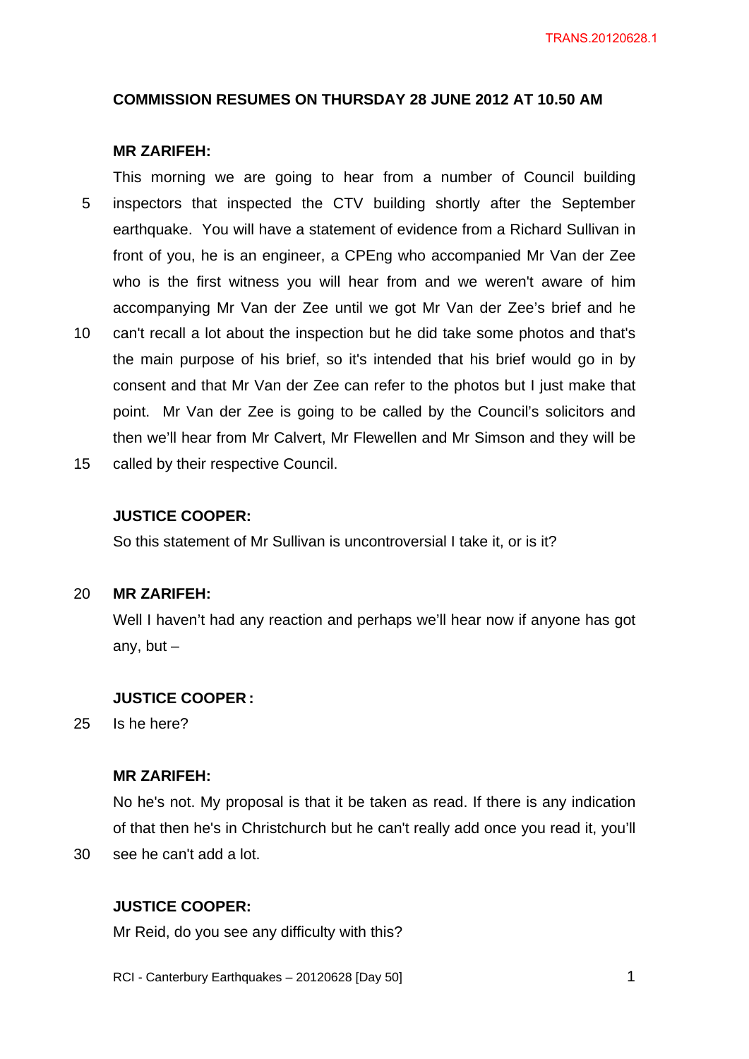**COMMISSION RESUMES ON THURSDAY 28 JUNE 2012 AT 10.50 AM**

**MR ZARIFEH:**

This morning we are going to hear from a number of Council building inspectors that inspected the CTV building shortly after the September earthquake. You will have a statement of evidence from a Richard Sullivan in front of you, he is an engineer, a CPEng who accompanied Mr Van der Zee who is the first witness you will hear from and we weren't aware of him accompanying Mr Van der Zee until we got Mr Van der Zee's brief and he can't recall a lot about the inspection but he did take some photos and that's the main purpose of his brief, so it's intended that his brief would go in by consent and that Mr Van der Zee can refer to the photos but I just make that point. Mr Van der Zee is going to be called by the Council's solicitors and then we'll hear from Mr Calvert, Mr Flewellen and Mr Simson and they will be called by their respective Council.

**JUSTICE COOPER:**

So this statement of Mr Sullivan is uncontroversial I take it, or is it?

**MR ZARIFEH:**

Well I haven't had any reaction and perhaps we'll hear now if anyone has got any, but –

**JUSTICE COOPER:**

Is he here?

**MR ZARIFEH:**

No he's not. My proposal is that it be taken as read. If there is any indication of that then he's in Christchurch but he can't really add once you read it, you'll see he can't add a lot.

**JUSTICE COOPER:**

Mr Reid, do you see any difficulty with this?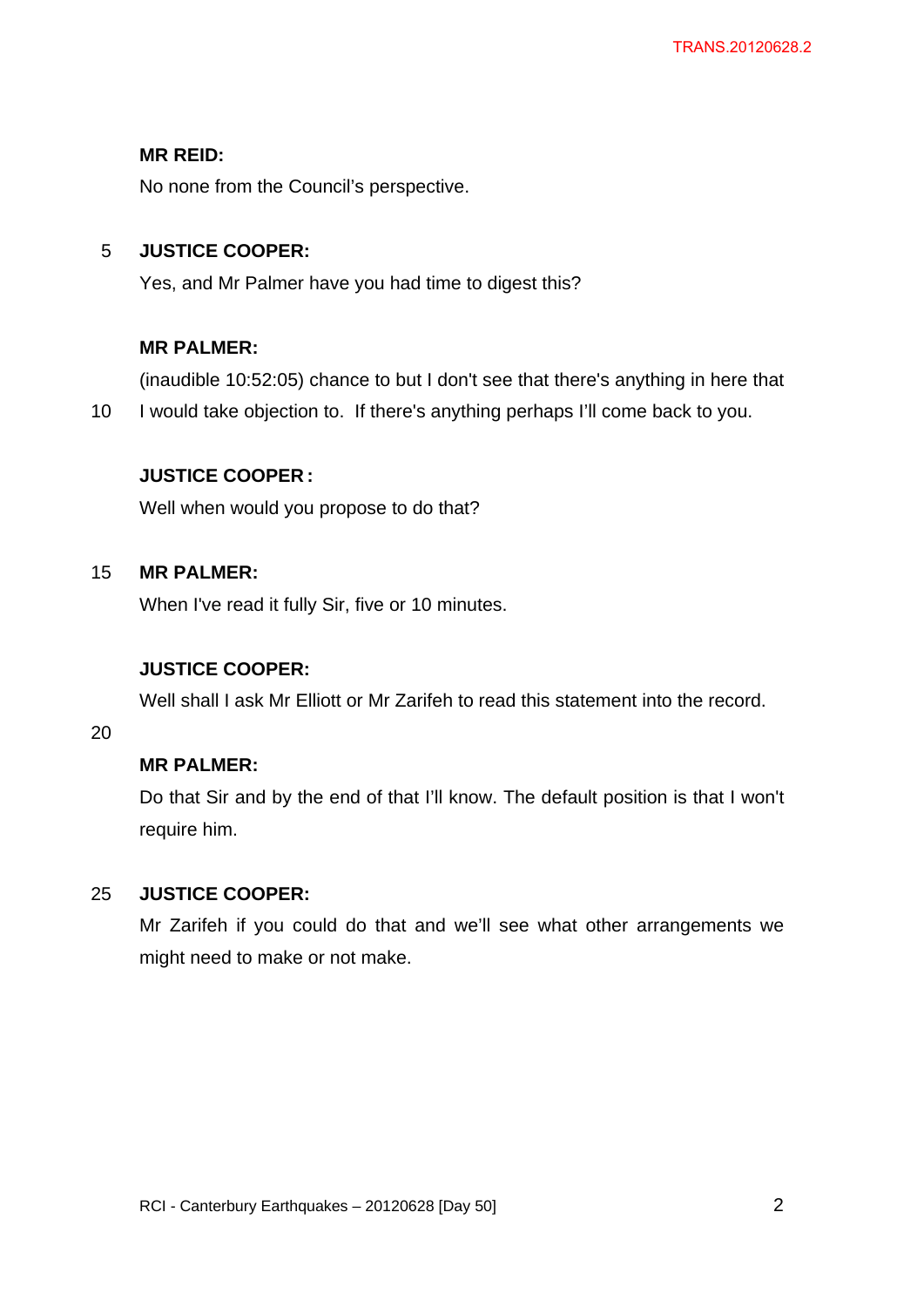**MR REID:**

No none from the Council's perspective.

**JUSTICE COOPER:**

Yes, and Mr Palmer have you had time to digest this?

**MR PALMER:**

(inaudible 10:52:05) chance to but I don't see that there's anything in here that I would take objection to. If there's anything perhaps I'll come back to you.

**JUSTICE COOPER :**

Well when would you propose to do that?

**MR PALMER:**

When I've read it fully Sir, five or 10 minutes.

**JUSTICE COOPER:**

Well shall I ask Mr Elliott or Mr Zarifeh to read this statement into the record.

**MR PALMER:**

Do that Sir and by the end of that I'll know. The default position is that I won't require him.

**JUSTICE COOPER:**

Mr Zarifeh if you could do that and we'll see what other arrangements we might need to make or not make.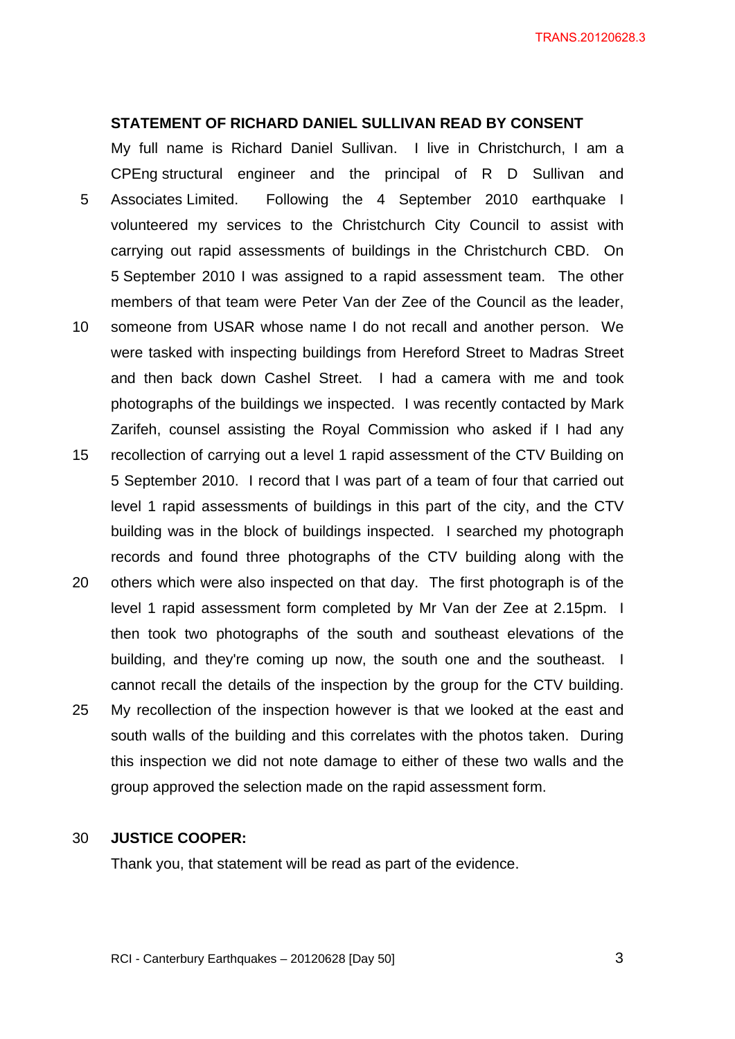**STATEMENT OF RICHARD DANIEL SULLIVAN READ BY CONSENT**

My full name is Richard Daniel Sullivan. I live in Christchurch, I am a CPEng structural engineer and the principal of R D Sullivan and Associates Limited. Following the 4 September 2010 earthquake I volunteered my services to the Christchurch City Council to assist with carrying out rapid assessments of buildings in the Christchurch CBD. On 5 September 2010 I was assigned to a rapid assessment team. The other members of that team were Peter Van der Zee of the Council as the leader, someone from USAR whose name I do not recall and another person. We were tasked with inspecting buildings from Hereford Street to Madras Street and then back down Cashel Street. I had a camera with me and took photographs of the buildings we inspected. I was recently contacted by Mark Zarifeh, counsel assisting the Royal Commission who asked if I had any recollection of carrying out a level 1 rapid assessment of the CTV Building on 5 September 2010. I record that I was part of a team of four that carried out level 1 rapid assessments of buildings in this part of the city, and the CTV building was in the block of buildings inspected. I searched my photograph records and found three photographs of the CTV building along with the others which were also inspected on that day. The first photograph is of the level 1 rapid assessment form completed by Mr Van der Zee at 2.15pm. I then took two photographs of the south and southeast elevations of the building, and they're coming up now, the south one and the southeast. I cannot recall the details of the inspection by the group for the CTV building. My recollection of the inspection however is that we looked at the east and south walls of the building and this correlates with the photos taken. During this inspection we did not note damage to either of these two walls and the group approved the selection made on the rapid assessment form.

**JUSTICE COOPER:**

Thank you, that statement will be read as part of the evidence.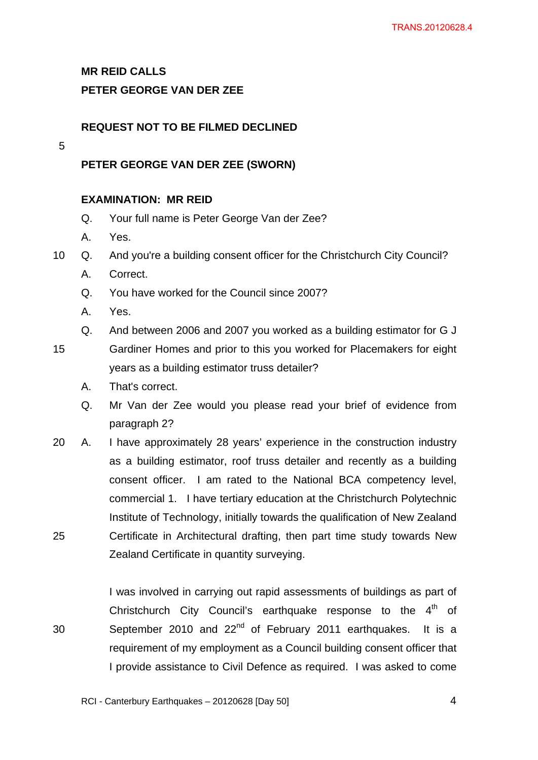**MR REID CALLS**
**PETER GEORGE VAN DER ZEE**

**REQUEST NOT TO BE FILMED DECLINED**

**PETER GEORGE VAN DER ZEE (SWORN)**

**EXAMINATION: MR REID**

Q. Your full name is Peter George Van der Zee?

A. Yes.

Q. And you're a building consent officer for the Christchurch City Council?

A. Correct.

Q. You have worked for the Council since 2007?

A. Yes.

Q. And between 2006 and 2007 you worked as a building estimator for G J Gardiner Homes and prior to this you worked for Placemakers for eight years as a building estimator truss detailer?

A. That's correct.

Q. Mr Van der Zee would you please read your brief of evidence from paragraph 2?

A. I have approximately 28 years' experience in the construction industry as a building estimator, roof truss detailer and recently as a building consent officer. I am rated to the National BCA competency level, commercial 1. I have tertiary education at the Christchurch Polytechnic Institute of Technology, initially towards the qualification of New Zealand Certificate in Architectural drafting, then part time study towards New Zealand Certificate in quantity surveying.

I was involved in carrying out rapid assessments of buildings as part of Christchurch City Council's earthquake response to the 4th of September 2010 and 22nd of February 2011 earthquakes. It is a requirement of my employment as a Council building consent officer that I provide assistance to Civil Defence as required. I was asked to come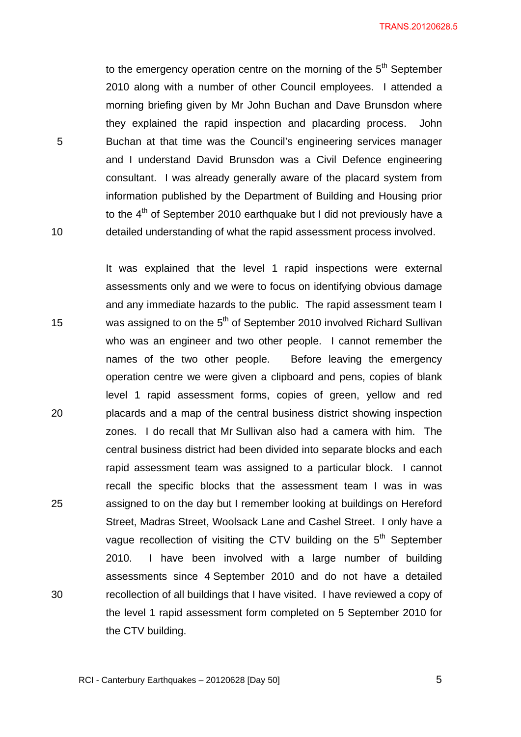to the emergency operation centre on the morning of the 5th September 2010 along with a number of other Council employees. I attended a morning briefing given by Mr John Buchan and Dave Brunsdon where they explained the rapid inspection and placarding process. John Buchan at that time was the Council's engineering services manager and I understand David Brunsdon was a Civil Defence engineering consultant. I was already generally aware of the placard system from information published by the Department of Building and Housing prior to the 4th of September 2010 earthquake but I did not previously have a detailed understanding of what the rapid assessment process involved.

It was explained that the level 1 rapid inspections were external assessments only and we were to focus on identifying obvious damage and any immediate hazards to the public. The rapid assessment team I was assigned to on the 5th of September 2010 involved Richard Sullivan who was an engineer and two other people. I cannot remember the names of the two other people. Before leaving the emergency operation centre we were given a clipboard and pens, copies of blank level 1 rapid assessment forms, copies of green, yellow and red placards and a map of the central business district showing inspection zones. I do recall that Mr Sullivan also had a camera with him. The central business district had been divided into separate blocks and each rapid assessment team was assigned to a particular block. I cannot recall the specific blocks that the assessment team I was in was assigned to on the day but I remember looking at buildings on Hereford Street, Madras Street, Woolsack Lane and Cashel Street. I only have a vague recollection of visiting the CTV building on the 5th September 2010. I have been involved with a large number of building assessments since 4 September 2010 and do not have a detailed recollection of all buildings that I have visited. I have reviewed a copy of the level 1 rapid assessment form completed on 5 September 2010 for the CTV building.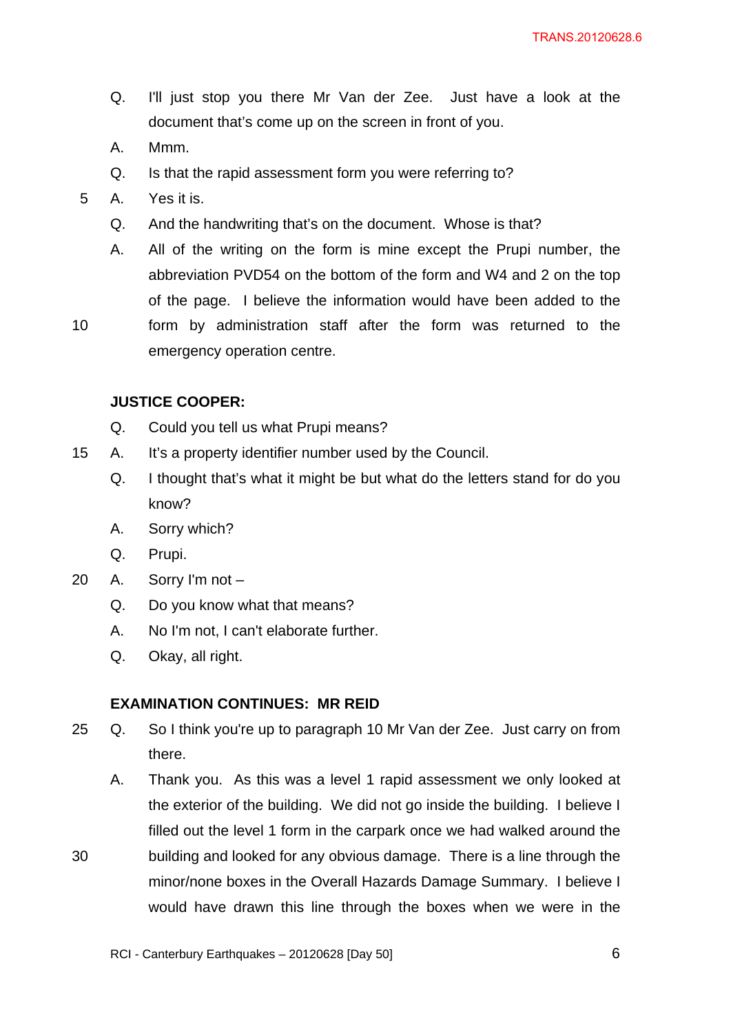Q. I'll just stop you there Mr Van der Zee. Just have a look at the document that's come up on the screen in front of you.

A. Mmm.

Q. Is that the rapid assessment form you were referring to?

A. Yes it is.

Q. And the handwriting that's on the document. Whose is that?

A. All of the writing on the form is mine except the Prupi number, the abbreviation PVD54 on the bottom of the form and W4 and 2 on the top of the page. I believe the information would have been added to the form by administration staff after the form was returned to the emergency operation centre.

**JUSTICE COOPER:**

Q. Could you tell us what Prupi means?

A. It's a property identifier number used by the Council.

Q. I thought that's what it might be but what do the letters stand for do you know?

A. Sorry which?

Q. Prupi.

A. Sorry I'm not –

Q. Do you know what that means?

A. No I'm not, I can't elaborate further.

Q. Okay, all right.

**EXAMINATION CONTINUES: MR REID**

Q. So I think you're up to paragraph 10 Mr Van der Zee. Just carry on from there.

A. Thank you. As this was a level 1 rapid assessment we only looked at the exterior of the building. We did not go inside the building. I believe I filled out the level 1 form in the carpark once we had walked around the building and looked for any obvious damage. There is a line through the minor/none boxes in the Overall Hazards Damage Summary. I believe I would have drawn this line through the boxes when we were in the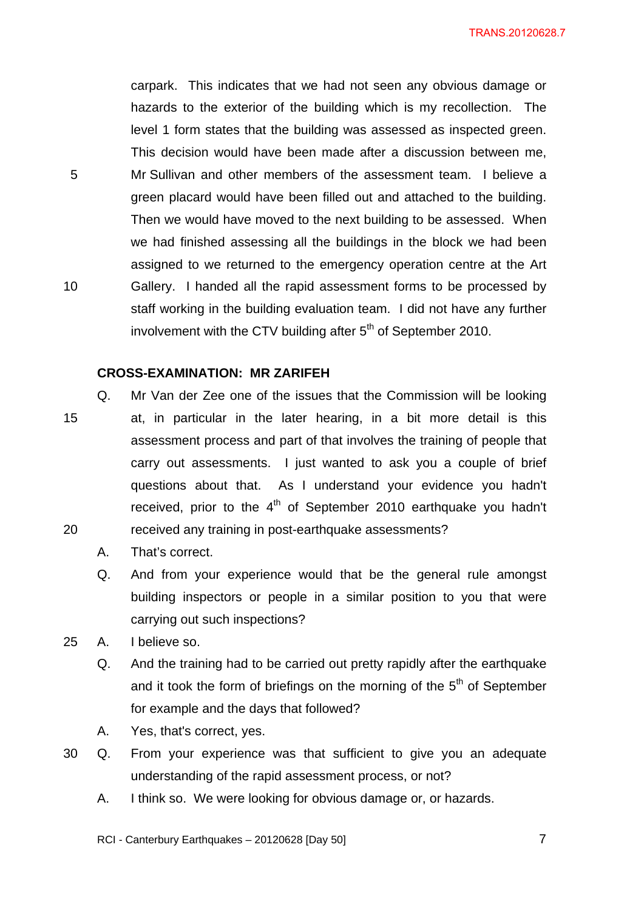carpark. This indicates that we had not seen any obvious damage or hazards to the exterior of the building which is my recollection. The level 1 form states that the building was assessed as inspected green. This decision would have been made after a discussion between me, Mr Sullivan and other members of the assessment team. I believe a green placard would have been filled out and attached to the building. Then we would have moved to the next building to be assessed. When we had finished assessing all the buildings in the block we had been assigned to we returned to the emergency operation centre at the Art Gallery. I handed all the rapid assessment forms to be processed by staff working in the building evaluation team. I did not have any further involvement with the CTV building after 5th of September 2010.

**CROSS-EXAMINATION: MR ZARIFEH**

Q. Mr Van der Zee one of the issues that the Commission will be looking at, in particular in the later hearing, in a bit more detail is this assessment process and part of that involves the training of people that carry out assessments. I just wanted to ask you a couple of brief questions about that. As I understand your evidence you hadn't received, prior to the 4th of September 2010 earthquake you hadn't received any training in post-earthquake assessments?

A. That's correct.

Q. And from your experience would that be the general rule amongst building inspectors or people in a similar position to you that were carrying out such inspections?

A. I believe so.

Q. And the training had to be carried out pretty rapidly after the earthquake and it took the form of briefings on the morning of the 5th of September for example and the days that followed?

A. Yes, that's correct, yes.

Q. From your experience was that sufficient to give you an adequate understanding of the rapid assessment process, or not?

A. I think so. We were looking for obvious damage or, or hazards.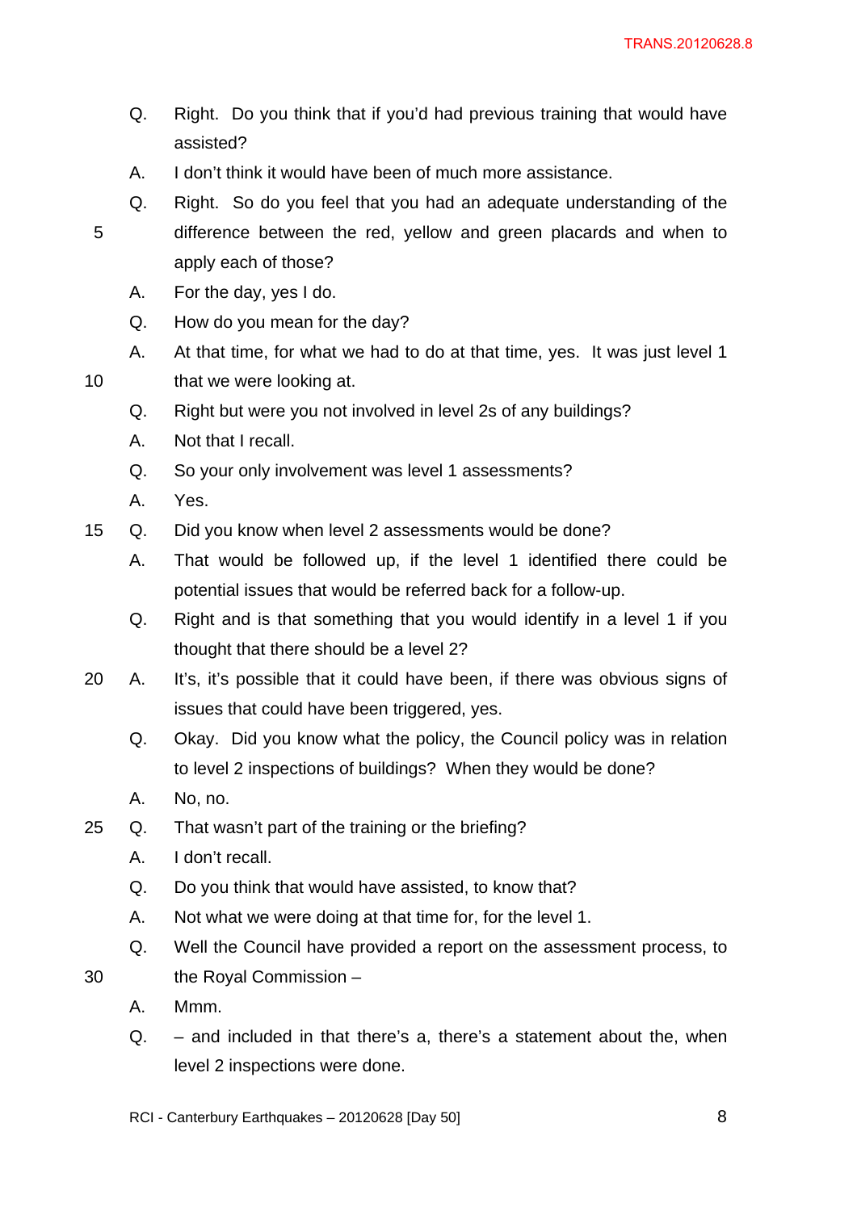Q. Right. Do you think that if you'd had previous training that would have assisted?

A. I don't think it would have been of much more assistance.

Q. Right. So do you feel that you had an adequate understanding of the difference between the red, yellow and green placards and when to apply each of those?

A. For the day, yes I do.

Q. How do you mean for the day?

A. At that time, for what we had to do at that time, yes. It was just level 1 that we were looking at.

Q. Right but were you not involved in level 2s of any buildings?

A. Not that I recall.

Q. So your only involvement was level 1 assessments?

A. Yes.

Q. Did you know when level 2 assessments would be done?

A. That would be followed up, if the level 1 identified there could be potential issues that would be referred back for a follow-up.

Q. Right and is that something that you would identify in a level 1 if you thought that there should be a level 2?

A. It's, it's possible that it could have been, if there was obvious signs of issues that could have been triggered, yes.

Q. Okay. Did you know what the policy, the Council policy was in relation to level 2 inspections of buildings? When they would be done?

A. No, no.

Q. That wasn't part of the training or the briefing?

A. I don't recall.

Q. Do you think that would have assisted, to know that?

A. Not what we were doing at that time for, for the level 1.

Q. Well the Council have provided a report on the assessment process, to the Royal Commission –

A. Mmm.

Q. – and included in that there's a, there's a statement about the, when level 2 inspections were done.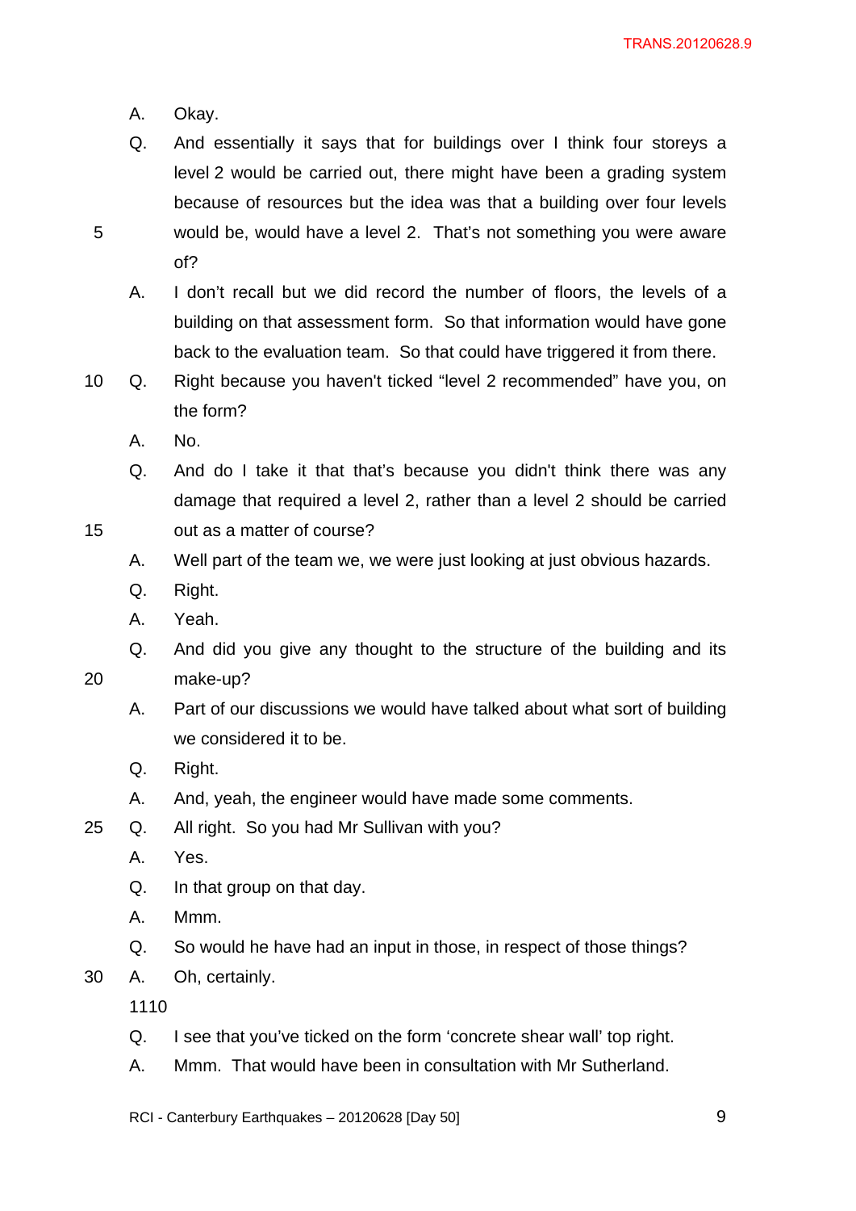A. Okay.

Q. And essentially it says that for buildings over I think four storeys a level 2 would be carried out, there might have been a grading system because of resources but the idea was that a building over four levels would be, would have a level 2. That's not something you were aware of?

A. I don't recall but we did record the number of floors, the levels of a building on that assessment form. So that information would have gone back to the evaluation team. So that could have triggered it from there.

Q. Right because you haven't ticked "level 2 recommended" have you, on the form?

A. No.

Q. And do I take it that that's because you didn't think there was any damage that required a level 2, rather than a level 2 should be carried out as a matter of course?

A. Well part of the team we, we were just looking at just obvious hazards.

Q. Right.

A. Yeah.

Q. And did you give any thought to the structure of the building and its make-up?

A. Part of our discussions we would have talked about what sort of building we considered it to be.

Q. Right.

A. And, yeah, the engineer would have made some comments.

Q. All right. So you had Mr Sullivan with you?

A. Yes.

Q. In that group on that day.

A. Mmm.

Q. So would he have had an input in those, in respect of those things?

A. Oh, certainly.

1110

Q. I see that you've ticked on the form 'concrete shear wall' top right.

A. Mmm. That would have been in consultation with Mr Sutherland.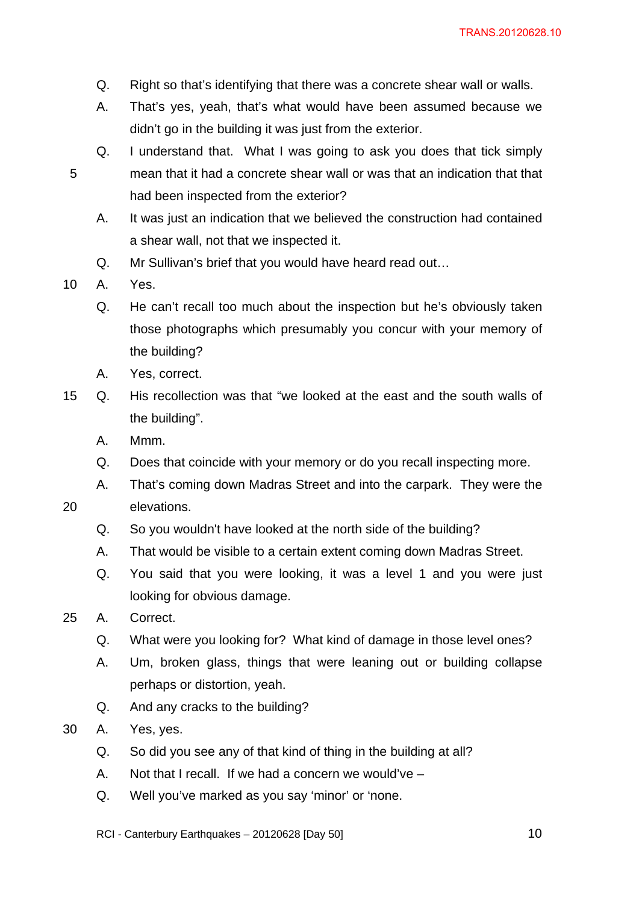Q. Right so that's identifying that there was a concrete shear wall or walls.

A. That's yes, yeah, that's what would have been assumed because we didn't go in the building it was just from the exterior.

Q. I understand that. What I was going to ask you does that tick simply mean that it had a concrete shear wall or was that an indication that that had been inspected from the exterior?

A. It was just an indication that we believed the construction had contained a shear wall, not that we inspected it.

Q. Mr Sullivan's brief that you would have heard read out…

A. Yes.

Q. He can't recall too much about the inspection but he's obviously taken those photographs which presumably you concur with your memory of the building?

A. Yes, correct.

Q. His recollection was that "we looked at the east and the south walls of the building".

A. Mmm.

Q. Does that coincide with your memory or do you recall inspecting more.

A. That's coming down Madras Street and into the carpark. They were the elevations.

Q. So you wouldn't have looked at the north side of the building?

A. That would be visible to a certain extent coming down Madras Street.

Q. You said that you were looking, it was a level 1 and you were just looking for obvious damage.

A. Correct.

Q. What were you looking for? What kind of damage in those level ones?

A. Um, broken glass, things that were leaning out or building collapse perhaps or distortion, yeah.

Q. And any cracks to the building?

A. Yes, yes.

Q. So did you see any of that kind of thing in the building at all?

A. Not that I recall. If we had a concern we would've –

Q. Well you've marked as you say 'minor' or 'none.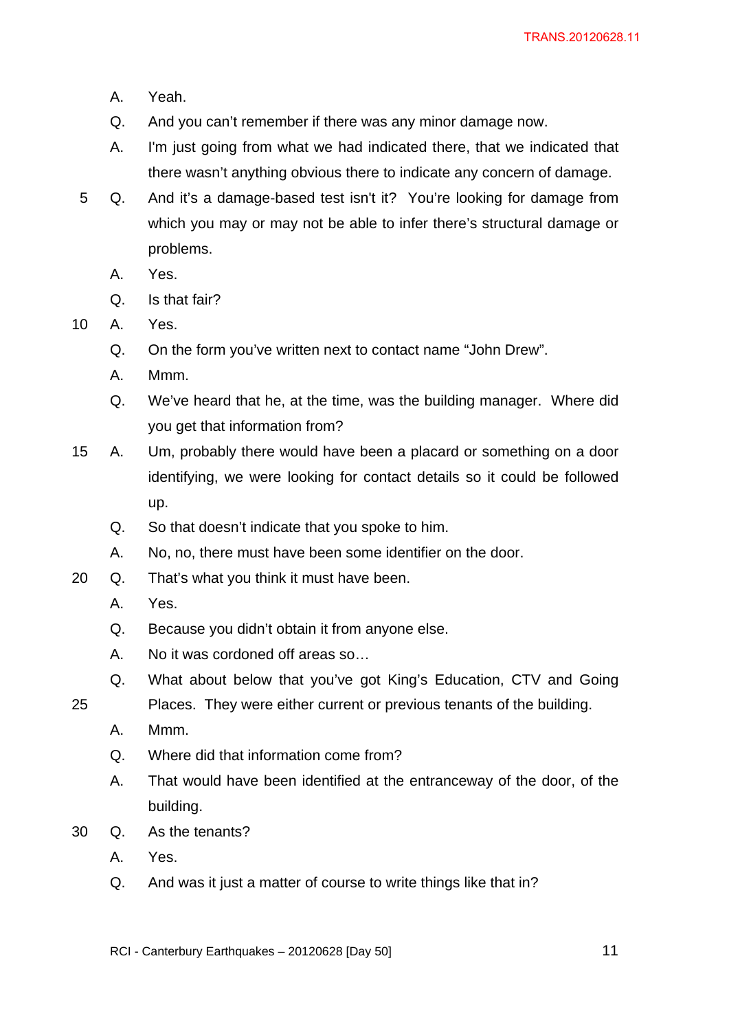A. Yeah.

Q. And you can't remember if there was any minor damage now.

A. I'm just going from what we had indicated there, that we indicated that there wasn't anything obvious there to indicate any concern of damage.

Q. And it's a damage-based test isn't it? You're looking for damage from which you may or may not be able to infer there's structural damage or problems.

A. Yes.

Q. Is that fair?

A. Yes.

Q. On the form you've written next to contact name "John Drew".

A. Mmm.

Q. We've heard that he, at the time, was the building manager. Where did you get that information from?

A. Um, probably there would have been a placard or something on a door identifying, we were looking for contact details so it could be followed up.

Q. So that doesn't indicate that you spoke to him.

A. No, no, there must have been some identifier on the door.

Q. That's what you think it must have been.

A. Yes.

Q. Because you didn't obtain it from anyone else.

A. No it was cordoned off areas so…

Q. What about below that you've got King's Education, CTV and Going Places. They were either current or previous tenants of the building.

A. Mmm.

Q. Where did that information come from?

A. That would have been identified at the entranceway of the door, of the building.

Q. As the tenants?

A. Yes.

Q. And was it just a matter of course to write things like that in?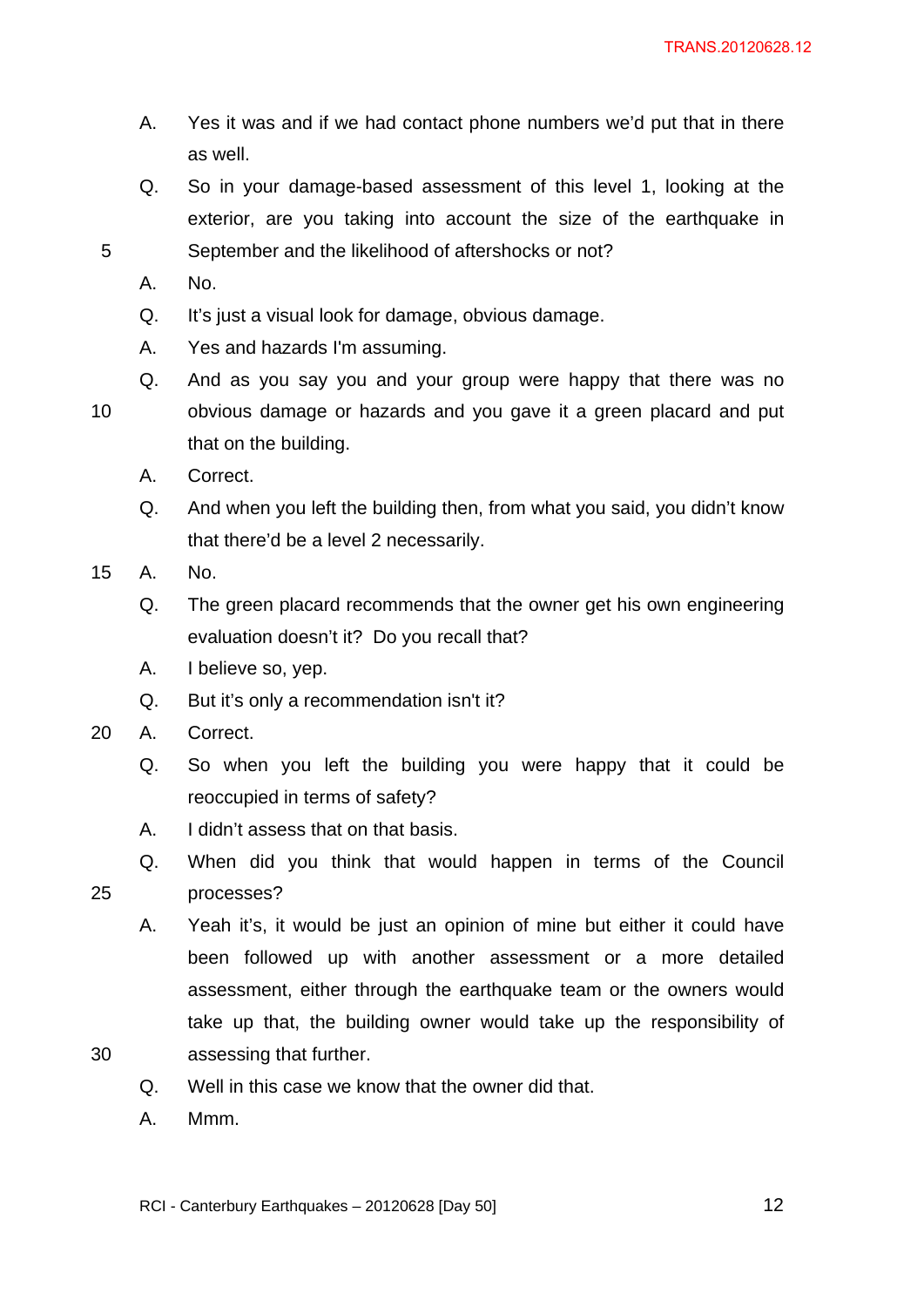A. Yes it was and if we had contact phone numbers we'd put that in there as well.

Q. So in your damage-based assessment of this level 1, looking at the exterior, are you taking into account the size of the earthquake in September and the likelihood of aftershocks or not?

A. No.

Q. It's just a visual look for damage, obvious damage.

A. Yes and hazards I'm assuming.

Q. And as you say you and your group were happy that there was no obvious damage or hazards and you gave it a green placard and put that on the building.

A. Correct.

Q. And when you left the building then, from what you said, you didn't know that there'd be a level 2 necessarily.

A. No.

Q. The green placard recommends that the owner get his own engineering evaluation doesn't it? Do you recall that?

A. I believe so, yep.

Q. But it's only a recommendation isn't it?

A. Correct.

Q. So when you left the building you were happy that it could be reoccupied in terms of safety?

A. I didn't assess that on that basis.

Q. When did you think that would happen in terms of the Council processes?

A. Yeah it's, it would be just an opinion of mine but either it could have been followed up with another assessment or a more detailed assessment, either through the earthquake team or the owners would take up that, the building owner would take up the responsibility of assessing that further.

Q. Well in this case we know that the owner did that.

A. Mmm.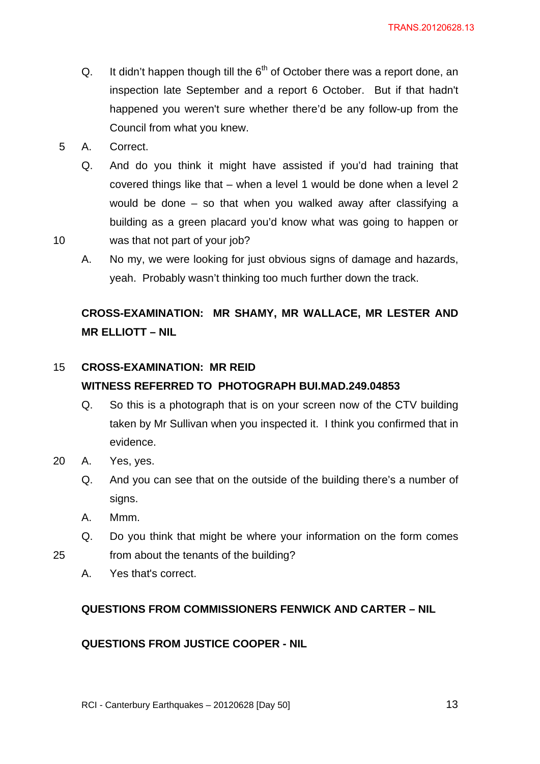Q. It didn't happen though till the 6th of October there was a report done, an inspection late September and a report 6 October. But if that hadn't happened you weren't sure whether there'd be any follow-up from the Council from what you knew.

A. Correct.

Q. And do you think it might have assisted if you'd had training that covered things like that – when a level 1 would be done when a level 2 would be done – so that when you walked away after classifying a building as a green placard you'd know what was going to happen or was that not part of your job?

A. No my, we were looking for just obvious signs of damage and hazards, yeah. Probably wasn't thinking too much further down the track.

**CROSS-EXAMINATION: MR SHAMY, MR WALLACE, MR LESTER AND MR ELLIOTT – NIL**

**CROSS-EXAMINATION: MR REID**

**WITNESS REFERRED TO PHOTOGRAPH BUI.MAD.249.04853**

Q. So this is a photograph that is on your screen now of the CTV building taken by Mr Sullivan when you inspected it. I think you confirmed that in evidence.

A. Yes, yes.

Q. And you can see that on the outside of the building there's a number of signs.

A. Mmm.

Q. Do you think that might be where your information on the form comes from about the tenants of the building?

A. Yes that's correct.

**QUESTIONS FROM COMMISSIONERS FENWICK AND CARTER – NIL**

**QUESTIONS FROM JUSTICE COOPER - NIL**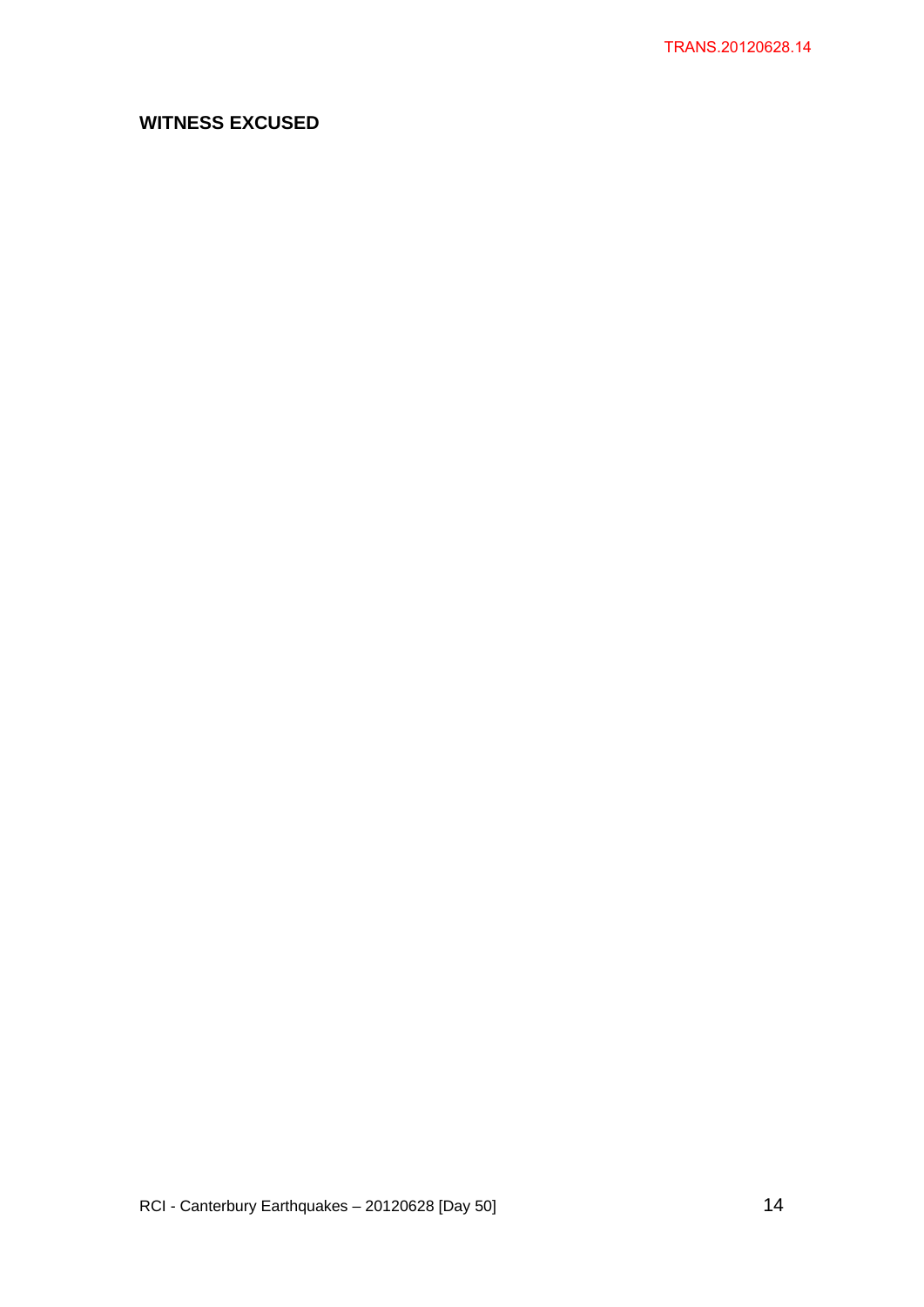**WITNESS EXCUSED**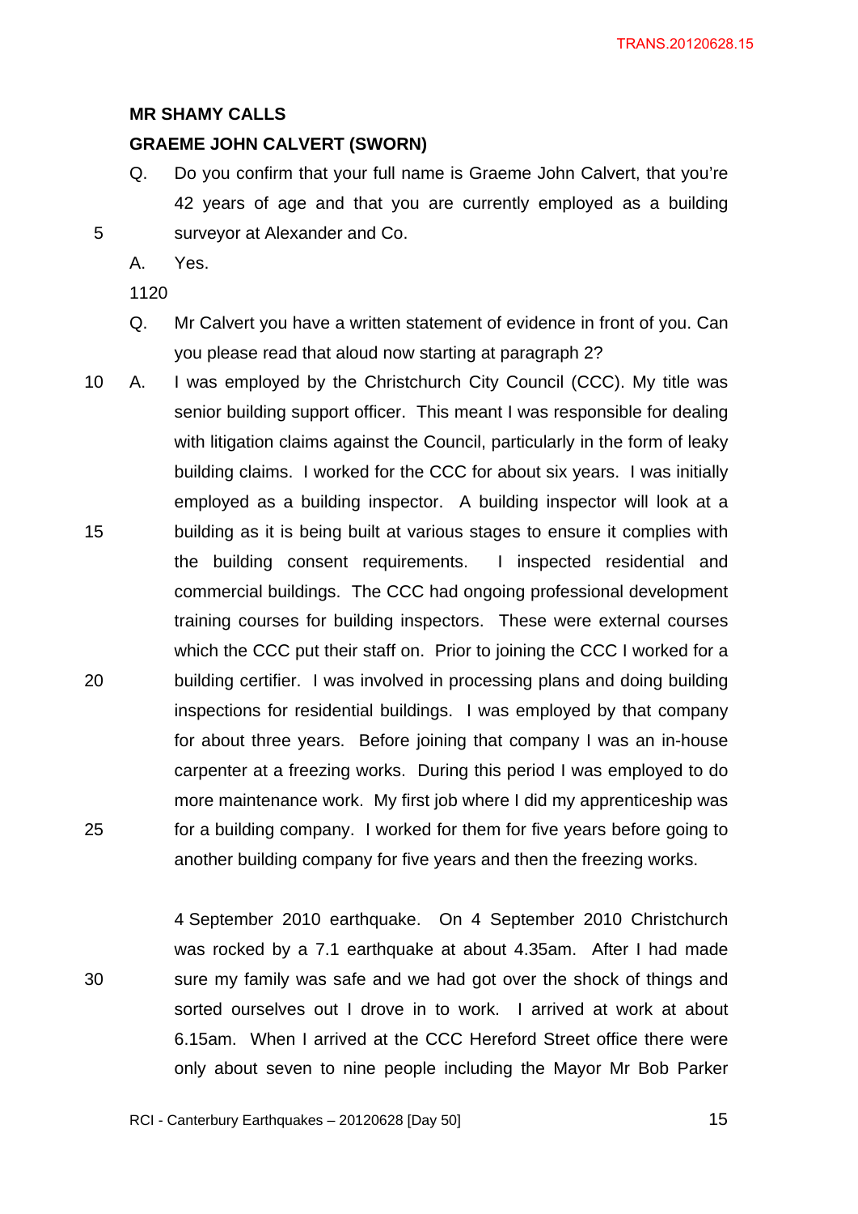**MR SHAMY CALLS**

**GRAEME JOHN CALVERT (SWORN)**

Q. Do you confirm that your full name is Graeme John Calvert, that you're 42 years of age and that you are currently employed as a building surveyor at Alexander and Co.

A. Yes.

1120

Q. Mr Calvert you have a written statement of evidence in front of you. Can you please read that aloud now starting at paragraph 2?

A. I was employed by the Christchurch City Council (CCC). My title was senior building support officer. This meant I was responsible for dealing with litigation claims against the Council, particularly in the form of leaky building claims. I worked for the CCC for about six years. I was initially employed as a building inspector. A building inspector will look at a building as it is being built at various stages to ensure it complies with the building consent requirements. I inspected residential and commercial buildings. The CCC had ongoing professional development training courses for building inspectors. These were external courses which the CCC put their staff on. Prior to joining the CCC I worked for a building certifier. I was involved in processing plans and doing building inspections for residential buildings. I was employed by that company for about three years. Before joining that company I was an in-house carpenter at a freezing works. During this period I was employed to do more maintenance work. My first job where I did my apprenticeship was for a building company. I worked for them for five years before going to another building company for five years and then the freezing works.

4 September 2010 earthquake. On 4 September 2010 Christchurch was rocked by a 7.1 earthquake at about 4.35am. After I had made sure my family was safe and we had got over the shock of things and sorted ourselves out I drove in to work. I arrived at work at about 6.15am. When I arrived at the CCC Hereford Street office there were only about seven to nine people including the Mayor Mr Bob Parker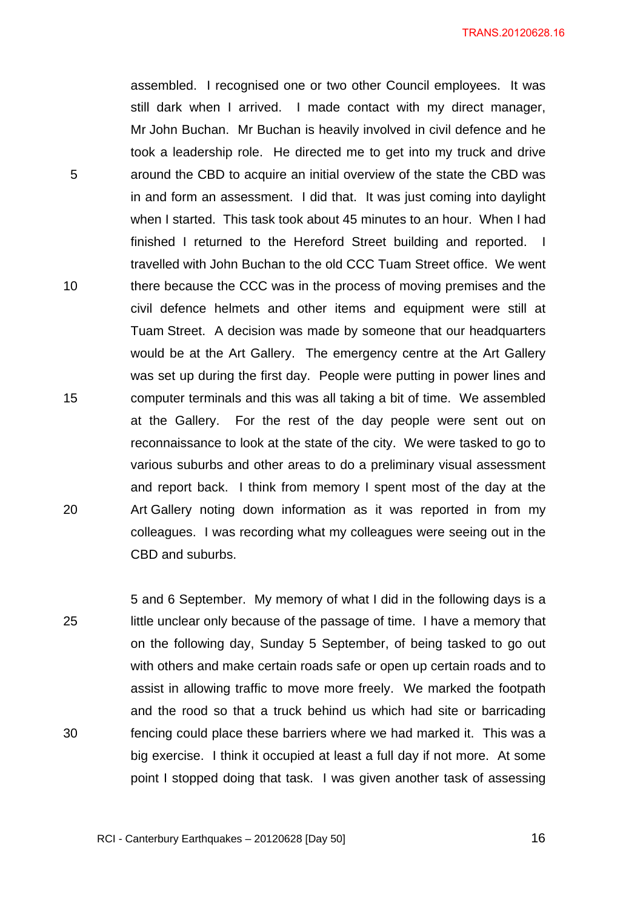assembled. I recognised one or two other Council employees. It was still dark when I arrived. I made contact with my direct manager, Mr John Buchan. Mr Buchan is heavily involved in civil defence and he took a leadership role. He directed me to get into my truck and drive around the CBD to acquire an initial overview of the state the CBD was in and form an assessment. I did that. It was just coming into daylight when I started. This task took about 45 minutes to an hour. When I had finished I returned to the Hereford Street building and reported. I travelled with John Buchan to the old CCC Tuam Street office. We went there because the CCC was in the process of moving premises and the civil defence helmets and other items and equipment were still at Tuam Street. A decision was made by someone that our headquarters would be at the Art Gallery. The emergency centre at the Art Gallery was set up during the first day. People were putting in power lines and computer terminals and this was all taking a bit of time. We assembled at the Gallery. For the rest of the day people were sent out on reconnaissance to look at the state of the city. We were tasked to go to various suburbs and other areas to do a preliminary visual assessment and report back. I think from memory I spent most of the day at the Art Gallery noting down information as it was reported in from my colleagues. I was recording what my colleagues were seeing out in the CBD and suburbs.

5 and 6 September. My memory of what I did in the following days is a little unclear only because of the passage of time. I have a memory that on the following day, Sunday 5 September, of being tasked to go out with others and make certain roads safe or open up certain roads and to assist in allowing traffic to move more freely. We marked the footpath and the rood so that a truck behind us which had site or barricading fencing could place these barriers where we had marked it. This was a big exercise. I think it occupied at least a full day if not more. At some point I stopped doing that task. I was given another task of assessing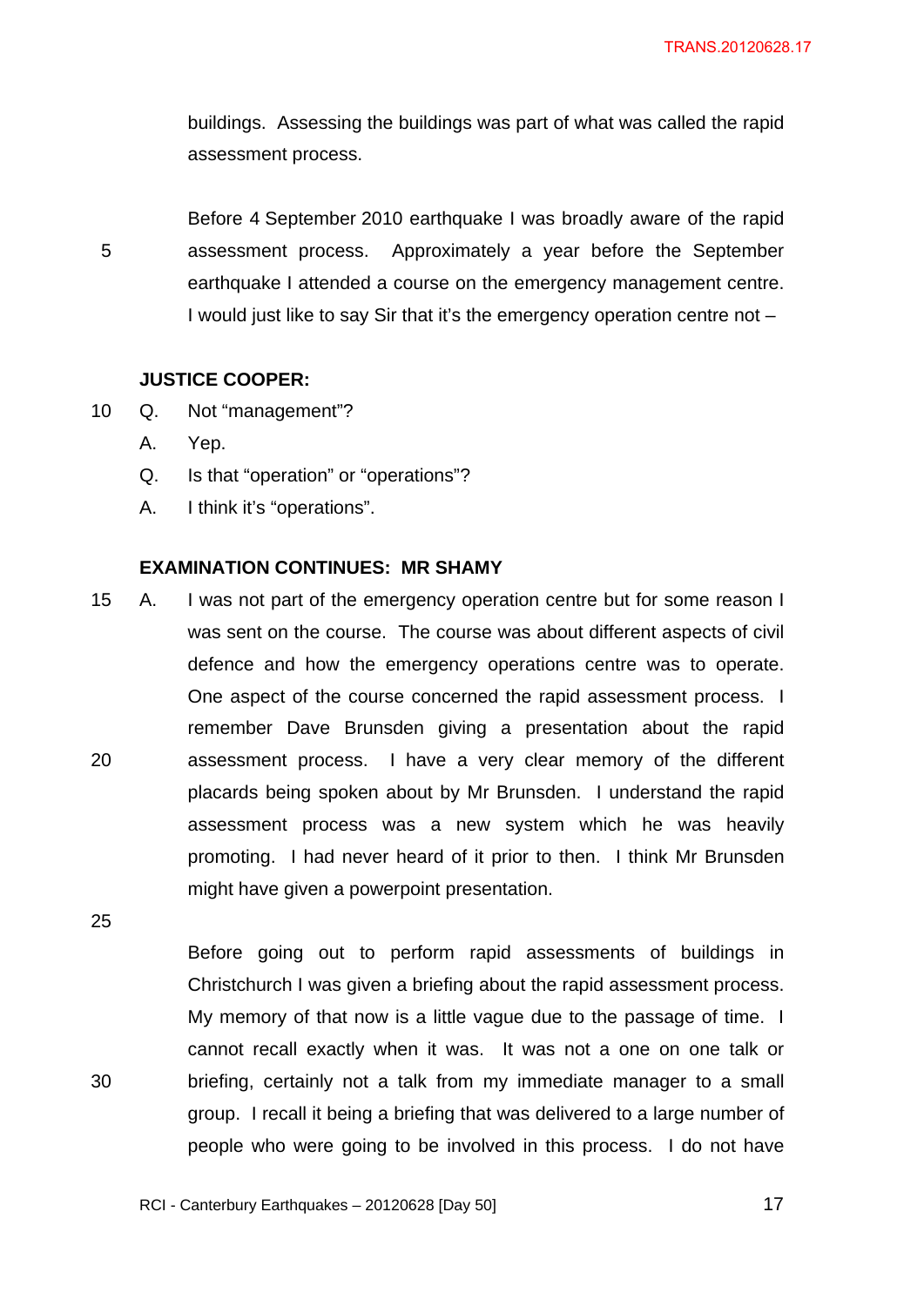buildings. Assessing the buildings was part of what was called the rapid assessment process.

Before 4 September 2010 earthquake I was broadly aware of the rapid assessment process. Approximately a year before the September earthquake I attended a course on the emergency management centre. I would just like to say Sir that it's the emergency operation centre not –

**JUSTICE COOPER:**

Q. Not "management"?

A. Yep.

Q. Is that "operation" or "operations"?

A. I think it's "operations".

**EXAMINATION CONTINUES: MR SHAMY**

A. I was not part of the emergency operation centre but for some reason I was sent on the course. The course was about different aspects of civil defence and how the emergency operations centre was to operate. One aspect of the course concerned the rapid assessment process. I remember Dave Brunsden giving a presentation about the rapid assessment process. I have a very clear memory of the different placards being spoken about by Mr Brunsden. I understand the rapid assessment process was a new system which he was heavily promoting. I had never heard of it prior to then. I think Mr Brunsden might have given a powerpoint presentation.

Before going out to perform rapid assessments of buildings in Christchurch I was given a briefing about the rapid assessment process. My memory of that now is a little vague due to the passage of time. I cannot recall exactly when it was. It was not a one on one talk or briefing, certainly not a talk from my immediate manager to a small group. I recall it being a briefing that was delivered to a large number of people who were going to be involved in this process. I do not have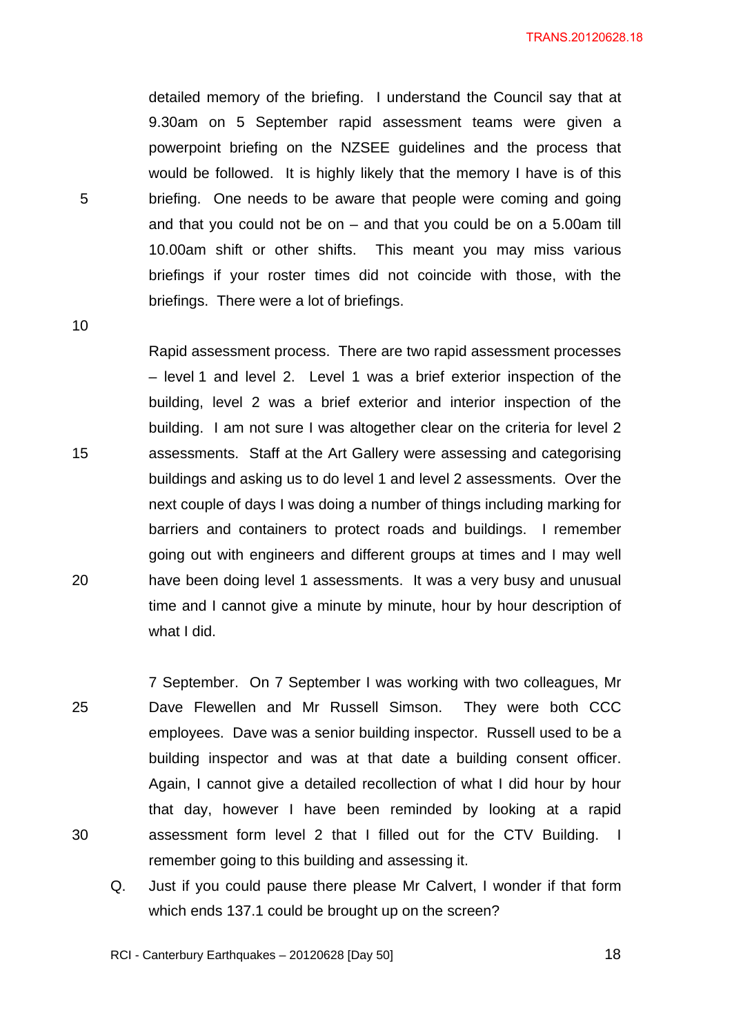detailed memory of the briefing. I understand the Council say that at 9.30am on 5 September rapid assessment teams were given a powerpoint briefing on the NZSEE guidelines and the process that would be followed. It is highly likely that the memory I have is of this briefing. One needs to be aware that people were coming and going and that you could not be on – and that you could be on a 5.00am till 10.00am shift or other shifts. This meant you may miss various briefings if your roster times did not coincide with those, with the briefings. There were a lot of briefings.

Rapid assessment process. There are two rapid assessment processes – level 1 and level 2. Level 1 was a brief exterior inspection of the building, level 2 was a brief exterior and interior inspection of the building. I am not sure I was altogether clear on the criteria for level 2 assessments. Staff at the Art Gallery were assessing and categorising buildings and asking us to do level 1 and level 2 assessments. Over the next couple of days I was doing a number of things including marking for barriers and containers to protect roads and buildings. I remember going out with engineers and different groups at times and I may well have been doing level 1 assessments. It was a very busy and unusual time and I cannot give a minute by minute, hour by hour description of what I did.

7 September. On 7 September I was working with two colleagues, Mr Dave Flewellen and Mr Russell Simson. They were both CCC employees. Dave was a senior building inspector. Russell used to be a building inspector and was at that date a building consent officer. Again, I cannot give a detailed recollection of what I did hour by hour that day, however I have been reminded by looking at a rapid assessment form level 2 that I filled out for the CTV Building. I remember going to this building and assessing it.

Q. Just if you could pause there please Mr Calvert, I wonder if that form which ends 137.1 could be brought up on the screen?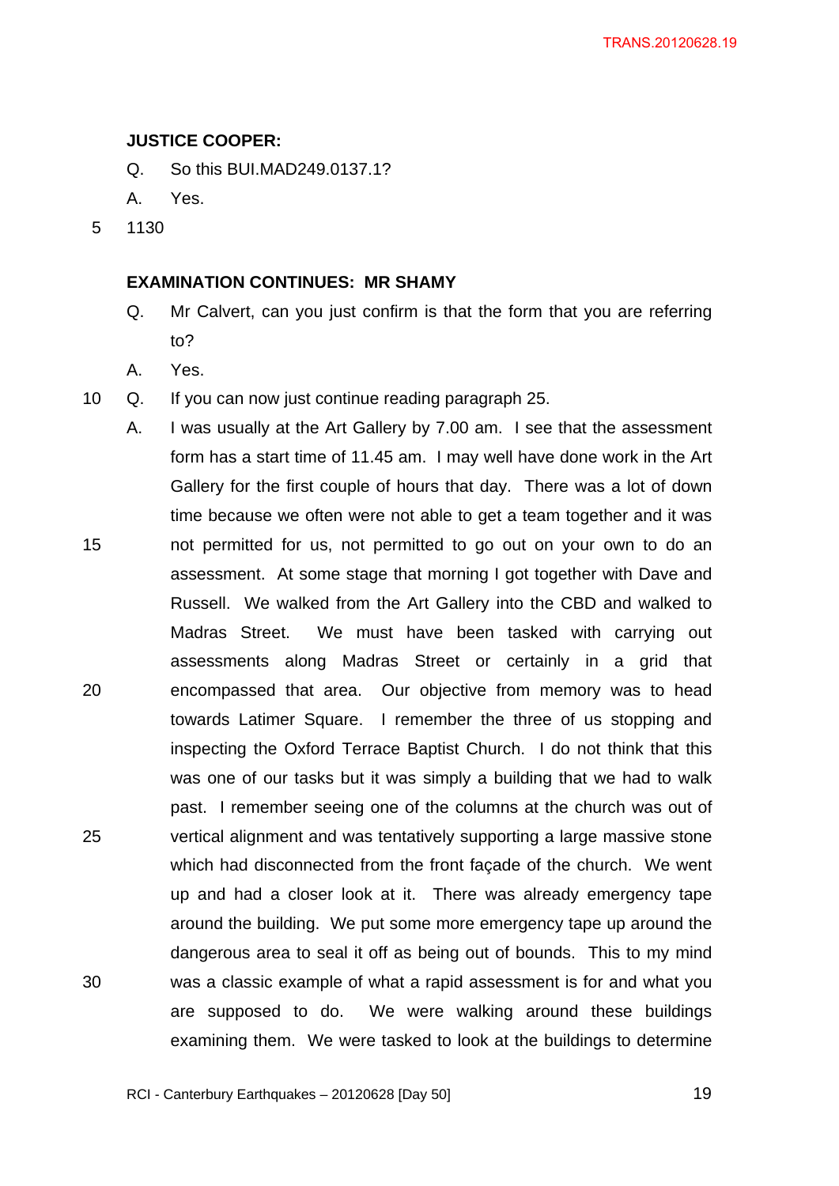**JUSTICE COOPER:**

Q. So this BUI.MAD249.0137.1?

A. Yes.

1130

**EXAMINATION CONTINUES: MR SHAMY**

Q. Mr Calvert, can you just confirm is that the form that you are referring to?

A. Yes.

Q. If you can now just continue reading paragraph 25.

A. I was usually at the Art Gallery by 7.00 am. I see that the assessment form has a start time of 11.45 am. I may well have done work in the Art Gallery for the first couple of hours that day. There was a lot of down time because we often were not able to get a team together and it was not permitted for us, not permitted to go out on your own to do an assessment. At some stage that morning I got together with Dave and Russell. We walked from the Art Gallery into the CBD and walked to Madras Street. We must have been tasked with carrying out assessments along Madras Street or certainly in a grid that encompassed that area. Our objective from memory was to head towards Latimer Square. I remember the three of us stopping and inspecting the Oxford Terrace Baptist Church. I do not think that this was one of our tasks but it was simply a building that we had to walk past. I remember seeing one of the columns at the church was out of vertical alignment and was tentatively supporting a large massive stone which had disconnected from the front façade of the church. We went up and had a closer look at it. There was already emergency tape around the building. We put some more emergency tape up around the dangerous area to seal it off as being out of bounds. This to my mind was a classic example of what a rapid assessment is for and what you are supposed to do. We were walking around these buildings examining them. We were tasked to look at the buildings to determine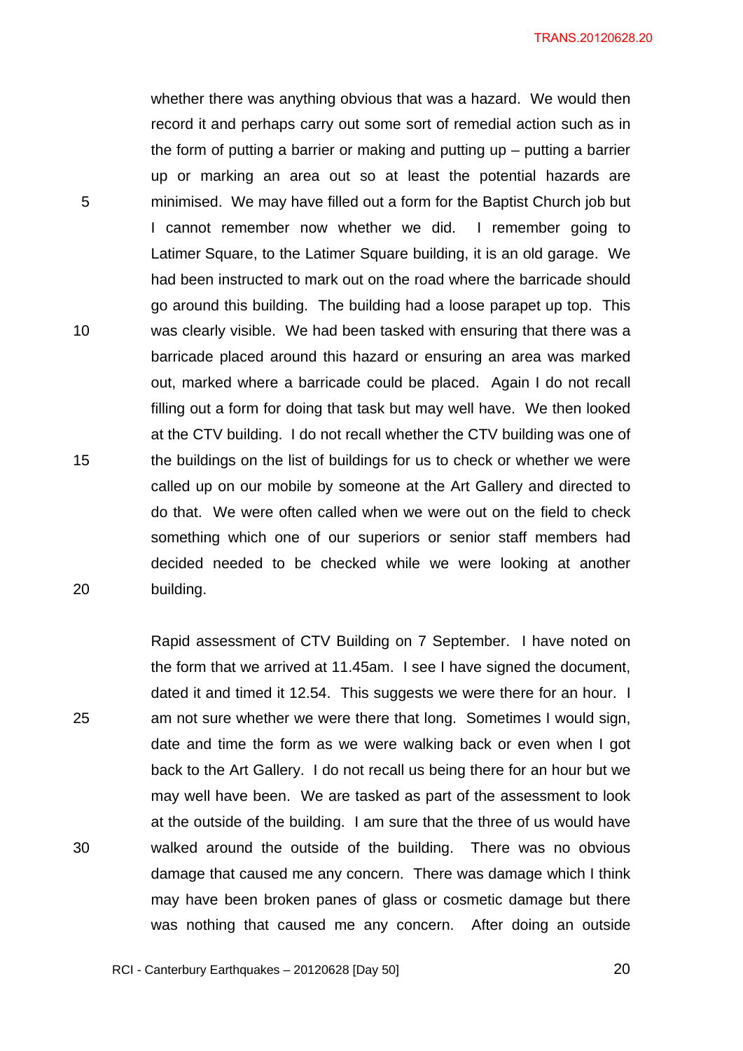whether there was anything obvious that was a hazard. We would then record it and perhaps carry out some sort of remedial action such as in the form of putting a barrier or making and putting up – putting a barrier up or marking an area out so at least the potential hazards are minimised. We may have filled out a form for the Baptist Church job but I cannot remember now whether we did. I remember going to Latimer Square, to the Latimer Square building, it is an old garage. We had been instructed to mark out on the road where the barricade should go around this building. The building had a loose parapet up top. This was clearly visible. We had been tasked with ensuring that there was a barricade placed around this hazard or ensuring an area was marked out, marked where a barricade could be placed. Again I do not recall filling out a form for doing that task but may well have. We then looked at the CTV building. I do not recall whether the CTV building was one of the buildings on the list of buildings for us to check or whether we were called up on our mobile by someone at the Art Gallery and directed to do that. We were often called when we were out on the field to check something which one of our superiors or senior staff members had decided needed to be checked while we were looking at another building.

Rapid assessment of CTV Building on 7 September. I have noted on the form that we arrived at 11.45am. I see I have signed the document, dated it and timed it 12.54. This suggests we were there for an hour. I am not sure whether we were there that long. Sometimes I would sign, date and time the form as we were walking back or even when I got back to the Art Gallery. I do not recall us being there for an hour but we may well have been. We are tasked as part of the assessment to look at the outside of the building. I am sure that the three of us would have walked around the outside of the building. There was no obvious damage that caused me any concern. There was damage which I think may have been broken panes of glass or cosmetic damage but there was nothing that caused me any concern. After doing an outside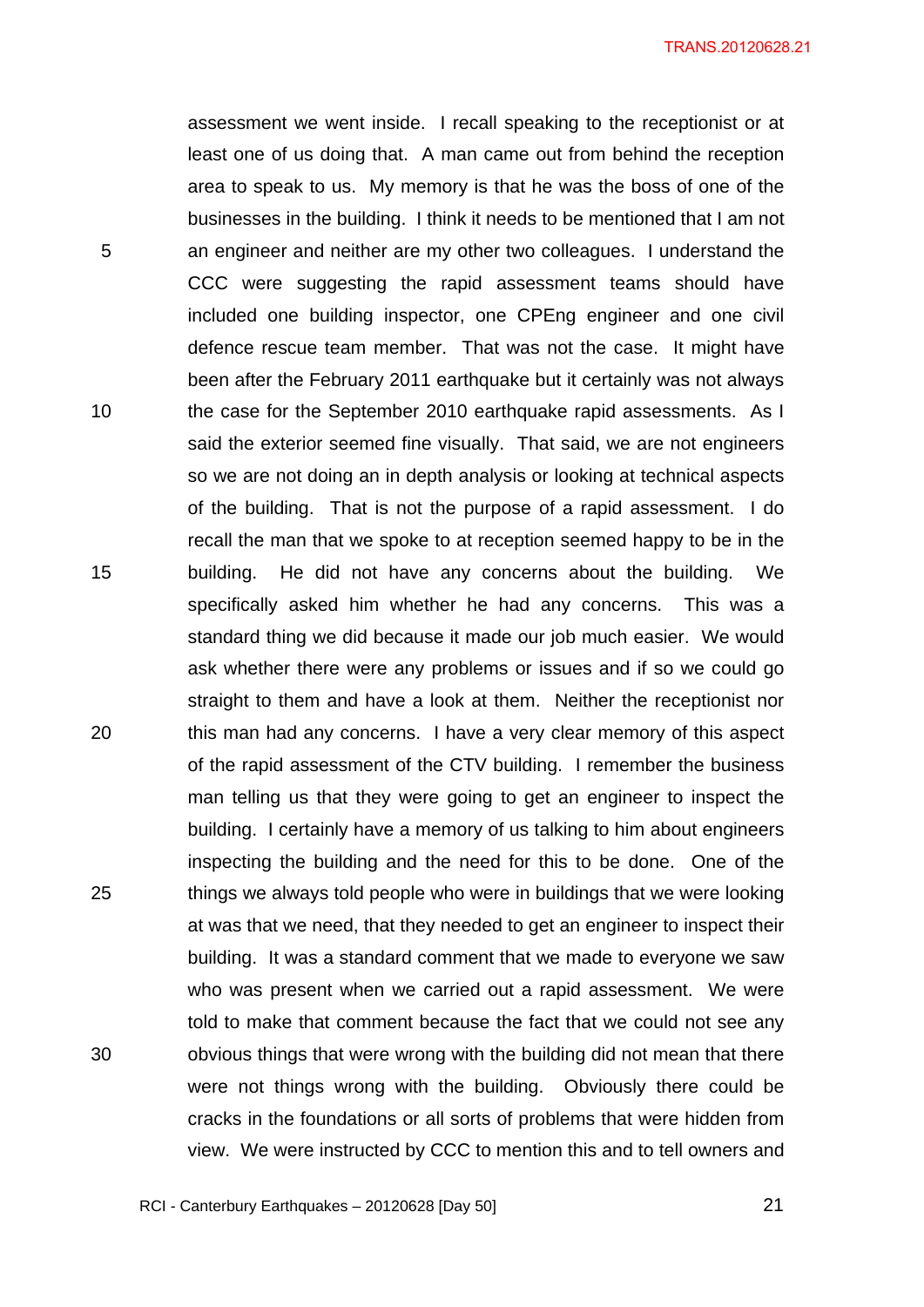assessment we went inside. I recall speaking to the receptionist or at least one of us doing that. A man came out from behind the reception area to speak to us. My memory is that he was the boss of one of the businesses in the building. I think it needs to be mentioned that I am not an engineer and neither are my other two colleagues. I understand the CCC were suggesting the rapid assessment teams should have included one building inspector, one CPEng engineer and one civil defence rescue team member. That was not the case. It might have been after the February 2011 earthquake but it certainly was not always the case for the September 2010 earthquake rapid assessments. As I said the exterior seemed fine visually. That said, we are not engineers so we are not doing an in depth analysis or looking at technical aspects of the building. That is not the purpose of a rapid assessment. I do recall the man that we spoke to at reception seemed happy to be in the building. He did not have any concerns about the building. We specifically asked him whether he had any concerns. This was a standard thing we did because it made our job much easier. We would ask whether there were any problems or issues and if so we could go straight to them and have a look at them. Neither the receptionist nor this man had any concerns. I have a very clear memory of this aspect of the rapid assessment of the CTV building. I remember the business man telling us that they were going to get an engineer to inspect the building. I certainly have a memory of us talking to him about engineers inspecting the building and the need for this to be done. One of the things we always told people who were in buildings that we were looking at was that we need, that they needed to get an engineer to inspect their building. It was a standard comment that we made to everyone we saw who was present when we carried out a rapid assessment. We were told to make that comment because the fact that we could not see any obvious things that were wrong with the building did not mean that there were not things wrong with the building. Obviously there could be cracks in the foundations or all sorts of problems that were hidden from view. We were instructed by CCC to mention this and to tell owners and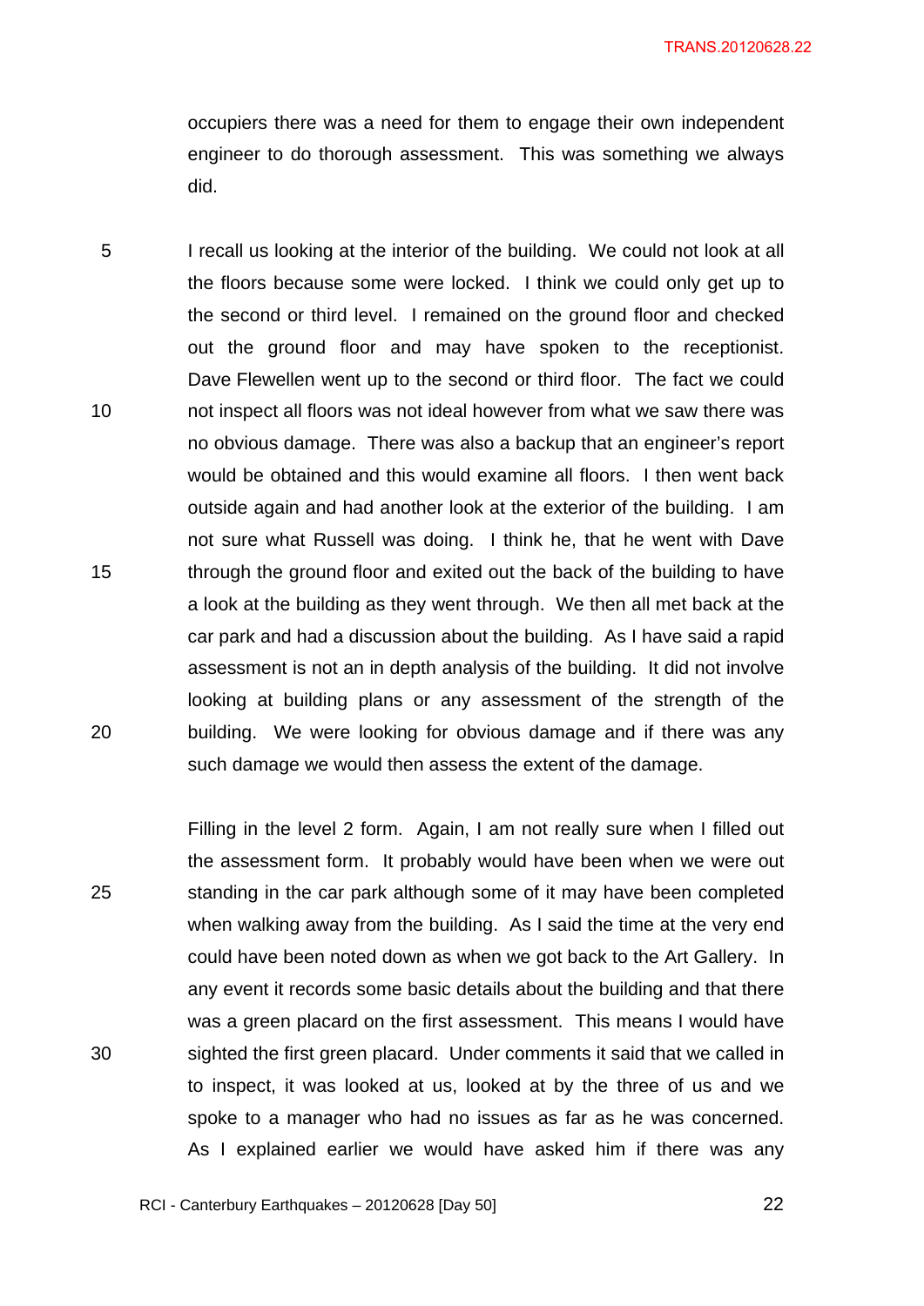occupiers there was a need for them to engage their own independent engineer to do thorough assessment. This was something we always did.

I recall us looking at the interior of the building. We could not look at all the floors because some were locked. I think we could only get up to the second or third level. I remained on the ground floor and checked out the ground floor and may have spoken to the receptionist. Dave Flewellen went up to the second or third floor. The fact we could not inspect all floors was not ideal however from what we saw there was no obvious damage. There was also a backup that an engineer's report would be obtained and this would examine all floors. I then went back outside again and had another look at the exterior of the building. I am not sure what Russell was doing. I think he, that he went with Dave through the ground floor and exited out the back of the building to have a look at the building as they went through. We then all met back at the car park and had a discussion about the building. As I have said a rapid assessment is not an in depth analysis of the building. It did not involve looking at building plans or any assessment of the strength of the building. We were looking for obvious damage and if there was any such damage we would then assess the extent of the damage.

Filling in the level 2 form. Again, I am not really sure when I filled out the assessment form. It probably would have been when we were out standing in the car park although some of it may have been completed when walking away from the building. As I said the time at the very end could have been noted down as when we got back to the Art Gallery. In any event it records some basic details about the building and that there was a green placard on the first assessment. This means I would have sighted the first green placard. Under comments it said that we called in to inspect, it was looked at us, looked at by the three of us and we spoke to a manager who had no issues as far as he was concerned. As I explained earlier we would have asked him if there was any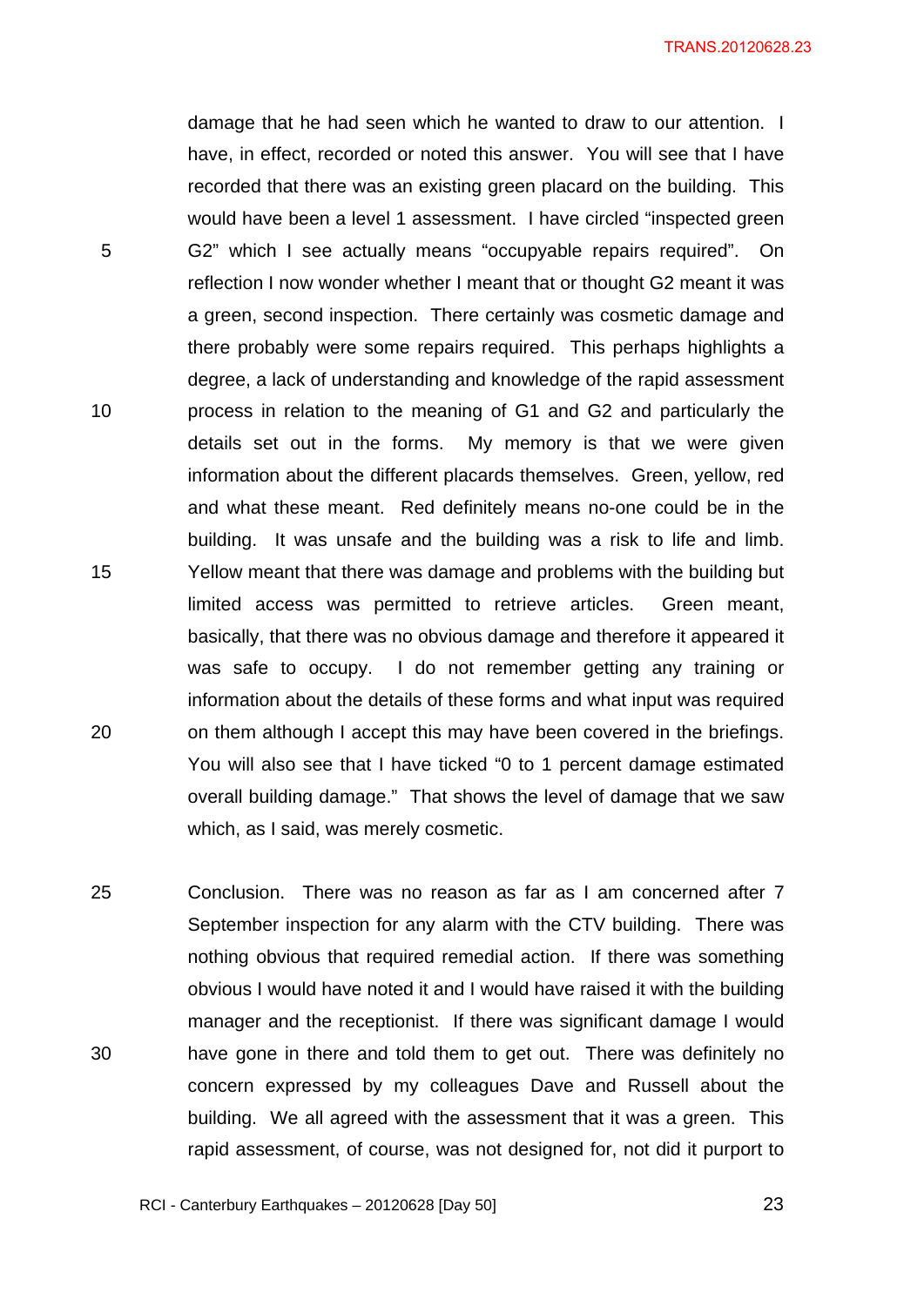damage that he had seen which he wanted to draw to our attention. I have, in effect, recorded or noted this answer. You will see that I have recorded that there was an existing green placard on the building. This would have been a level 1 assessment. I have circled "inspected green G2" which I see actually means "occupyable repairs required". On reflection I now wonder whether I meant that or thought G2 meant it was a green, second inspection. There certainly was cosmetic damage and there probably were some repairs required. This perhaps highlights a degree, a lack of understanding and knowledge of the rapid assessment process in relation to the meaning of G1 and G2 and particularly the details set out in the forms. My memory is that we were given information about the different placards themselves. Green, yellow, red and what these meant. Red definitely means no-one could be in the building. It was unsafe and the building was a risk to life and limb. Yellow meant that there was damage and problems with the building but limited access was permitted to retrieve articles. Green meant, basically, that there was no obvious damage and therefore it appeared it was safe to occupy. I do not remember getting any training or information about the details of these forms and what input was required on them although I accept this may have been covered in the briefings. You will also see that I have ticked "0 to 1 percent damage estimated overall building damage." That shows the level of damage that we saw which, as I said, was merely cosmetic.

Conclusion. There was no reason as far as I am concerned after 7 September inspection for any alarm with the CTV building. There was nothing obvious that required remedial action. If there was something obvious I would have noted it and I would have raised it with the building manager and the receptionist. If there was significant damage I would have gone in there and told them to get out. There was definitely no concern expressed by my colleagues Dave and Russell about the building. We all agreed with the assessment that it was a green. This rapid assessment, of course, was not designed for, not did it purport to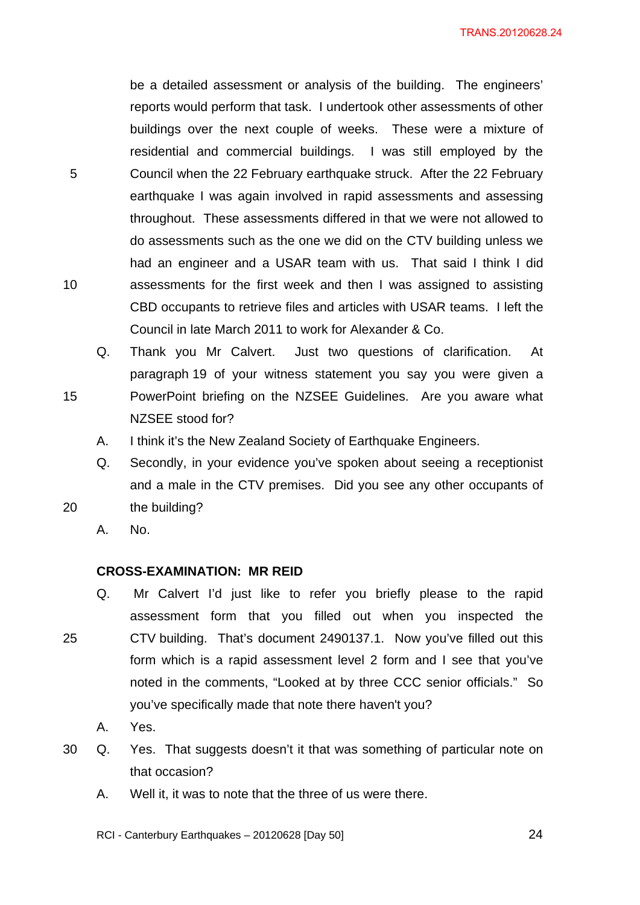be a detailed assessment or analysis of the building. The engineers' reports would perform that task. I undertook other assessments of other buildings over the next couple of weeks. These were a mixture of residential and commercial buildings. I was still employed by the Council when the 22 February earthquake struck. After the 22 February earthquake I was again involved in rapid assessments and assessing throughout. These assessments differed in that we were not allowed to do assessments such as the one we did on the CTV building unless we had an engineer and a USAR team with us. That said I think I did assessments for the first week and then I was assigned to assisting CBD occupants to retrieve files and articles with USAR teams. I left the Council in late March 2011 to work for Alexander & Co.

Q. Thank you Mr Calvert. Just two questions of clarification. At paragraph 19 of your witness statement you say you were given a PowerPoint briefing on the NZSEE Guidelines. Are you aware what NZSEE stood for?

A. I think it's the New Zealand Society of Earthquake Engineers.

Q. Secondly, in your evidence you've spoken about seeing a receptionist and a male in the CTV premises. Did you see any other occupants of the building?

A. No.

**CROSS-EXAMINATION: MR REID**

Q. Mr Calvert I'd just like to refer you briefly please to the rapid assessment form that you filled out when you inspected the CTV building. That's document 2490137.1. Now you've filled out this form which is a rapid assessment level 2 form and I see that you've noted in the comments, "Looked at by three CCC senior officials." So you've specifically made that note there haven't you?

A. Yes.

Q. Yes. That suggests doesn't it that was something of particular note on that occasion?

A. Well it, it was to note that the three of us were there.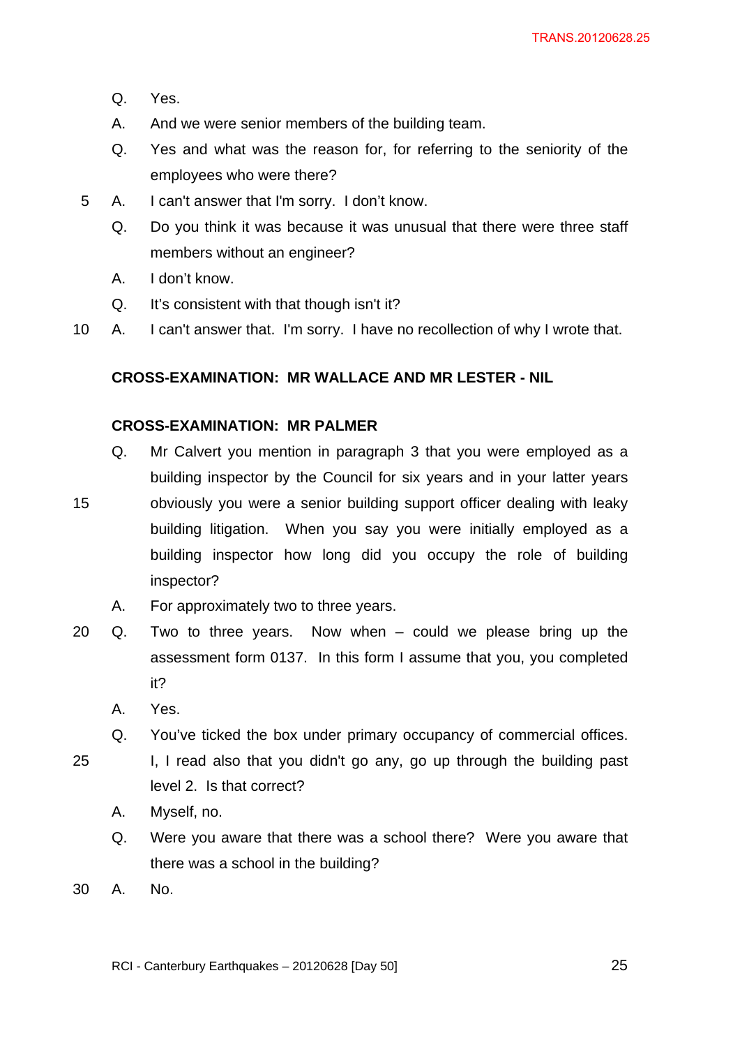Q. Yes.

A. And we were senior members of the building team.

Q. Yes and what was the reason for, for referring to the seniority of the employees who were there?

A. I can't answer that I'm sorry. I don't know.

Q. Do you think it was because it was unusual that there were three staff members without an engineer?

A. I don't know.

Q. It's consistent with that though isn't it?

A. I can't answer that. I'm sorry. I have no recollection of why I wrote that.

**CROSS-EXAMINATION: MR WALLACE AND MR LESTER - NIL**

**CROSS-EXAMINATION: MR PALMER**

Q. Mr Calvert you mention in paragraph 3 that you were employed as a building inspector by the Council for six years and in your latter years obviously you were a senior building support officer dealing with leaky building litigation. When you say you were initially employed as a building inspector how long did you occupy the role of building inspector?

A. For approximately two to three years.

Q. Two to three years. Now when – could we please bring up the assessment form 0137. In this form I assume that you, you completed it?

A. Yes.

Q. You've ticked the box under primary occupancy of commercial offices. I, I read also that you didn't go any, go up through the building past level 2. Is that correct?

A. Myself, no.

Q. Were you aware that there was a school there? Were you aware that there was a school in the building?

A. No.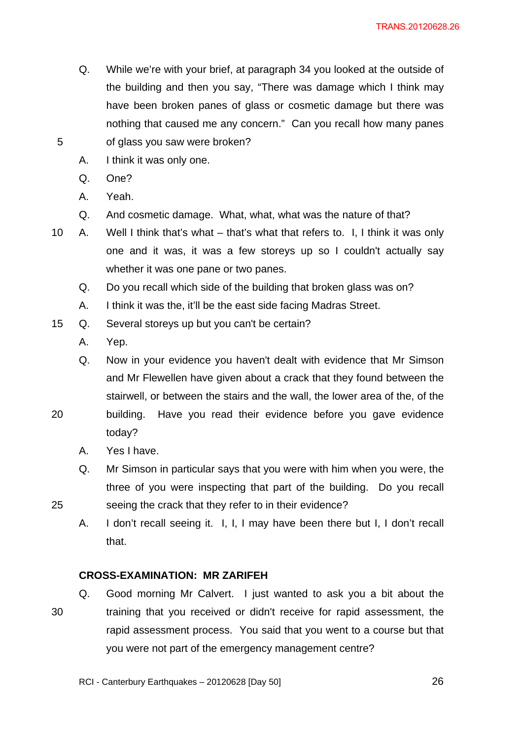Q. While we're with your brief, at paragraph 34 you looked at the outside of the building and then you say, "There was damage which I think may have been broken panes of glass or cosmetic damage but there was nothing that caused me any concern." Can you recall how many panes of glass you saw were broken?

A. I think it was only one.

Q. One?

A. Yeah.

Q. And cosmetic damage. What, what, what was the nature of that?

A. Well I think that's what – that's what that refers to. I, I think it was only one and it was, it was a few storeys up so I couldn't actually say whether it was one pane or two panes.

Q. Do you recall which side of the building that broken glass was on?

A. I think it was the, it'll be the east side facing Madras Street.

Q. Several storeys up but you can't be certain?

A. Yep.

Q. Now in your evidence you haven't dealt with evidence that Mr Simson and Mr Flewellen have given about a crack that they found between the stairwell, or between the stairs and the wall, the lower area of the, of the building. Have you read their evidence before you gave evidence today?

A. Yes I have.

Q. Mr Simson in particular says that you were with him when you were, the three of you were inspecting that part of the building. Do you recall seeing the crack that they refer to in their evidence?

A. I don't recall seeing it. I, I, I may have been there but I, I don't recall that.

**CROSS-EXAMINATION: MR ZARIFEH**

Q. Good morning Mr Calvert. I just wanted to ask you a bit about the training that you received or didn't receive for rapid assessment, the rapid assessment process. You said that you went to a course but that you were not part of the emergency management centre?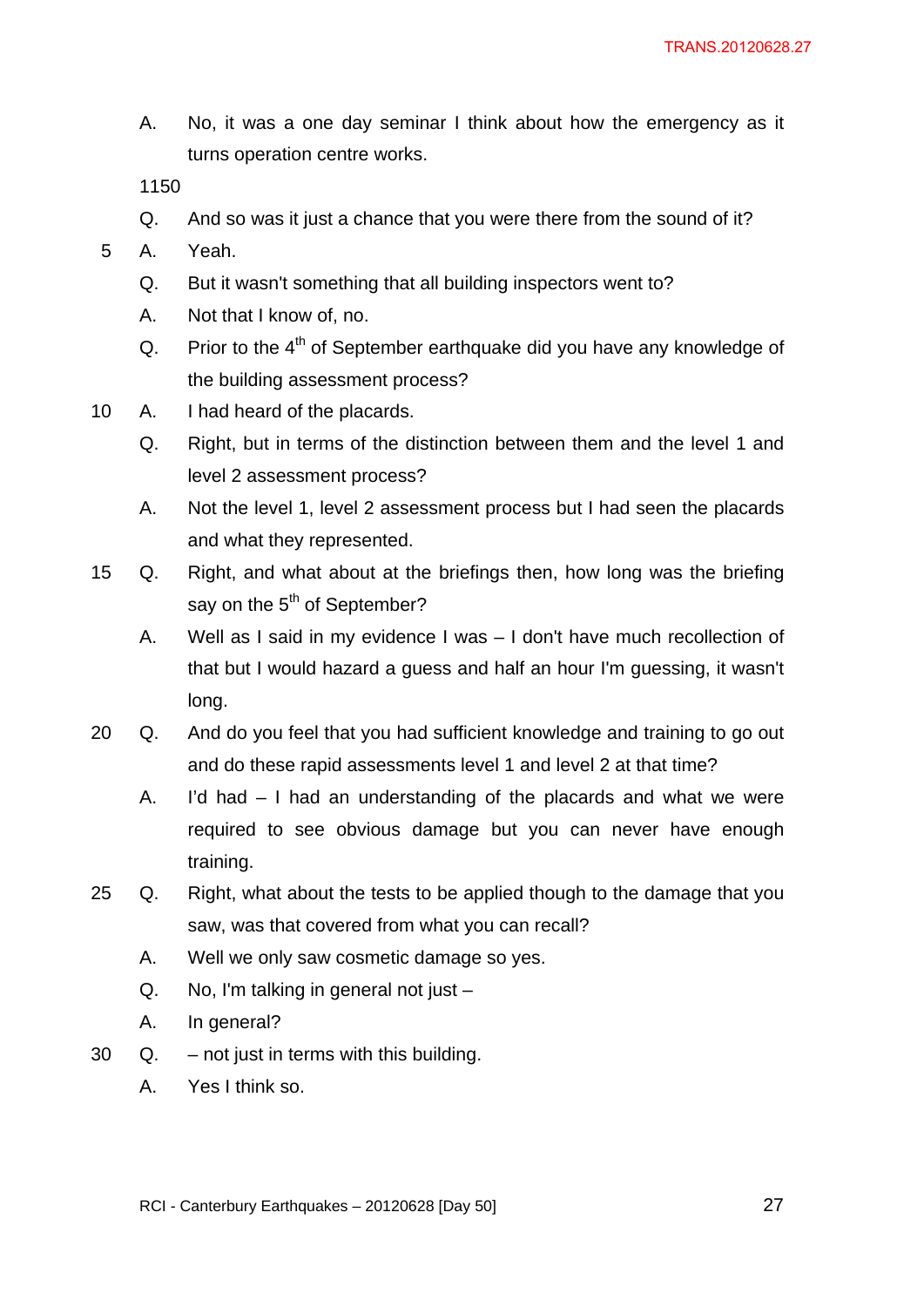A. No, it was a one day seminar I think about how the emergency as it turns operation centre works.

1150

Q. And so was it just a chance that you were there from the sound of it?

A. Yeah.

Q. But it wasn't something that all building inspectors went to?

A. Not that I know of, no.

Q. Prior to the 4th of September earthquake did you have any knowledge of the building assessment process?

A. I had heard of the placards.

Q. Right, but in terms of the distinction between them and the level 1 and level 2 assessment process?

A. Not the level 1, level 2 assessment process but I had seen the placards and what they represented.

Q. Right, and what about at the briefings then, how long was the briefing say on the 5th of September?

A. Well as I said in my evidence I was – I don't have much recollection of that but I would hazard a guess and half an hour I'm guessing, it wasn't long.

Q. And do you feel that you had sufficient knowledge and training to go out and do these rapid assessments level 1 and level 2 at that time?

A. I'd had – I had an understanding of the placards and what we were required to see obvious damage but you can never have enough training.

Q. Right, what about the tests to be applied though to the damage that you saw, was that covered from what you can recall?

A. Well we only saw cosmetic damage so yes.

Q. No, I'm talking in general not just –

A. In general?

Q. – not just in terms with this building.

A. Yes I think so.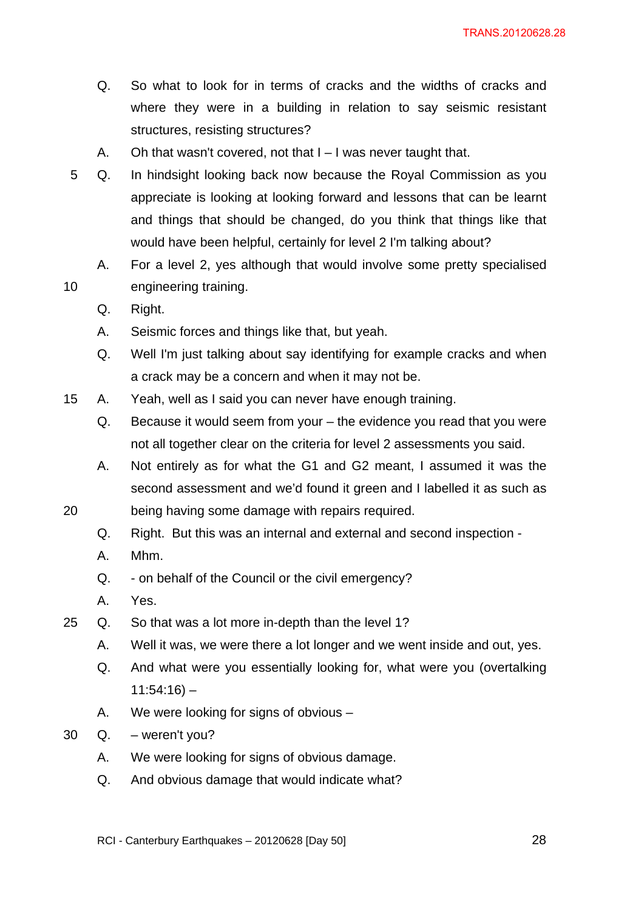Q. So what to look for in terms of cracks and the widths of cracks and where they were in a building in relation to say seismic resistant structures, resisting structures?

A. Oh that wasn't covered, not that I – I was never taught that.

Q. In hindsight looking back now because the Royal Commission as you appreciate is looking at looking forward and lessons that can be learnt and things that should be changed, do you think that things like that would have been helpful, certainly for level 2 I'm talking about?

A. For a level 2, yes although that would involve some pretty specialised engineering training.

Q. Right.

A. Seismic forces and things like that, but yeah.

Q. Well I'm just talking about say identifying for example cracks and when a crack may be a concern and when it may not be.

A. Yeah, well as I said you can never have enough training.

Q. Because it would seem from your – the evidence you read that you were not all together clear on the criteria for level 2 assessments you said.

A. Not entirely as for what the G1 and G2 meant, I assumed it was the second assessment and we'd found it green and I labelled it as such as being having some damage with repairs required.

Q. Right. But this was an internal and external and second inspection -

A. Mhm.

Q. - on behalf of the Council or the civil emergency?

A. Yes.

Q. So that was a lot more in-depth than the level 1?

A. Well it was, we were there a lot longer and we went inside and out, yes.

Q. And what were you essentially looking for, what were you (overtalking 11:54:16) –

A. We were looking for signs of obvious –

Q. – weren't you?

A. We were looking for signs of obvious damage.

Q. And obvious damage that would indicate what?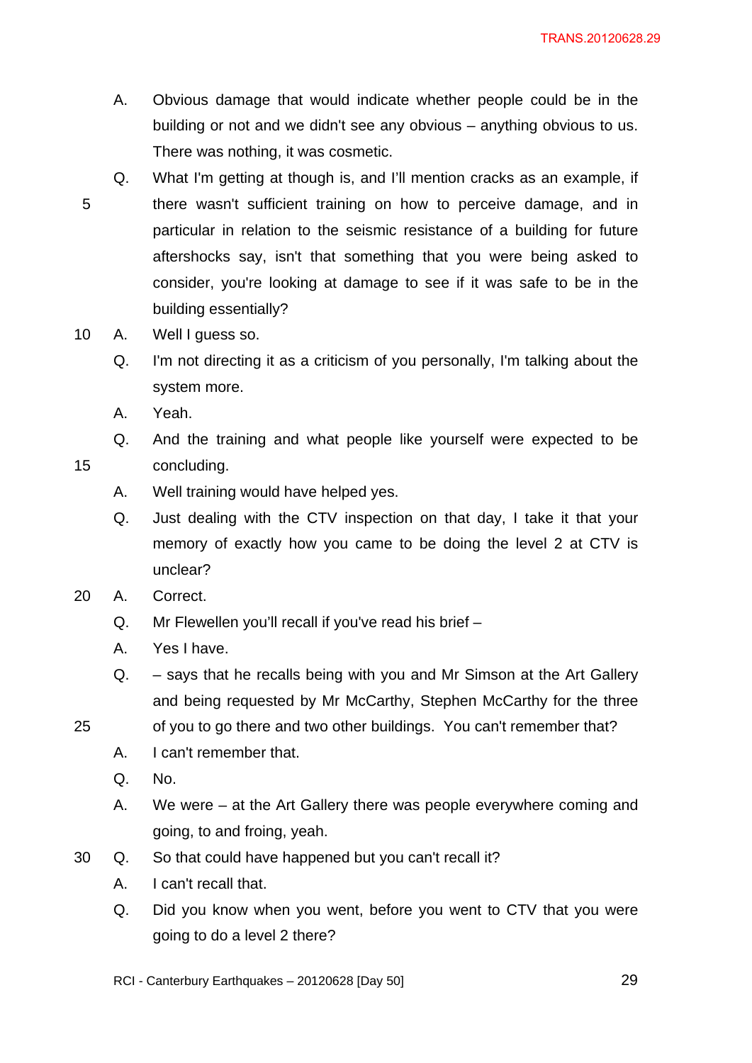A. Obvious damage that would indicate whether people could be in the building or not and we didn't see any obvious – anything obvious to us. There was nothing, it was cosmetic.

Q. What I'm getting at though is, and I'll mention cracks as an example, if there wasn't sufficient training on how to perceive damage, and in particular in relation to the seismic resistance of a building for future aftershocks say, isn't that something that you were being asked to consider, you're looking at damage to see if it was safe to be in the building essentially?

A. Well I guess so.

Q. I'm not directing it as a criticism of you personally, I'm talking about the system more.

A. Yeah.

Q. And the training and what people like yourself were expected to be concluding.

A. Well training would have helped yes.

Q. Just dealing with the CTV inspection on that day, I take it that your memory of exactly how you came to be doing the level 2 at CTV is unclear?

A. Correct.

Q. Mr Flewellen you'll recall if you've read his brief –

A. Yes I have.

Q. – says that he recalls being with you and Mr Simson at the Art Gallery and being requested by Mr McCarthy, Stephen McCarthy for the three of you to go there and two other buildings. You can't remember that?

A. I can't remember that.

Q. No.

A. We were – at the Art Gallery there was people everywhere coming and going, to and froing, yeah.

Q. So that could have happened but you can't recall it?

A. I can't recall that.

Q. Did you know when you went, before you went to CTV that you were going to do a level 2 there?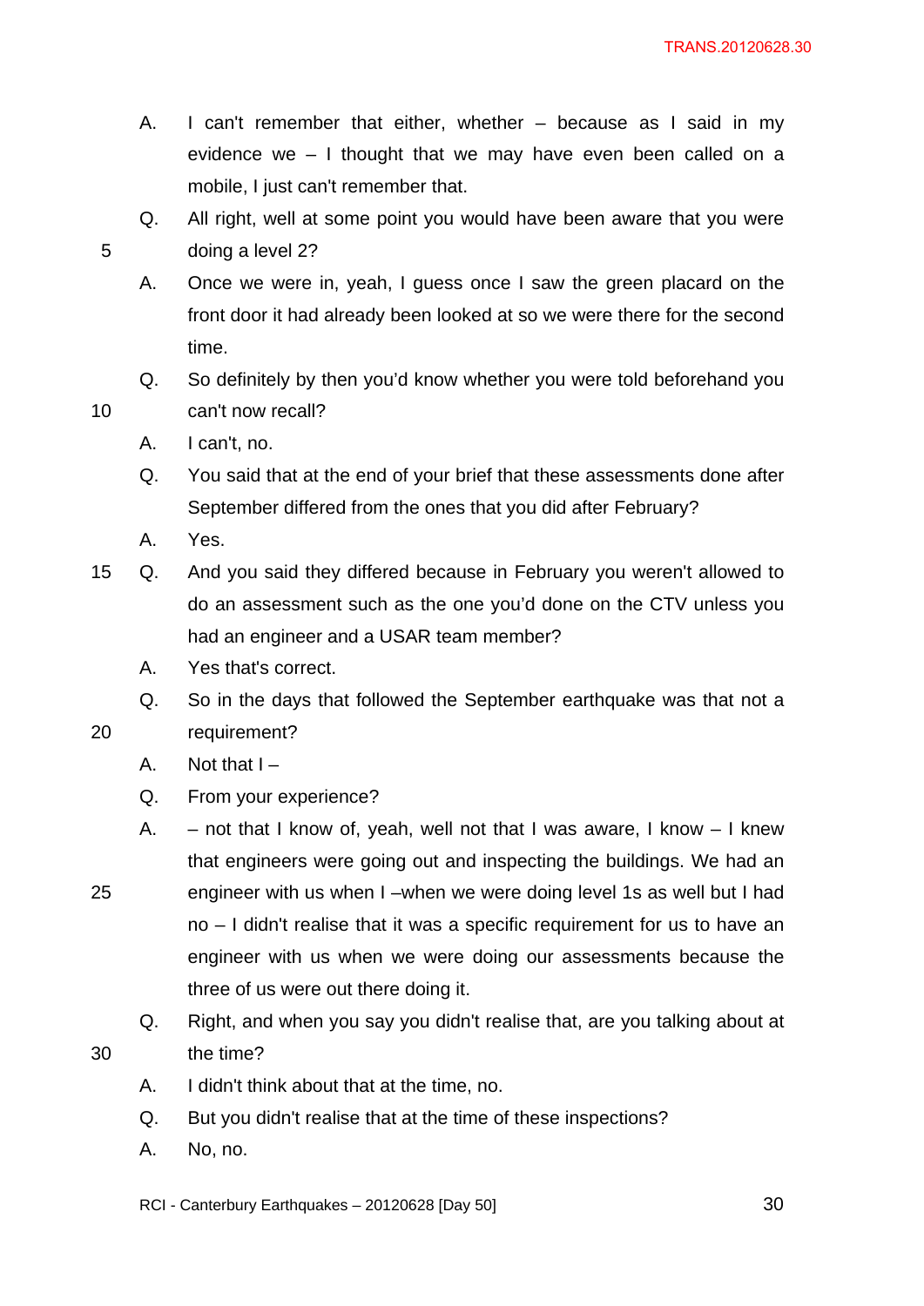A. I can't remember that either, whether – because as I said in my evidence we – I thought that we may have even been called on a mobile, I just can't remember that.

Q. All right, well at some point you would have been aware that you were doing a level 2?

A. Once we were in, yeah, I guess once I saw the green placard on the front door it had already been looked at so we were there for the second time.

Q. So definitely by then you'd know whether you were told beforehand you can't now recall?

A. I can't, no.

Q. You said that at the end of your brief that these assessments done after September differed from the ones that you did after February?

A. Yes.

Q. And you said they differed because in February you weren't allowed to do an assessment such as the one you'd done on the CTV unless you had an engineer and a USAR team member?

A. Yes that's correct.

Q. So in the days that followed the September earthquake was that not a requirement?

A. Not that I –

Q. From your experience?

A. – not that I know of, yeah, well not that I was aware, I know – I knew that engineers were going out and inspecting the buildings. We had an engineer with us when I –when we were doing level 1s as well but I had no – I didn't realise that it was a specific requirement for us to have an engineer with us when we were doing our assessments because the three of us were out there doing it.

Q. Right, and when you say you didn't realise that, are you talking about at the time?

A. I didn't think about that at the time, no.

Q. But you didn't realise that at the time of these inspections?

A. No, no.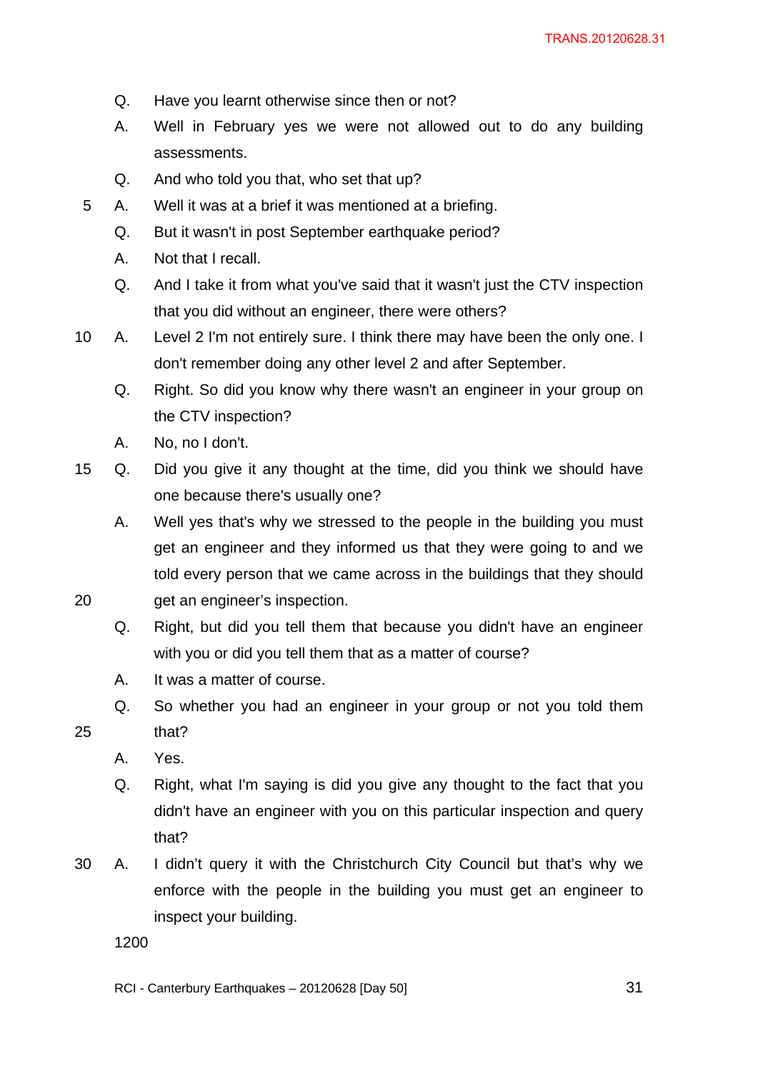Q. Have you learnt otherwise since then or not?

A. Well in February yes we were not allowed out to do any building assessments.

Q. And who told you that, who set that up?

A. Well it was at a brief it was mentioned at a briefing.

Q. But it wasn't in post September earthquake period?

A. Not that I recall.

Q. And I take it from what you've said that it wasn't just the CTV inspection that you did without an engineer, there were others?

A. Level 2 I'm not entirely sure. I think there may have been the only one. I don't remember doing any other level 2 and after September.

Q. Right. So did you know why there wasn't an engineer in your group on the CTV inspection?

A. No, no I don't.

Q. Did you give it any thought at the time, did you think we should have one because there's usually one?

A. Well yes that's why we stressed to the people in the building you must get an engineer and they informed us that they were going to and we told every person that we came across in the buildings that they should get an engineer's inspection.

Q. Right, but did you tell them that because you didn't have an engineer with you or did you tell them that as a matter of course?

A. It was a matter of course.

Q. So whether you had an engineer in your group or not you told them that?

A. Yes.

Q. Right, what I'm saying is did you give any thought to the fact that you didn't have an engineer with you on this particular inspection and query that?

A. I didn't query it with the Christchurch City Council but that's why we enforce with the people in the building you must get an engineer to inspect your building.

1200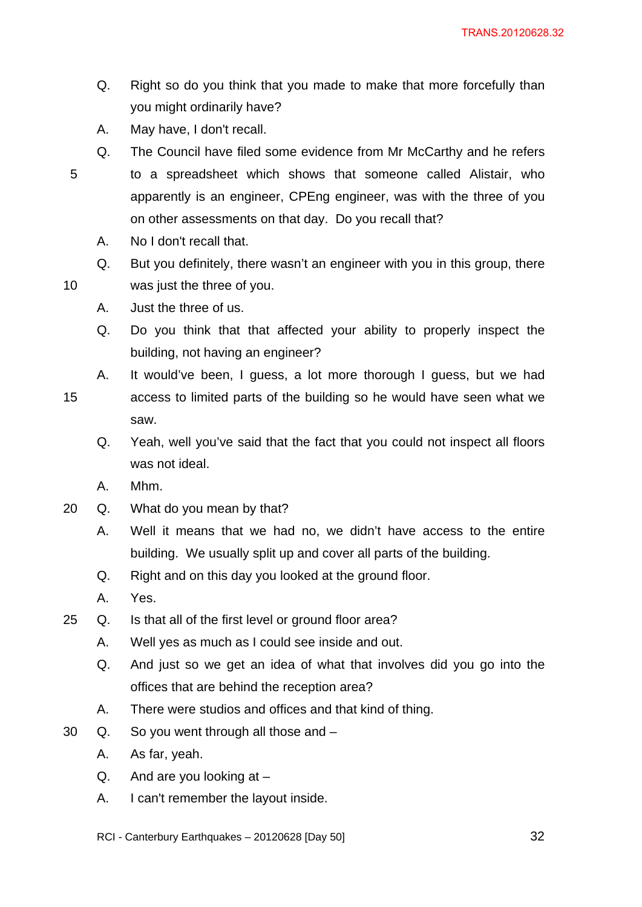Q. Right so do you think that you made to make that more forcefully than you might ordinarily have?

A. May have, I don't recall.

Q. The Council have filed some evidence from Mr McCarthy and he refers to a spreadsheet which shows that someone called Alistair, who apparently is an engineer, CPEng engineer, was with the three of you on other assessments on that day. Do you recall that?

A. No I don't recall that.

Q. But you definitely, there wasn't an engineer with you in this group, there was just the three of you.

A. Just the three of us.

Q. Do you think that that affected your ability to properly inspect the building, not having an engineer?

A. It would've been, I guess, a lot more thorough I guess, but we had access to limited parts of the building so he would have seen what we saw.

Q. Yeah, well you've said that the fact that you could not inspect all floors was not ideal.

A. Mhm.

Q. What do you mean by that?

A. Well it means that we had no, we didn't have access to the entire building. We usually split up and cover all parts of the building.

Q. Right and on this day you looked at the ground floor.

A. Yes.

Q. Is that all of the first level or ground floor area?

A. Well yes as much as I could see inside and out.

Q. And just so we get an idea of what that involves did you go into the offices that are behind the reception area?

A. There were studios and offices and that kind of thing.

Q. So you went through all those and –

A. As far, yeah.

Q. And are you looking at –

A. I can't remember the layout inside.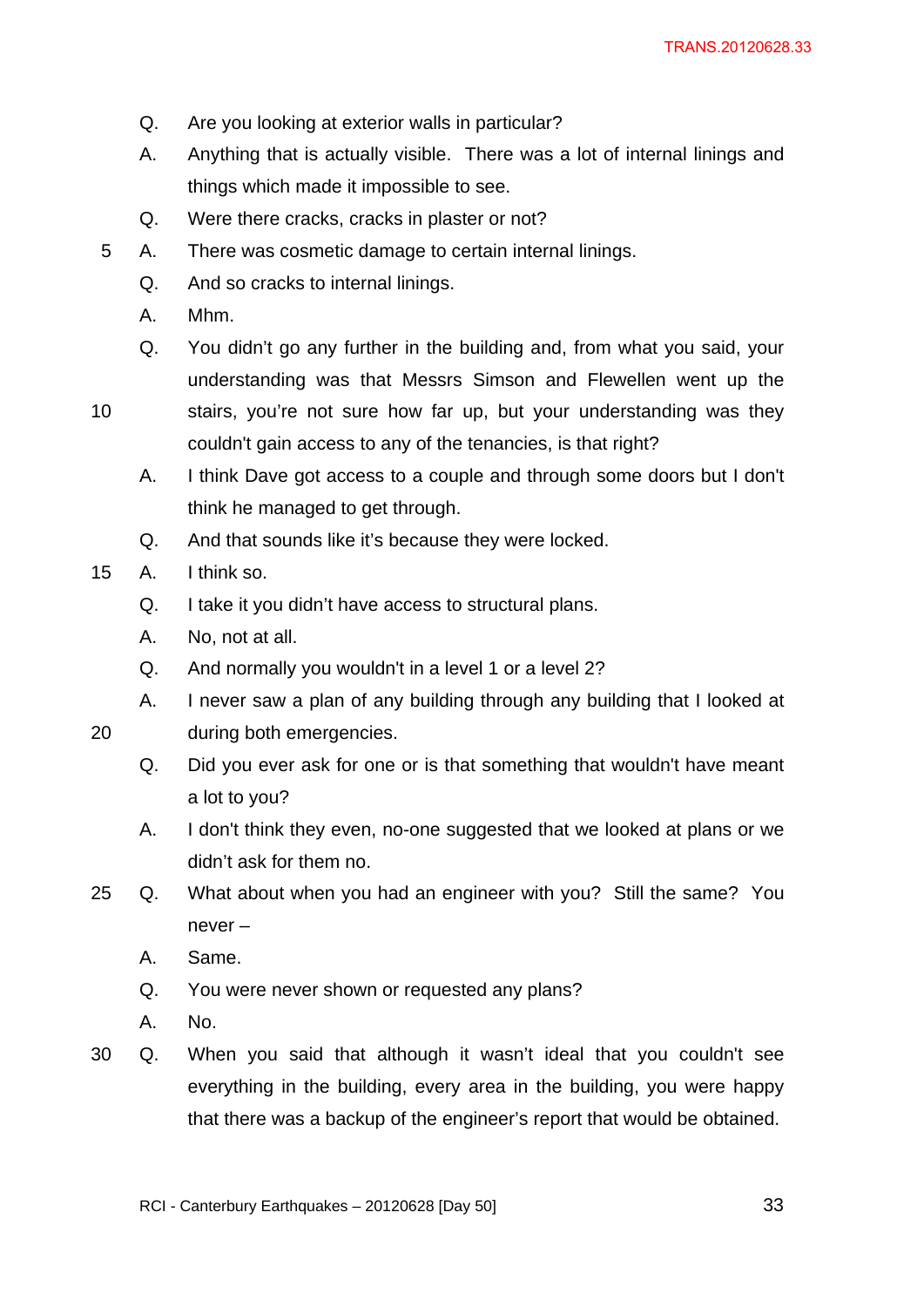Q. Are you looking at exterior walls in particular?

A. Anything that is actually visible. There was a lot of internal linings and things which made it impossible to see.

Q. Were there cracks, cracks in plaster or not?

A. There was cosmetic damage to certain internal linings.

Q. And so cracks to internal linings.

A. Mhm.

Q. You didn't go any further in the building and, from what you said, your understanding was that Messrs Simson and Flewellen went up the stairs, you're not sure how far up, but your understanding was they couldn't gain access to any of the tenancies, is that right?

A. I think Dave got access to a couple and through some doors but I don't think he managed to get through.

Q. And that sounds like it's because they were locked.

A. I think so.

Q. I take it you didn't have access to structural plans.

A. No, not at all.

Q. And normally you wouldn't in a level 1 or a level 2?

A. I never saw a plan of any building through any building that I looked at during both emergencies.

Q. Did you ever ask for one or is that something that wouldn't have meant a lot to you?

A. I don't think they even, no-one suggested that we looked at plans or we didn't ask for them no.

Q. What about when you had an engineer with you? Still the same? You never –

A. Same.

Q. You were never shown or requested any plans?

A. No.

Q. When you said that although it wasn't ideal that you couldn't see everything in the building, every area in the building, you were happy that there was a backup of the engineer's report that would be obtained.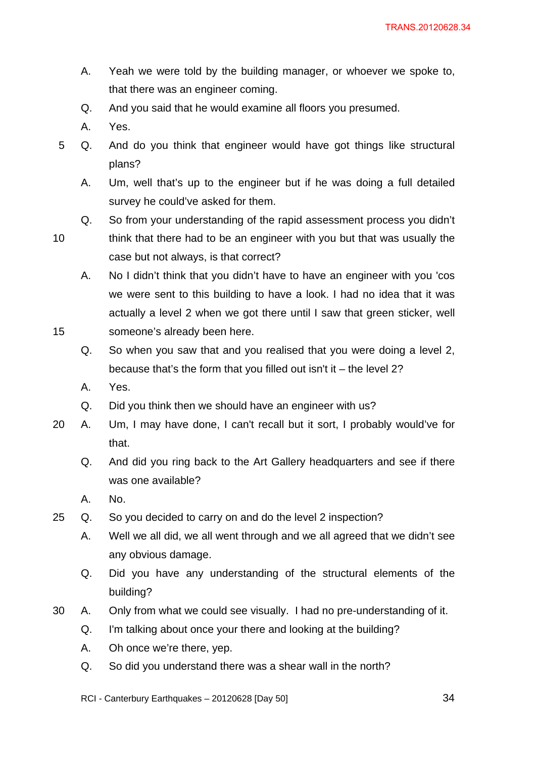A. Yeah we were told by the building manager, or whoever we spoke to, that there was an engineer coming.

Q. And you said that he would examine all floors you presumed.

A. Yes.

Q. And do you think that engineer would have got things like structural plans?

A. Um, well that's up to the engineer but if he was doing a full detailed survey he could've asked for them.

Q. So from your understanding of the rapid assessment process you didn't think that there had to be an engineer with you but that was usually the case but not always, is that correct?

A. No I didn't think that you didn't have to have an engineer with you 'cos we were sent to this building to have a look. I had no idea that it was actually a level 2 when we got there until I saw that green sticker, well someone's already been here.

Q. So when you saw that and you realised that you were doing a level 2, because that's the form that you filled out isn't it – the level 2?

A. Yes.

Q. Did you think then we should have an engineer with us?

A. Um, I may have done, I can't recall but it sort, I probably would've for that.

Q. And did you ring back to the Art Gallery headquarters and see if there was one available?

A. No.

Q. So you decided to carry on and do the level 2 inspection?

A. Well we all did, we all went through and we all agreed that we didn't see any obvious damage.

Q. Did you have any understanding of the structural elements of the building?

A. Only from what we could see visually. I had no pre-understanding of it.

Q. I'm talking about once your there and looking at the building?

A. Oh once we're there, yep.

Q. So did you understand there was a shear wall in the north?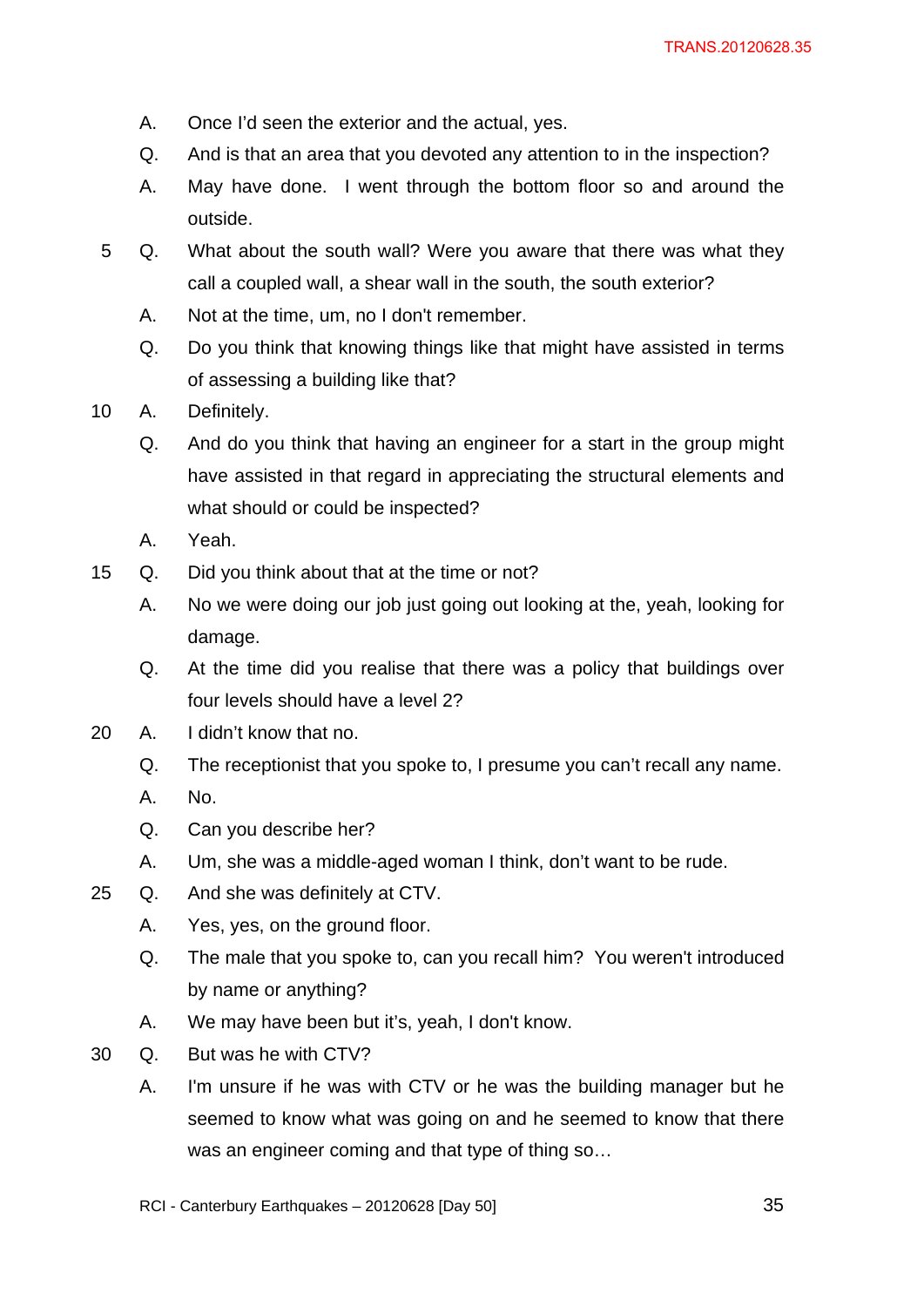A. Once I'd seen the exterior and the actual, yes.

Q. And is that an area that you devoted any attention to in the inspection?

A. May have done. I went through the bottom floor so and around the outside.

5 Q. What about the south wall? Were you aware that there was what they call a coupled wall, a shear wall in the south, the south exterior?

A. Not at the time, um, no I don't remember.

Q. Do you think that knowing things like that might have assisted in terms of assessing a building like that?

10 A. Definitely.

Q. And do you think that having an engineer for a start in the group might have assisted in that regard in appreciating the structural elements and what should or could be inspected?

A. Yeah.

15 Q. Did you think about that at the time or not?

A. No we were doing our job just going out looking at the, yeah, looking for damage.

Q. At the time did you realise that there was a policy that buildings over four levels should have a level 2?

20 A. I didn't know that no.

Q. The receptionist that you spoke to, I presume you can't recall any name.

A. No.

Q. Can you describe her?

A. Um, she was a middle-aged woman I think, don't want to be rude.

25 Q. And she was definitely at CTV.

A. Yes, yes, on the ground floor.

Q. The male that you spoke to, can you recall him? You weren't introduced by name or anything?

A. We may have been but it's, yeah, I don't know.

30 Q. But was he with CTV?

A. I'm unsure if he was with CTV or he was the building manager but he seemed to know what was going on and he seemed to know that there was an engineer coming and that type of thing so…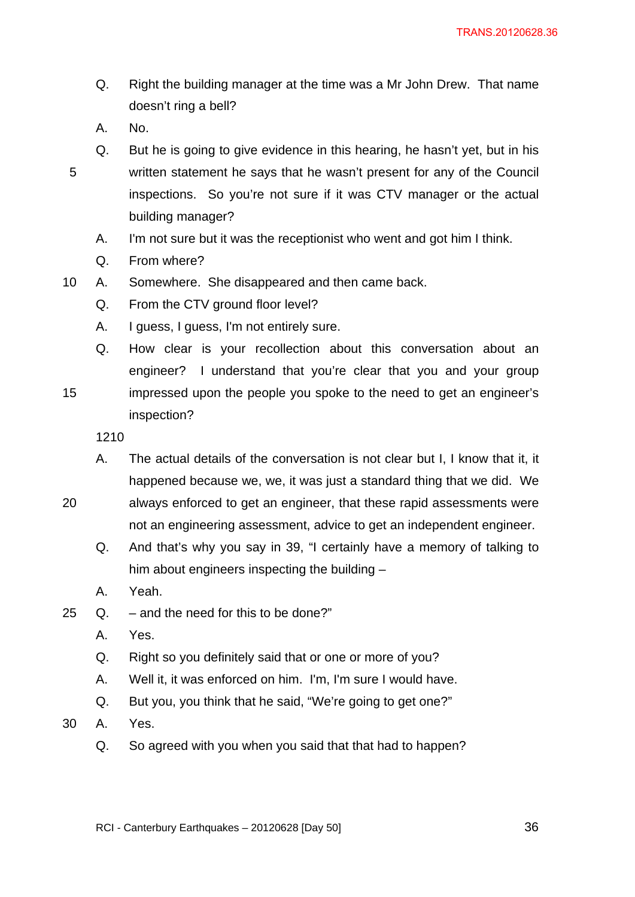Q. Right the building manager at the time was a Mr John Drew. That name doesn't ring a bell?

A. No.

Q. But he is going to give evidence in this hearing, he hasn't yet, but in his written statement he says that he wasn't present for any of the Council inspections. So you're not sure if it was CTV manager or the actual building manager?

A. I'm not sure but it was the receptionist who went and got him I think.

Q. From where?

A. Somewhere. She disappeared and then came back.

Q. From the CTV ground floor level?

A. I guess, I guess, I'm not entirely sure.

Q. How clear is your recollection about this conversation about an engineer? I understand that you're clear that you and your group impressed upon the people you spoke to the need to get an engineer's inspection?

1210

A. The actual details of the conversation is not clear but I, I know that it, it happened because we, we, it was just a standard thing that we did. We always enforced to get an engineer, that these rapid assessments were not an engineering assessment, advice to get an independent engineer.

Q. And that's why you say in 39, "I certainly have a memory of talking to him about engineers inspecting the building –

A. Yeah.

Q. – and the need for this to be done?"

A. Yes.

Q. Right so you definitely said that or one or more of you?

A. Well it, it was enforced on him. I'm, I'm sure I would have.

Q. But you, you think that he said, "We're going to get one?"

A. Yes.

Q. So agreed with you when you said that that had to happen?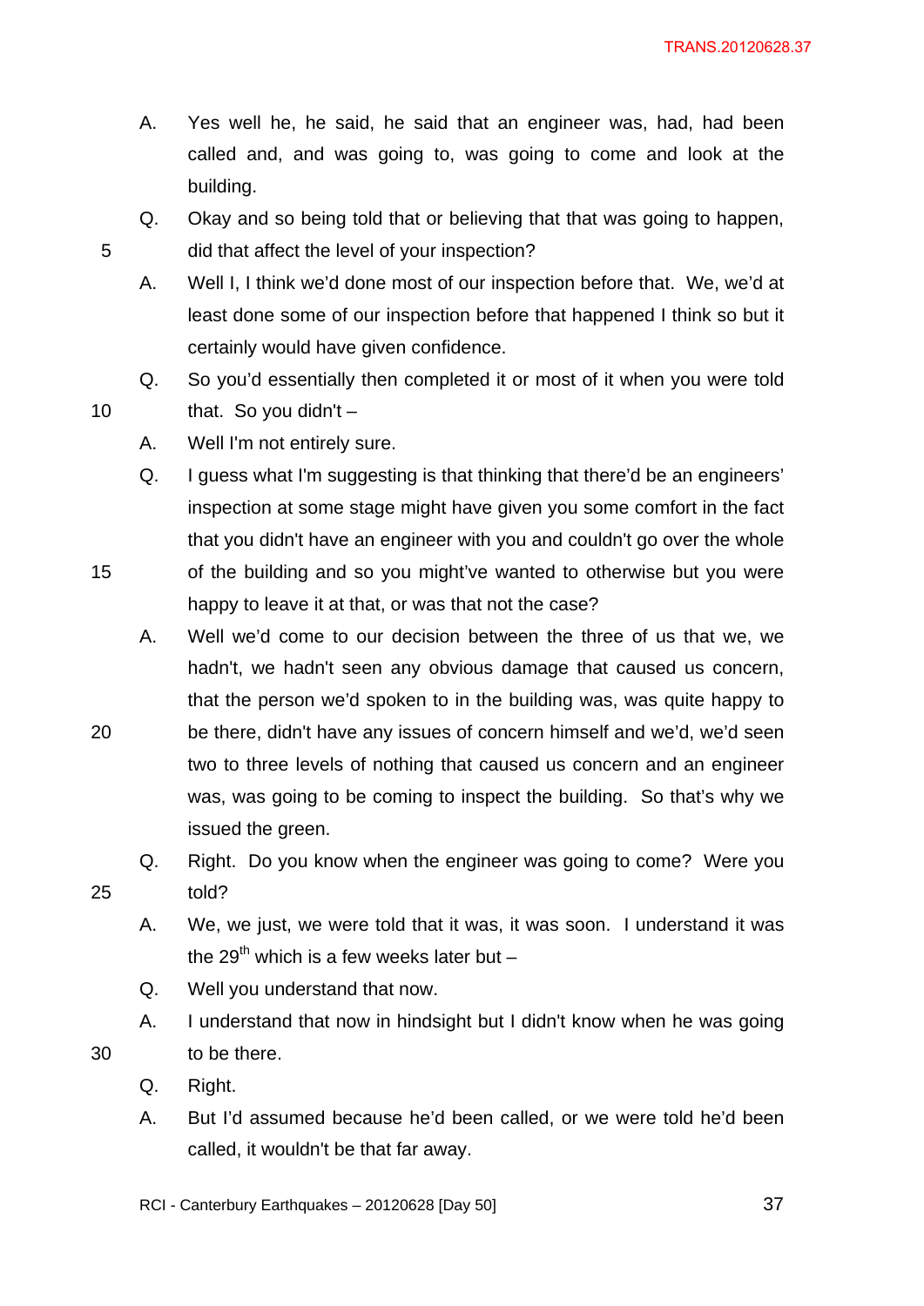A. Yes well he, he said, he said that an engineer was, had, had been called and, and was going to, was going to come and look at the building.

Q. Okay and so being told that or believing that that was going to happen, did that affect the level of your inspection?

A. Well I, I think we'd done most of our inspection before that. We, we'd at least done some of our inspection before that happened I think so but it certainly would have given confidence.

Q. So you'd essentially then completed it or most of it when you were told that. So you didn't –

A. Well I'm not entirely sure.

Q. I guess what I'm suggesting is that thinking that there'd be an engineers' inspection at some stage might have given you some comfort in the fact that you didn't have an engineer with you and couldn't go over the whole of the building and so you might've wanted to otherwise but you were happy to leave it at that, or was that not the case?

A. Well we'd come to our decision between the three of us that we, we hadn't, we hadn't seen any obvious damage that caused us concern, that the person we'd spoken to in the building was, was quite happy to be there, didn't have any issues of concern himself and we'd, we'd seen two to three levels of nothing that caused us concern and an engineer was, was going to be coming to inspect the building. So that's why we issued the green.

Q. Right. Do you know when the engineer was going to come? Were you told?

A. We, we just, we were told that it was, it was soon. I understand it was the 29th which is a few weeks later but –

Q. Well you understand that now.

A. I understand that now in hindsight but I didn't know when he was going to be there.

Q. Right.

A. But I'd assumed because he'd been called, or we were told he'd been called, it wouldn't be that far away.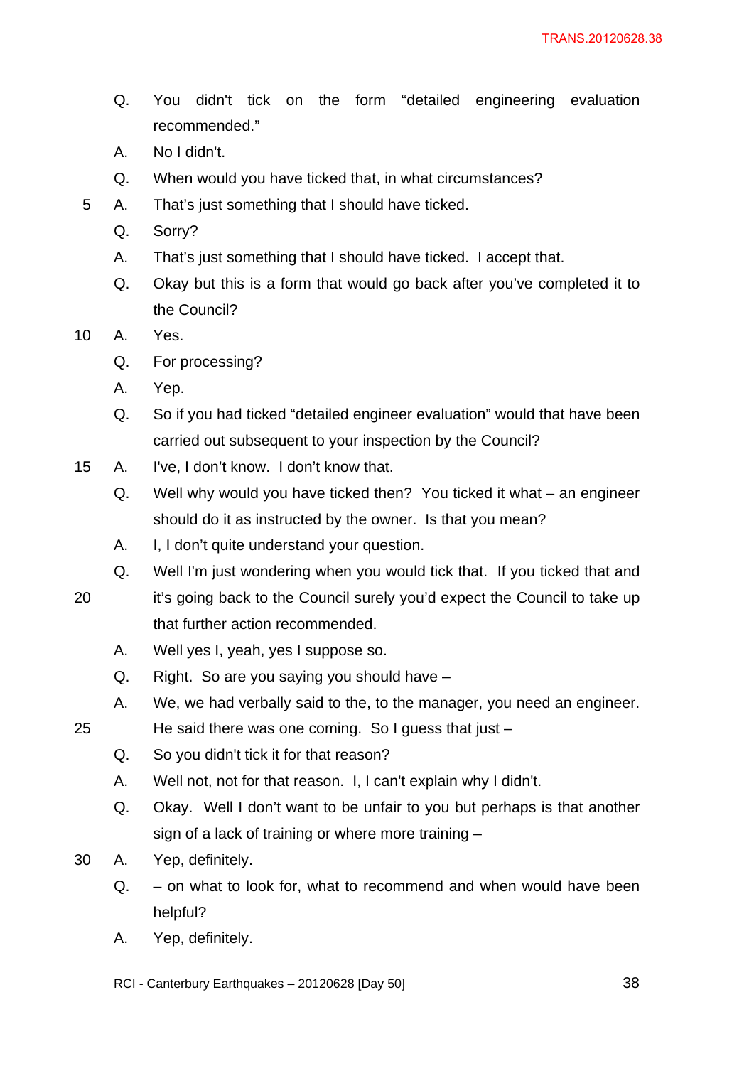Q. You didn't tick on the form "detailed engineering evaluation recommended."

A. No I didn't.

Q. When would you have ticked that, in what circumstances?

5 A. That's just something that I should have ticked.

Q. Sorry?

A. That's just something that I should have ticked. I accept that.

Q. Okay but this is a form that would go back after you've completed it to the Council?

10 A. Yes.

Q. For processing?

A. Yep.

Q. So if you had ticked "detailed engineer evaluation" would that have been carried out subsequent to your inspection by the Council?

15 A. I've, I don't know. I don't know that.

Q. Well why would you have ticked then? You ticked it what – an engineer should do it as instructed by the owner. Is that you mean?

A. I, I don't quite understand your question.

Q. Well I'm just wondering when you would tick that. If you ticked that and

20 it's going back to the Council surely you'd expect the Council to take up that further action recommended.

A. Well yes I, yeah, yes I suppose so.

Q. Right. So are you saying you should have –

A. We, we had verbally said to the, to the manager, you need an engineer.

25 He said there was one coming. So I guess that just –

Q. So you didn't tick it for that reason?

A. Well not, not for that reason. I, I can't explain why I didn't.

Q. Okay. Well I don't want to be unfair to you but perhaps is that another sign of a lack of training or where more training –

30 A. Yep, definitely.

Q. – on what to look for, what to recommend and when would have been helpful?

A. Yep, definitely.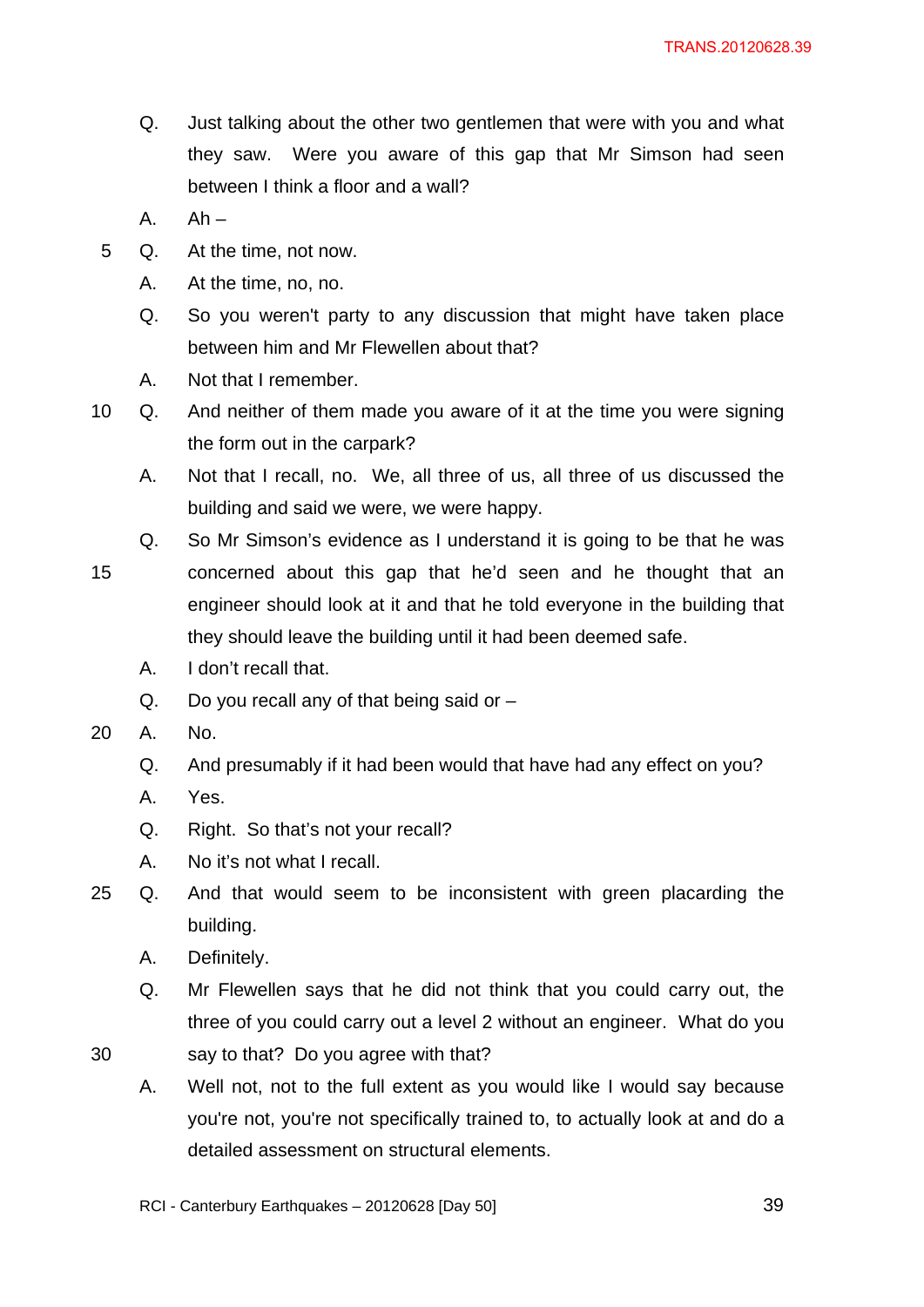Q. Just talking about the other two gentlemen that were with you and what they saw. Were you aware of this gap that Mr Simson had seen between I think a floor and a wall?

A. Ah –

Q. At the time, not now.

A. At the time, no, no.

Q. So you weren't party to any discussion that might have taken place between him and Mr Flewellen about that?

A. Not that I remember.

Q. And neither of them made you aware of it at the time you were signing the form out in the carpark?

A. Not that I recall, no. We, all three of us, all three of us discussed the building and said we were, we were happy.

Q. So Mr Simson's evidence as I understand it is going to be that he was concerned about this gap that he'd seen and he thought that an engineer should look at it and that he told everyone in the building that they should leave the building until it had been deemed safe.

A. I don't recall that.

Q. Do you recall any of that being said or –

A. No.

Q. And presumably if it had been would that have had any effect on you?

A. Yes.

Q. Right. So that's not your recall?

A. No it's not what I recall.

Q. And that would seem to be inconsistent with green placarding the building.

A. Definitely.

Q. Mr Flewellen says that he did not think that you could carry out, the three of you could carry out a level 2 without an engineer. What do you say to that? Do you agree with that?

A. Well not, not to the full extent as you would like I would say because you're not, you're not specifically trained to, to actually look at and do a detailed assessment on structural elements.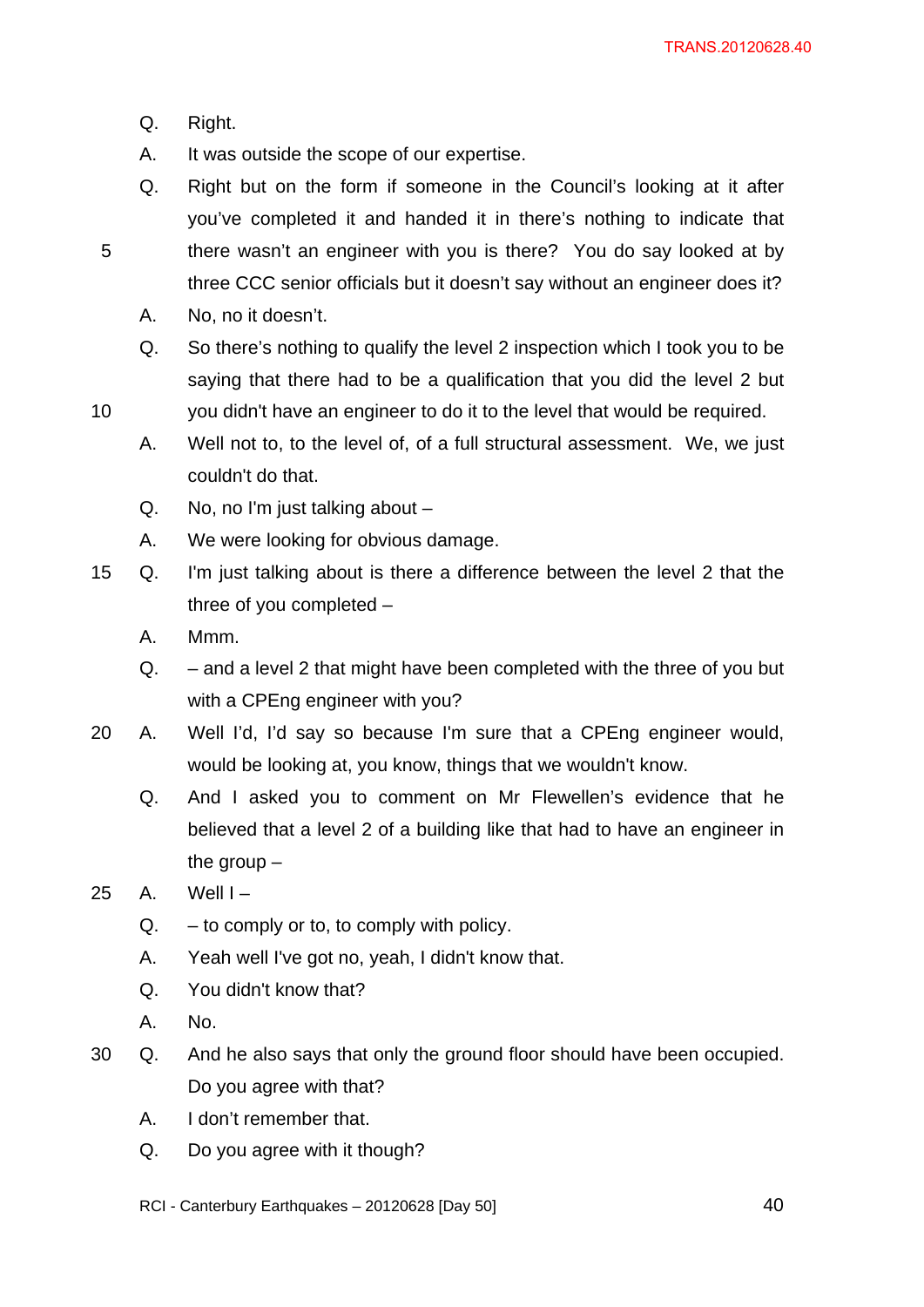Q. Right.

A. It was outside the scope of our expertise.

Q. Right but on the form if someone in the Council's looking at it after you've completed it and handed it in there's nothing to indicate that there wasn't an engineer with you is there? You do say looked at by three CCC senior officials but it doesn't say without an engineer does it?

A. No, no it doesn't.

Q. So there's nothing to qualify the level 2 inspection which I took you to be saying that there had to be a qualification that you did the level 2 but you didn't have an engineer to do it to the level that would be required.

A. Well not to, to the level of, of a full structural assessment. We, we just couldn't do that.

Q. No, no I'm just talking about –

A. We were looking for obvious damage.

Q. I'm just talking about is there a difference between the level 2 that the three of you completed –

A. Mmm.

Q. – and a level 2 that might have been completed with the three of you but with a CPEng engineer with you?

A. Well I'd, I'd say so because I'm sure that a CPEng engineer would, would be looking at, you know, things that we wouldn't know.

Q. And I asked you to comment on Mr Flewellen's evidence that he believed that a level 2 of a building like that had to have an engineer in the group –

A. Well I –

Q. – to comply or to, to comply with policy.

A. Yeah well I've got no, yeah, I didn't know that.

Q. You didn't know that?

A. No.

Q. And he also says that only the ground floor should have been occupied. Do you agree with that?

A. I don't remember that.

Q. Do you agree with it though?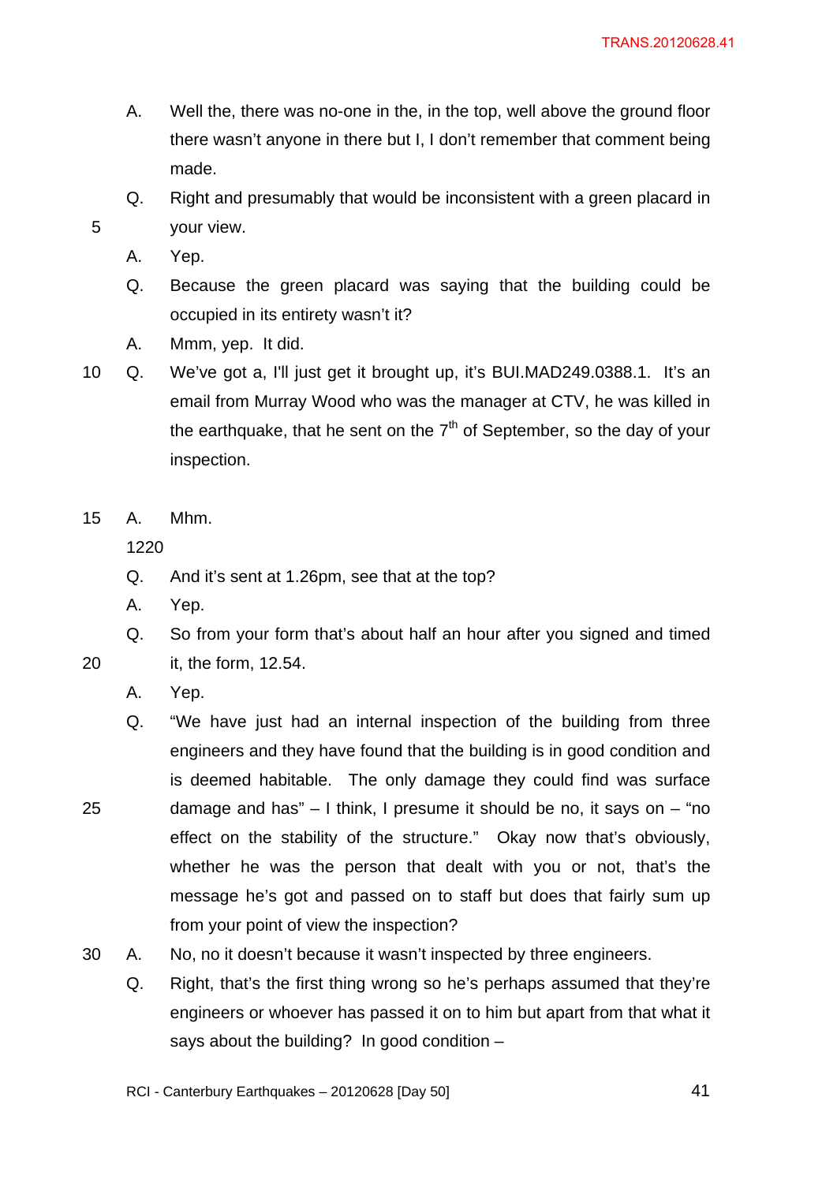A. Well the, there was no-one in the, in the top, well above the ground floor there wasn't anyone in there but I, I don't remember that comment being made.

Q. Right and presumably that would be inconsistent with a green placard in your view.

A. Yep.

Q. Because the green placard was saying that the building could be occupied in its entirety wasn't it?

A. Mmm, yep. It did.

Q. We've got a, I'll just get it brought up, it's BUI.MAD249.0388.1. It's an email from Murray Wood who was the manager at CTV, he was killed in the earthquake, that he sent on the 7th of September, so the day of your inspection.

A. Mhm.

1220

Q. And it's sent at 1.26pm, see that at the top?

A. Yep.

Q. So from your form that's about half an hour after you signed and timed it, the form, 12.54.

A. Yep.

Q. "We have just had an internal inspection of the building from three engineers and they have found that the building is in good condition and is deemed habitable. The only damage they could find was surface damage and has" – I think, I presume it should be no, it says on – "no effect on the stability of the structure." Okay now that's obviously, whether he was the person that dealt with you or not, that's the message he's got and passed on to staff but does that fairly sum up from your point of view the inspection?

A. No, no it doesn't because it wasn't inspected by three engineers.

Q. Right, that's the first thing wrong so he's perhaps assumed that they're engineers or whoever has passed it on to him but apart from that what it says about the building? In good condition –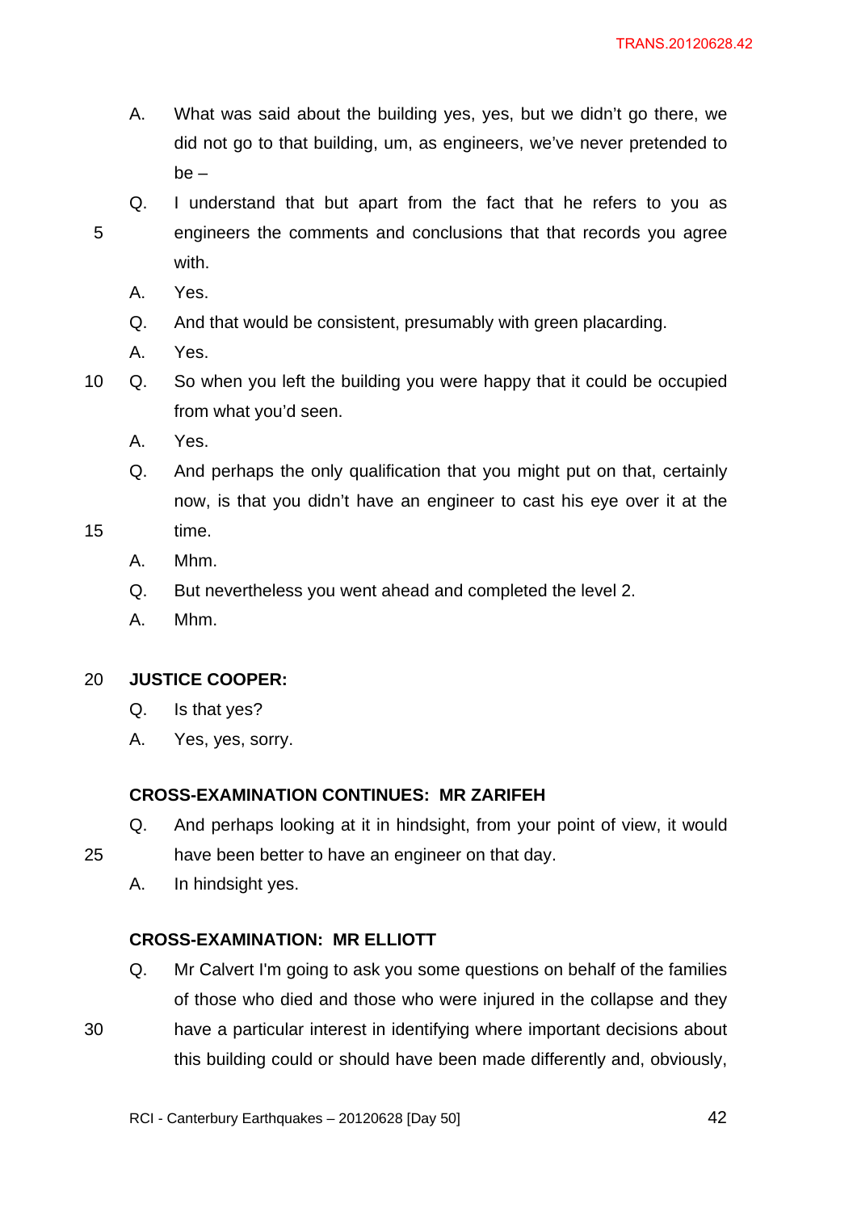A. What was said about the building yes, yes, but we didn't go there, we did not go to that building, um, as engineers, we've never pretended to be –

Q. I understand that but apart from the fact that he refers to you as engineers the comments and conclusions that that records you agree with.

A. Yes.

Q. And that would be consistent, presumably with green placarding.

A. Yes.

Q. So when you left the building you were happy that it could be occupied from what you'd seen.

A. Yes.

Q. And perhaps the only qualification that you might put on that, certainly now, is that you didn't have an engineer to cast his eye over it at the time.

A. Mhm.

Q. But nevertheless you went ahead and completed the level 2.

A. Mhm.

**JUSTICE COOPER:**

Q. Is that yes?

A. Yes, yes, sorry.

**CROSS-EXAMINATION CONTINUES: MR ZARIFEH**

Q. And perhaps looking at it in hindsight, from your point of view, it would have been better to have an engineer on that day.

A. In hindsight yes.

**CROSS-EXAMINATION: MR ELLIOTT**

Q. Mr Calvert I'm going to ask you some questions on behalf of the families of those who died and those who were injured in the collapse and they have a particular interest in identifying where important decisions about this building could or should have been made differently and, obviously,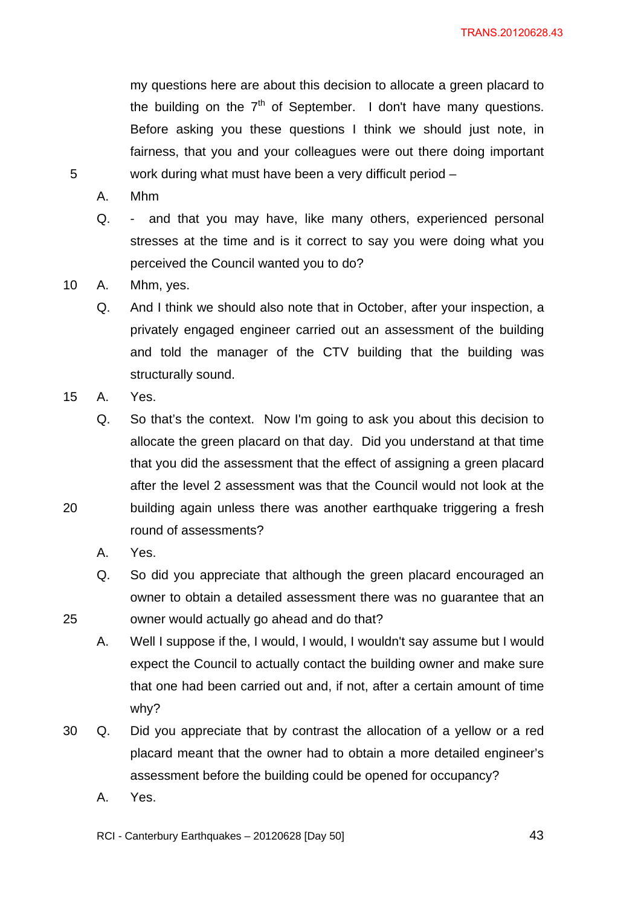my questions here are about this decision to allocate a green placard to the building on the 7th of September. I don't have many questions. Before asking you these questions I think we should just note, in fairness, that you and your colleagues were out there doing important work during what must have been a very difficult period –

A. Mhm

Q. - and that you may have, like many others, experienced personal stresses at the time and is it correct to say you were doing what you perceived the Council wanted you to do?

A. Mhm, yes.

Q. And I think we should also note that in October, after your inspection, a privately engaged engineer carried out an assessment of the building and told the manager of the CTV building that the building was structurally sound.

A. Yes.

Q. So that's the context. Now I'm going to ask you about this decision to allocate the green placard on that day. Did you understand at that time that you did the assessment that the effect of assigning a green placard after the level 2 assessment was that the Council would not look at the building again unless there was another earthquake triggering a fresh round of assessments?

A. Yes.

Q. So did you appreciate that although the green placard encouraged an owner to obtain a detailed assessment there was no guarantee that an owner would actually go ahead and do that?

A. Well I suppose if the, I would, I would, I wouldn't say assume but I would expect the Council to actually contact the building owner and make sure that one had been carried out and, if not, after a certain amount of time why?

Q. Did you appreciate that by contrast the allocation of a yellow or a red placard meant that the owner had to obtain a more detailed engineer's assessment before the building could be opened for occupancy?

A. Yes.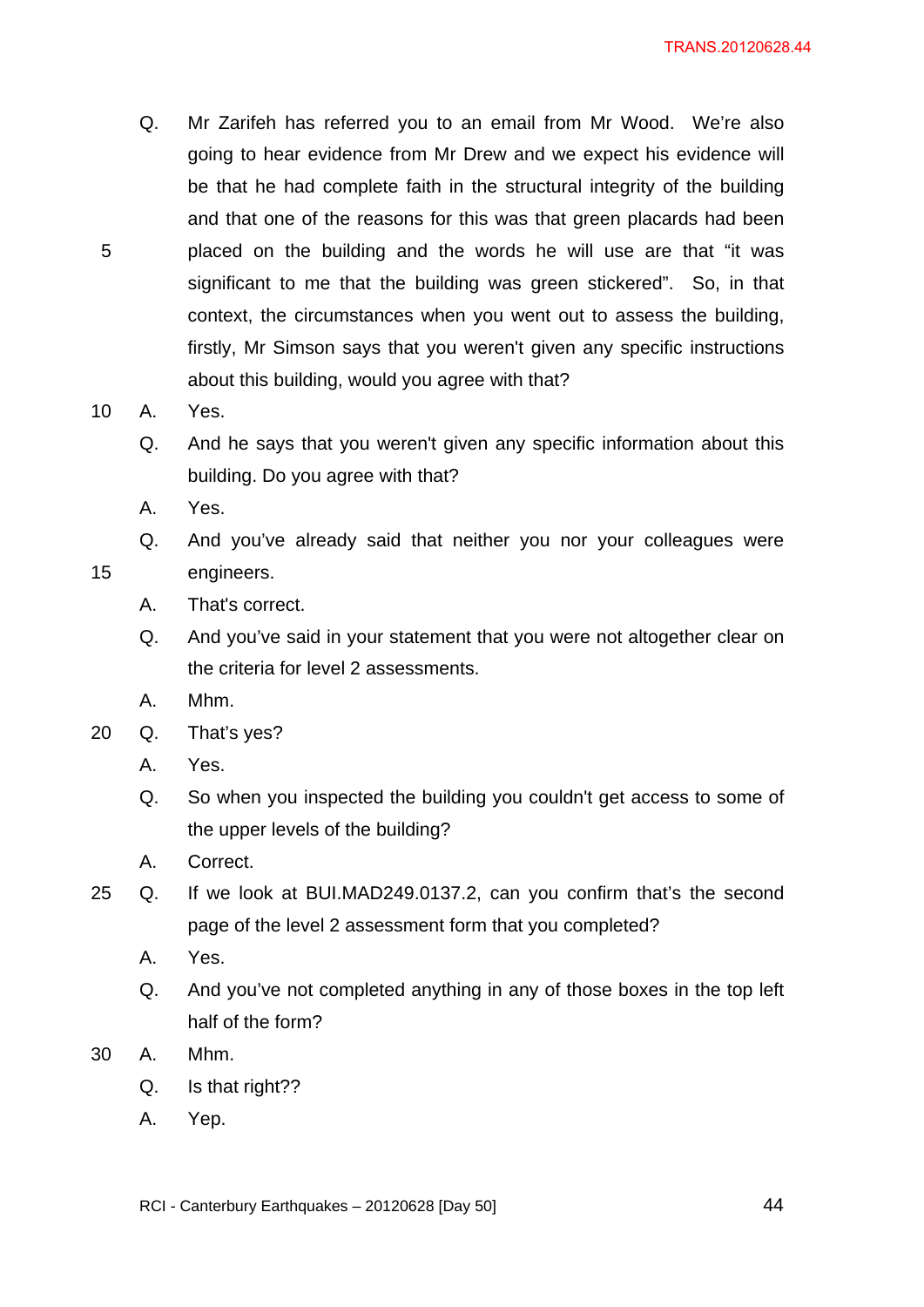Q. Mr Zarifeh has referred you to an email from Mr Wood. We're also going to hear evidence from Mr Drew and we expect his evidence will be that he had complete faith in the structural integrity of the building and that one of the reasons for this was that green placards had been placed on the building and the words he will use are that "it was significant to me that the building was green stickered". So, in that context, the circumstances when you went out to assess the building, firstly, Mr Simson says that you weren't given any specific instructions about this building, would you agree with that?

A. Yes.

Q. And he says that you weren't given any specific information about this building. Do you agree with that?

A. Yes.

Q. And you've already said that neither you nor your colleagues were engineers.

A. That's correct.

Q. And you've said in your statement that you were not altogether clear on the criteria for level 2 assessments.

A. Mhm.

Q. That's yes?

A. Yes.

Q. So when you inspected the building you couldn't get access to some of the upper levels of the building?

A. Correct.

Q. If we look at BUI.MAD249.0137.2, can you confirm that's the second page of the level 2 assessment form that you completed?

A. Yes.

Q. And you've not completed anything in any of those boxes in the top left half of the form?

A. Mhm.

Q. Is that right??

A. Yep.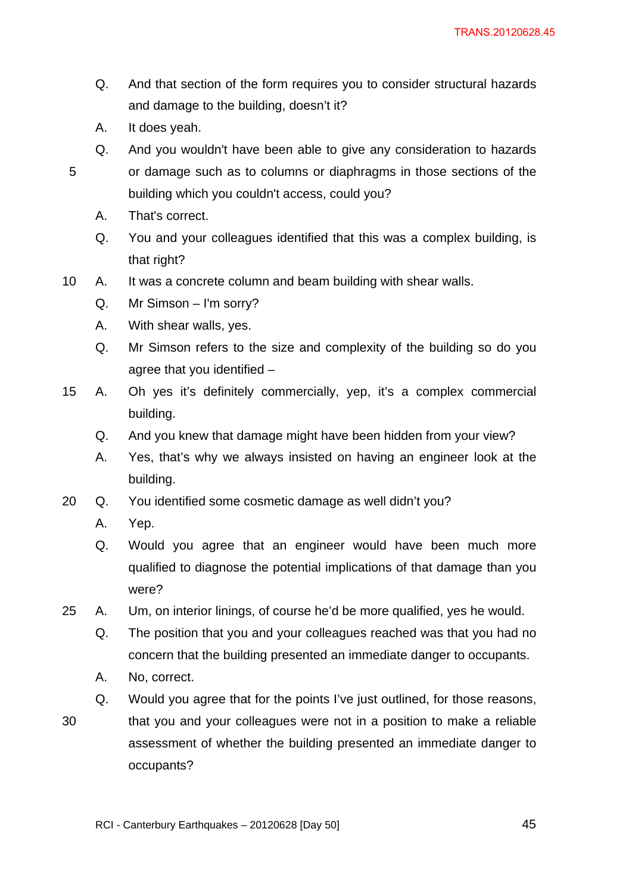Q. And that section of the form requires you to consider structural hazards and damage to the building, doesn't it?

A. It does yeah.

Q. And you wouldn't have been able to give any consideration to hazards or damage such as to columns or diaphragms in those sections of the building which you couldn't access, could you?

A. That's correct.

Q. You and your colleagues identified that this was a complex building, is that right?

A. It was a concrete column and beam building with shear walls.

Q. Mr Simson – I'm sorry?

A. With shear walls, yes.

Q. Mr Simson refers to the size and complexity of the building so do you agree that you identified –

A. Oh yes it's definitely commercially, yep, it's a complex commercial building.

Q. And you knew that damage might have been hidden from your view?

A. Yes, that's why we always insisted on having an engineer look at the building.

Q. You identified some cosmetic damage as well didn't you?

A. Yep.

Q. Would you agree that an engineer would have been much more qualified to diagnose the potential implications of that damage than you were?

A. Um, on interior linings, of course he'd be more qualified, yes he would.

Q. The position that you and your colleagues reached was that you had no concern that the building presented an immediate danger to occupants.

A. No, correct.

Q. Would you agree that for the points I've just outlined, for those reasons, that you and your colleagues were not in a position to make a reliable assessment of whether the building presented an immediate danger to occupants?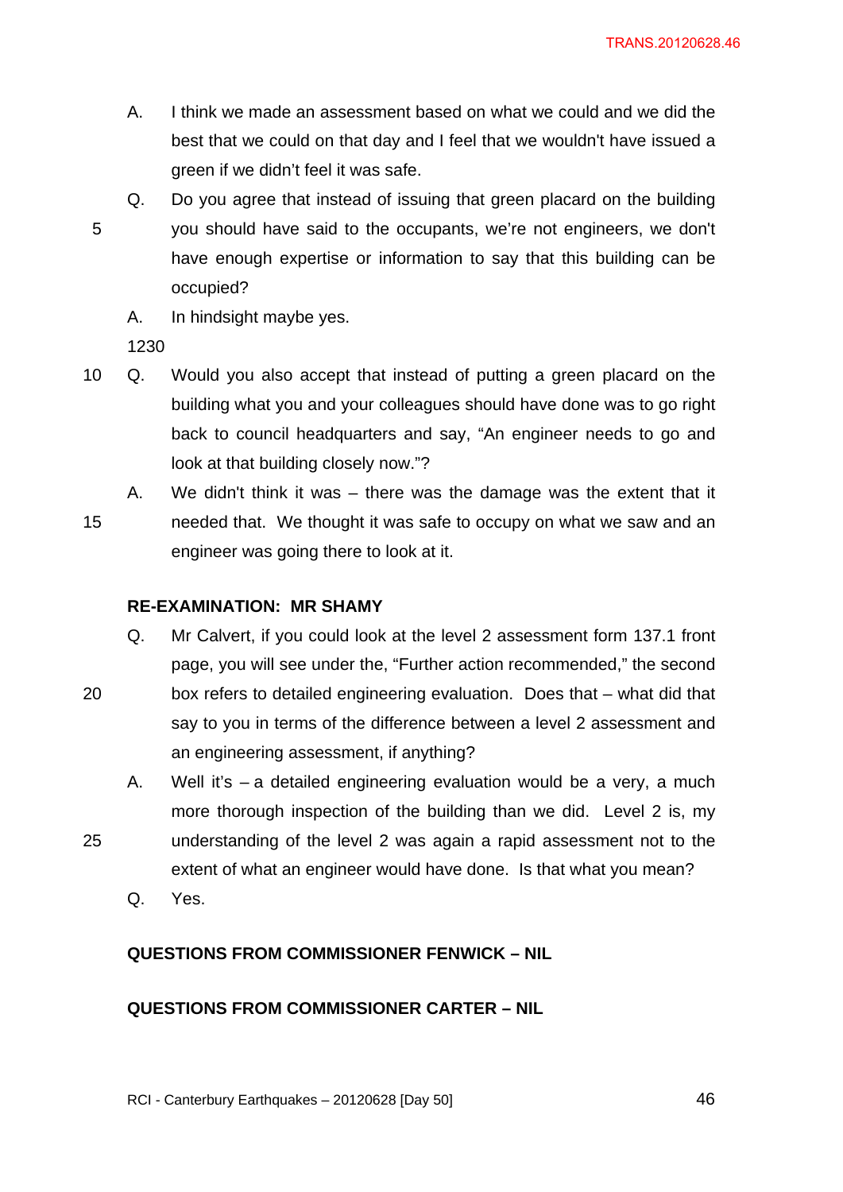A. I think we made an assessment based on what we could and we did the best that we could on that day and I feel that we wouldn't have issued a green if we didn't feel it was safe.

Q. Do you agree that instead of issuing that green placard on the building you should have said to the occupants, we're not engineers, we don't have enough expertise or information to say that this building can be occupied?

A. In hindsight maybe yes.

1230

Q. Would you also accept that instead of putting a green placard on the building what you and your colleagues should have done was to go right back to council headquarters and say, "An engineer needs to go and look at that building closely now."?

A. We didn't think it was – there was the damage was the extent that it needed that. We thought it was safe to occupy on what we saw and an engineer was going there to look at it.

**RE-EXAMINATION: MR SHAMY**

Q. Mr Calvert, if you could look at the level 2 assessment form 137.1 front page, you will see under the, "Further action recommended," the second box refers to detailed engineering evaluation. Does that – what did that say to you in terms of the difference between a level 2 assessment and an engineering assessment, if anything?

A. Well it's – a detailed engineering evaluation would be a very, a much more thorough inspection of the building than we did. Level 2 is, my understanding of the level 2 was again a rapid assessment not to the extent of what an engineer would have done. Is that what you mean?

Q. Yes.

**QUESTIONS FROM COMMISSIONER FENWICK – NIL**

**QUESTIONS FROM COMMISSIONER CARTER – NIL**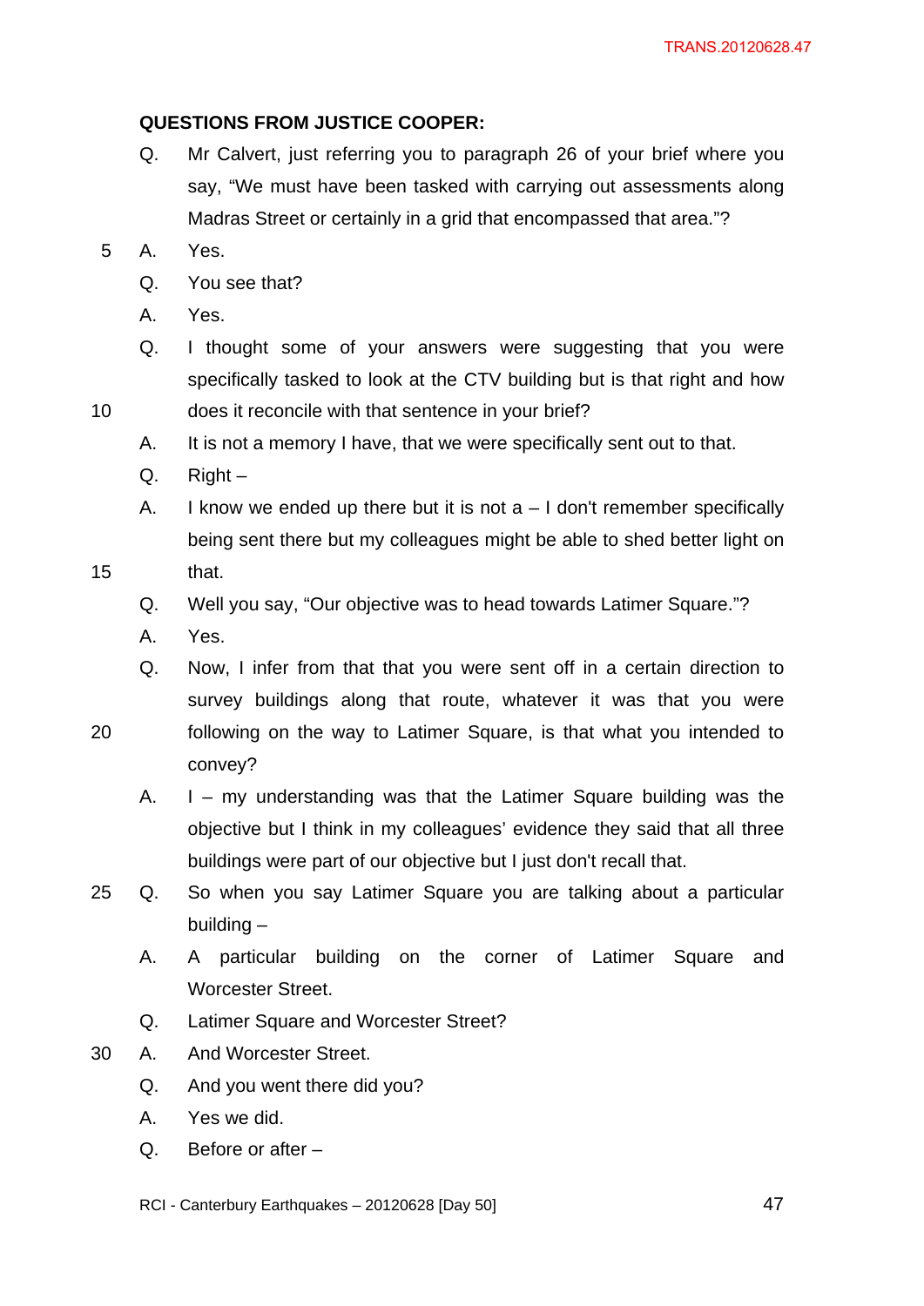**QUESTIONS FROM JUSTICE COOPER:**

Q. Mr Calvert, just referring you to paragraph 26 of your brief where you say, "We must have been tasked with carrying out assessments along Madras Street or certainly in a grid that encompassed that area."?

A. Yes.

Q. You see that?

A. Yes.

Q. I thought some of your answers were suggesting that you were specifically tasked to look at the CTV building but is that right and how does it reconcile with that sentence in your brief?

A. It is not a memory I have, that we were specifically sent out to that.

Q. Right –

A. I know we ended up there but it is not a – I don't remember specifically being sent there but my colleagues might be able to shed better light on that.

Q. Well you say, "Our objective was to head towards Latimer Square."?

A. Yes.

Q. Now, I infer from that that you were sent off in a certain direction to survey buildings along that route, whatever it was that you were following on the way to Latimer Square, is that what you intended to convey?

A. I – my understanding was that the Latimer Square building was the objective but I think in my colleagues' evidence they said that all three buildings were part of our objective but I just don't recall that.

Q. So when you say Latimer Square you are talking about a particular building –

A. A particular building on the corner of Latimer Square and Worcester Street.

Q. Latimer Square and Worcester Street?

A. And Worcester Street.

Q. And you went there did you?

A. Yes we did.

Q. Before or after –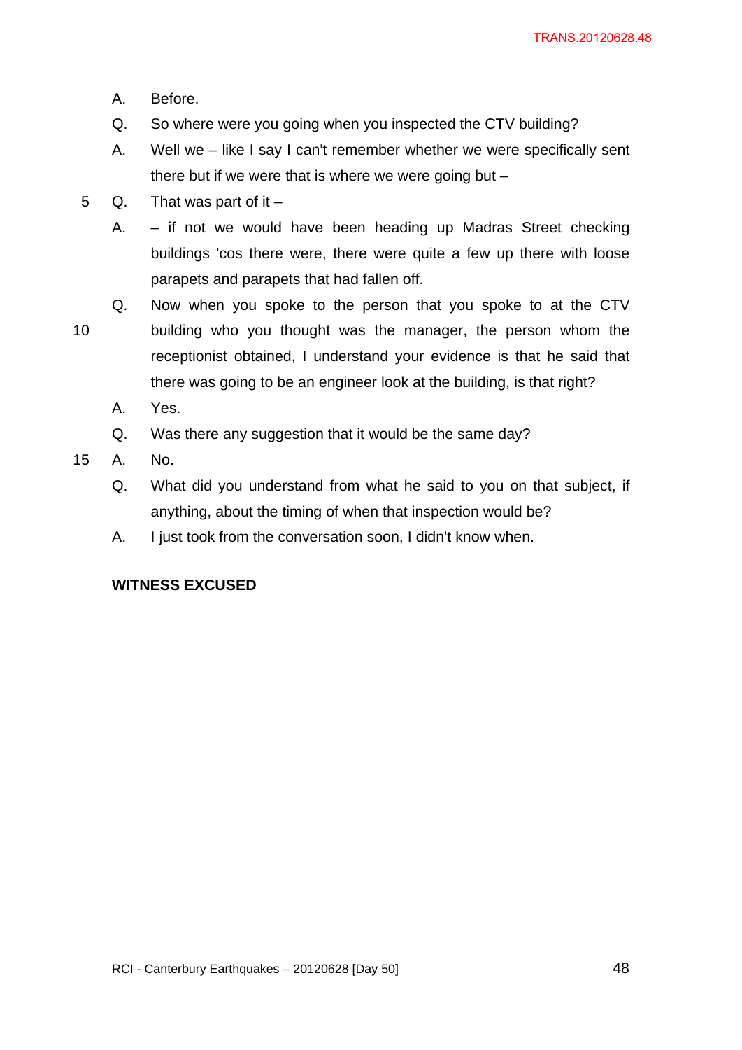A. Before.

Q. So where were you going when you inspected the CTV building?

A. Well we – like I say I can't remember whether we were specifically sent there but if we were that is where we were going but –

Q. That was part of it –

A. – if not we would have been heading up Madras Street checking buildings 'cos there were, there were quite a few up there with loose parapets and parapets that had fallen off.

Q. Now when you spoke to the person that you spoke to at the CTV building who you thought was the manager, the person whom the receptionist obtained, I understand your evidence is that he said that there was going to be an engineer look at the building, is that right?

A. Yes.

Q. Was there any suggestion that it would be the same day?

A. No.

Q. What did you understand from what he said to you on that subject, if anything, about the timing of when that inspection would be?

A. I just took from the conversation soon, I didn't know when.

**WITNESS EXCUSED**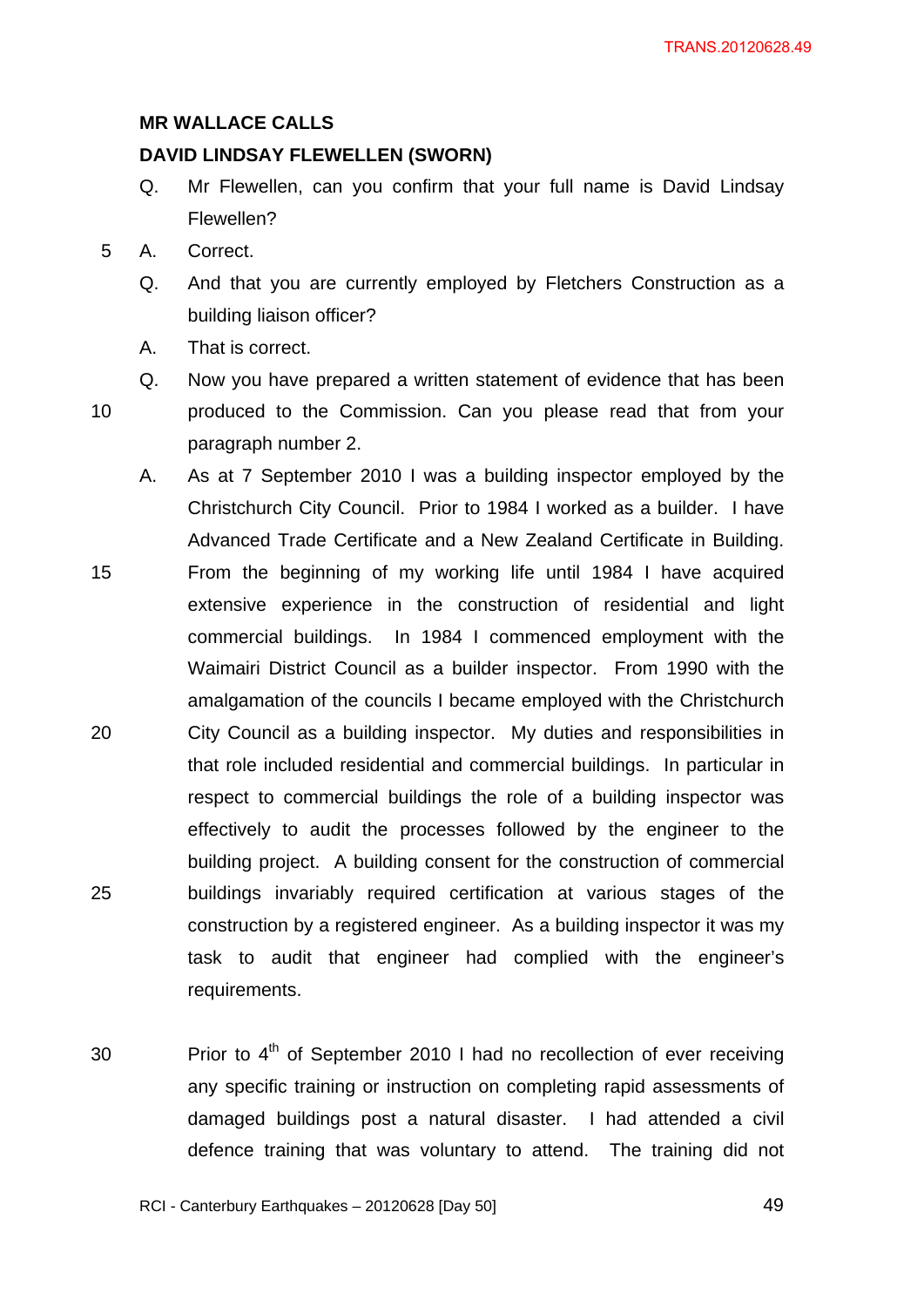**MR WALLACE CALLS**

**DAVID LINDSAY FLEWELLEN (SWORN)**

Q. Mr Flewellen, can you confirm that your full name is David Lindsay Flewellen?

A. Correct.

Q. And that you are currently employed by Fletchers Construction as a building liaison officer?

A. That is correct.

Q. Now you have prepared a written statement of evidence that has been produced to the Commission. Can you please read that from your paragraph number 2.

A. As at 7 September 2010 I was a building inspector employed by the Christchurch City Council. Prior to 1984 I worked as a builder. I have Advanced Trade Certificate and a New Zealand Certificate in Building. From the beginning of my working life until 1984 I have acquired extensive experience in the construction of residential and light commercial buildings. In 1984 I commenced employment with the Waimairi District Council as a builder inspector. From 1990 with the amalgamation of the councils I became employed with the Christchurch City Council as a building inspector. My duties and responsibilities in that role included residential and commercial buildings. In particular in respect to commercial buildings the role of a building inspector was effectively to audit the processes followed by the engineer to the building project. A building consent for the construction of commercial buildings invariably required certification at various stages of the construction by a registered engineer. As a building inspector it was my task to audit that engineer had complied with the engineer's requirements.

Prior to 4th of September 2010 I had no recollection of ever receiving any specific training or instruction on completing rapid assessments of damaged buildings post a natural disaster. I had attended a civil defence training that was voluntary to attend. The training did not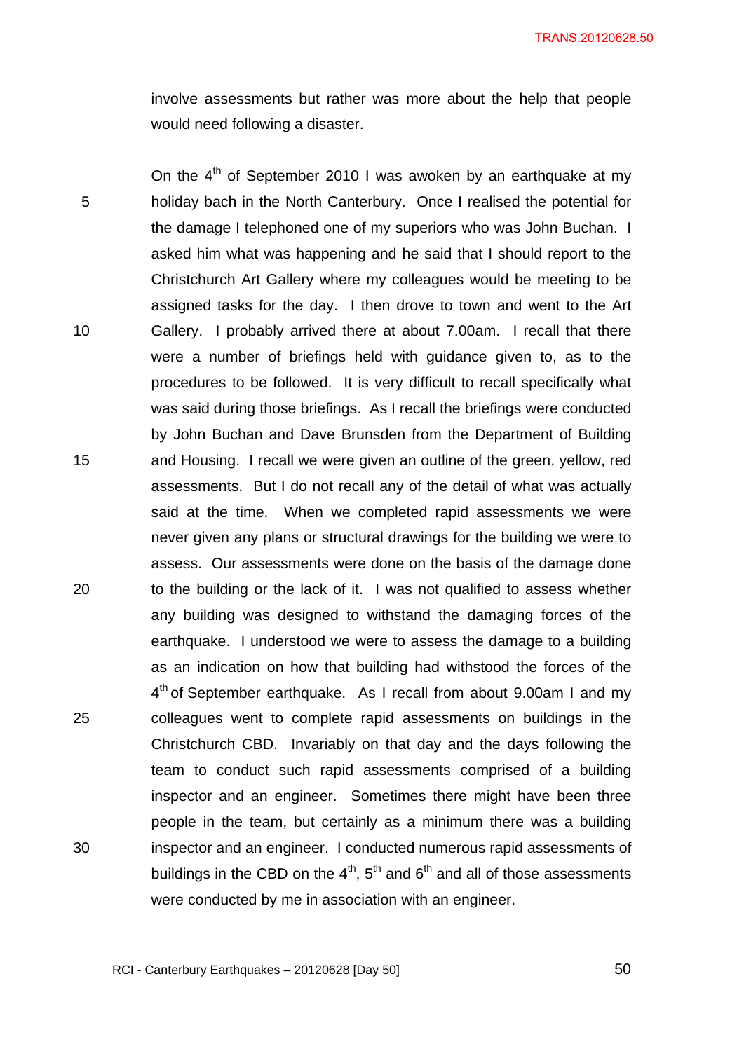involve assessments but rather was more about the help that people would need following a disaster.

On the 4th of September 2010 I was awoken by an earthquake at my holiday bach in the North Canterbury. Once I realised the potential for the damage I telephoned one of my superiors who was John Buchan. I asked him what was happening and he said that I should report to the Christchurch Art Gallery where my colleagues would be meeting to be assigned tasks for the day. I then drove to town and went to the Art Gallery. I probably arrived there at about 7.00am. I recall that there were a number of briefings held with guidance given to, as to the procedures to be followed. It is very difficult to recall specifically what was said during those briefings. As I recall the briefings were conducted by John Buchan and Dave Brunsden from the Department of Building and Housing. I recall we were given an outline of the green, yellow, red assessments. But I do not recall any of the detail of what was actually said at the time. When we completed rapid assessments we were never given any plans or structural drawings for the building we were to assess. Our assessments were done on the basis of the damage done to the building or the lack of it. I was not qualified to assess whether any building was designed to withstand the damaging forces of the earthquake. I understood we were to assess the damage to a building as an indication on how that building had withstood the forces of the 4th of September earthquake. As I recall from about 9.00am I and my colleagues went to complete rapid assessments on buildings in the Christchurch CBD. Invariably on that day and the days following the team to conduct such rapid assessments comprised of a building inspector and an engineer. Sometimes there might have been three people in the team, but certainly as a minimum there was a building inspector and an engineer. I conducted numerous rapid assessments of buildings in the CBD on the 4th, 5th and 6th and all of those assessments were conducted by me in association with an engineer.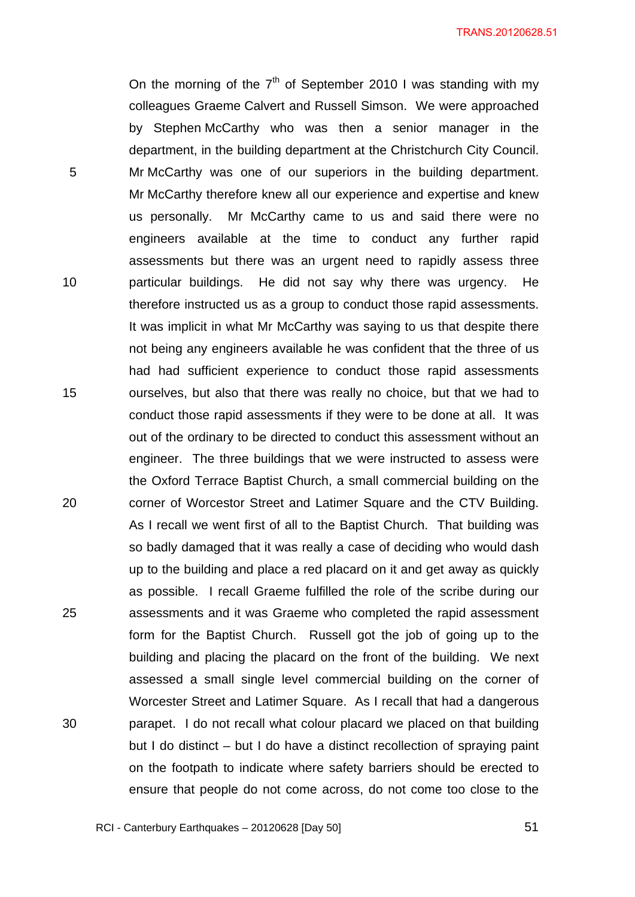On the morning of the 7th of September 2010 I was standing with my colleagues Graeme Calvert and Russell Simson. We were approached by Stephen McCarthy who was then a senior manager in the department, in the building department at the Christchurch City Council. Mr McCarthy was one of our superiors in the building department. Mr McCarthy therefore knew all our experience and expertise and knew us personally. Mr McCarthy came to us and said there were no engineers available at the time to conduct any further rapid assessments but there was an urgent need to rapidly assess three particular buildings. He did not say why there was urgency. He therefore instructed us as a group to conduct those rapid assessments. It was implicit in what Mr McCarthy was saying to us that despite there not being any engineers available he was confident that the three of us had had sufficient experience to conduct those rapid assessments ourselves, but also that there was really no choice, but that we had to conduct those rapid assessments if they were to be done at all. It was out of the ordinary to be directed to conduct this assessment without an engineer. The three buildings that we were instructed to assess were the Oxford Terrace Baptist Church, a small commercial building on the corner of Worcestor Street and Latimer Square and the CTV Building. As I recall we went first of all to the Baptist Church. That building was so badly damaged that it was really a case of deciding who would dash up to the building and place a red placard on it and get away as quickly as possible. I recall Graeme fulfilled the role of the scribe during our assessments and it was Graeme who completed the rapid assessment form for the Baptist Church. Russell got the job of going up to the building and placing the placard on the front of the building. We next assessed a small single level commercial building on the corner of Worcester Street and Latimer Square. As I recall that had a dangerous parapet. I do not recall what colour placard we placed on that building but I do distinct – but I do have a distinct recollection of spraying paint on the footpath to indicate where safety barriers should be erected to ensure that people do not come across, do not come too close to the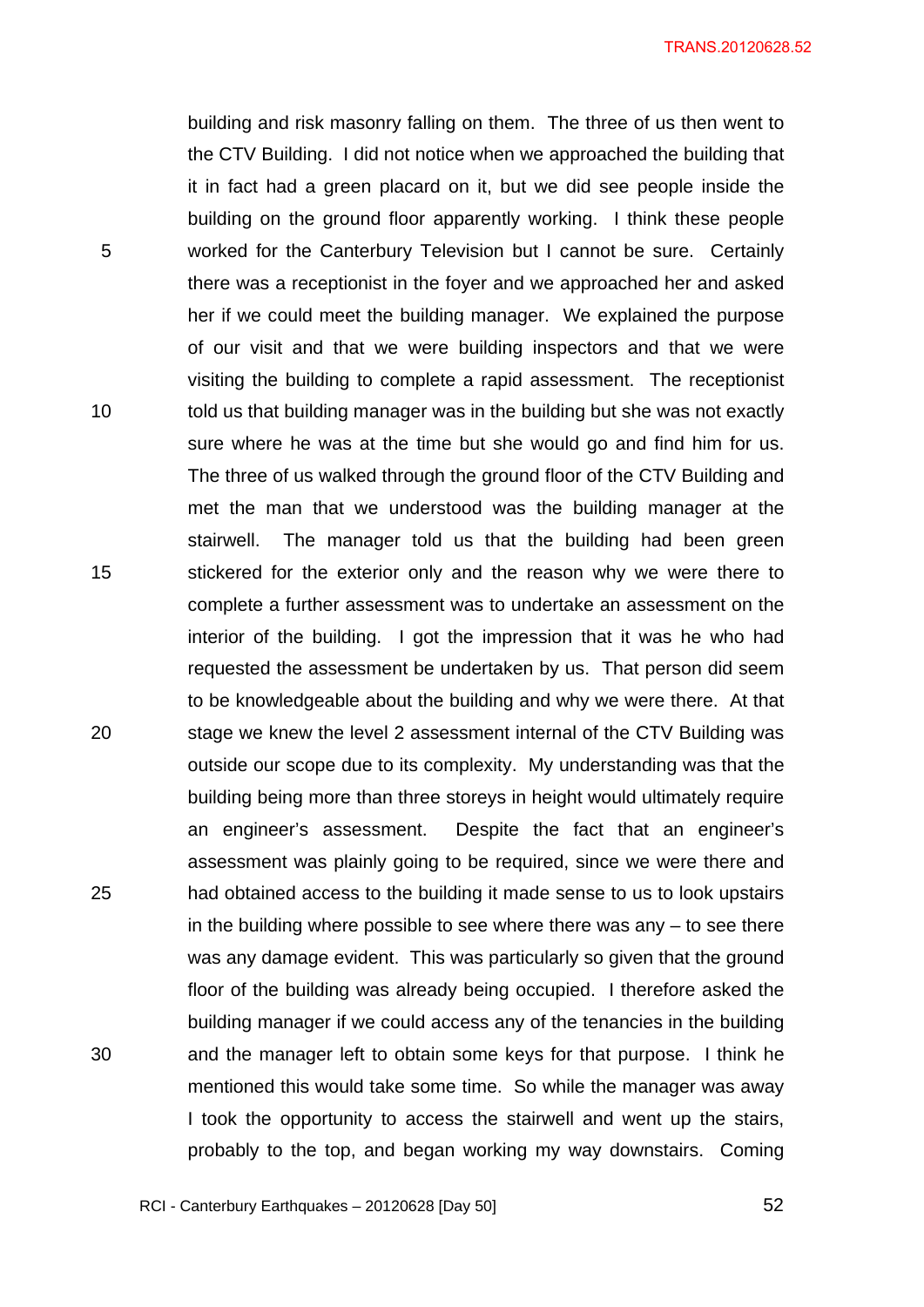building and risk masonry falling on them. The three of us then went to the CTV Building. I did not notice when we approached the building that it in fact had a green placard on it, but we did see people inside the building on the ground floor apparently working. I think these people worked for the Canterbury Television but I cannot be sure. Certainly there was a receptionist in the foyer and we approached her and asked her if we could meet the building manager. We explained the purpose of our visit and that we were building inspectors and that we were visiting the building to complete a rapid assessment. The receptionist told us that building manager was in the building but she was not exactly sure where he was at the time but she would go and find him for us. The three of us walked through the ground floor of the CTV Building and met the man that we understood was the building manager at the stairwell. The manager told us that the building had been green stickered for the exterior only and the reason why we were there to complete a further assessment was to undertake an assessment on the interior of the building. I got the impression that it was he who had requested the assessment be undertaken by us. That person did seem to be knowledgeable about the building and why we were there. At that stage we knew the level 2 assessment internal of the CTV Building was outside our scope due to its complexity. My understanding was that the building being more than three storeys in height would ultimately require an engineer's assessment. Despite the fact that an engineer's assessment was plainly going to be required, since we were there and had obtained access to the building it made sense to us to look upstairs in the building where possible to see where there was any – to see there was any damage evident. This was particularly so given that the ground floor of the building was already being occupied. I therefore asked the building manager if we could access any of the tenancies in the building and the manager left to obtain some keys for that purpose. I think he mentioned this would take some time. So while the manager was away I took the opportunity to access the stairwell and went up the stairs, probably to the top, and began working my way downstairs. Coming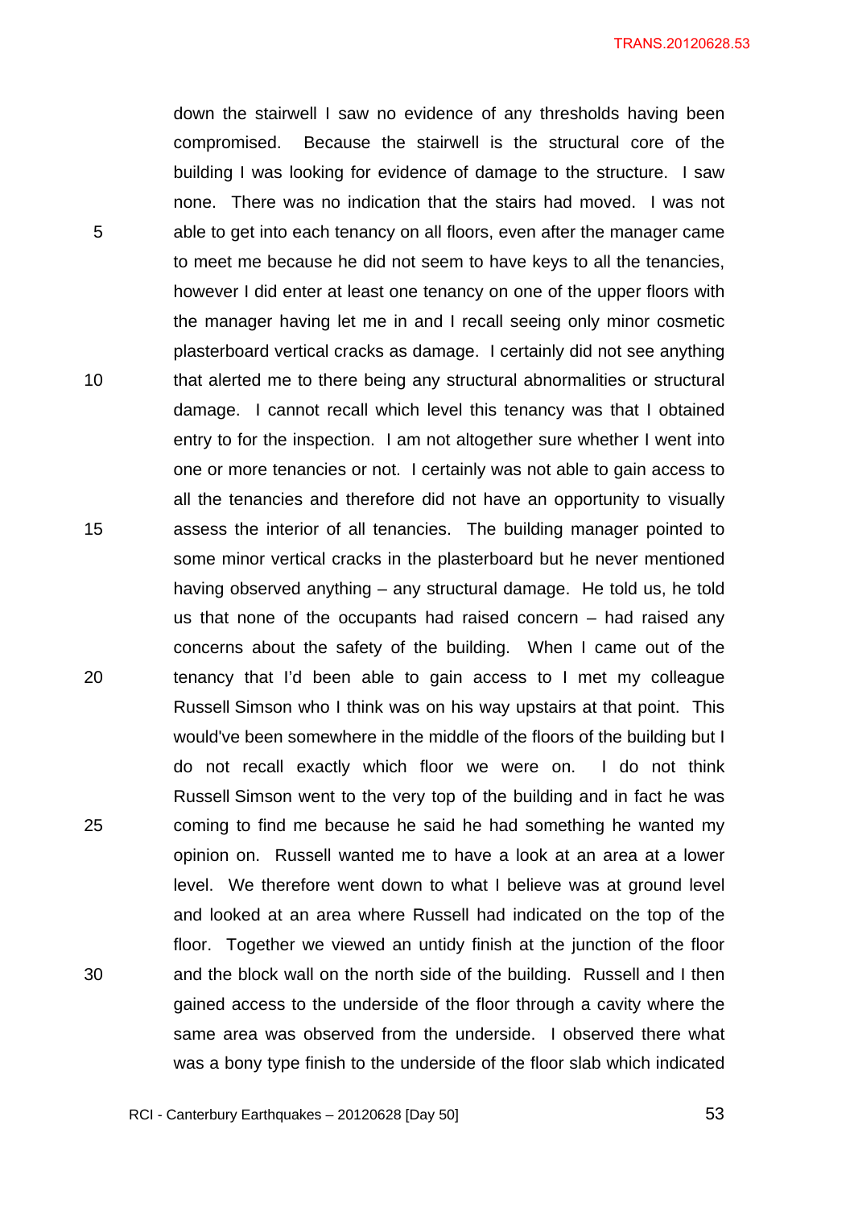down the stairwell I saw no evidence of any thresholds having been compromised. Because the stairwell is the structural core of the building I was looking for evidence of damage to the structure. I saw none. There was no indication that the stairs had moved. I was not able to get into each tenancy on all floors, even after the manager came to meet me because he did not seem to have keys to all the tenancies, however I did enter at least one tenancy on one of the upper floors with the manager having let me in and I recall seeing only minor cosmetic plasterboard vertical cracks as damage. I certainly did not see anything that alerted me to there being any structural abnormalities or structural damage. I cannot recall which level this tenancy was that I obtained entry to for the inspection. I am not altogether sure whether I went into one or more tenancies or not. I certainly was not able to gain access to all the tenancies and therefore did not have an opportunity to visually assess the interior of all tenancies. The building manager pointed to some minor vertical cracks in the plasterboard but he never mentioned having observed anything – any structural damage. He told us, he told us that none of the occupants had raised concern – had raised any concerns about the safety of the building. When I came out of the tenancy that I'd been able to gain access to I met my colleague Russell Simson who I think was on his way upstairs at that point. This would've been somewhere in the middle of the floors of the building but I do not recall exactly which floor we were on. I do not think Russell Simson went to the very top of the building and in fact he was coming to find me because he said he had something he wanted my opinion on. Russell wanted me to have a look at an area at a lower level. We therefore went down to what I believe was at ground level and looked at an area where Russell had indicated on the top of the floor. Together we viewed an untidy finish at the junction of the floor and the block wall on the north side of the building. Russell and I then gained access to the underside of the floor through a cavity where the same area was observed from the underside. I observed there what was a bony type finish to the underside of the floor slab which indicated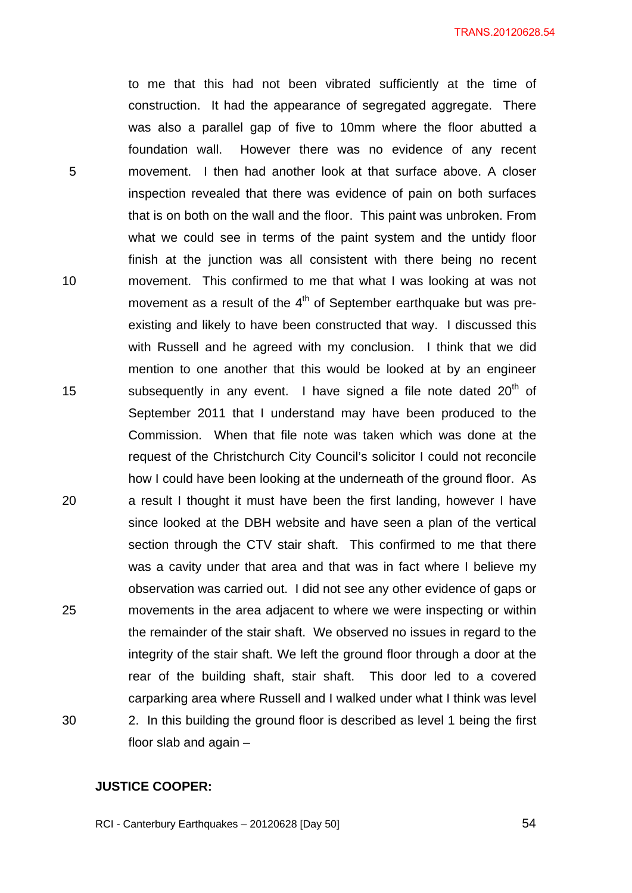to me that this had not been vibrated sufficiently at the time of construction. It had the appearance of segregated aggregate. There was also a parallel gap of five to 10mm where the floor abutted a foundation wall. However there was no evidence of any recent movement. I then had another look at that surface above. A closer inspection revealed that there was evidence of pain on both surfaces that is on both on the wall and the floor. This paint was unbroken. From what we could see in terms of the paint system and the untidy floor finish at the junction was all consistent with there being no recent movement. This confirmed to me that what I was looking at was not movement as a result of the 4th of September earthquake but was pre-existing and likely to have been constructed that way. I discussed this with Russell and he agreed with my conclusion. I think that we did mention to one another that this would be looked at by an engineer subsequently in any event. I have signed a file note dated 20th of September 2011 that I understand may have been produced to the Commission. When that file note was taken which was done at the request of the Christchurch City Council's solicitor I could not reconcile how I could have been looking at the underneath of the ground floor. As a result I thought it must have been the first landing, however I have since looked at the DBH website and have seen a plan of the vertical section through the CTV stair shaft. This confirmed to me that there was a cavity under that area and that was in fact where I believe my observation was carried out. I did not see any other evidence of gaps or movements in the area adjacent to where we were inspecting or within the remainder of the stair shaft. We observed no issues in regard to the integrity of the stair shaft. We left the ground floor through a door at the rear of the building shaft, stair shaft. This door led to a covered carparking area where Russell and I walked under what I think was level 2. In this building the ground floor is described as level 1 being the first floor slab and again –

**JUSTICE COOPER:**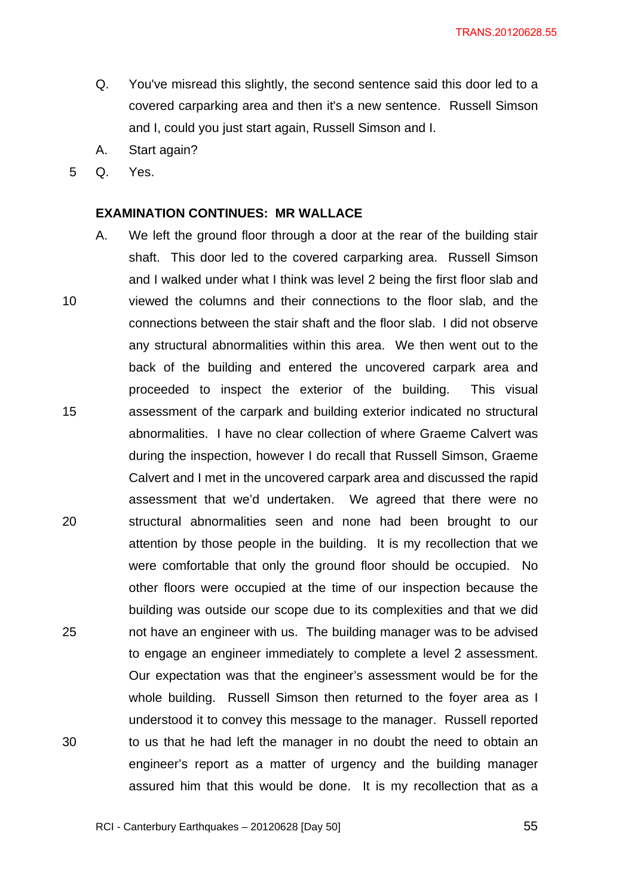Q. You've misread this slightly, the second sentence said this door led to a covered carparking area and then it's a new sentence. Russell Simson and I, could you just start again, Russell Simson and I.

A. Start again?

Q. Yes.

**EXAMINATION CONTINUES: MR WALLACE**

A. We left the ground floor through a door at the rear of the building stair shaft. This door led to the covered carparking area. Russell Simson and I walked under what I think was level 2 being the first floor slab and viewed the columns and their connections to the floor slab, and the connections between the stair shaft and the floor slab. I did not observe any structural abnormalities within this area. We then went out to the back of the building and entered the uncovered carpark area and proceeded to inspect the exterior of the building. This visual assessment of the carpark and building exterior indicated no structural abnormalities. I have no clear collection of where Graeme Calvert was during the inspection, however I do recall that Russell Simson, Graeme Calvert and I met in the uncovered carpark area and discussed the rapid assessment that we'd undertaken. We agreed that there were no structural abnormalities seen and none had been brought to our attention by those people in the building. It is my recollection that we were comfortable that only the ground floor should be occupied. No other floors were occupied at the time of our inspection because the building was outside our scope due to its complexities and that we did not have an engineer with us. The building manager was to be advised to engage an engineer immediately to complete a level 2 assessment. Our expectation was that the engineer's assessment would be for the whole building. Russell Simson then returned to the foyer area as I understood it to convey this message to the manager. Russell reported to us that he had left the manager in no doubt the need to obtain an engineer's report as a matter of urgency and the building manager assured him that this would be done. It is my recollection that as a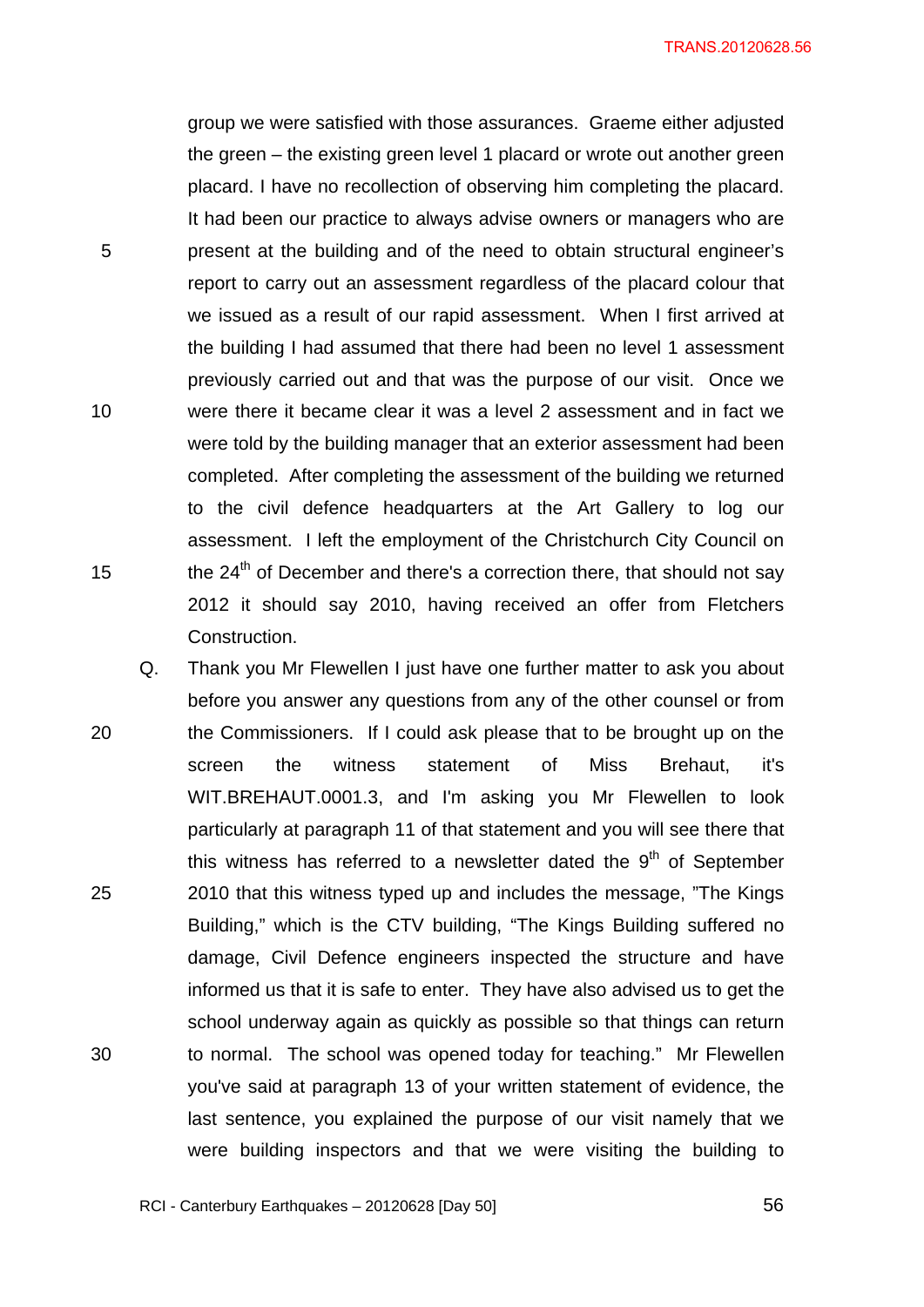group we were satisfied with those assurances. Graeme either adjusted the green – the existing green level 1 placard or wrote out another green placard. I have no recollection of observing him completing the placard. It had been our practice to always advise owners or managers who are present at the building and of the need to obtain structural engineer's report to carry out an assessment regardless of the placard colour that we issued as a result of our rapid assessment. When I first arrived at the building I had assumed that there had been no level 1 assessment previously carried out and that was the purpose of our visit. Once we were there it became clear it was a level 2 assessment and in fact we were told by the building manager that an exterior assessment had been completed. After completing the assessment of the building we returned to the civil defence headquarters at the Art Gallery to log our assessment. I left the employment of the Christchurch City Council on the 24th of December and there's a correction there, that should not say 2012 it should say 2010, having received an offer from Fletchers Construction.

Q. Thank you Mr Flewellen I just have one further matter to ask you about before you answer any questions from any of the other counsel or from the Commissioners. If I could ask please that to be brought up on the screen the witness statement of Miss Brehaut, it's WIT.BREHAUT.0001.3, and I'm asking you Mr Flewellen to look particularly at paragraph 11 of that statement and you will see there that this witness has referred to a newsletter dated the 9th of September 2010 that this witness typed up and includes the message, "The Kings Building," which is the CTV building, "The Kings Building suffered no damage, Civil Defence engineers inspected the structure and have informed us that it is safe to enter. They have also advised us to get the school underway again as quickly as possible so that things can return to normal. The school was opened today for teaching." Mr Flewellen you've said at paragraph 13 of your written statement of evidence, the last sentence, you explained the purpose of our visit namely that we were building inspectors and that we were visiting the building to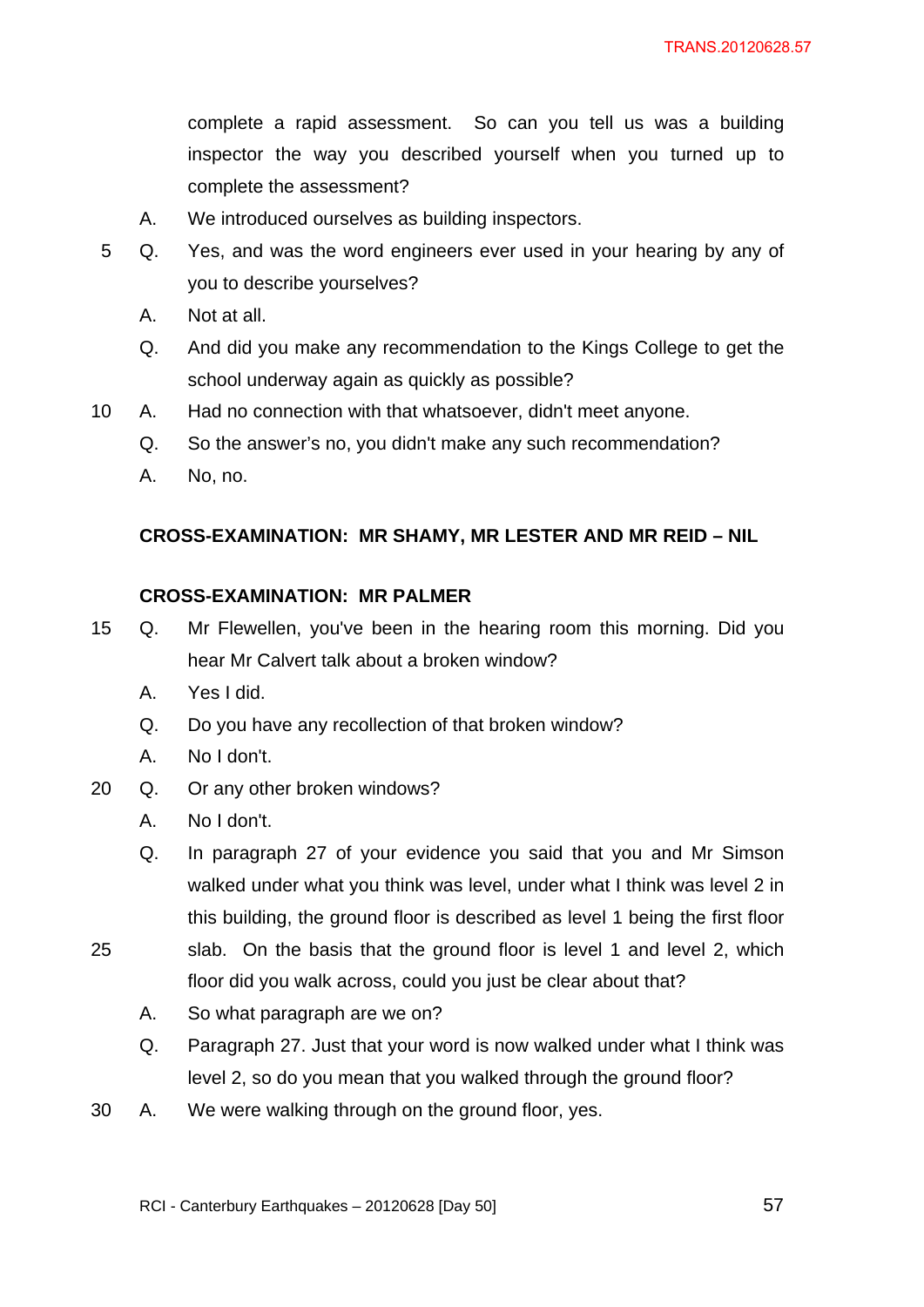complete a rapid assessment. So can you tell us was a building inspector the way you described yourself when you turned up to complete the assessment?

A. We introduced ourselves as building inspectors.

Q. Yes, and was the word engineers ever used in your hearing by any of you to describe yourselves?

A. Not at all.

Q. And did you make any recommendation to the Kings College to get the school underway again as quickly as possible?

A. Had no connection with that whatsoever, didn't meet anyone.

Q. So the answer's no, you didn't make any such recommendation?

A. No, no.

**CROSS-EXAMINATION: MR SHAMY, MR LESTER AND MR REID – NIL**

**CROSS-EXAMINATION: MR PALMER**

Q. Mr Flewellen, you've been in the hearing room this morning. Did you hear Mr Calvert talk about a broken window?

A. Yes I did.

Q. Do you have any recollection of that broken window?

A. No I don't.

Q. Or any other broken windows?

A. No I don't.

Q. In paragraph 27 of your evidence you said that you and Mr Simson walked under what you think was level, under what I think was level 2 in this building, the ground floor is described as level 1 being the first floor slab. On the basis that the ground floor is level 1 and level 2, which floor did you walk across, could you just be clear about that?

A. So what paragraph are we on?

Q. Paragraph 27. Just that your word is now walked under what I think was level 2, so do you mean that you walked through the ground floor?

A. We were walking through on the ground floor, yes.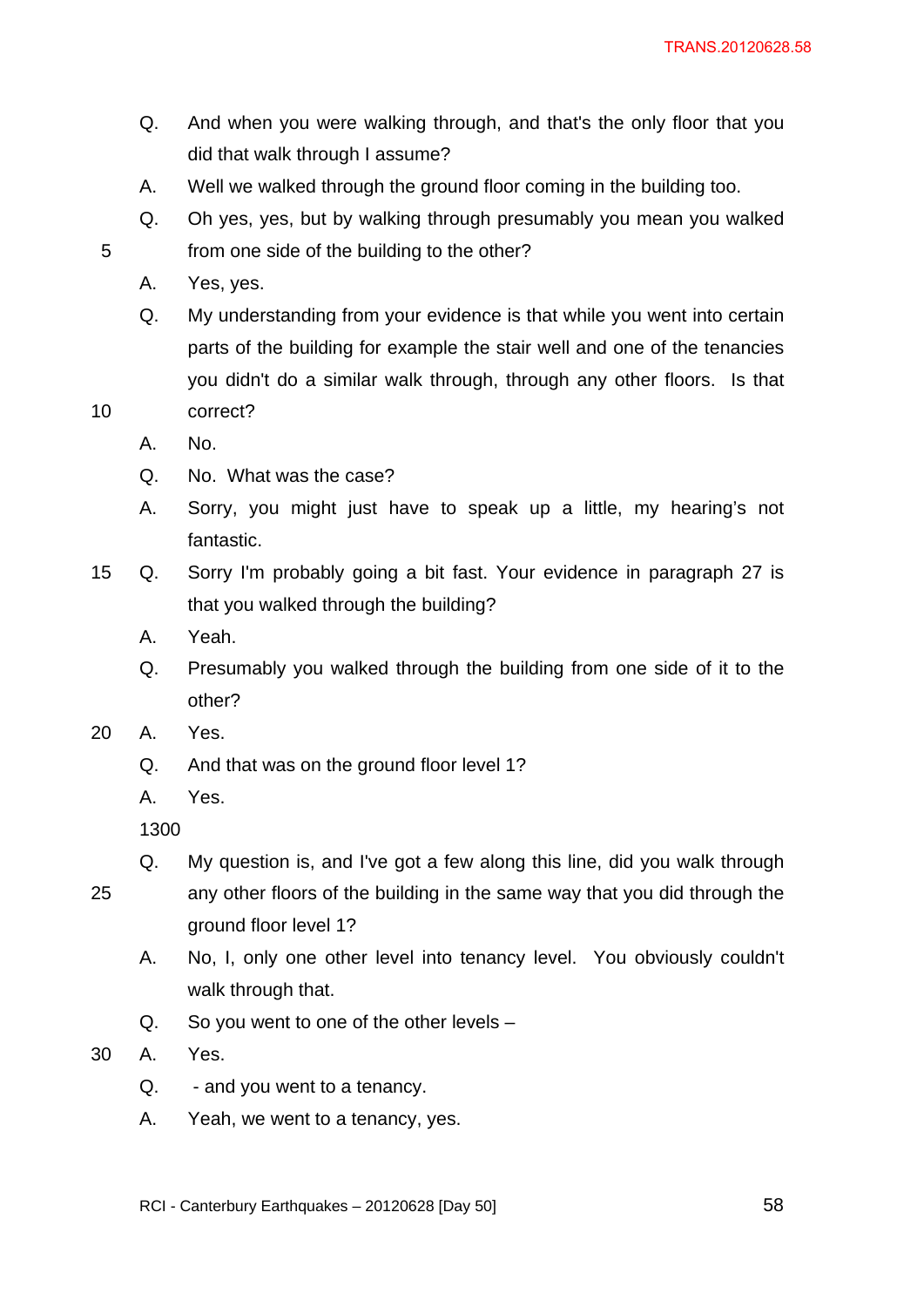Q. And when you were walking through, and that's the only floor that you did that walk through I assume?

A. Well we walked through the ground floor coming in the building too.

Q. Oh yes, yes, but by walking through presumably you mean you walked from one side of the building to the other?

A. Yes, yes.

Q. My understanding from your evidence is that while you went into certain parts of the building for example the stair well and one of the tenancies you didn't do a similar walk through, through any other floors. Is that correct?

A. No.

Q. No. What was the case?

A. Sorry, you might just have to speak up a little, my hearing's not fantastic.

Q. Sorry I'm probably going a bit fast. Your evidence in paragraph 27 is that you walked through the building?

A. Yeah.

Q. Presumably you walked through the building from one side of it to the other?

A. Yes.

Q. And that was on the ground floor level 1?

A. Yes.

1300

Q. My question is, and I've got a few along this line, did you walk through any other floors of the building in the same way that you did through the ground floor level 1?

A. No, I, only one other level into tenancy level. You obviously couldn't walk through that.

Q. So you went to one of the other levels –

A. Yes.

Q. - and you went to a tenancy.

A. Yeah, we went to a tenancy, yes.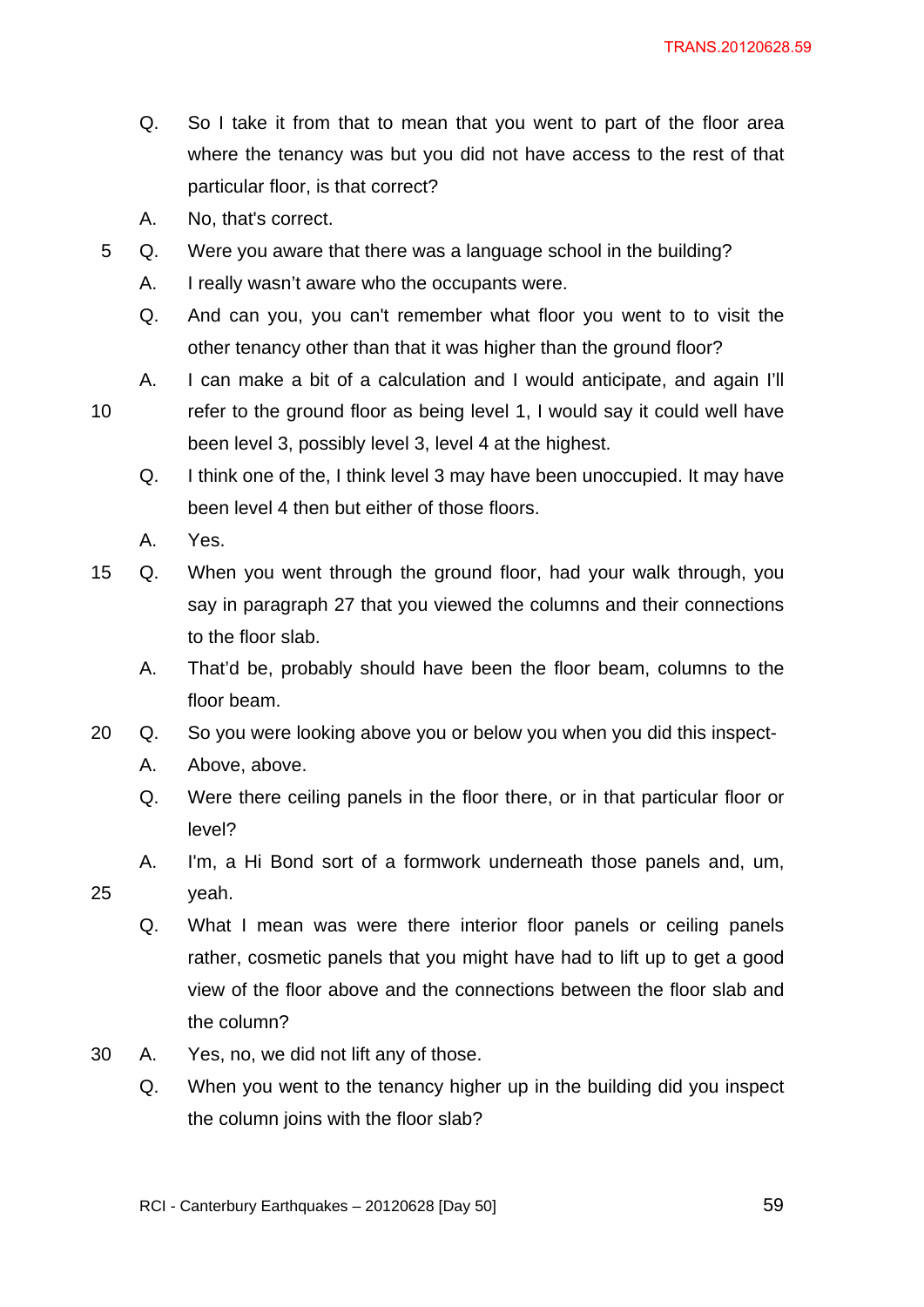Q. So I take it from that to mean that you went to part of the floor area where the tenancy was but you did not have access to the rest of that particular floor, is that correct?

A. No, that's correct.

Q. Were you aware that there was a language school in the building?

A. I really wasn't aware who the occupants were.

Q. And can you, you can't remember what floor you went to to visit the other tenancy other than that it was higher than the ground floor?

A. I can make a bit of a calculation and I would anticipate, and again I'll refer to the ground floor as being level 1, I would say it could well have been level 3, possibly level 3, level 4 at the highest.

Q. I think one of the, I think level 3 may have been unoccupied. It may have been level 4 then but either of those floors.

A. Yes.

Q. When you went through the ground floor, had your walk through, you say in paragraph 27 that you viewed the columns and their connections to the floor slab.

A. That'd be, probably should have been the floor beam, columns to the floor beam.

Q. So you were looking above you or below you when you did this inspect-

A. Above, above.

Q. Were there ceiling panels in the floor there, or in that particular floor or level?

A. I'm, a Hi Bond sort of a formwork underneath those panels and, um, yeah.

Q. What I mean was were there interior floor panels or ceiling panels rather, cosmetic panels that you might have had to lift up to get a good view of the floor above and the connections between the floor slab and the column?

A. Yes, no, we did not lift any of those.

Q. When you went to the tenancy higher up in the building did you inspect the column joins with the floor slab?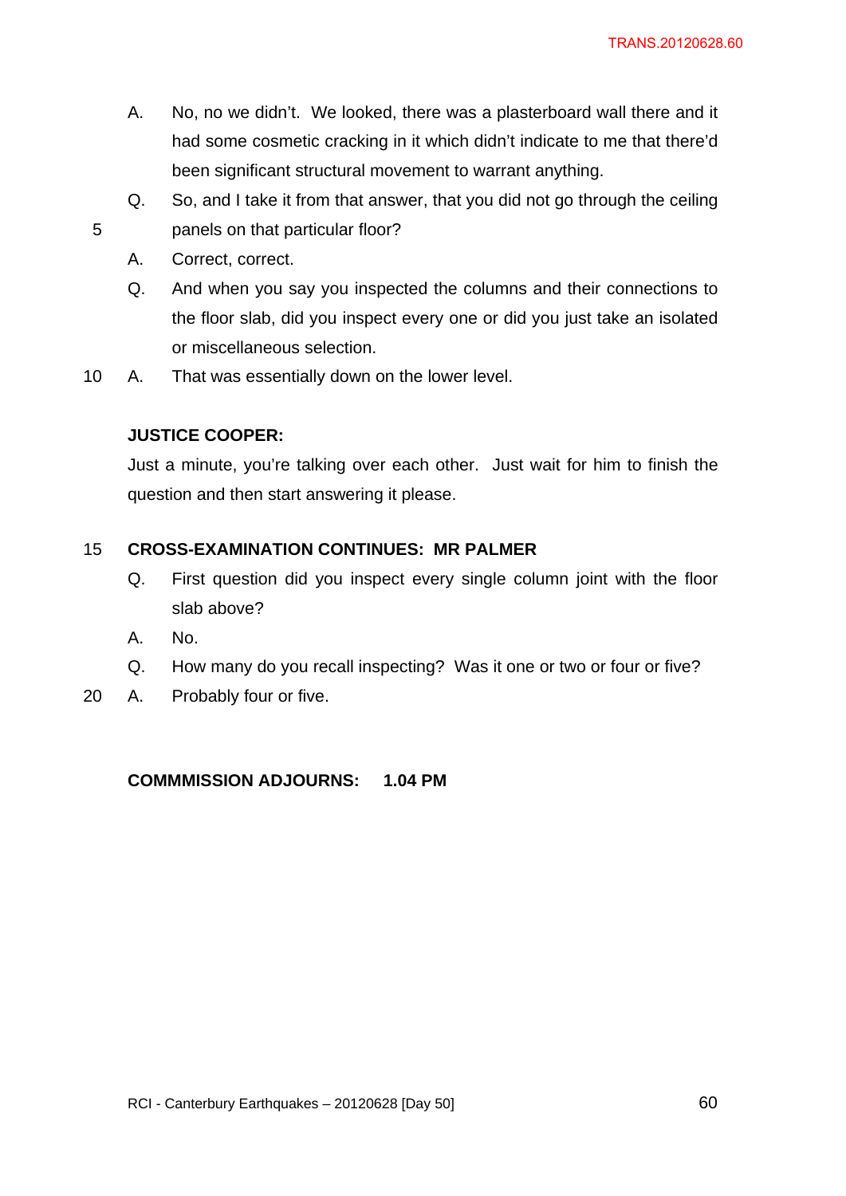A. No, no we didn't. We looked, there was a plasterboard wall there and it had some cosmetic cracking in it which didn't indicate to me that there'd been significant structural movement to warrant anything.

Q. So, and I take it from that answer, that you did not go through the ceiling panels on that particular floor?

A. Correct, correct.

Q. And when you say you inspected the columns and their connections to the floor slab, did you inspect every one or did you just take an isolated or miscellaneous selection.

A. That was essentially down on the lower level.

**JUSTICE COOPER:**

Just a minute, you're talking over each other. Just wait for him to finish the question and then start answering it please.

**CROSS-EXAMINATION CONTINUES: MR PALMER**

Q. First question did you inspect every single column joint with the floor slab above?

A. No.

Q. How many do you recall inspecting? Was it one or two or four or five?

A. Probably four or five.

**COMMMISSION ADJOURNS: 1.04 PM**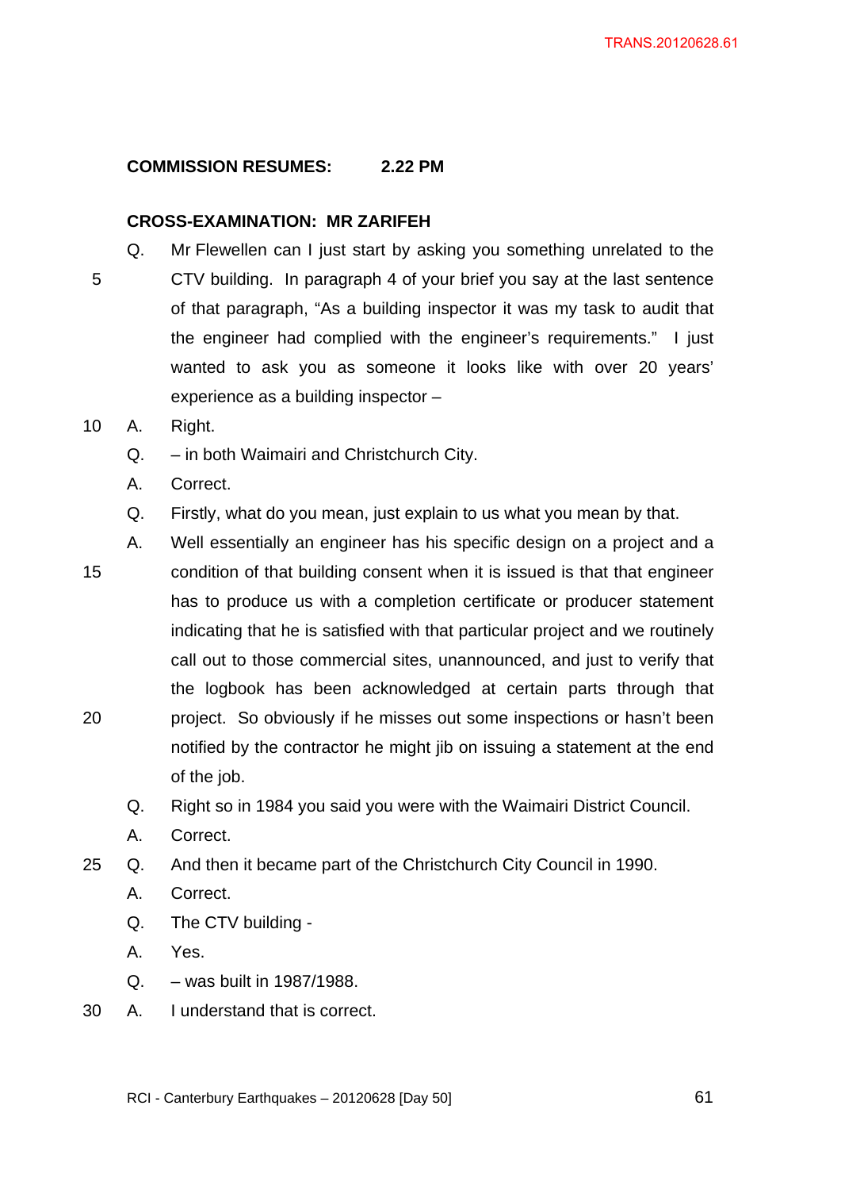**COMMISSION RESUMES: 2.22 PM**

**CROSS-EXAMINATION: MR ZARIFEH**

Q. Mr Flewellen can I just start by asking you something unrelated to the CTV building. In paragraph 4 of your brief you say at the last sentence of that paragraph, "As a building inspector it was my task to audit that the engineer had complied with the engineer's requirements." I just wanted to ask you as someone it looks like with over 20 years' experience as a building inspector –

A. Right.

Q. – in both Waimairi and Christchurch City.

A. Correct.

Q. Firstly, what do you mean, just explain to us what you mean by that.

A. Well essentially an engineer has his specific design on a project and a condition of that building consent when it is issued is that that engineer has to produce us with a completion certificate or producer statement indicating that he is satisfied with that particular project and we routinely call out to those commercial sites, unannounced, and just to verify that the logbook has been acknowledged at certain parts through that project. So obviously if he misses out some inspections or hasn't been notified by the contractor he might jib on issuing a statement at the end of the job.

Q. Right so in 1984 you said you were with the Waimairi District Council.

A. Correct.

Q. And then it became part of the Christchurch City Council in 1990.

A. Correct.

Q. The CTV building -

A. Yes.

Q. – was built in 1987/1988.

A. I understand that is correct.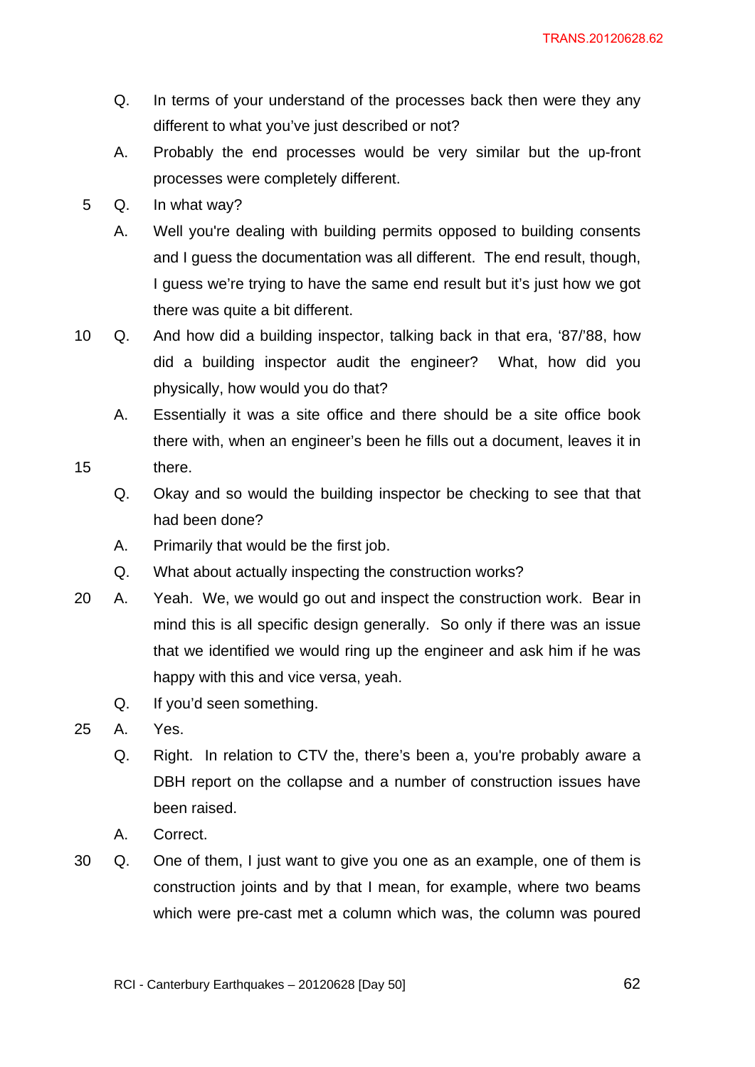Q. In terms of your understand of the processes back then were they any different to what you've just described or not?

A. Probably the end processes would be very similar but the up-front processes were completely different.

Q. In what way?

A. Well you're dealing with building permits opposed to building consents and I guess the documentation was all different. The end result, though, I guess we're trying to have the same end result but it's just how we got there was quite a bit different.

Q. And how did a building inspector, talking back in that era, '87/'88, how did a building inspector audit the engineer? What, how did you physically, how would you do that?

A. Essentially it was a site office and there should be a site office book there with, when an engineer's been he fills out a document, leaves it in there.

Q. Okay and so would the building inspector be checking to see that that had been done?

A. Primarily that would be the first job.

Q. What about actually inspecting the construction works?

A. Yeah. We, we would go out and inspect the construction work. Bear in mind this is all specific design generally. So only if there was an issue that we identified we would ring up the engineer and ask him if he was happy with this and vice versa, yeah.

Q. If you'd seen something.

A. Yes.

Q. Right. In relation to CTV the, there's been a, you're probably aware a DBH report on the collapse and a number of construction issues have been raised.

A. Correct.

Q. One of them, I just want to give you one as an example, one of them is construction joints and by that I mean, for example, where two beams which were pre-cast met a column which was, the column was poured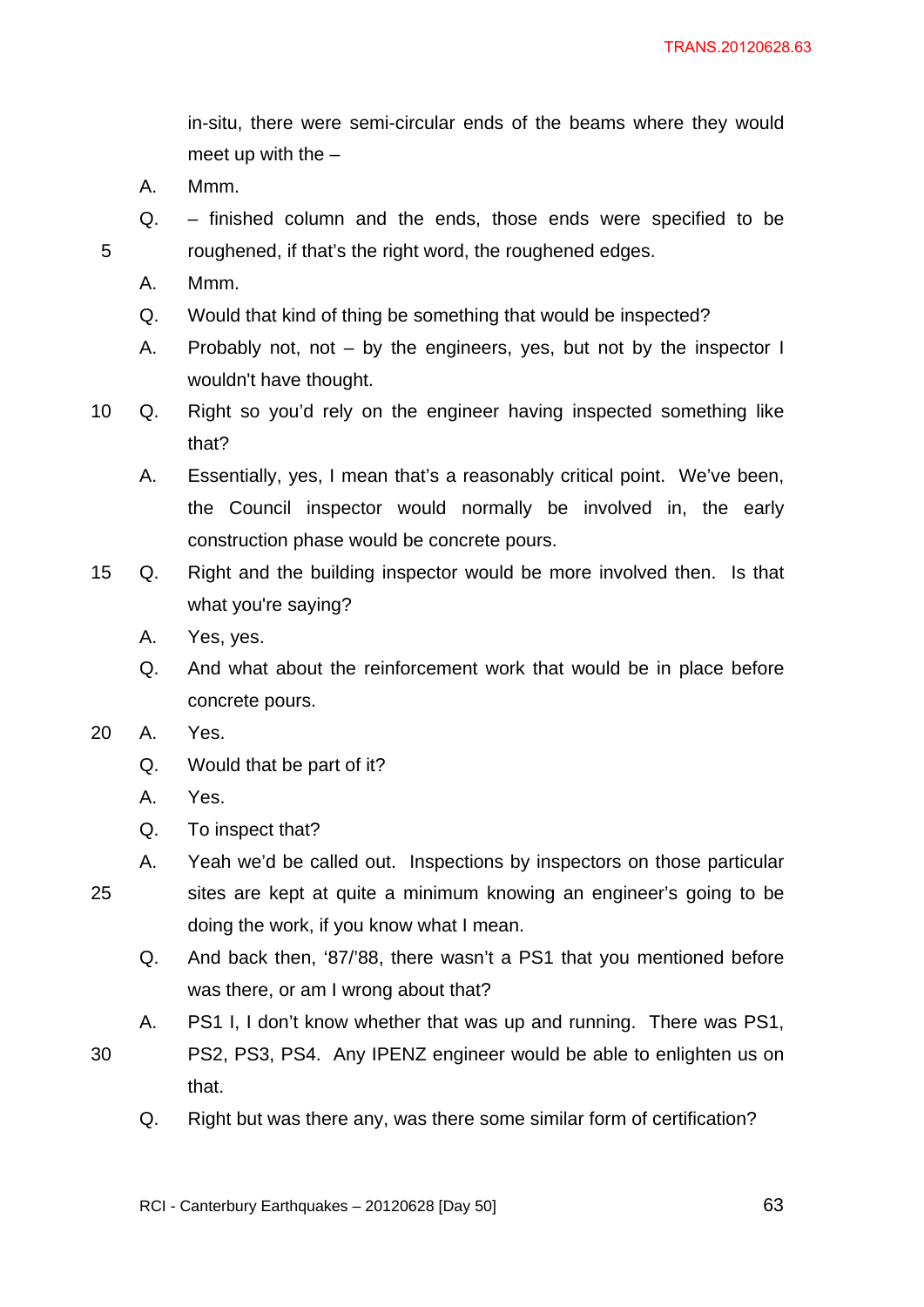in-situ, there were semi-circular ends of the beams where they would meet up with the –

A. Mmm.

Q. – finished column and the ends, those ends were specified to be roughened, if that's the right word, the roughened edges.

A. Mmm.

Q. Would that kind of thing be something that would be inspected?

A. Probably not, not – by the engineers, yes, but not by the inspector I wouldn't have thought.

Q. Right so you'd rely on the engineer having inspected something like that?

A. Essentially, yes, I mean that's a reasonably critical point. We've been, the Council inspector would normally be involved in, the early construction phase would be concrete pours.

Q. Right and the building inspector would be more involved then. Is that what you're saying?

A. Yes, yes.

Q. And what about the reinforcement work that would be in place before concrete pours.

A. Yes.

Q. Would that be part of it?

A. Yes.

Q. To inspect that?

A. Yeah we'd be called out. Inspections by inspectors on those particular sites are kept at quite a minimum knowing an engineer's going to be doing the work, if you know what I mean.

Q. And back then, '87/'88, there wasn't a PS1 that you mentioned before was there, or am I wrong about that?

A. PS1 I, I don't know whether that was up and running. There was PS1, PS2, PS3, PS4. Any IPENZ engineer would be able to enlighten us on that.

Q. Right but was there any, was there some similar form of certification?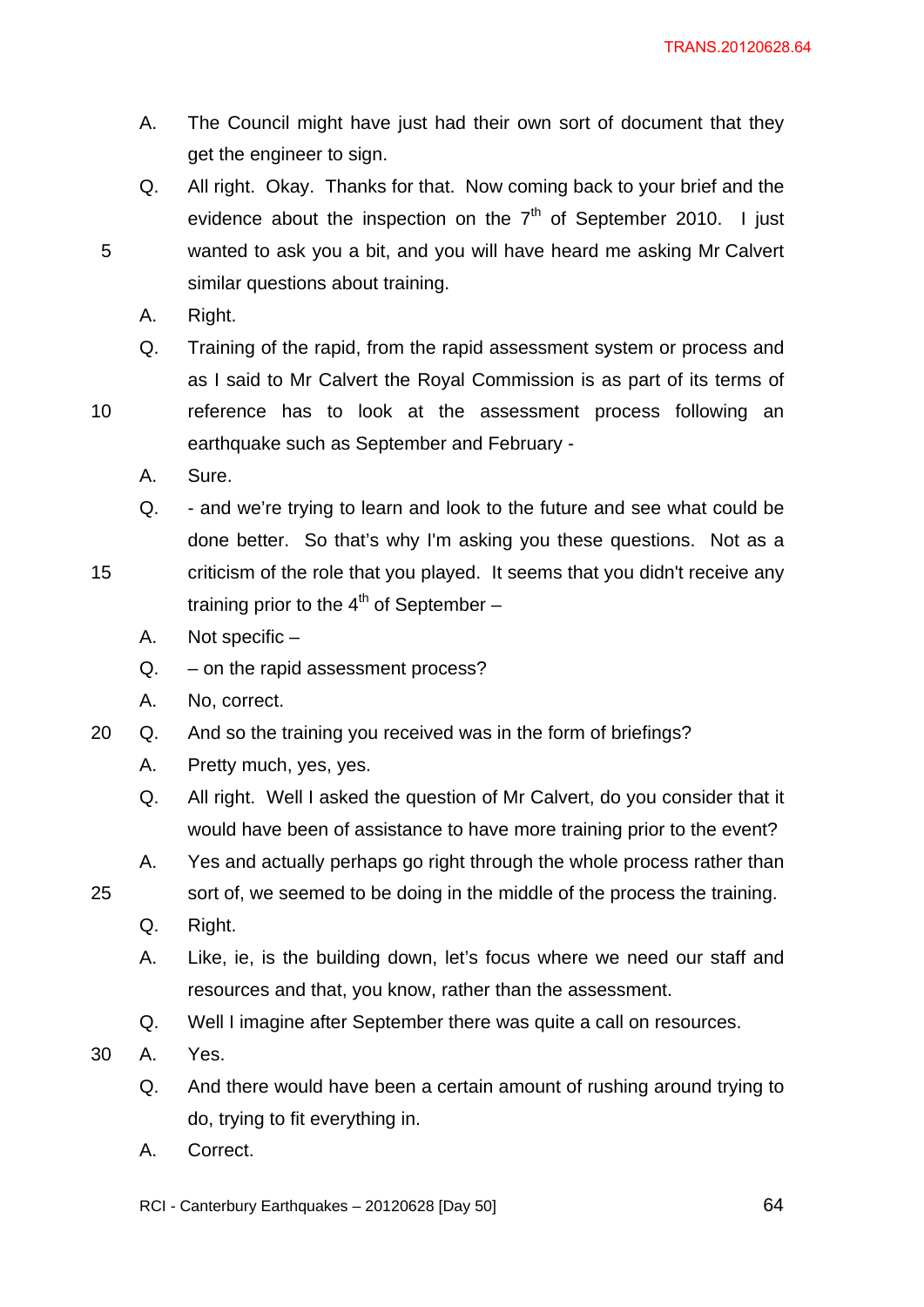A. The Council might have just had their own sort of document that they get the engineer to sign.

Q. All right. Okay. Thanks for that. Now coming back to your brief and the evidence about the inspection on the 7th of September 2010. I just wanted to ask you a bit, and you will have heard me asking Mr Calvert similar questions about training.

A. Right.

Q. Training of the rapid, from the rapid assessment system or process and as I said to Mr Calvert the Royal Commission is as part of its terms of reference has to look at the assessment process following an earthquake such as September and February -

A. Sure.

Q. - and we're trying to learn and look to the future and see what could be done better. So that's why I'm asking you these questions. Not as a criticism of the role that you played. It seems that you didn't receive any training prior to the 4th of September –

A. Not specific –

Q. – on the rapid assessment process?

A. No, correct.

Q. And so the training you received was in the form of briefings?

A. Pretty much, yes, yes.

Q. All right. Well I asked the question of Mr Calvert, do you consider that it would have been of assistance to have more training prior to the event?

A. Yes and actually perhaps go right through the whole process rather than sort of, we seemed to be doing in the middle of the process the training.

Q. Right.

A. Like, ie, is the building down, let's focus where we need our staff and resources and that, you know, rather than the assessment.

Q. Well I imagine after September there was quite a call on resources.

A. Yes.

Q. And there would have been a certain amount of rushing around trying to do, trying to fit everything in.

A. Correct.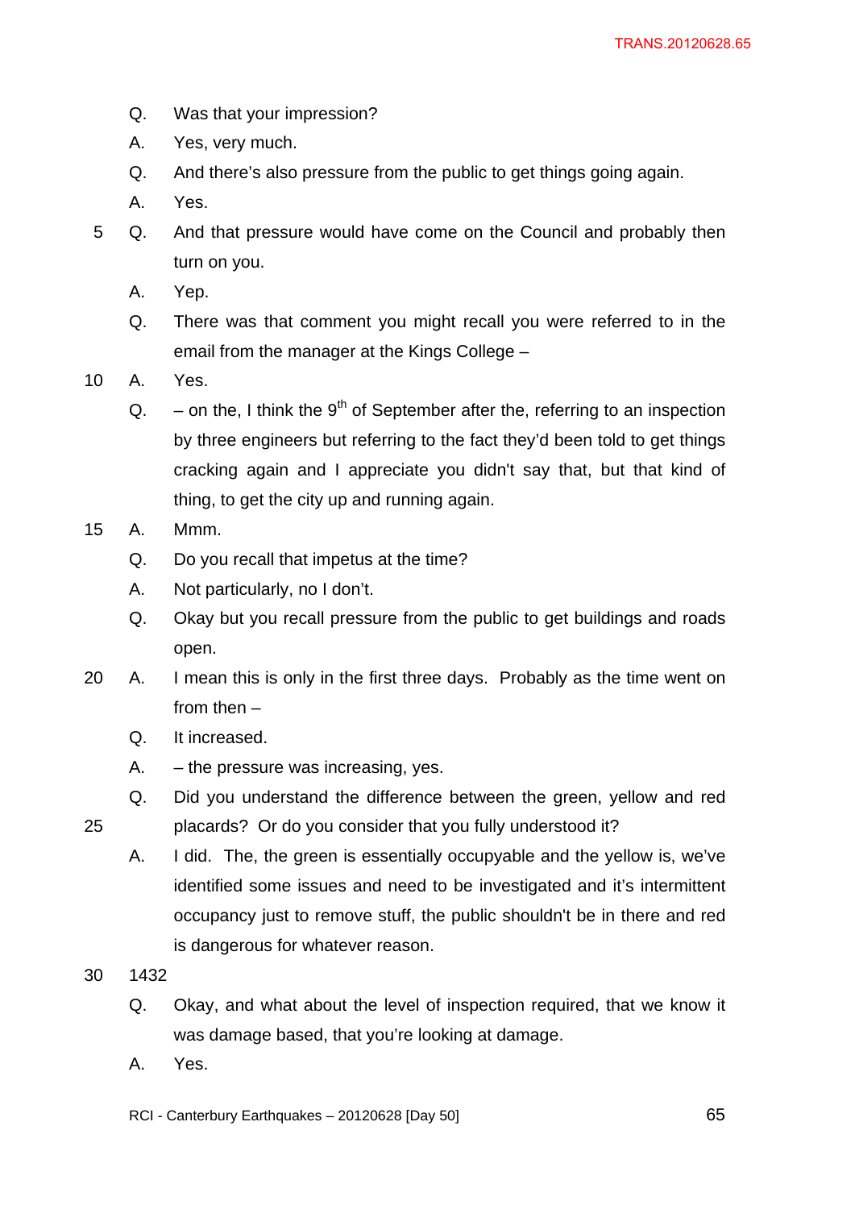Q. Was that your impression?

A. Yes, very much.

Q. And there's also pressure from the public to get things going again.

A. Yes.

Q. And that pressure would have come on the Council and probably then turn on you.

A. Yep.

Q. There was that comment you might recall you were referred to in the email from the manager at the Kings College –

A. Yes.

Q. – on the, I think the 9th of September after the, referring to an inspection by three engineers but referring to the fact they'd been told to get things cracking again and I appreciate you didn't say that, but that kind of thing, to get the city up and running again.

A. Mmm.

Q. Do you recall that impetus at the time?

A. Not particularly, no I don't.

Q. Okay but you recall pressure from the public to get buildings and roads open.

A. I mean this is only in the first three days. Probably as the time went on from then –

Q. It increased.

A. – the pressure was increasing, yes.

Q. Did you understand the difference between the green, yellow and red placards? Or do you consider that you fully understood it?

A. I did. The, the green is essentially occupyable and the yellow is, we've identified some issues and need to be investigated and it's intermittent occupancy just to remove stuff, the public shouldn't be in there and red is dangerous for whatever reason.

1432

Q. Okay, and what about the level of inspection required, that we know it was damage based, that you're looking at damage.

A. Yes.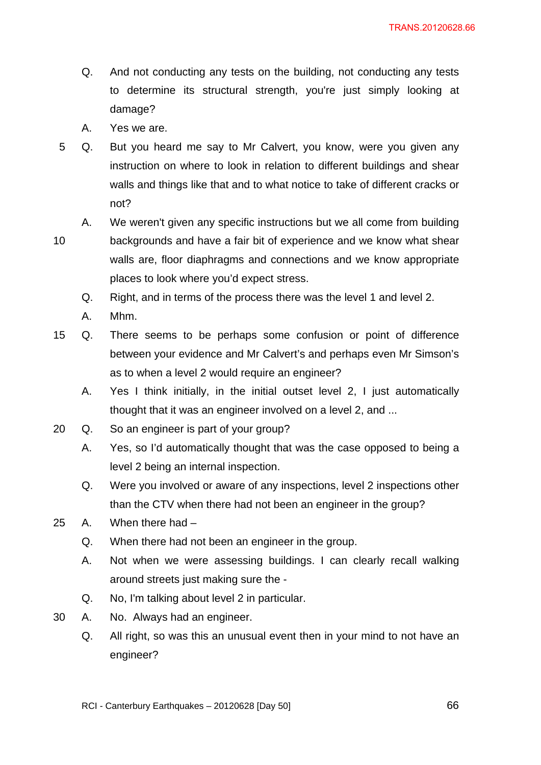Q. And not conducting any tests on the building, not conducting any tests to determine its structural strength, you're just simply looking at damage?

A. Yes we are.

Q. But you heard me say to Mr Calvert, you know, were you given any instruction on where to look in relation to different buildings and shear walls and things like that and to what notice to take of different cracks or not?

A. We weren't given any specific instructions but we all come from building backgrounds and have a fair bit of experience and we know what shear walls are, floor diaphragms and connections and we know appropriate places to look where you'd expect stress.

Q. Right, and in terms of the process there was the level 1 and level 2.

A. Mhm.

Q. There seems to be perhaps some confusion or point of difference between your evidence and Mr Calvert's and perhaps even Mr Simson's as to when a level 2 would require an engineer?

A. Yes I think initially, in the initial outset level 2, I just automatically thought that it was an engineer involved on a level 2, and ...

Q. So an engineer is part of your group?

A. Yes, so I'd automatically thought that was the case opposed to being a level 2 being an internal inspection.

Q. Were you involved or aware of any inspections, level 2 inspections other than the CTV when there had not been an engineer in the group?

A. When there had –

Q. When there had not been an engineer in the group.

A. Not when we were assessing buildings. I can clearly recall walking around streets just making sure the -

Q. No, I'm talking about level 2 in particular.

A. No. Always had an engineer.

Q. All right, so was this an unusual event then in your mind to not have an engineer?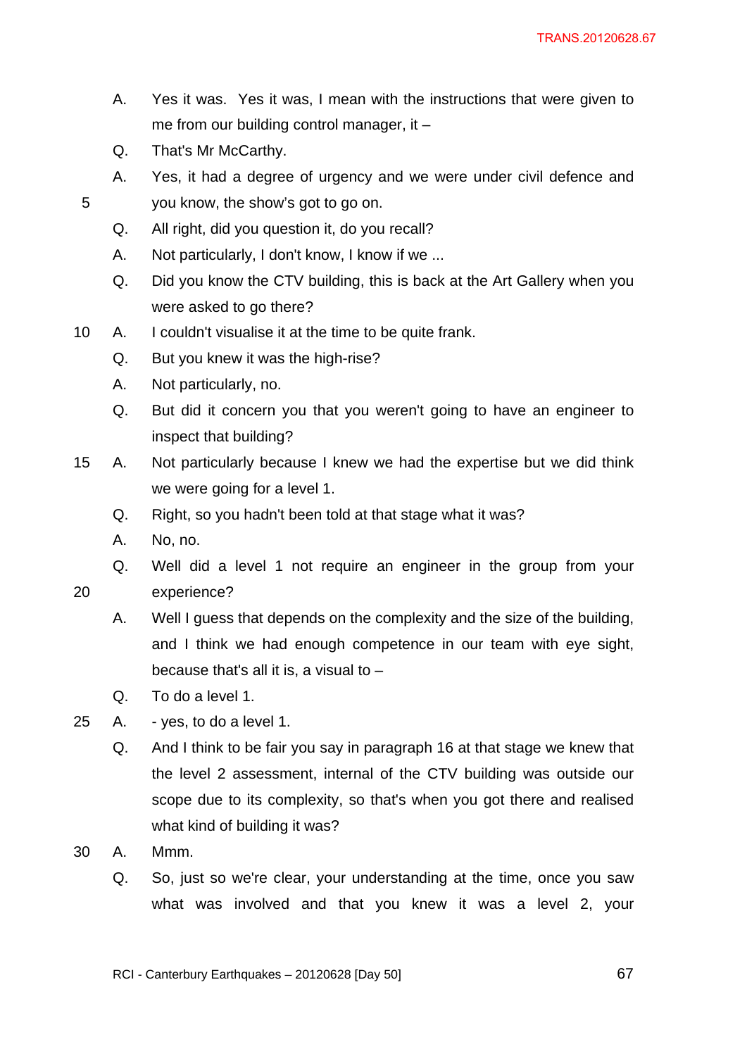A. Yes it was. Yes it was, I mean with the instructions that were given to me from our building control manager, it –

Q. That's Mr McCarthy.

A. Yes, it had a degree of urgency and we were under civil defence and you know, the show's got to go on.

Q. All right, did you question it, do you recall?

A. Not particularly, I don't know, I know if we ...

Q. Did you know the CTV building, this is back at the Art Gallery when you were asked to go there?

A. I couldn't visualise it at the time to be quite frank.

Q. But you knew it was the high-rise?

A. Not particularly, no.

Q. But did it concern you that you weren't going to have an engineer to inspect that building?

A. Not particularly because I knew we had the expertise but we did think we were going for a level 1.

Q. Right, so you hadn't been told at that stage what it was?

A. No, no.

Q. Well did a level 1 not require an engineer in the group from your experience?

A. Well I guess that depends on the complexity and the size of the building, and I think we had enough competence in our team with eye sight, because that's all it is, a visual to –

Q. To do a level 1.

A. - yes, to do a level 1.

Q. And I think to be fair you say in paragraph 16 at that stage we knew that the level 2 assessment, internal of the CTV building was outside our scope due to its complexity, so that's when you got there and realised what kind of building it was?

A. Mmm.

Q. So, just so we're clear, your understanding at the time, once you saw what was involved and that you knew it was a level 2, your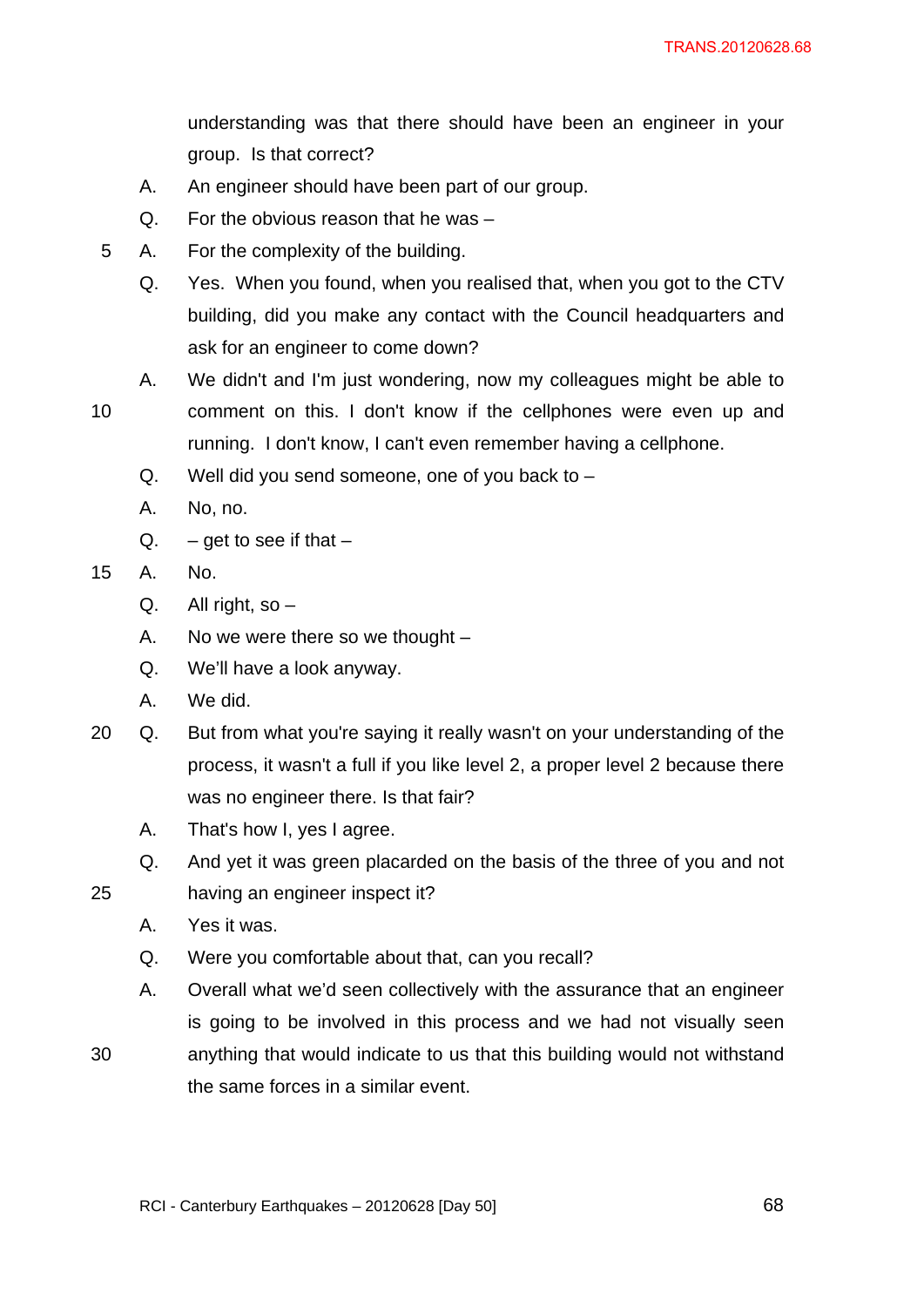understanding was that there should have been an engineer in your group. Is that correct?

A. An engineer should have been part of our group.

Q. For the obvious reason that he was –

A. For the complexity of the building.

Q. Yes. When you found, when you realised that, when you got to the CTV building, did you make any contact with the Council headquarters and ask for an engineer to come down?

A. We didn't and I'm just wondering, now my colleagues might be able to comment on this. I don't know if the cellphones were even up and running. I don't know, I can't even remember having a cellphone.

Q. Well did you send someone, one of you back to –

A. No, no.

Q. – get to see if that –

A. No.

Q. All right, so –

A. No we were there so we thought –

Q. We'll have a look anyway.

A. We did.

Q. But from what you're saying it really wasn't on your understanding of the process, it wasn't a full if you like level 2, a proper level 2 because there was no engineer there. Is that fair?

A. That's how I, yes I agree.

Q. And yet it was green placarded on the basis of the three of you and not having an engineer inspect it?

A. Yes it was.

Q. Were you comfortable about that, can you recall?

A. Overall what we'd seen collectively with the assurance that an engineer is going to be involved in this process and we had not visually seen anything that would indicate to us that this building would not withstand the same forces in a similar event.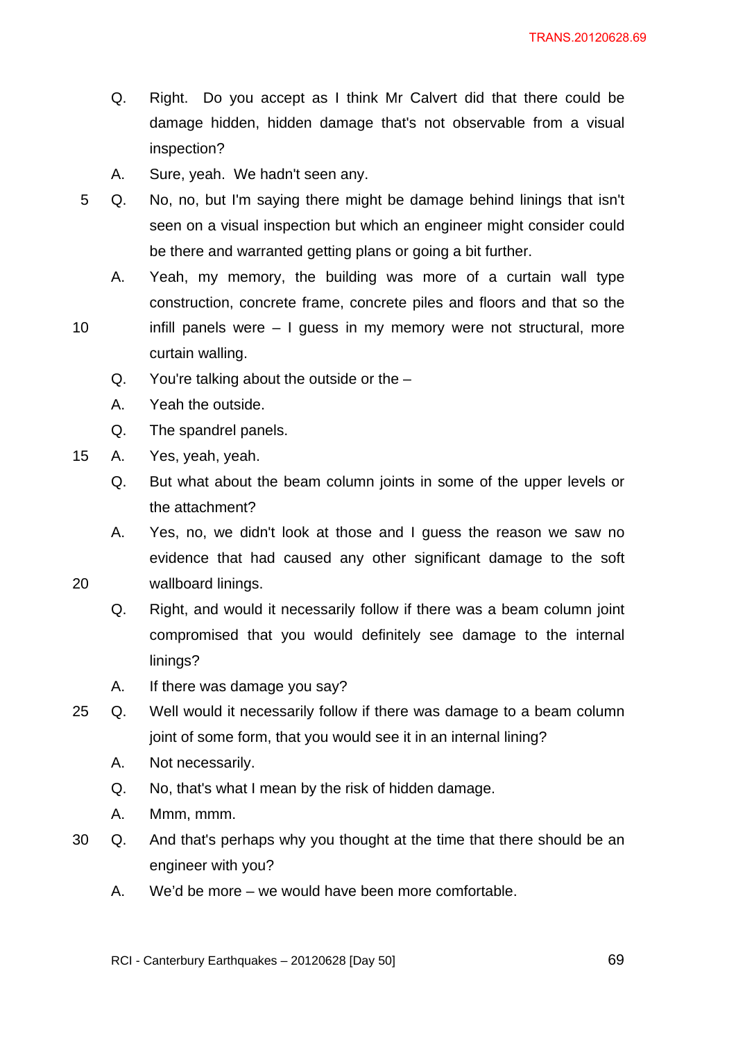Q. Right. Do you accept as I think Mr Calvert did that there could be damage hidden, hidden damage that's not observable from a visual inspection?

A. Sure, yeah. We hadn't seen any.

Q. No, no, but I'm saying there might be damage behind linings that isn't seen on a visual inspection but which an engineer might consider could be there and warranted getting plans or going a bit further.

A. Yeah, my memory, the building was more of a curtain wall type construction, concrete frame, concrete piles and floors and that so the infill panels were – I guess in my memory were not structural, more curtain walling.

Q. You're talking about the outside or the –

A. Yeah the outside.

Q. The spandrel panels.

A. Yes, yeah, yeah.

Q. But what about the beam column joints in some of the upper levels or the attachment?

A. Yes, no, we didn't look at those and I guess the reason we saw no evidence that had caused any other significant damage to the soft wallboard linings.

Q. Right, and would it necessarily follow if there was a beam column joint compromised that you would definitely see damage to the internal linings?

A. If there was damage you say?

Q. Well would it necessarily follow if there was damage to a beam column joint of some form, that you would see it in an internal lining?

A. Not necessarily.

Q. No, that's what I mean by the risk of hidden damage.

A. Mmm, mmm.

Q. And that's perhaps why you thought at the time that there should be an engineer with you?

A. We'd be more – we would have been more comfortable.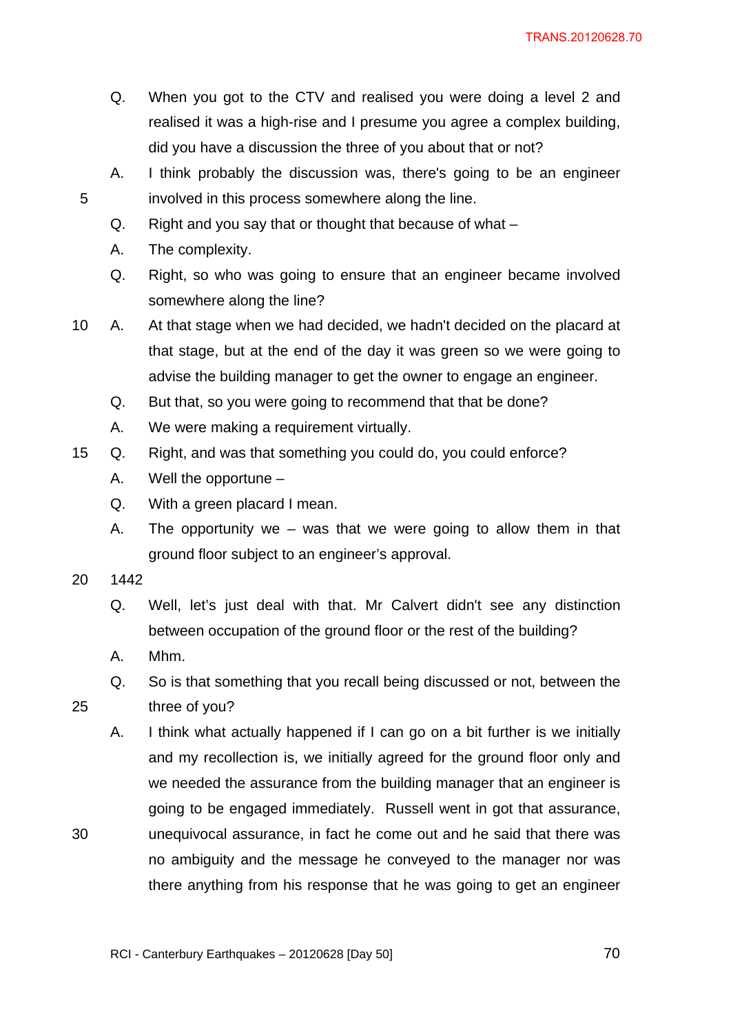Q. When you got to the CTV and realised you were doing a level 2 and realised it was a high-rise and I presume you agree a complex building, did you have a discussion the three of you about that or not?

A. I think probably the discussion was, there's going to be an engineer involved in this process somewhere along the line.

Q. Right and you say that or thought that because of what –

A. The complexity.

Q. Right, so who was going to ensure that an engineer became involved somewhere along the line?

A. At that stage when we had decided, we hadn't decided on the placard at that stage, but at the end of the day it was green so we were going to advise the building manager to get the owner to engage an engineer.

Q. But that, so you were going to recommend that that be done?

A. We were making a requirement virtually.

Q. Right, and was that something you could do, you could enforce?

A. Well the opportune –

Q. With a green placard I mean.

A. The opportunity we – was that we were going to allow them in that ground floor subject to an engineer's approval.

1442

Q. Well, let's just deal with that. Mr Calvert didn't see any distinction between occupation of the ground floor or the rest of the building?

A. Mhm.

Q. So is that something that you recall being discussed or not, between the three of you?

A. I think what actually happened if I can go on a bit further is we initially and my recollection is, we initially agreed for the ground floor only and we needed the assurance from the building manager that an engineer is going to be engaged immediately. Russell went in got that assurance, unequivocal assurance, in fact he come out and he said that there was no ambiguity and the message he conveyed to the manager nor was there anything from his response that he was going to get an engineer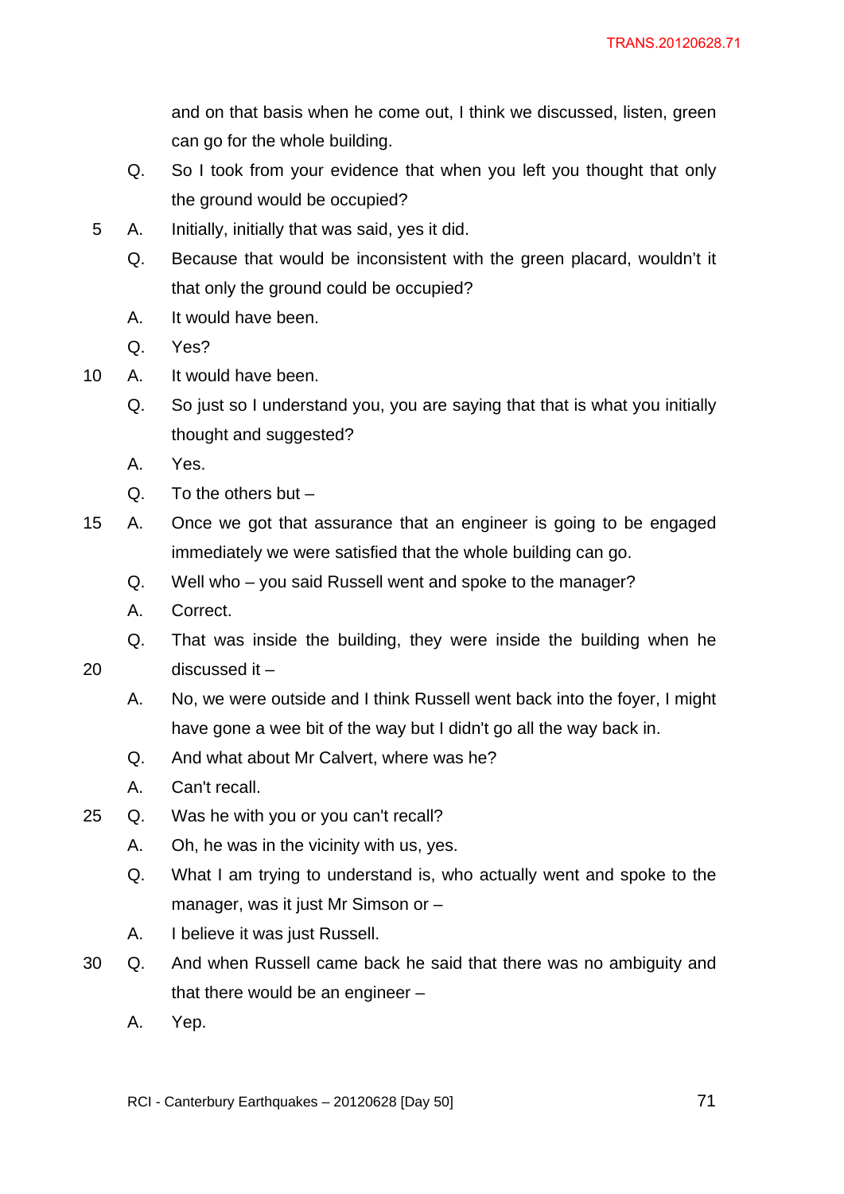and on that basis when he come out, I think we discussed, listen, green can go for the whole building.

Q. So I took from your evidence that when you left you thought that only the ground would be occupied?

A. Initially, initially that was said, yes it did.

Q. Because that would be inconsistent with the green placard, wouldn't it that only the ground could be occupied?

A. It would have been.

Q. Yes?

A. It would have been.

Q. So just so I understand you, you are saying that that is what you initially thought and suggested?

A. Yes.

Q. To the others but –

A. Once we got that assurance that an engineer is going to be engaged immediately we were satisfied that the whole building can go.

Q. Well who – you said Russell went and spoke to the manager?

A. Correct.

Q. That was inside the building, they were inside the building when he discussed it –

A. No, we were outside and I think Russell went back into the foyer, I might have gone a wee bit of the way but I didn't go all the way back in.

Q. And what about Mr Calvert, where was he?

A. Can't recall.

Q. Was he with you or you can't recall?

A. Oh, he was in the vicinity with us, yes.

Q. What I am trying to understand is, who actually went and spoke to the manager, was it just Mr Simson or –

A. I believe it was just Russell.

Q. And when Russell came back he said that there was no ambiguity and that there would be an engineer –

A. Yep.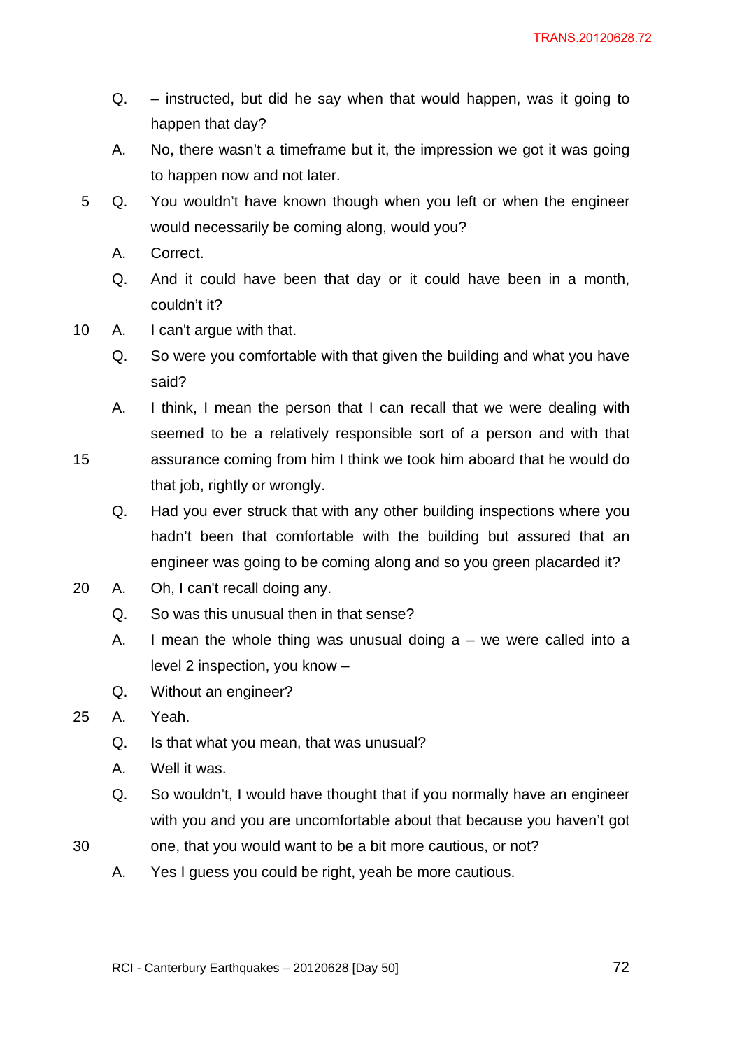Q. – instructed, but did he say when that would happen, was it going to happen that day?

A. No, there wasn't a timeframe but it, the impression we got it was going to happen now and not later.

Q. You wouldn't have known though when you left or when the engineer would necessarily be coming along, would you?

A. Correct.

Q. And it could have been that day or it could have been in a month, couldn't it?

A. I can't argue with that.

Q. So were you comfortable with that given the building and what you have said?

A. I think, I mean the person that I can recall that we were dealing with seemed to be a relatively responsible sort of a person and with that assurance coming from him I think we took him aboard that he would do that job, rightly or wrongly.

Q. Had you ever struck that with any other building inspections where you hadn't been that comfortable with the building but assured that an engineer was going to be coming along and so you green placarded it?

A. Oh, I can't recall doing any.

Q. So was this unusual then in that sense?

A. I mean the whole thing was unusual doing a – we were called into a level 2 inspection, you know –

Q. Without an engineer?

A. Yeah.

Q. Is that what you mean, that was unusual?

A. Well it was.

Q. So wouldn't, I would have thought that if you normally have an engineer with you and you are uncomfortable about that because you haven't got one, that you would want to be a bit more cautious, or not?

A. Yes I guess you could be right, yeah be more cautious.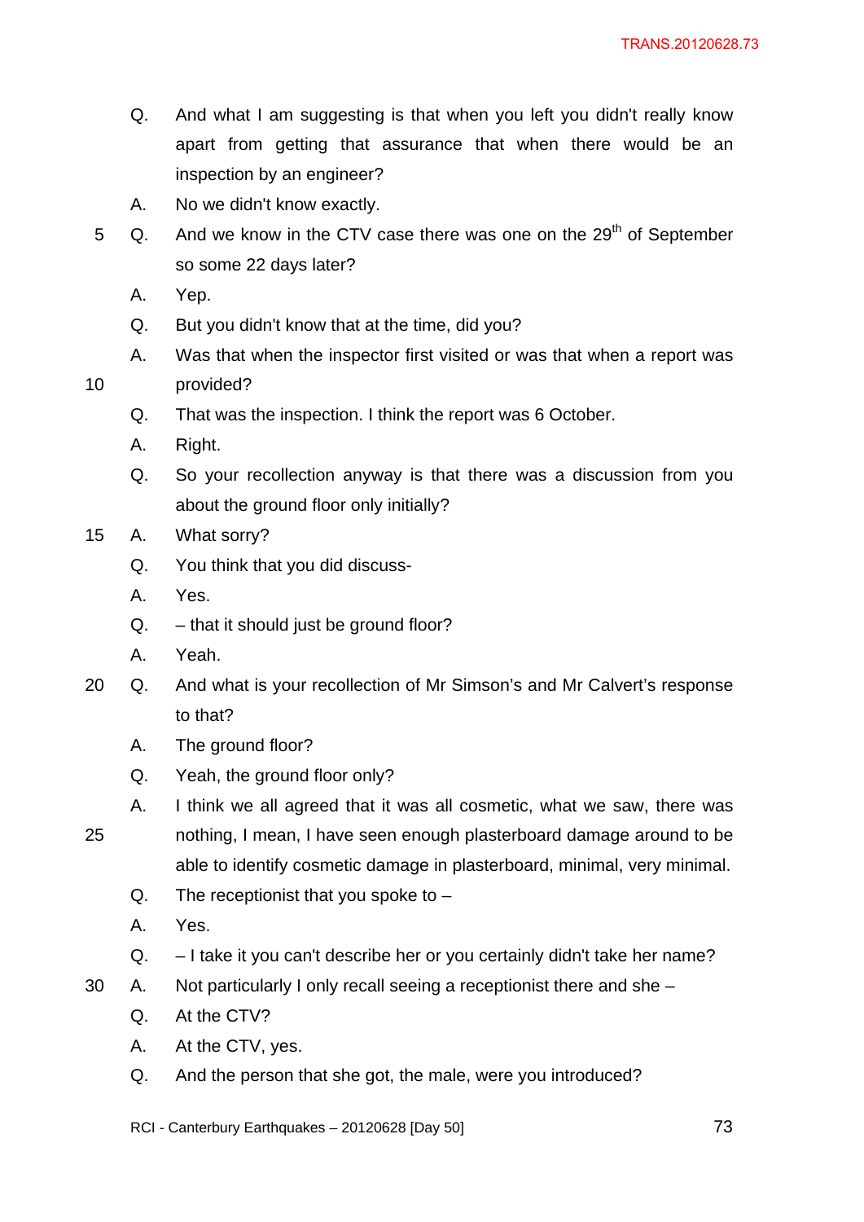Q. And what I am suggesting is that when you left you didn't really know apart from getting that assurance that when there would be an inspection by an engineer?

A. No we didn't know exactly.

Q. And we know in the CTV case there was one on the 29th of September so some 22 days later?

A. Yep.

Q. But you didn't know that at the time, did you?

A. Was that when the inspector first visited or was that when a report was provided?

Q. That was the inspection. I think the report was 6 October.

A. Right.

Q. So your recollection anyway is that there was a discussion from you about the ground floor only initially?

A. What sorry?

Q. You think that you did discuss-

A. Yes.

Q. – that it should just be ground floor?

A. Yeah.

Q. And what is your recollection of Mr Simson's and Mr Calvert's response to that?

A. The ground floor?

Q. Yeah, the ground floor only?

A. I think we all agreed that it was all cosmetic, what we saw, there was nothing, I mean, I have seen enough plasterboard damage around to be able to identify cosmetic damage in plasterboard, minimal, very minimal.

Q. The receptionist that you spoke to –

A. Yes.

Q. – I take it you can't describe her or you certainly didn't take her name?

A. Not particularly I only recall seeing a receptionist there and she –

Q. At the CTV?

A. At the CTV, yes.

Q. And the person that she got, the male, were you introduced?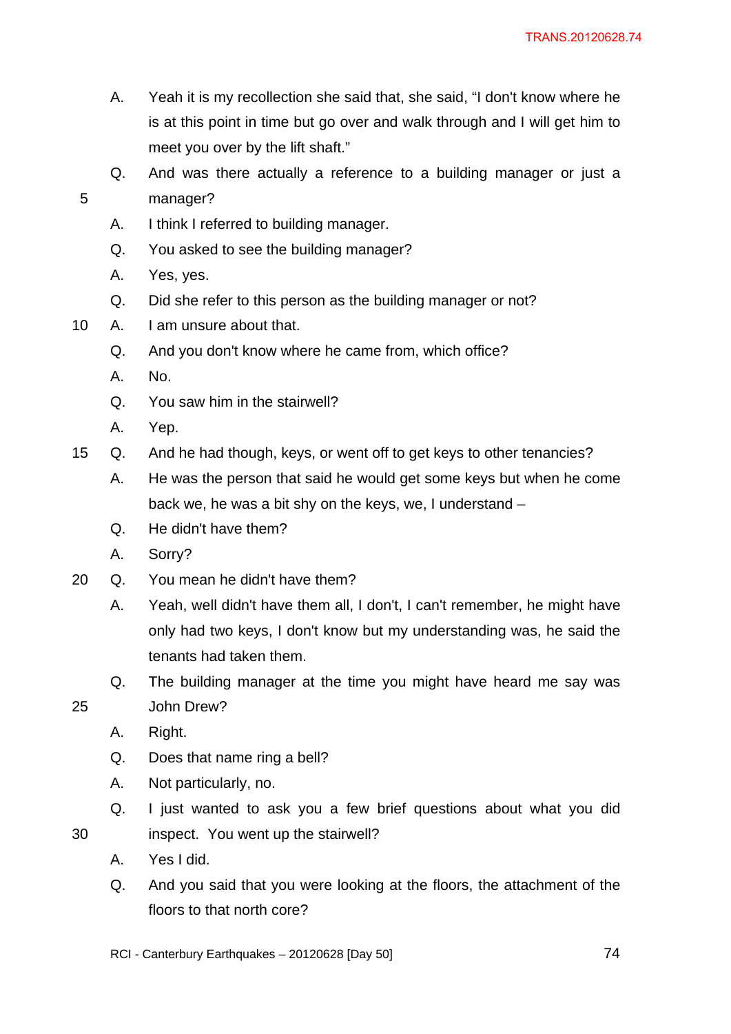A. Yeah it is my recollection she said that, she said, "I don't know where he is at this point in time but go over and walk through and I will get him to meet you over by the lift shaft."

Q. And was there actually a reference to a building manager or just a manager?

A. I think I referred to building manager.

Q. You asked to see the building manager?

A. Yes, yes.

Q. Did she refer to this person as the building manager or not?

A. I am unsure about that.

Q. And you don't know where he came from, which office?

A. No.

Q. You saw him in the stairwell?

A. Yep.

Q. And he had though, keys, or went off to get keys to other tenancies?

A. He was the person that said he would get some keys but when he come back we, he was a bit shy on the keys, we, I understand –

Q. He didn't have them?

A. Sorry?

Q. You mean he didn't have them?

A. Yeah, well didn't have them all, I don't, I can't remember, he might have only had two keys, I don't know but my understanding was, he said the tenants had taken them.

Q. The building manager at the time you might have heard me say was John Drew?

A. Right.

Q. Does that name ring a bell?

A. Not particularly, no.

Q. I just wanted to ask you a few brief questions about what you did inspect. You went up the stairwell?

A. Yes I did.

Q. And you said that you were looking at the floors, the attachment of the floors to that north core?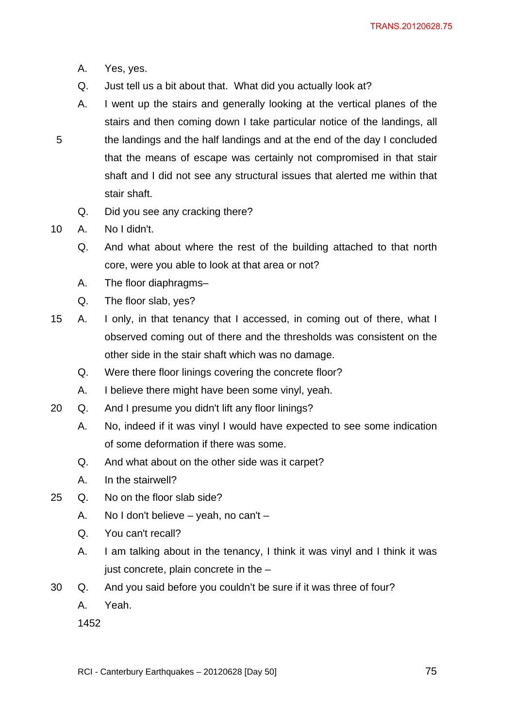A. Yes, yes.

Q. Just tell us a bit about that. What did you actually look at?

A. I went up the stairs and generally looking at the vertical planes of the stairs and then coming down I take particular notice of the landings, all the landings and the half landings and at the end of the day I concluded that the means of escape was certainly not compromised in that stair shaft and I did not see any structural issues that alerted me within that stair shaft.

Q. Did you see any cracking there?

A. No I didn't.

Q. And what about where the rest of the building attached to that north core, were you able to look at that area or not?

A. The floor diaphragms–

Q. The floor slab, yes?

A. I only, in that tenancy that I accessed, in coming out of there, what I observed coming out of there and the thresholds was consistent on the other side in the stair shaft which was no damage.

Q. Were there floor linings covering the concrete floor?

A. I believe there might have been some vinyl, yeah.

Q. And I presume you didn't lift any floor linings?

A. No, indeed if it was vinyl I would have expected to see some indication of some deformation if there was some.

Q. And what about on the other side was it carpet?

A. In the stairwell?

Q. No on the floor slab side?

A. No I don't believe – yeah, no can't –

Q. You can't recall?

A. I am talking about in the tenancy, I think it was vinyl and I think it was just concrete, plain concrete in the –

Q. And you said before you couldn't be sure if it was three of four?

A. Yeah.

1452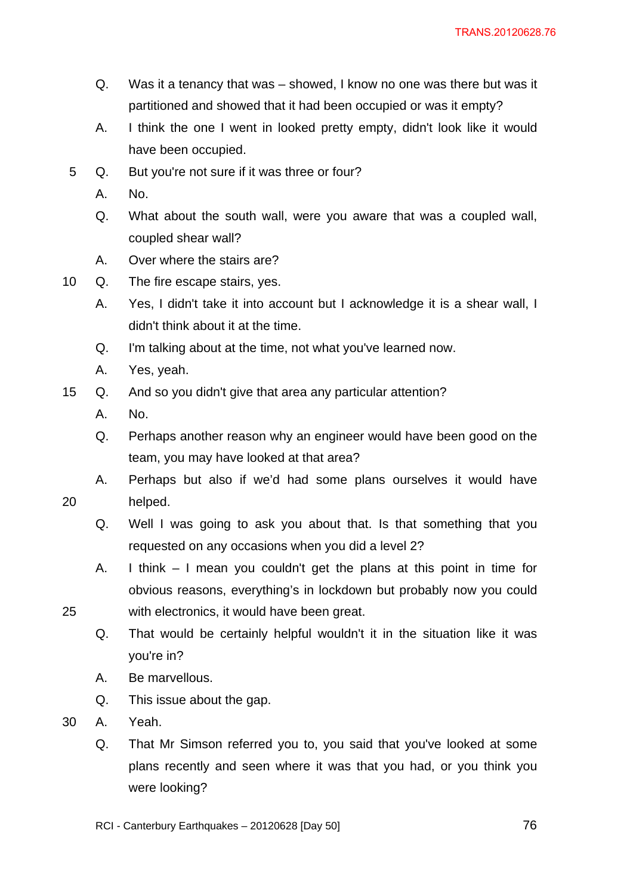Q. Was it a tenancy that was – showed, I know no one was there but was it partitioned and showed that it had been occupied or was it empty?

A. I think the one I went in looked pretty empty, didn't look like it would have been occupied.

Q. But you're not sure if it was three or four?

A. No.

Q. What about the south wall, were you aware that was a coupled wall, coupled shear wall?

A. Over where the stairs are?

Q. The fire escape stairs, yes.

A. Yes, I didn't take it into account but I acknowledge it is a shear wall, I didn't think about it at the time.

Q. I'm talking about at the time, not what you've learned now.

A. Yes, yeah.

Q. And so you didn't give that area any particular attention?

A. No.

Q. Perhaps another reason why an engineer would have been good on the team, you may have looked at that area?

A. Perhaps but also if we'd had some plans ourselves it would have helped.

Q. Well I was going to ask you about that. Is that something that you requested on any occasions when you did a level 2?

A. I think – I mean you couldn't get the plans at this point in time for obvious reasons, everything's in lockdown but probably now you could with electronics, it would have been great.

Q. That would be certainly helpful wouldn't it in the situation like it was you're in?

A. Be marvellous.

Q. This issue about the gap.

A. Yeah.

Q. That Mr Simson referred you to, you said that you've looked at some plans recently and seen where it was that you had, or you think you were looking?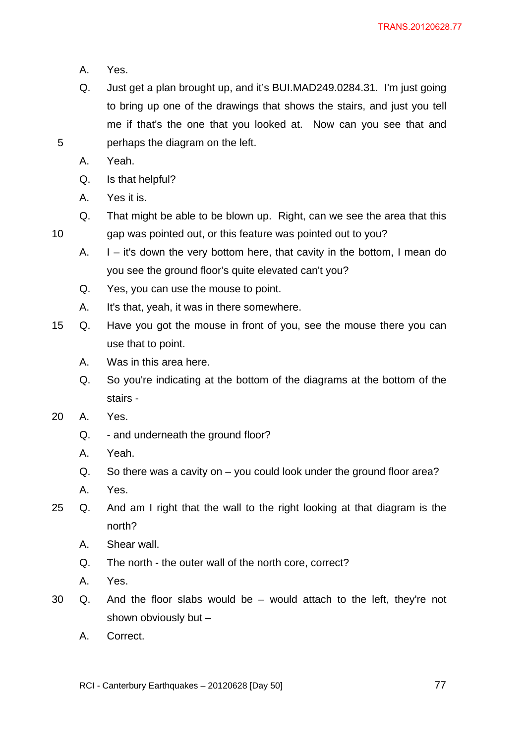A. Yes.

Q. Just get a plan brought up, and it's BUI.MAD249.0284.31. I'm just going to bring up one of the drawings that shows the stairs, and just you tell me if that's the one that you looked at. Now can you see that and perhaps the diagram on the left.

A. Yeah.

Q. Is that helpful?

A. Yes it is.

Q. That might be able to be blown up. Right, can we see the area that this gap was pointed out, or this feature was pointed out to you?

A. I – it's down the very bottom here, that cavity in the bottom, I mean do you see the ground floor's quite elevated can't you?

Q. Yes, you can use the mouse to point.

A. It's that, yeah, it was in there somewhere.

Q. Have you got the mouse in front of you, see the mouse there you can use that to point.

A. Was in this area here.

Q. So you're indicating at the bottom of the diagrams at the bottom of the stairs -

A. Yes.

Q. - and underneath the ground floor?

A. Yeah.

Q. So there was a cavity on – you could look under the ground floor area?

A. Yes.

Q. And am I right that the wall to the right looking at that diagram is the north?

A. Shear wall.

Q. The north - the outer wall of the north core, correct?

A. Yes.

Q. And the floor slabs would be – would attach to the left, they're not shown obviously but –

A. Correct.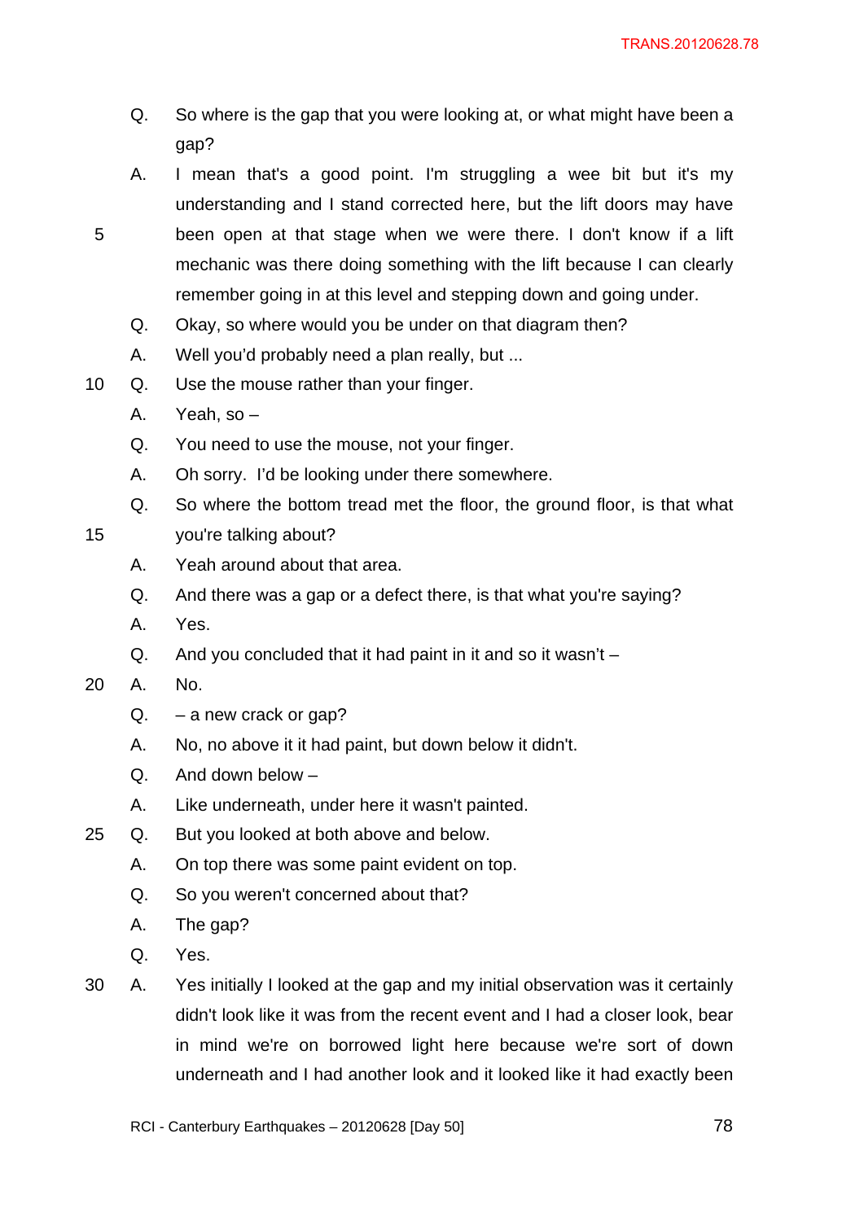Q. So where is the gap that you were looking at, or what might have been a gap?

A. I mean that's a good point. I'm struggling a wee bit but it's my understanding and I stand corrected here, but the lift doors may have been open at that stage when we were there. I don't know if a lift mechanic was there doing something with the lift because I can clearly remember going in at this level and stepping down and going under.

Q. Okay, so where would you be under on that diagram then?

A. Well you'd probably need a plan really, but ...

Q. Use the mouse rather than your finger.

A. Yeah, so –

Q. You need to use the mouse, not your finger.

A. Oh sorry. I'd be looking under there somewhere.

Q. So where the bottom tread met the floor, the ground floor, is that what you're talking about?

A. Yeah around about that area.

Q. And there was a gap or a defect there, is that what you're saying?

A. Yes.

Q. And you concluded that it had paint in it and so it wasn't –

A. No.

Q. – a new crack or gap?

A. No, no above it it had paint, but down below it didn't.

Q. And down below –

A. Like underneath, under here it wasn't painted.

Q. But you looked at both above and below.

A. On top there was some paint evident on top.

Q. So you weren't concerned about that?

A. The gap?

Q. Yes.

A. Yes initially I looked at the gap and my initial observation was it certainly didn't look like it was from the recent event and I had a closer look, bear in mind we're on borrowed light here because we're sort of down underneath and I had another look and it looked like it had exactly been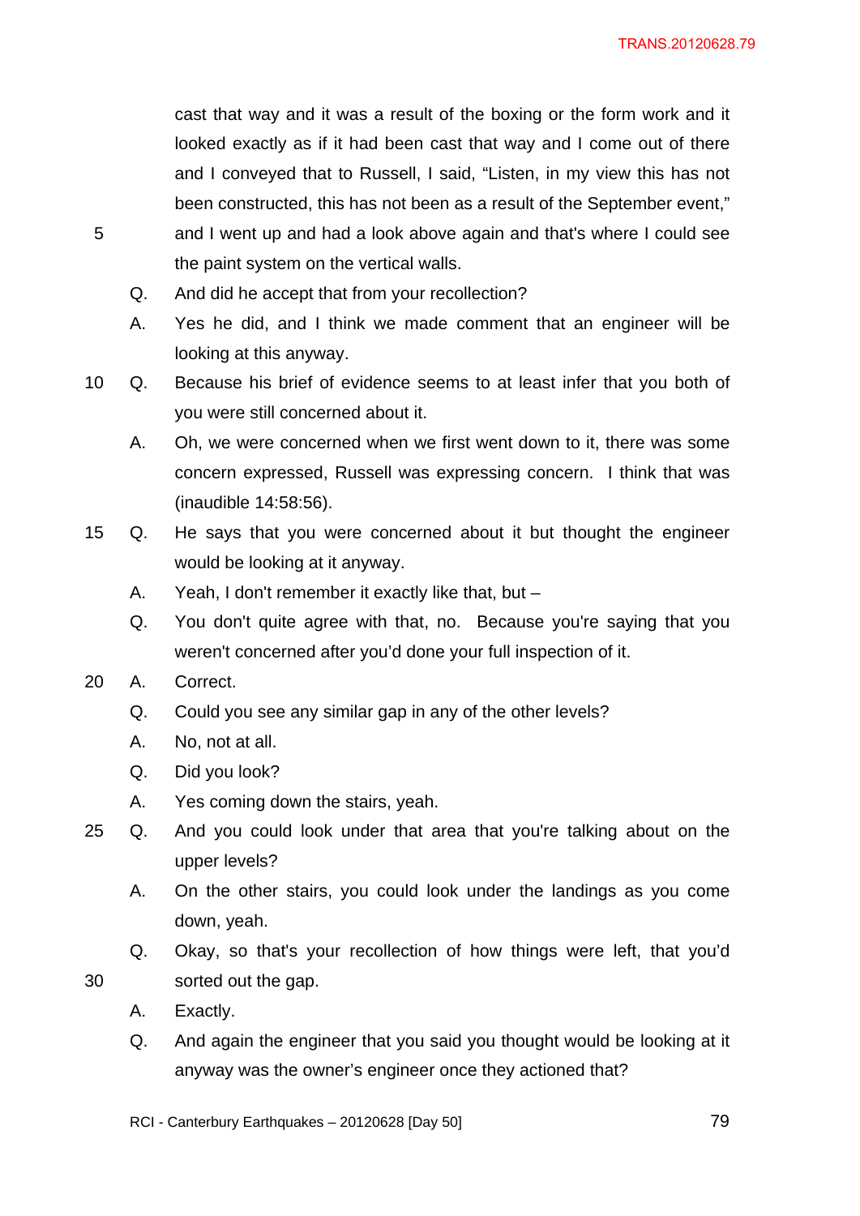cast that way and it was a result of the boxing or the form work and it looked exactly as if it had been cast that way and I come out of there and I conveyed that to Russell, I said, "Listen, in my view this has not been constructed, this has not been as a result of the September event," and I went up and had a look above again and that's where I could see the paint system on the vertical walls.

Q. And did he accept that from your recollection?

A. Yes he did, and I think we made comment that an engineer will be looking at this anyway.

Q. Because his brief of evidence seems to at least infer that you both of you were still concerned about it.

A. Oh, we were concerned when we first went down to it, there was some concern expressed, Russell was expressing concern. I think that was (inaudible 14:58:56).

Q. He says that you were concerned about it but thought the engineer would be looking at it anyway.

A. Yeah, I don't remember it exactly like that, but –

Q. You don't quite agree with that, no. Because you're saying that you weren't concerned after you'd done your full inspection of it.

A. Correct.

Q. Could you see any similar gap in any of the other levels?

A. No, not at all.

Q. Did you look?

A. Yes coming down the stairs, yeah.

Q. And you could look under that area that you're talking about on the upper levels?

A. On the other stairs, you could look under the landings as you come down, yeah.

Q. Okay, so that's your recollection of how things were left, that you'd sorted out the gap.

A. Exactly.

Q. And again the engineer that you said you thought would be looking at it anyway was the owner's engineer once they actioned that?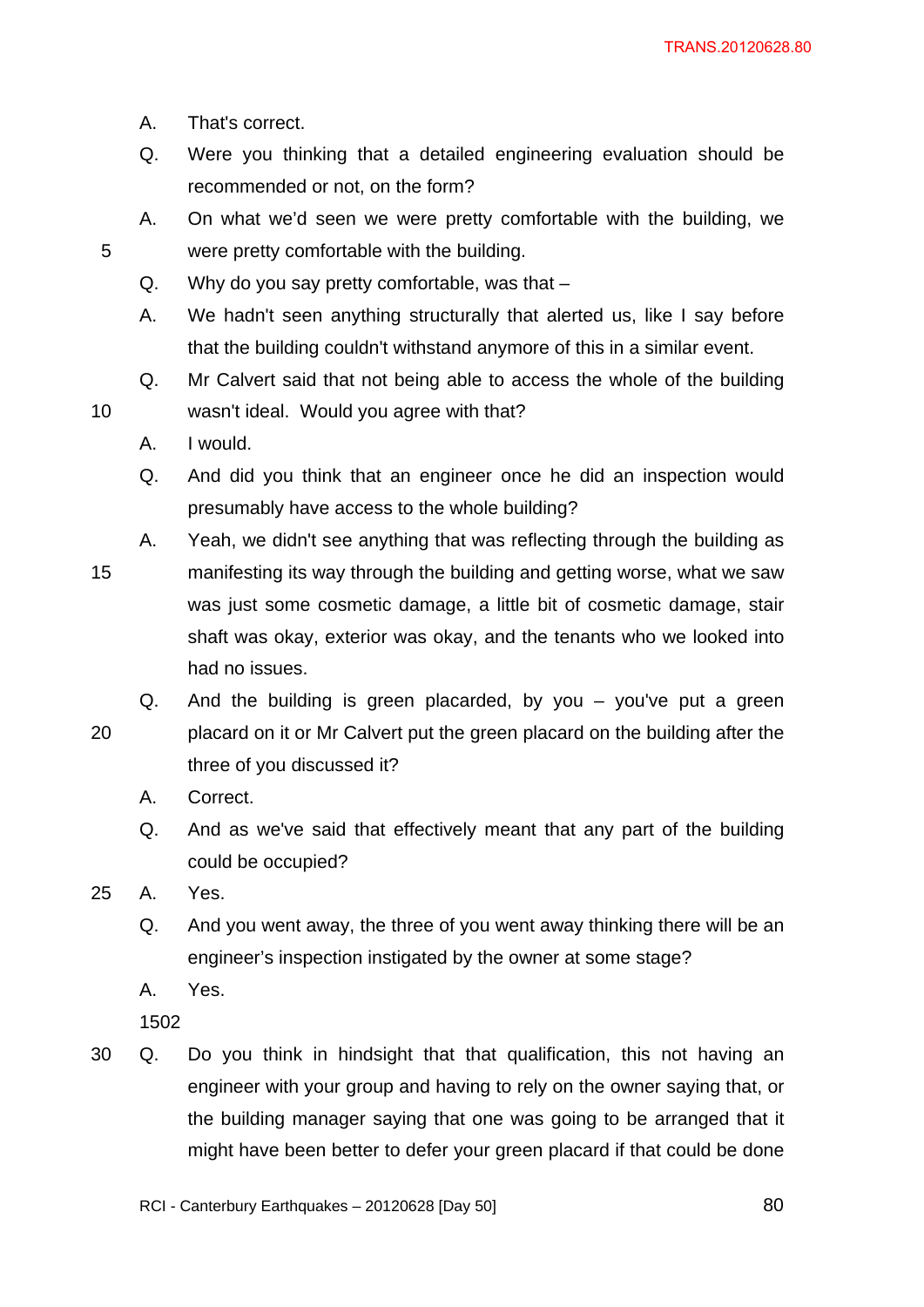A. That's correct.

Q. Were you thinking that a detailed engineering evaluation should be recommended or not, on the form?

A. On what we'd seen we were pretty comfortable with the building, we were pretty comfortable with the building.

Q. Why do you say pretty comfortable, was that –

A. We hadn't seen anything structurally that alerted us, like I say before that the building couldn't withstand anymore of this in a similar event.

Q. Mr Calvert said that not being able to access the whole of the building wasn't ideal. Would you agree with that?

A. I would.

Q. And did you think that an engineer once he did an inspection would presumably have access to the whole building?

A. Yeah, we didn't see anything that was reflecting through the building as manifesting its way through the building and getting worse, what we saw was just some cosmetic damage, a little bit of cosmetic damage, stair shaft was okay, exterior was okay, and the tenants who we looked into had no issues.

Q. And the building is green placarded, by you – you've put a green placard on it or Mr Calvert put the green placard on the building after the three of you discussed it?

A. Correct.

Q. And as we've said that effectively meant that any part of the building could be occupied?

A. Yes.

Q. And you went away, the three of you went away thinking there will be an engineer's inspection instigated by the owner at some stage?

A. Yes.

1502

Q. Do you think in hindsight that that qualification, this not having an engineer with your group and having to rely on the owner saying that, or the building manager saying that one was going to be arranged that it might have been better to defer your green placard if that could be done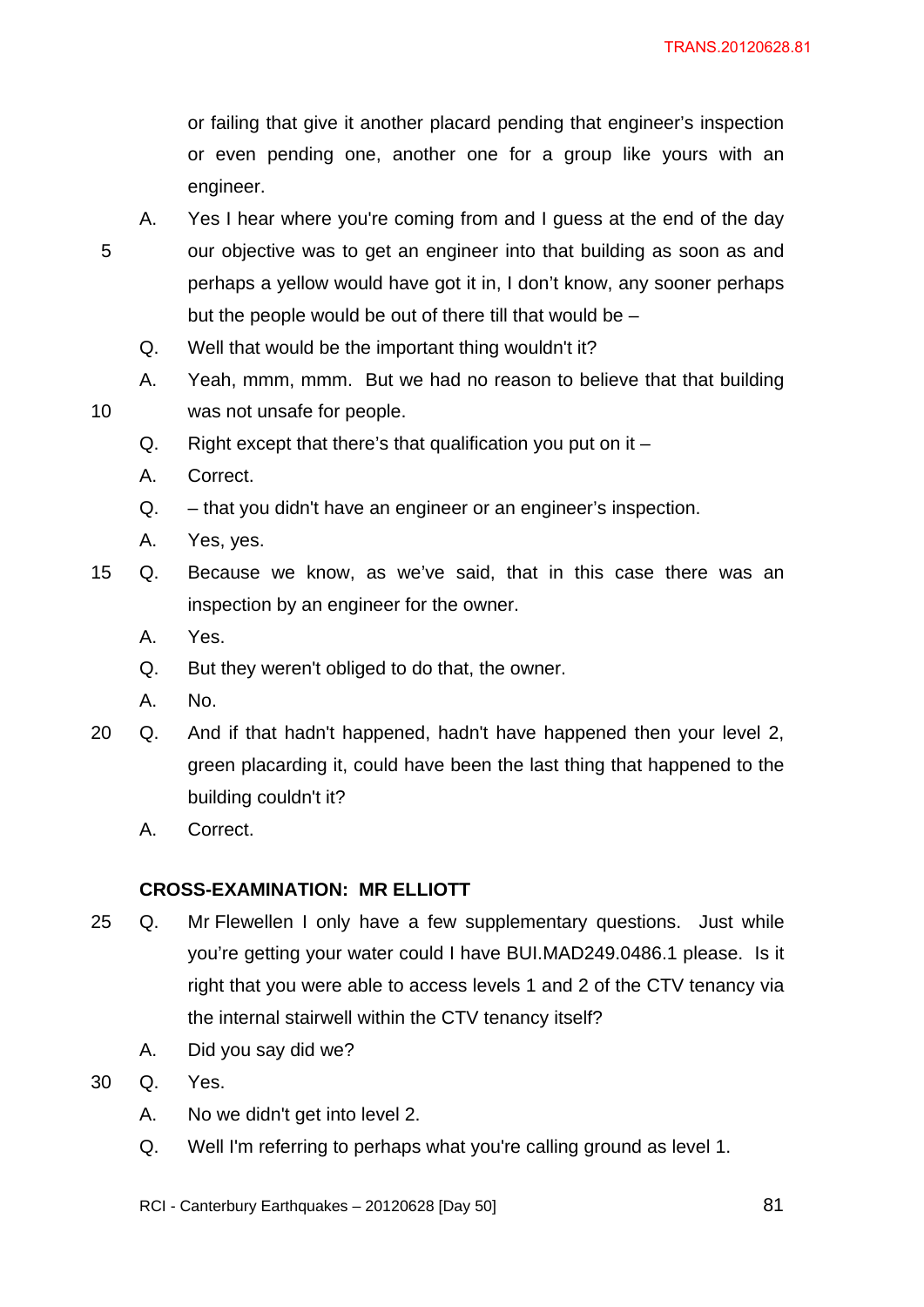or failing that give it another placard pending that engineer's inspection or even pending one, another one for a group like yours with an engineer.

A. Yes I hear where you're coming from and I guess at the end of the day our objective was to get an engineer into that building as soon as and perhaps a yellow would have got it in, I don't know, any sooner perhaps but the people would be out of there till that would be –

Q. Well that would be the important thing wouldn't it?

A. Yeah, mmm, mmm. But we had no reason to believe that that building was not unsafe for people.

Q. Right except that there's that qualification you put on it –

A. Correct.

Q. – that you didn't have an engineer or an engineer's inspection.

A. Yes, yes.

Q. Because we know, as we've said, that in this case there was an inspection by an engineer for the owner.

A. Yes.

Q. But they weren't obliged to do that, the owner.

A. No.

Q. And if that hadn't happened, hadn't have happened then your level 2, green placarding it, could have been the last thing that happened to the building couldn't it?

A. Correct.

**CROSS-EXAMINATION: MR ELLIOTT**

Q. Mr Flewellen I only have a few supplementary questions. Just while you're getting your water could I have BUI.MAD249.0486.1 please. Is it right that you were able to access levels 1 and 2 of the CTV tenancy via the internal stairwell within the CTV tenancy itself?

A. Did you say did we?

Q. Yes.

A. No we didn't get into level 2.

Q. Well I'm referring to perhaps what you're calling ground as level 1.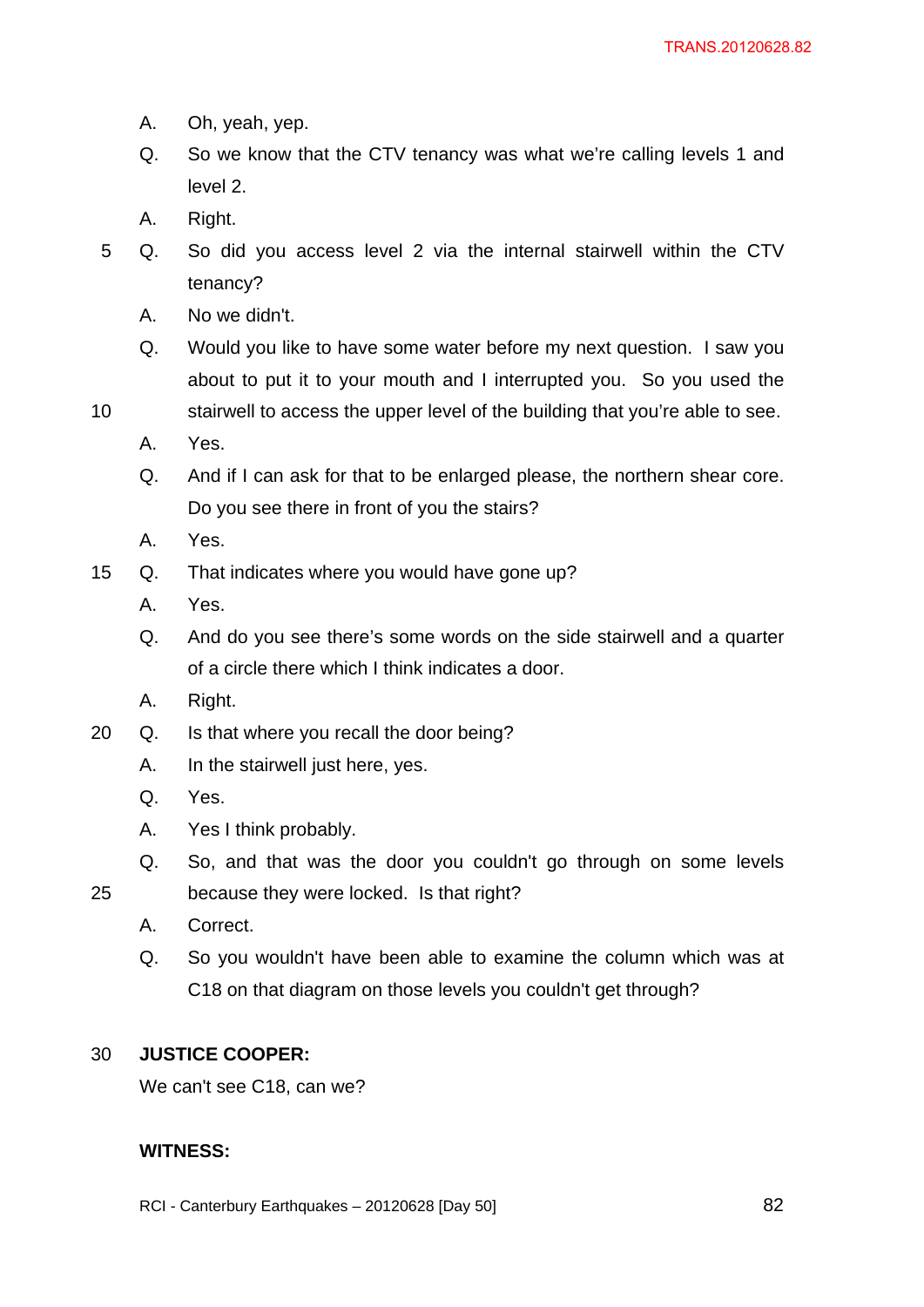A. Oh, yeah, yep.

Q. So we know that the CTV tenancy was what we're calling levels 1 and level 2.

A. Right.

Q. So did you access level 2 via the internal stairwell within the CTV tenancy?

A. No we didn't.

Q. Would you like to have some water before my next question. I saw you about to put it to your mouth and I interrupted you. So you used the stairwell to access the upper level of the building that you're able to see.

A. Yes.

Q. And if I can ask for that to be enlarged please, the northern shear core. Do you see there in front of you the stairs?

A. Yes.

Q. That indicates where you would have gone up?

A. Yes.

Q. And do you see there's some words on the side stairwell and a quarter of a circle there which I think indicates a door.

A. Right.

Q. Is that where you recall the door being?

A. In the stairwell just here, yes.

Q. Yes.

A. Yes I think probably.

Q. So, and that was the door you couldn't go through on some levels because they were locked. Is that right?

A. Correct.

Q. So you wouldn't have been able to examine the column which was at C18 on that diagram on those levels you couldn't get through?

**JUSTICE COOPER:**

We can't see C18, can we?

**WITNESS:**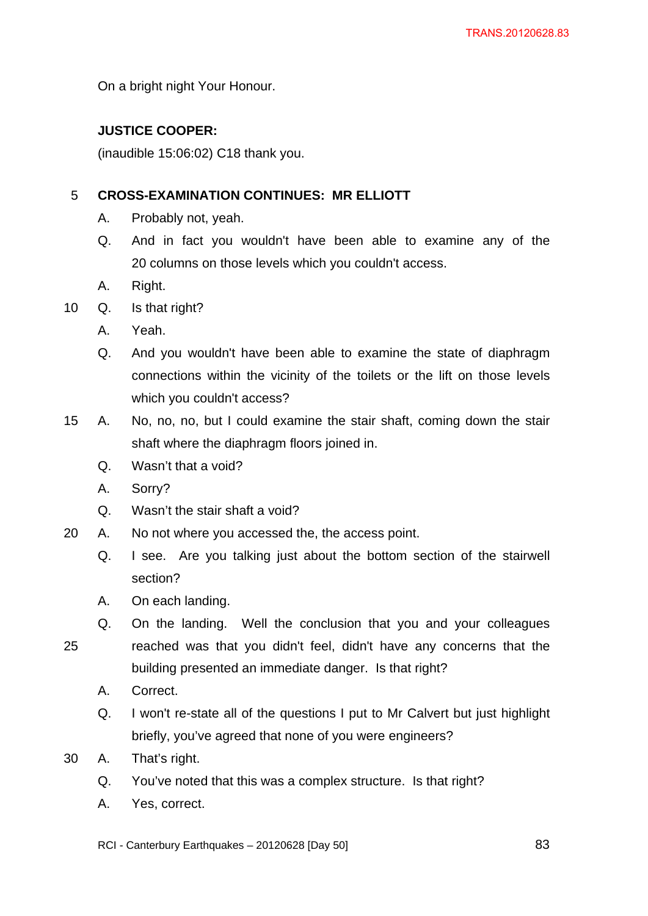On a bright night Your Honour.

**JUSTICE COOPER:**

(inaudible 15:06:02) C18 thank you.

**CROSS-EXAMINATION CONTINUES: MR ELLIOTT**

A. Probably not, yeah.

Q. And in fact you wouldn't have been able to examine any of the 20 columns on those levels which you couldn't access.

A. Right.

Q. Is that right?

A. Yeah.

Q. And you wouldn't have been able to examine the state of diaphragm connections within the vicinity of the toilets or the lift on those levels which you couldn't access?

A. No, no, no, but I could examine the stair shaft, coming down the stair shaft where the diaphragm floors joined in.

Q. Wasn't that a void?

A. Sorry?

Q. Wasn't the stair shaft a void?

A. No not where you accessed the, the access point.

Q. I see. Are you talking just about the bottom section of the stairwell section?

A. On each landing.

Q. On the landing. Well the conclusion that you and your colleagues reached was that you didn't feel, didn't have any concerns that the building presented an immediate danger. Is that right?

A. Correct.

Q. I won't re-state all of the questions I put to Mr Calvert but just highlight briefly, you've agreed that none of you were engineers?

A. That's right.

Q. You've noted that this was a complex structure. Is that right?

A. Yes, correct.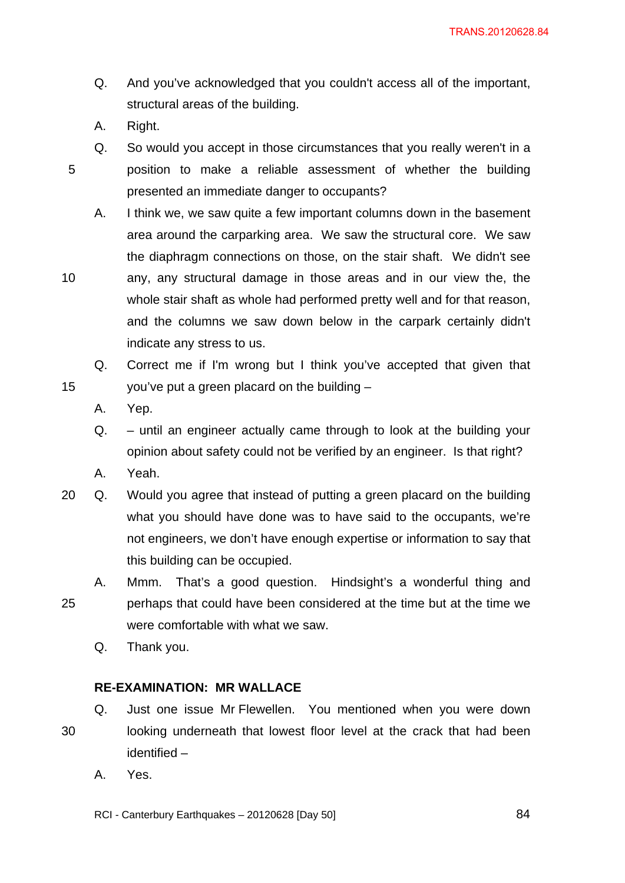Q. And you've acknowledged that you couldn't access all of the important, structural areas of the building.

A. Right.

Q. So would you accept in those circumstances that you really weren't in a position to make a reliable assessment of whether the building presented an immediate danger to occupants?

A. I think we, we saw quite a few important columns down in the basement area around the carparking area. We saw the structural core. We saw the diaphragm connections on those, on the stair shaft. We didn't see any, any structural damage in those areas and in our view the, the whole stair shaft as whole had performed pretty well and for that reason, and the columns we saw down below in the carpark certainly didn't indicate any stress to us.

Q. Correct me if I'm wrong but I think you've accepted that given that you've put a green placard on the building –

A. Yep.

Q. – until an engineer actually came through to look at the building your opinion about safety could not be verified by an engineer. Is that right?

A. Yeah.

Q. Would you agree that instead of putting a green placard on the building what you should have done was to have said to the occupants, we're not engineers, we don't have enough expertise or information to say that this building can be occupied.

A. Mmm. That's a good question. Hindsight's a wonderful thing and perhaps that could have been considered at the time but at the time we were comfortable with what we saw.

Q. Thank you.

**RE-EXAMINATION: MR WALLACE**

Q. Just one issue Mr Flewellen. You mentioned when you were down looking underneath that lowest floor level at the crack that had been identified –

A. Yes.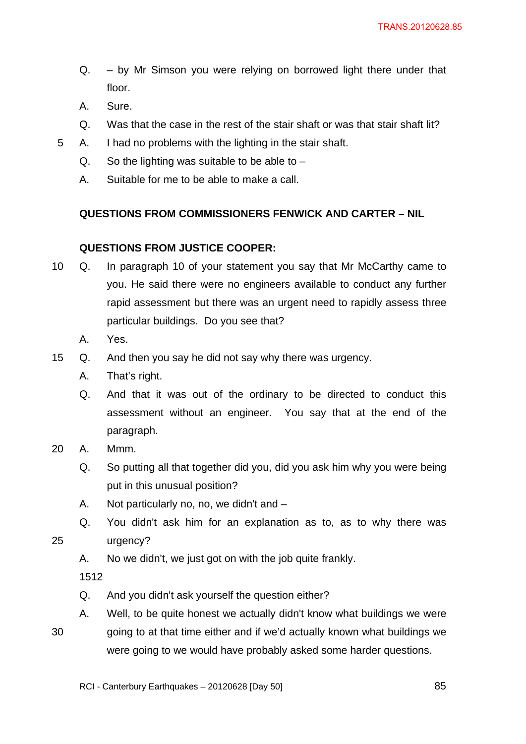Q. – by Mr Simson you were relying on borrowed light there under that floor.

A. Sure.

Q. Was that the case in the rest of the stair shaft or was that stair shaft lit?

A. I had no problems with the lighting in the stair shaft.

Q. So the lighting was suitable to be able to –

A. Suitable for me to be able to make a call.

**QUESTIONS FROM COMMISSIONERS FENWICK AND CARTER – NIL**

**QUESTIONS FROM JUSTICE COOPER:**

Q. In paragraph 10 of your statement you say that Mr McCarthy came to you. He said there were no engineers available to conduct any further rapid assessment but there was an urgent need to rapidly assess three particular buildings. Do you see that?

A. Yes.

Q. And then you say he did not say why there was urgency.

A. That's right.

Q. And that it was out of the ordinary to be directed to conduct this assessment without an engineer. You say that at the end of the paragraph.

A. Mmm.

Q. So putting all that together did you, did you ask him why you were being put in this unusual position?

A. Not particularly no, no, we didn't and –

Q. You didn't ask him for an explanation as to, as to why there was urgency?

A. No we didn't, we just got on with the job quite frankly.

1512

Q. And you didn't ask yourself the question either?

A. Well, to be quite honest we actually didn't know what buildings we were going to at that time either and if we'd actually known what buildings we were going to we would have probably asked some harder questions.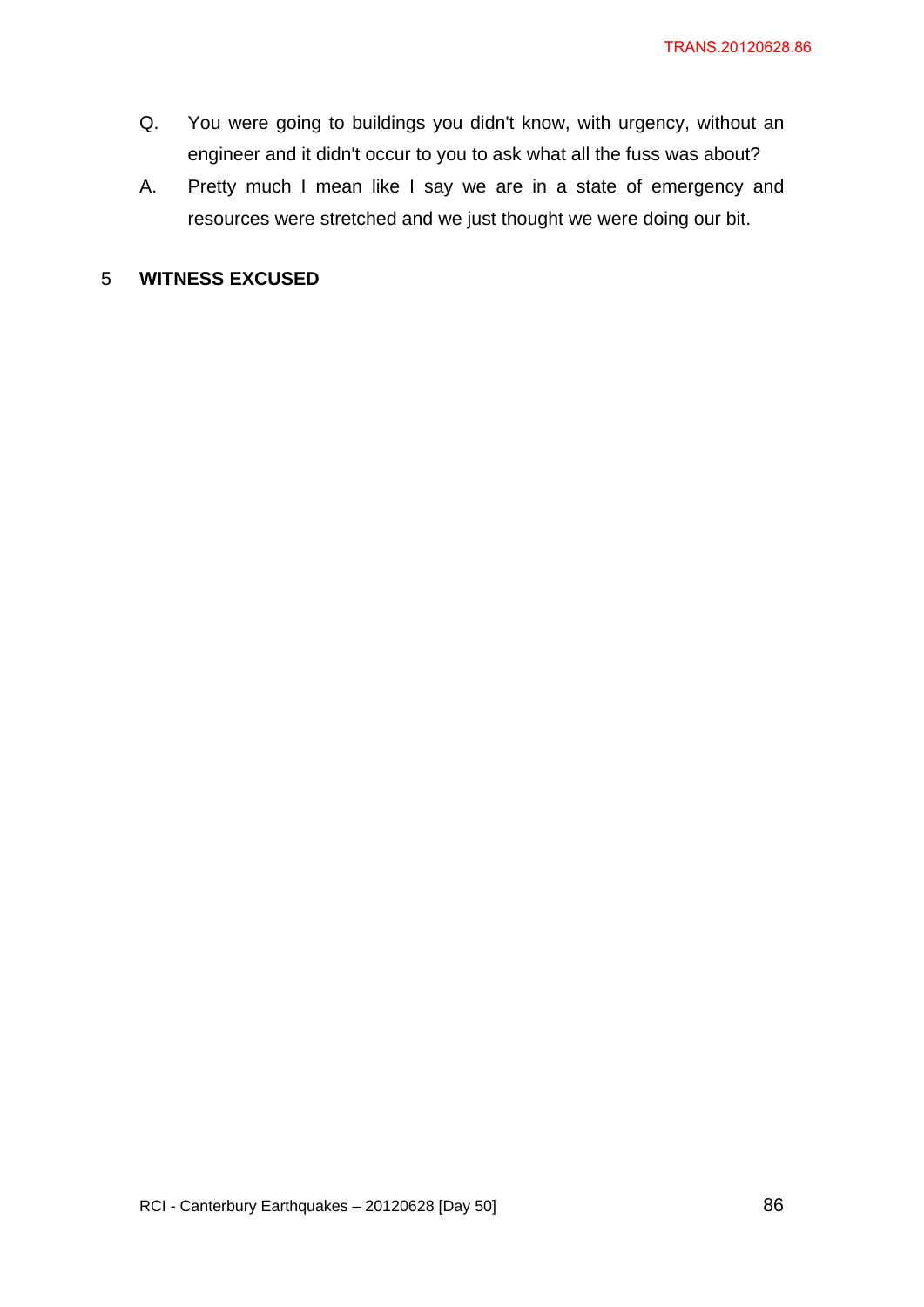Q. You were going to buildings you didn't know, with urgency, without an engineer and it didn't occur to you to ask what all the fuss was about?

A. Pretty much I mean like I say we are in a state of emergency and resources were stretched and we just thought we were doing our bit.

**WITNESS EXCUSED**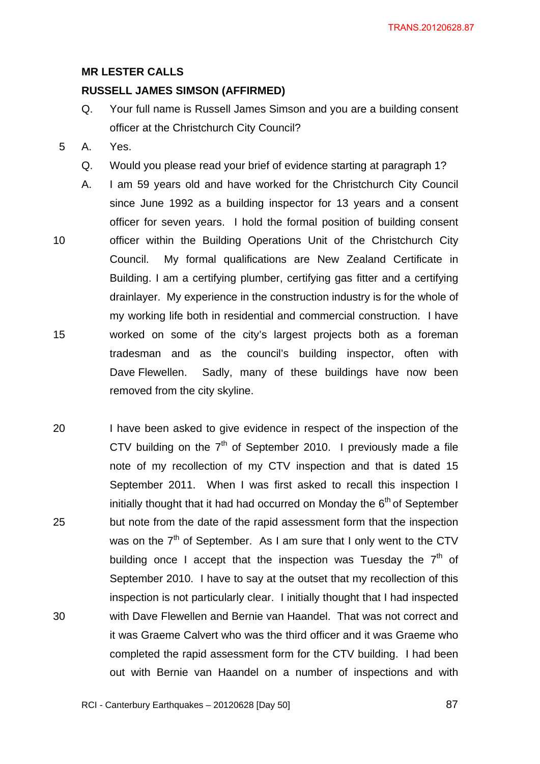**MR LESTER CALLS**

**RUSSELL JAMES SIMSON (AFFIRMED)**

Q. Your full name is Russell James Simson and you are a building consent officer at the Christchurch City Council?

A. Yes.

Q. Would you please read your brief of evidence starting at paragraph 1?

A. I am 59 years old and have worked for the Christchurch City Council since June 1992 as a building inspector for 13 years and a consent officer for seven years. I hold the formal position of building consent officer within the Building Operations Unit of the Christchurch City Council. My formal qualifications are New Zealand Certificate in Building. I am a certifying plumber, certifying gas fitter and a certifying drainlayer. My experience in the construction industry is for the whole of my working life both in residential and commercial construction. I have worked on some of the city's largest projects both as a foreman tradesman and as the council's building inspector, often with Dave Flewellen. Sadly, many of these buildings have now been removed from the city skyline.

I have been asked to give evidence in respect of the inspection of the CTV building on the 7th of September 2010. I previously made a file note of my recollection of my CTV inspection and that is dated 15 September 2011. When I was first asked to recall this inspection I initially thought that it had had occurred on Monday the 6th of September but note from the date of the rapid assessment form that the inspection was on the 7th of September. As I am sure that I only went to the CTV building once I accept that the inspection was Tuesday the 7th of September 2010. I have to say at the outset that my recollection of this inspection is not particularly clear. I initially thought that I had inspected with Dave Flewellen and Bernie van Haandel. That was not correct and it was Graeme Calvert who was the third officer and it was Graeme who completed the rapid assessment form for the CTV building. I had been out with Bernie van Haandel on a number of inspections and with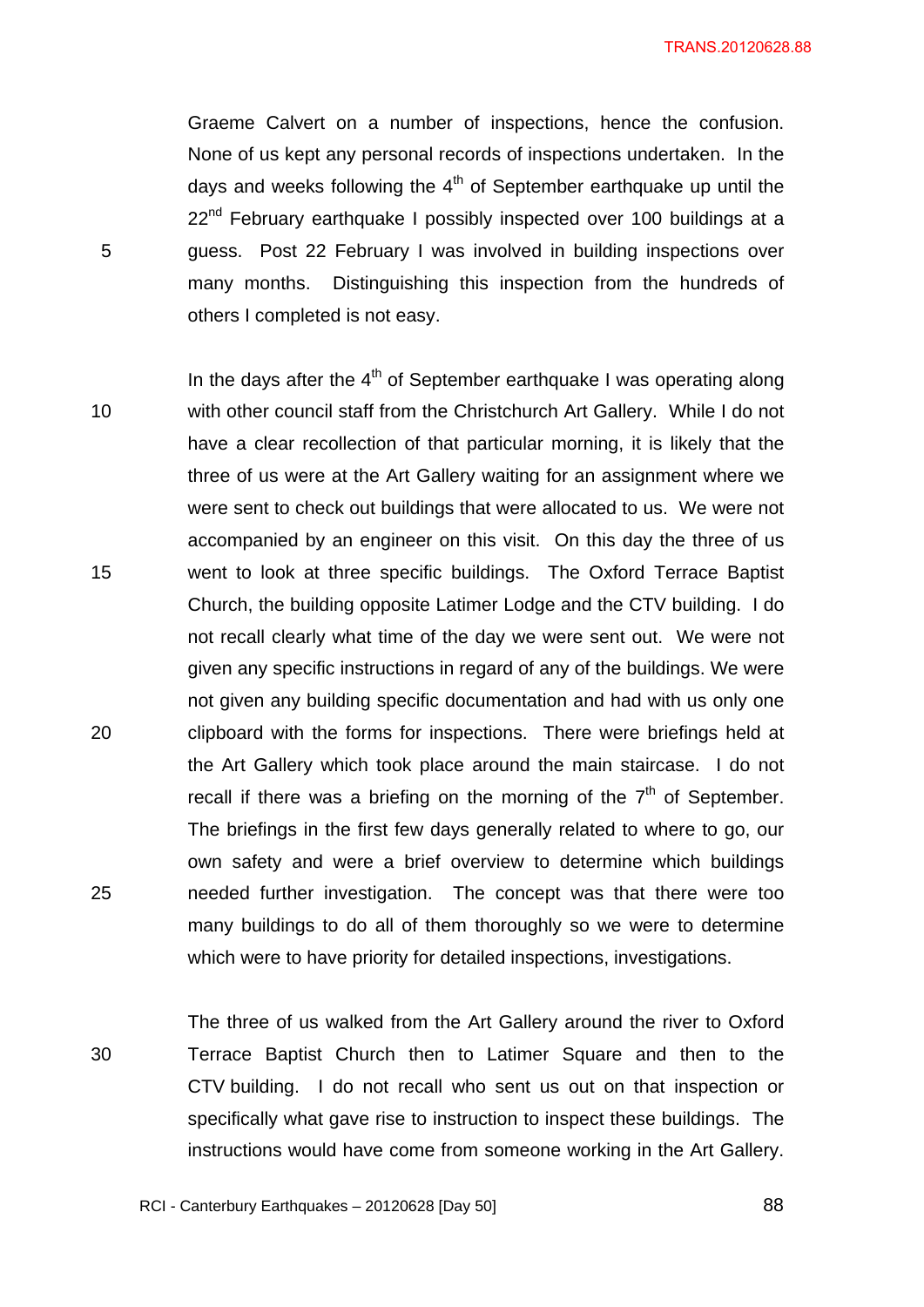Graeme Calvert on a number of inspections, hence the confusion. None of us kept any personal records of inspections undertaken. In the days and weeks following the 4th of September earthquake up until the 22nd February earthquake I possibly inspected over 100 buildings at a guess. Post 22 February I was involved in building inspections over many months. Distinguishing this inspection from the hundreds of others I completed is not easy.

In the days after the 4th of September earthquake I was operating along with other council staff from the Christchurch Art Gallery. While I do not have a clear recollection of that particular morning, it is likely that the three of us were at the Art Gallery waiting for an assignment where we were sent to check out buildings that were allocated to us. We were not accompanied by an engineer on this visit. On this day the three of us went to look at three specific buildings. The Oxford Terrace Baptist Church, the building opposite Latimer Lodge and the CTV building. I do not recall clearly what time of the day we were sent out. We were not given any specific instructions in regard of any of the buildings. We were not given any building specific documentation and had with us only one clipboard with the forms for inspections. There were briefings held at the Art Gallery which took place around the main staircase. I do not recall if there was a briefing on the morning of the 7th of September. The briefings in the first few days generally related to where to go, our own safety and were a brief overview to determine which buildings needed further investigation. The concept was that there were too many buildings to do all of them thoroughly so we were to determine which were to have priority for detailed inspections, investigations.

The three of us walked from the Art Gallery around the river to Oxford Terrace Baptist Church then to Latimer Square and then to the CTV building. I do not recall who sent us out on that inspection or specifically what gave rise to instruction to inspect these buildings. The instructions would have come from someone working in the Art Gallery.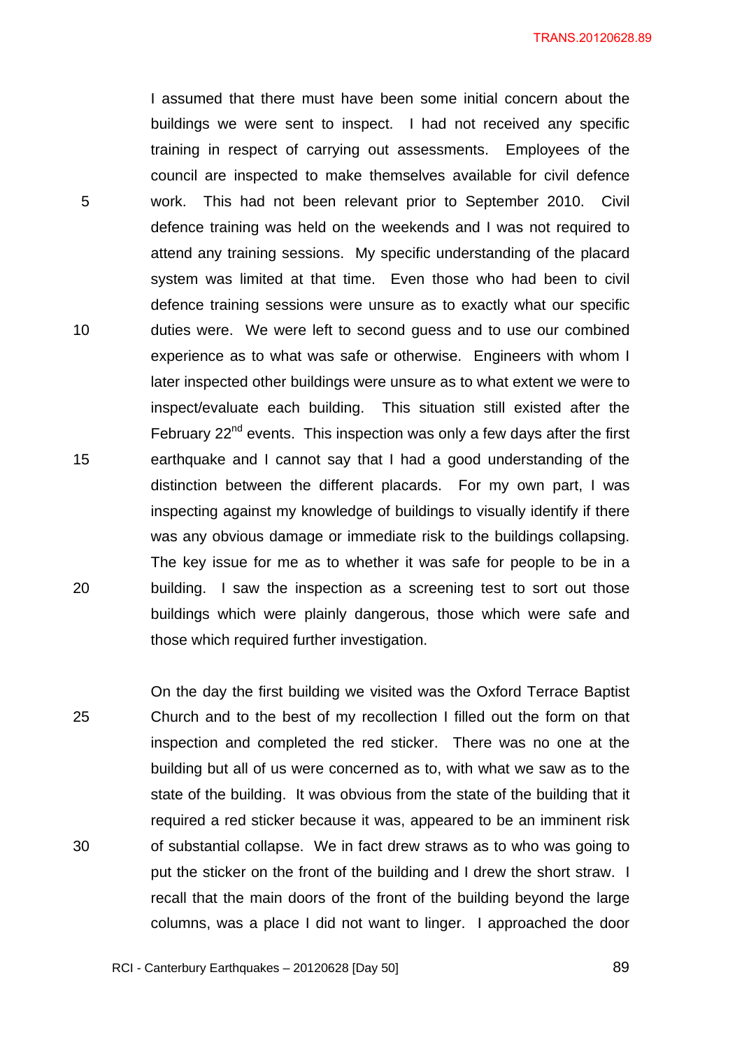I assumed that there must have been some initial concern about the buildings we were sent to inspect. I had not received any specific training in respect of carrying out assessments. Employees of the council are inspected to make themselves available for civil defence work. This had not been relevant prior to September 2010. Civil defence training was held on the weekends and I was not required to attend any training sessions. My specific understanding of the placard system was limited at that time. Even those who had been to civil defence training sessions were unsure as to exactly what our specific duties were. We were left to second guess and to use our combined experience as to what was safe or otherwise. Engineers with whom I later inspected other buildings were unsure as to what extent we were to inspect/evaluate each building. This situation still existed after the February 22nd events. This inspection was only a few days after the first earthquake and I cannot say that I had a good understanding of the distinction between the different placards. For my own part, I was inspecting against my knowledge of buildings to visually identify if there was any obvious damage or immediate risk to the buildings collapsing. The key issue for me as to whether it was safe for people to be in a building. I saw the inspection as a screening test to sort out those buildings which were plainly dangerous, those which were safe and those which required further investigation.

On the day the first building we visited was the Oxford Terrace Baptist Church and to the best of my recollection I filled out the form on that inspection and completed the red sticker. There was no one at the building but all of us were concerned as to, with what we saw as to the state of the building. It was obvious from the state of the building that it required a red sticker because it was, appeared to be an imminent risk of substantial collapse. We in fact drew straws as to who was going to put the sticker on the front of the building and I drew the short straw. I recall that the main doors of the front of the building beyond the large columns, was a place I did not want to linger. I approached the door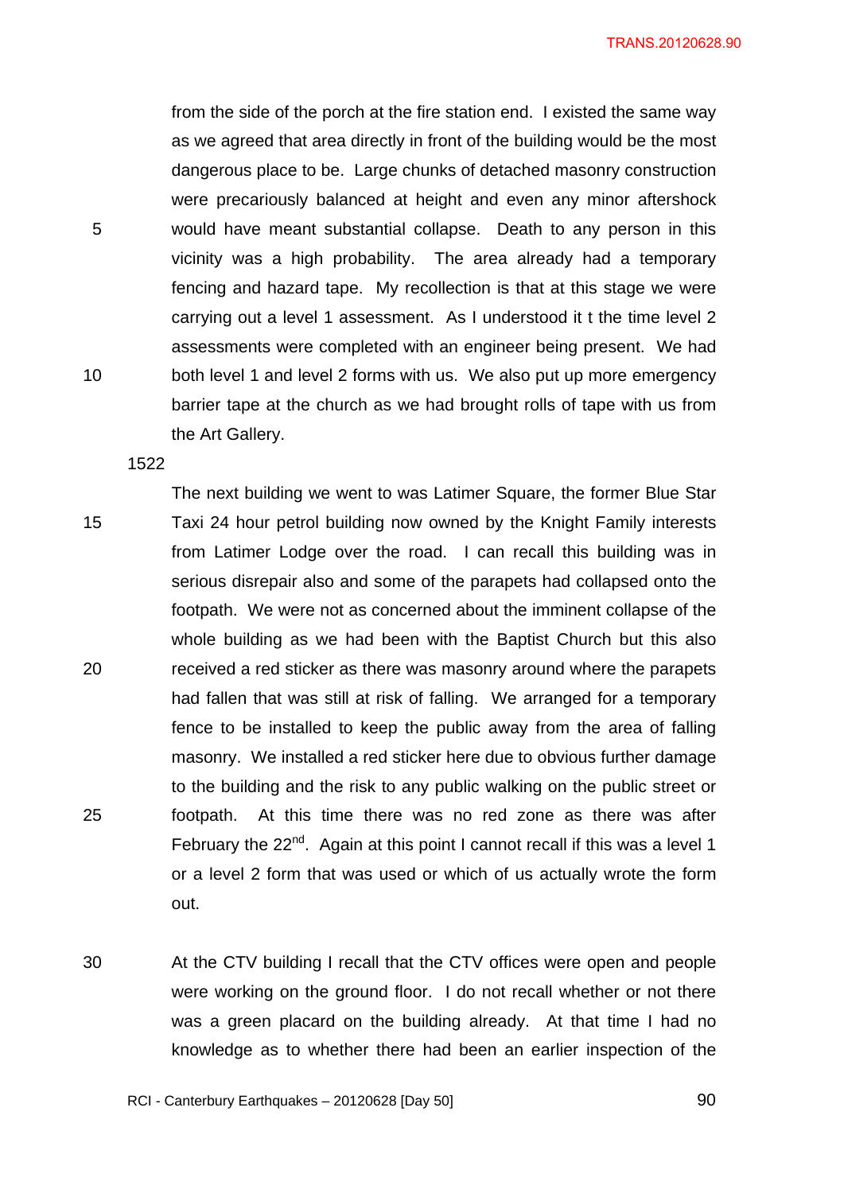from the side of the porch at the fire station end. I existed the same way as we agreed that area directly in front of the building would be the most dangerous place to be. Large chunks of detached masonry construction were precariously balanced at height and even any minor aftershock would have meant substantial collapse. Death to any person in this vicinity was a high probability. The area already had a temporary fencing and hazard tape. My recollection is that at this stage we were carrying out a level 1 assessment. As I understood it t the time level 2 assessments were completed with an engineer being present. We had both level 1 and level 2 forms with us. We also put up more emergency barrier tape at the church as we had brought rolls of tape with us from the Art Gallery.

1522

The next building we went to was Latimer Square, the former Blue Star Taxi 24 hour petrol building now owned by the Knight Family interests from Latimer Lodge over the road. I can recall this building was in serious disrepair also and some of the parapets had collapsed onto the footpath. We were not as concerned about the imminent collapse of the whole building as we had been with the Baptist Church but this also received a red sticker as there was masonry around where the parapets had fallen that was still at risk of falling. We arranged for a temporary fence to be installed to keep the public away from the area of falling masonry. We installed a red sticker here due to obvious further damage to the building and the risk to any public walking on the public street or footpath. At this time there was no red zone as there was after February the 22nd. Again at this point I cannot recall if this was a level 1 or a level 2 form that was used or which of us actually wrote the form out.

At the CTV building I recall that the CTV offices were open and people were working on the ground floor. I do not recall whether or not there was a green placard on the building already. At that time I had no knowledge as to whether there had been an earlier inspection of the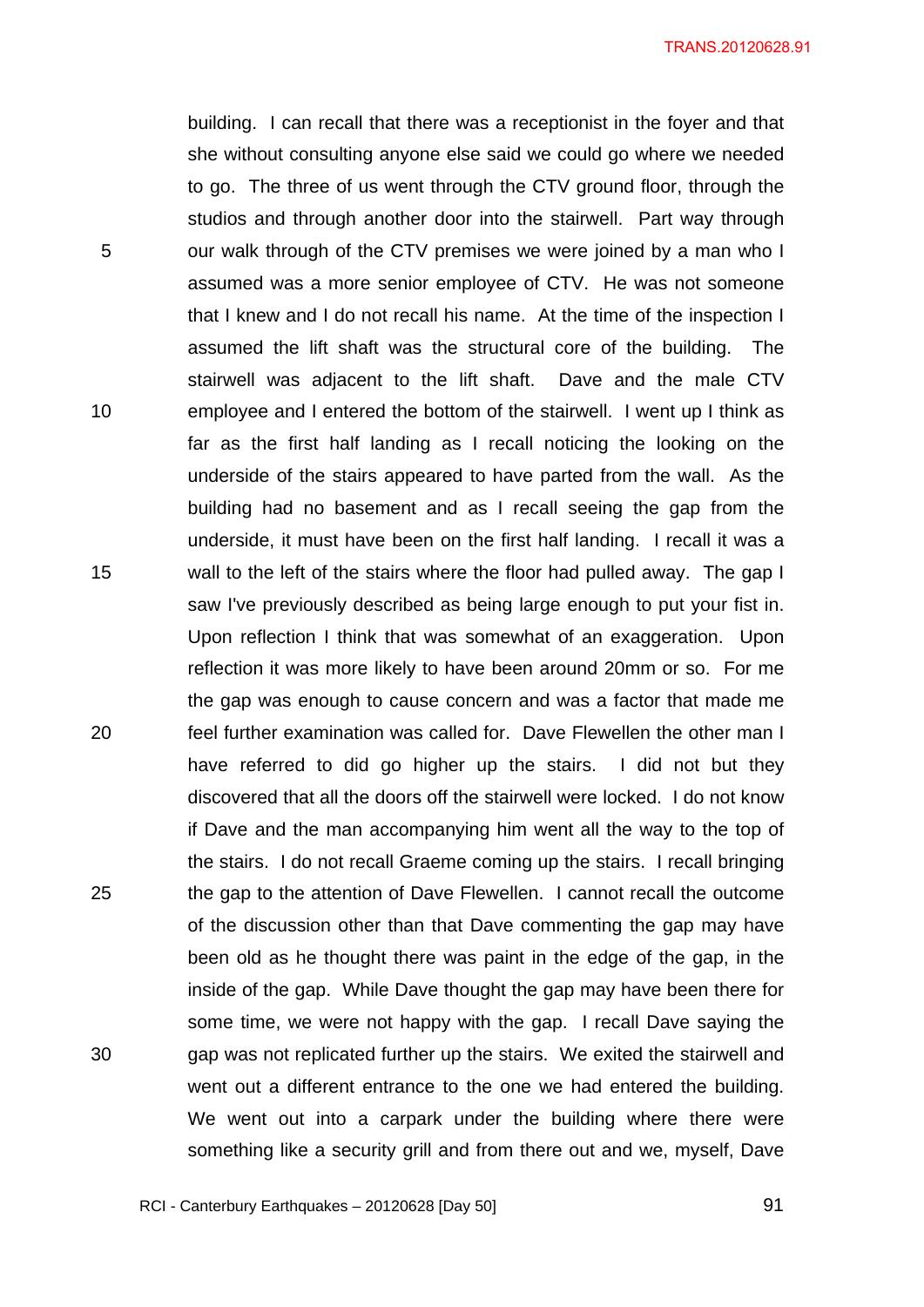building. I can recall that there was a receptionist in the foyer and that she without consulting anyone else said we could go where we needed to go. The three of us went through the CTV ground floor, through the studios and through another door into the stairwell. Part way through our walk through of the CTV premises we were joined by a man who I assumed was a more senior employee of CTV. He was not someone that I knew and I do not recall his name. At the time of the inspection I assumed the lift shaft was the structural core of the building. The stairwell was adjacent to the lift shaft. Dave and the male CTV employee and I entered the bottom of the stairwell. I went up I think as far as the first half landing as I recall noticing the looking on the underside of the stairs appeared to have parted from the wall. As the building had no basement and as I recall seeing the gap from the underside, it must have been on the first half landing. I recall it was a wall to the left of the stairs where the floor had pulled away. The gap I saw I've previously described as being large enough to put your fist in. Upon reflection I think that was somewhat of an exaggeration. Upon reflection it was more likely to have been around 20mm or so. For me the gap was enough to cause concern and was a factor that made me feel further examination was called for. Dave Flewellen the other man I have referred to did go higher up the stairs. I did not but they discovered that all the doors off the stairwell were locked. I do not know if Dave and the man accompanying him went all the way to the top of the stairs. I do not recall Graeme coming up the stairs. I recall bringing the gap to the attention of Dave Flewellen. I cannot recall the outcome of the discussion other than that Dave commenting the gap may have been old as he thought there was paint in the edge of the gap, in the inside of the gap. While Dave thought the gap may have been there for some time, we were not happy with the gap. I recall Dave saying the gap was not replicated further up the stairs. We exited the stairwell and went out a different entrance to the one we had entered the building. We went out into a carpark under the building where there were something like a security grill and from there out and we, myself, Dave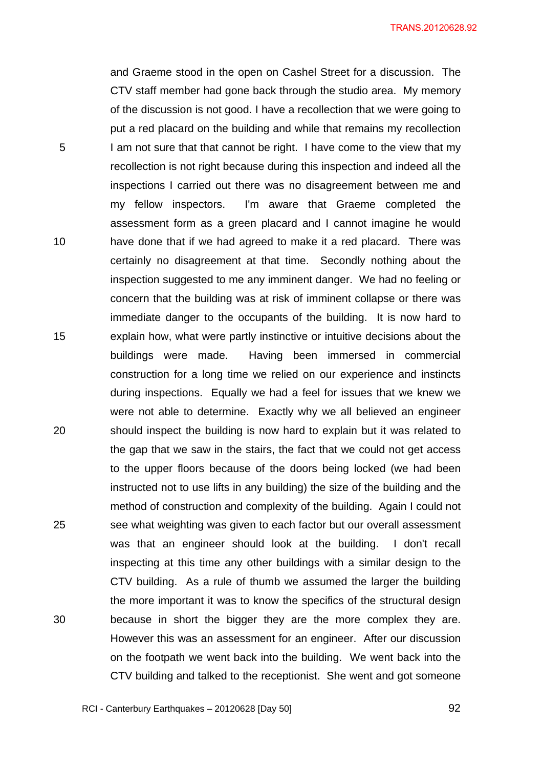and Graeme stood in the open on Cashel Street for a discussion. The CTV staff member had gone back through the studio area. My memory of the discussion is not good. I have a recollection that we were going to put a red placard on the building and while that remains my recollection I am not sure that that cannot be right. I have come to the view that my recollection is not right because during this inspection and indeed all the inspections I carried out there was no disagreement between me and my fellow inspectors. I'm aware that Graeme completed the assessment form as a green placard and I cannot imagine he would have done that if we had agreed to make it a red placard. There was certainly no disagreement at that time. Secondly nothing about the inspection suggested to me any imminent danger. We had no feeling or concern that the building was at risk of imminent collapse or there was immediate danger to the occupants of the building. It is now hard to explain how, what were partly instinctive or intuitive decisions about the buildings were made. Having been immersed in commercial construction for a long time we relied on our experience and instincts during inspections. Equally we had a feel for issues that we knew we were not able to determine. Exactly why we all believed an engineer should inspect the building is now hard to explain but it was related to the gap that we saw in the stairs, the fact that we could not get access to the upper floors because of the doors being locked (we had been instructed not to use lifts in any building) the size of the building and the method of construction and complexity of the building. Again I could not see what weighting was given to each factor but our overall assessment was that an engineer should look at the building. I don't recall inspecting at this time any other buildings with a similar design to the CTV building. As a rule of thumb we assumed the larger the building the more important it was to know the specifics of the structural design because in short the bigger they are the more complex they are. However this was an assessment for an engineer. After our discussion on the footpath we went back into the building. We went back into the CTV building and talked to the receptionist. She went and got someone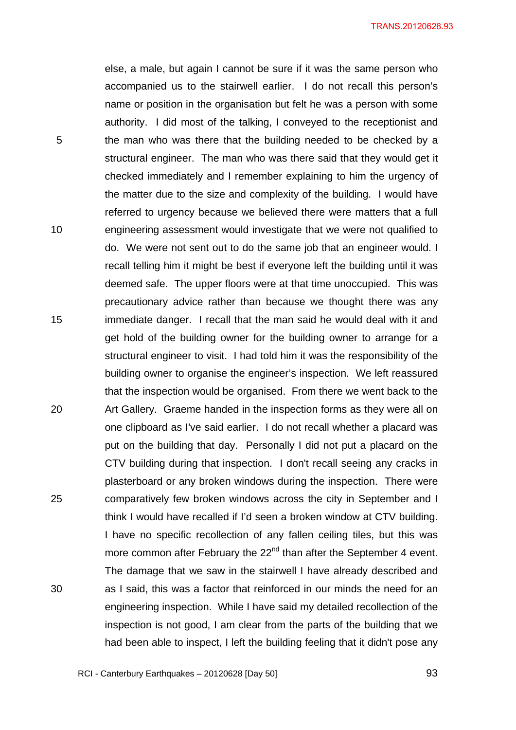else, a male, but again I cannot be sure if it was the same person who accompanied us to the stairwell earlier. I do not recall this person's name or position in the organisation but felt he was a person with some authority. I did most of the talking, I conveyed to the receptionist and the man who was there that the building needed to be checked by a structural engineer. The man who was there said that they would get it checked immediately and I remember explaining to him the urgency of the matter due to the size and complexity of the building. I would have referred to urgency because we believed there were matters that a full engineering assessment would investigate that we were not qualified to do. We were not sent out to do the same job that an engineer would. I recall telling him it might be best if everyone left the building until it was deemed safe. The upper floors were at that time unoccupied. This was precautionary advice rather than because we thought there was any immediate danger. I recall that the man said he would deal with it and get hold of the building owner for the building owner to arrange for a structural engineer to visit. I had told him it was the responsibility of the building owner to organise the engineer's inspection. We left reassured that the inspection would be organised. From there we went back to the Art Gallery. Graeme handed in the inspection forms as they were all on one clipboard as I've said earlier. I do not recall whether a placard was put on the building that day. Personally I did not put a placard on the CTV building during that inspection. I don't recall seeing any cracks in plasterboard or any broken windows during the inspection. There were comparatively few broken windows across the city in September and I think I would have recalled if I'd seen a broken window at CTV building. I have no specific recollection of any fallen ceiling tiles, but this was more common after February the 22nd than after the September 4 event. The damage that we saw in the stairwell I have already described and as I said, this was a factor that reinforced in our minds the need for an engineering inspection. While I have said my detailed recollection of the inspection is not good, I am clear from the parts of the building that we had been able to inspect, I left the building feeling that it didn't pose any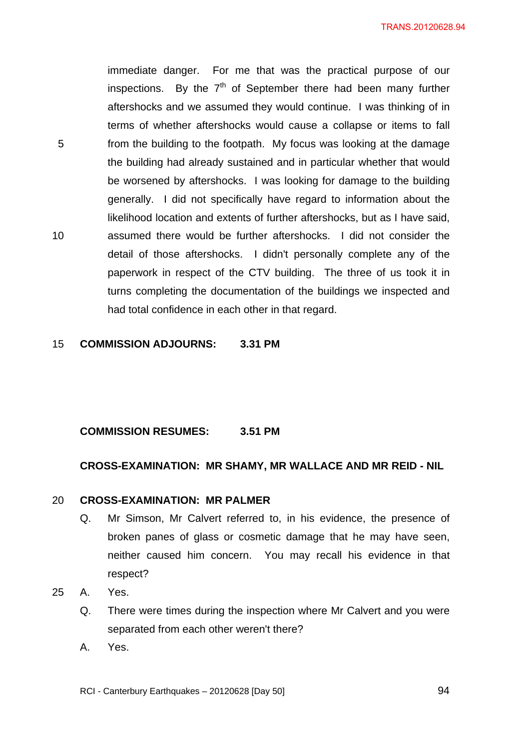immediate danger. For me that was the practical purpose of our inspections. By the 7th of September there had been many further aftershocks and we assumed they would continue. I was thinking of in terms of whether aftershocks would cause a collapse or items to fall from the building to the footpath. My focus was looking at the damage the building had already sustained and in particular whether that would be worsened by aftershocks. I was looking for damage to the building generally. I did not specifically have regard to information about the likelihood location and extents of further aftershocks, but as I have said, assumed there would be further aftershocks. I did not consider the detail of those aftershocks. I didn't personally complete any of the paperwork in respect of the CTV building. The three of us took it in turns completing the documentation of the buildings we inspected and had total confidence in each other in that regard.

**COMMISSION ADJOURNS: 3.31 PM**

**COMMISSION RESUMES: 3.51 PM**

**CROSS-EXAMINATION: MR SHAMY, MR WALLACE AND MR REID - NIL**

**CROSS-EXAMINATION: MR PALMER**

Q. Mr Simson, Mr Calvert referred to, in his evidence, the presence of broken panes of glass or cosmetic damage that he may have seen, neither caused him concern. You may recall his evidence in that respect?

A. Yes.

Q. There were times during the inspection where Mr Calvert and you were separated from each other weren't there?

A. Yes.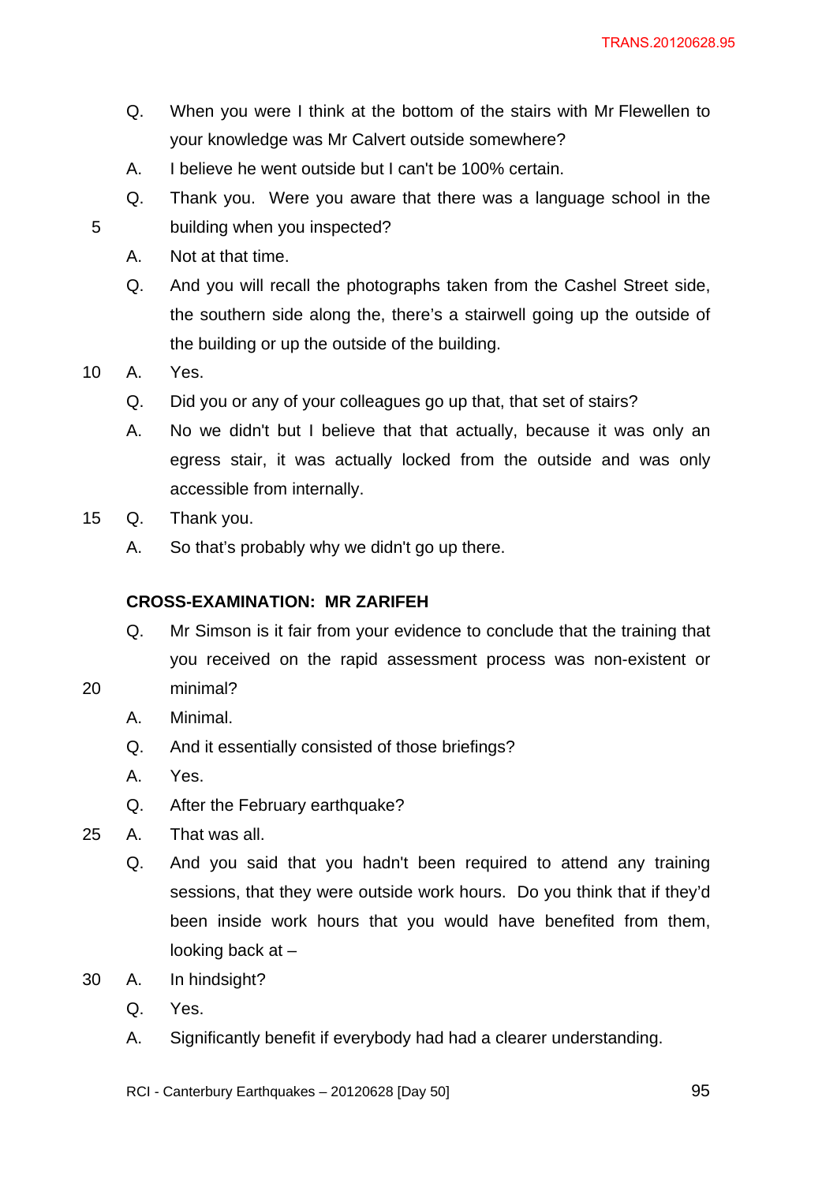Q. When you were I think at the bottom of the stairs with Mr Flewellen to your knowledge was Mr Calvert outside somewhere?

A. I believe he went outside but I can't be 100% certain.

Q. Thank you. Were you aware that there was a language school in the building when you inspected?

A. Not at that time.

Q. And you will recall the photographs taken from the Cashel Street side, the southern side along the, there's a stairwell going up the outside of the building or up the outside of the building.

A. Yes.

Q. Did you or any of your colleagues go up that, that set of stairs?

A. No we didn't but I believe that that actually, because it was only an egress stair, it was actually locked from the outside and was only accessible from internally.

Q. Thank you.

A. So that's probably why we didn't go up there.

**CROSS-EXAMINATION: MR ZARIFEH**

Q. Mr Simson is it fair from your evidence to conclude that the training that you received on the rapid assessment process was non-existent or minimal?

A. Minimal.

Q. And it essentially consisted of those briefings?

A. Yes.

Q. After the February earthquake?

A. That was all.

Q. And you said that you hadn't been required to attend any training sessions, that they were outside work hours. Do you think that if they'd been inside work hours that you would have benefited from them, looking back at –

A. In hindsight?

Q. Yes.

A. Significantly benefit if everybody had had a clearer understanding.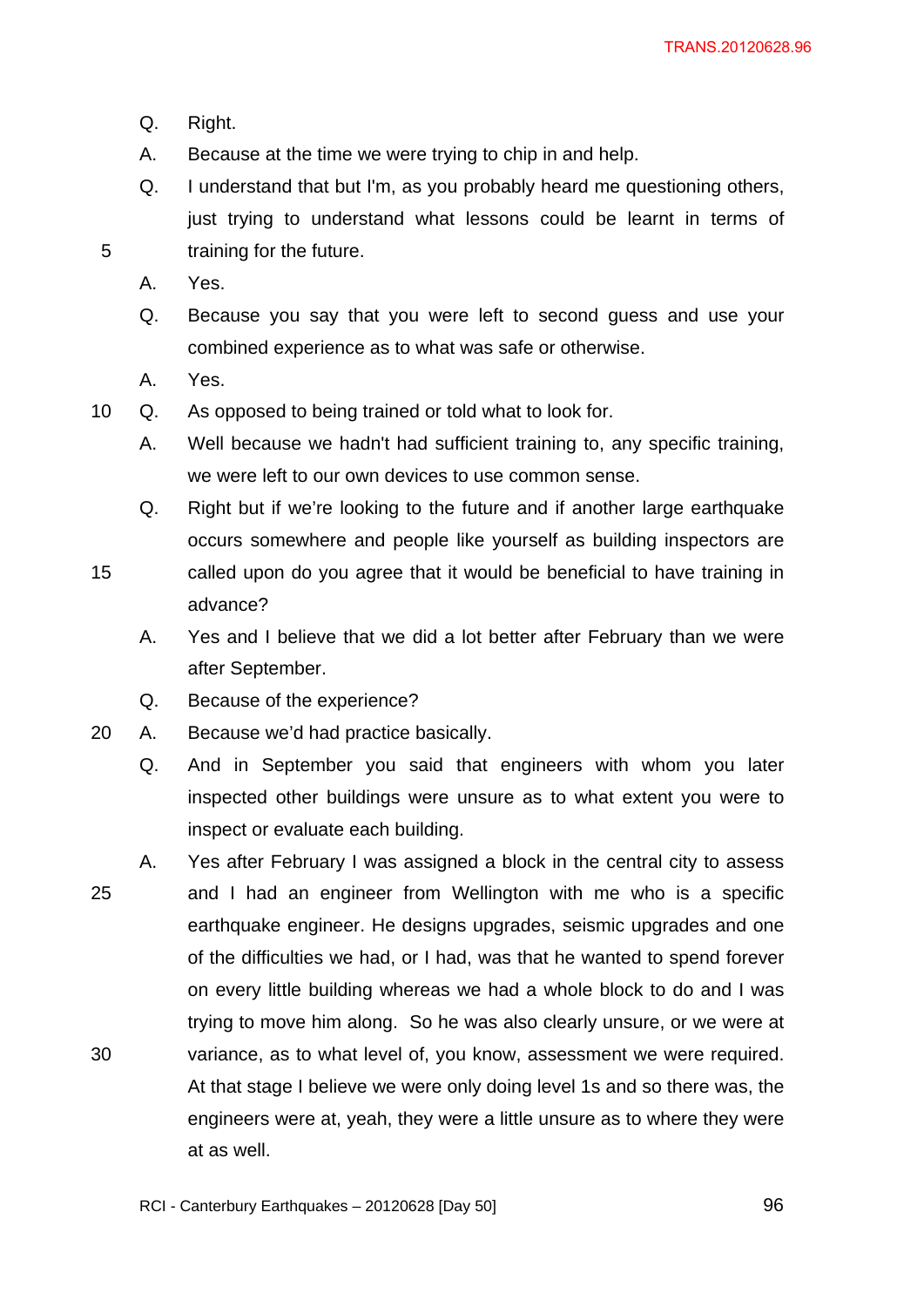Q. Right.

A. Because at the time we were trying to chip in and help.

Q. I understand that but I'm, as you probably heard me questioning others, just trying to understand what lessons could be learnt in terms of training for the future.

A. Yes.

Q. Because you say that you were left to second guess and use your combined experience as to what was safe or otherwise.

A. Yes.

Q. As opposed to being trained or told what to look for.

A. Well because we hadn't had sufficient training to, any specific training, we were left to our own devices to use common sense.

Q. Right but if we're looking to the future and if another large earthquake occurs somewhere and people like yourself as building inspectors are called upon do you agree that it would be beneficial to have training in advance?

A. Yes and I believe that we did a lot better after February than we were after September.

Q. Because of the experience?

A. Because we'd had practice basically.

Q. And in September you said that engineers with whom you later inspected other buildings were unsure as to what extent you were to inspect or evaluate each building.

A. Yes after February I was assigned a block in the central city to assess and I had an engineer from Wellington with me who is a specific earthquake engineer. He designs upgrades, seismic upgrades and one of the difficulties we had, or I had, was that he wanted to spend forever on every little building whereas we had a whole block to do and I was trying to move him along. So he was also clearly unsure, or we were at variance, as to what level of, you know, assessment we were required. At that stage I believe we were only doing level 1s and so there was, the engineers were at, yeah, they were a little unsure as to where they were at as well.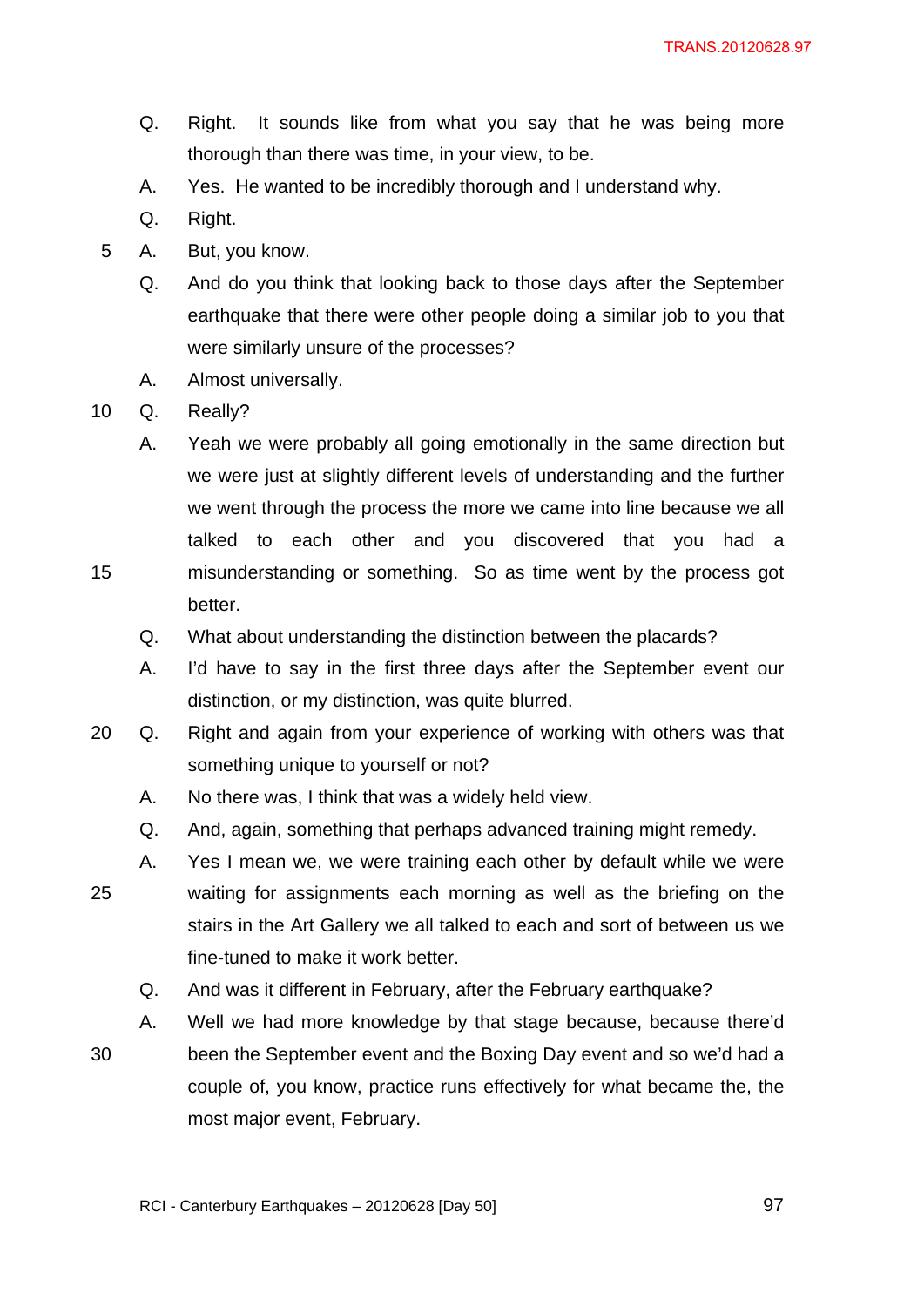Q. Right. It sounds like from what you say that he was being more thorough than there was time, in your view, to be.

A. Yes. He wanted to be incredibly thorough and I understand why.

Q. Right.

A. But, you know.

Q. And do you think that looking back to those days after the September earthquake that there were other people doing a similar job to you that were similarly unsure of the processes?

A. Almost universally.

Q. Really?

A. Yeah we were probably all going emotionally in the same direction but we were just at slightly different levels of understanding and the further we went through the process the more we came into line because we all talked to each other and you discovered that you had a misunderstanding or something. So as time went by the process got better.

Q. What about understanding the distinction between the placards?

A. I'd have to say in the first three days after the September event our distinction, or my distinction, was quite blurred.

Q. Right and again from your experience of working with others was that something unique to yourself or not?

A. No there was, I think that was a widely held view.

Q. And, again, something that perhaps advanced training might remedy.

A. Yes I mean we, we were training each other by default while we were waiting for assignments each morning as well as the briefing on the stairs in the Art Gallery we all talked to each and sort of between us we fine-tuned to make it work better.

Q. And was it different in February, after the February earthquake?

A. Well we had more knowledge by that stage because, because there'd been the September event and the Boxing Day event and so we'd had a couple of, you know, practice runs effectively for what became the, the most major event, February.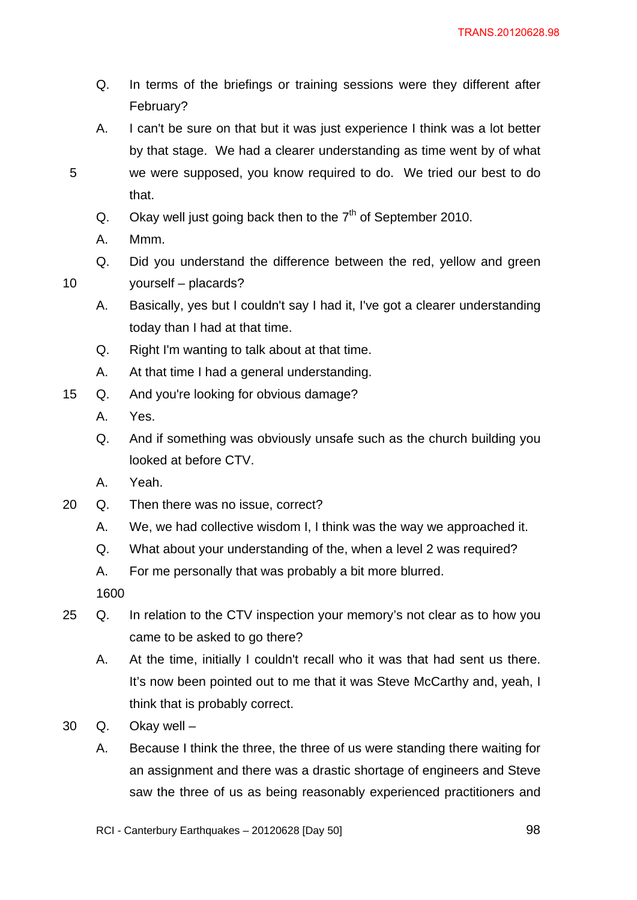Q. In terms of the briefings or training sessions were they different after February?

A. I can't be sure on that but it was just experience I think was a lot better by that stage. We had a clearer understanding as time went by of what we were supposed, you know required to do. We tried our best to do that.

Q. Okay well just going back then to the 7th of September 2010.

A. Mmm.

Q. Did you understand the difference between the red, yellow and green yourself – placards?

A. Basically, yes but I couldn't say I had it, I've got a clearer understanding today than I had at that time.

Q. Right I'm wanting to talk about at that time.

A. At that time I had a general understanding.

Q. And you're looking for obvious damage?

A. Yes.

Q. And if something was obviously unsafe such as the church building you looked at before CTV.

A. Yeah.

Q. Then there was no issue, correct?

A. We, we had collective wisdom I, I think was the way we approached it.

Q. What about your understanding of the, when a level 2 was required?

A. For me personally that was probably a bit more blurred.

1600

Q. In relation to the CTV inspection your memory's not clear as to how you came to be asked to go there?

A. At the time, initially I couldn't recall who it was that had sent us there. It's now been pointed out to me that it was Steve McCarthy and, yeah, I think that is probably correct.

Q. Okay well –

A. Because I think the three, the three of us were standing there waiting for an assignment and there was a drastic shortage of engineers and Steve saw the three of us as being reasonably experienced practitioners and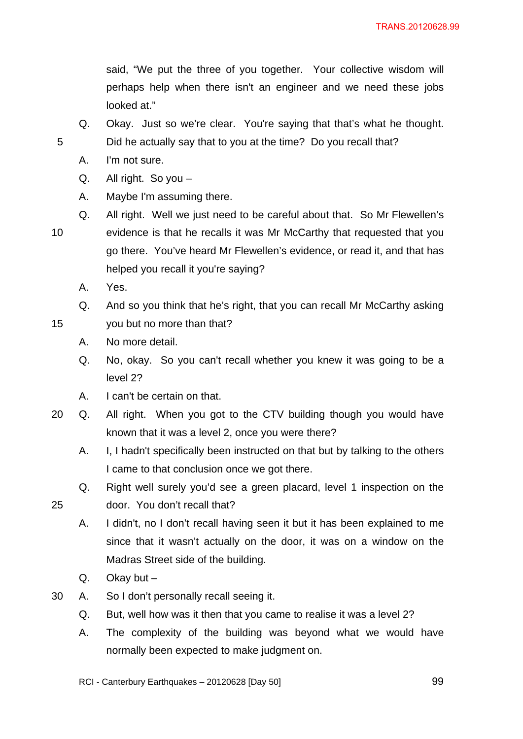said, "We put the three of you together. Your collective wisdom will perhaps help when there isn't an engineer and we need these jobs looked at."

Q. Okay. Just so we're clear. You're saying that that's what he thought. Did he actually say that to you at the time? Do you recall that?

A. I'm not sure.

Q. All right. So you –

A. Maybe I'm assuming there.

Q. All right. Well we just need to be careful about that. So Mr Flewellen's evidence is that he recalls it was Mr McCarthy that requested that you go there. You've heard Mr Flewellen's evidence, or read it, and that has helped you recall it you're saying?

A. Yes.

Q. And so you think that he's right, that you can recall Mr McCarthy asking you but no more than that?

A. No more detail.

Q. No, okay. So you can't recall whether you knew it was going to be a level 2?

A. I can't be certain on that.

Q. All right. When you got to the CTV building though you would have known that it was a level 2, once you were there?

A. I, I hadn't specifically been instructed on that but by talking to the others I came to that conclusion once we got there.

Q. Right well surely you'd see a green placard, level 1 inspection on the door. You don't recall that?

A. I didn't, no I don't recall having seen it but it has been explained to me since that it wasn't actually on the door, it was on a window on the Madras Street side of the building.

Q. Okay but –

A. So I don't personally recall seeing it.

Q. But, well how was it then that you came to realise it was a level 2?

A. The complexity of the building was beyond what we would have normally been expected to make judgment on.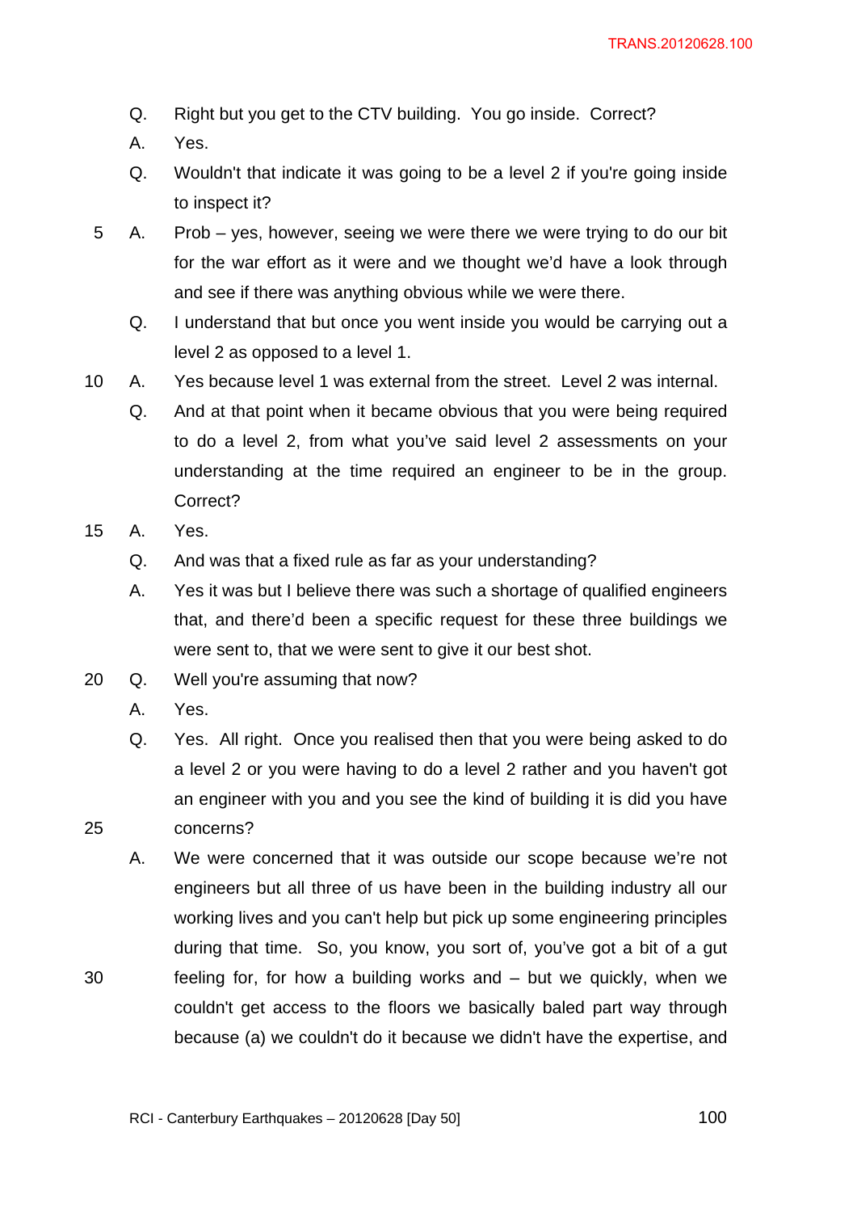Q. Right but you get to the CTV building. You go inside. Correct?

A. Yes.

Q. Wouldn't that indicate it was going to be a level 2 if you're going inside to inspect it?

A. Prob – yes, however, seeing we were there we were trying to do our bit for the war effort as it were and we thought we'd have a look through and see if there was anything obvious while we were there.

Q. I understand that but once you went inside you would be carrying out a level 2 as opposed to a level 1.

A. Yes because level 1 was external from the street. Level 2 was internal.

Q. And at that point when it became obvious that you were being required to do a level 2, from what you've said level 2 assessments on your understanding at the time required an engineer to be in the group. Correct?

A. Yes.

Q. And was that a fixed rule as far as your understanding?

A. Yes it was but I believe there was such a shortage of qualified engineers that, and there'd been a specific request for these three buildings we were sent to, that we were sent to give it our best shot.

Q. Well you're assuming that now?

A. Yes.

Q. Yes. All right. Once you realised then that you were being asked to do a level 2 or you were having to do a level 2 rather and you haven't got an engineer with you and you see the kind of building it is did you have concerns?

A. We were concerned that it was outside our scope because we're not engineers but all three of us have been in the building industry all our working lives and you can't help but pick up some engineering principles during that time. So, you know, you sort of, you've got a bit of a gut feeling for, for how a building works and – but we quickly, when we couldn't get access to the floors we basically baled part way through because (a) we couldn't do it because we didn't have the expertise, and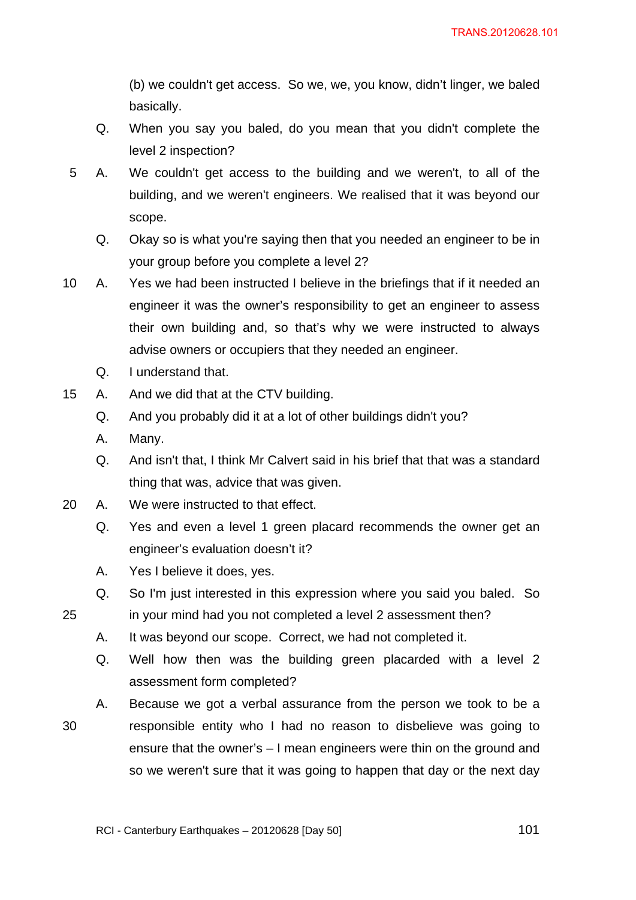(b) we couldn't get access. So we, we, you know, didn't linger, we baled basically.

Q. When you say you baled, do you mean that you didn't complete the level 2 inspection?

A. We couldn't get access to the building and we weren't, to all of the building, and we weren't engineers. We realised that it was beyond our scope.

Q. Okay so is what you're saying then that you needed an engineer to be in your group before you complete a level 2?

A. Yes we had been instructed I believe in the briefings that if it needed an engineer it was the owner's responsibility to get an engineer to assess their own building and, so that's why we were instructed to always advise owners or occupiers that they needed an engineer.

Q. I understand that.

A. And we did that at the CTV building.

Q. And you probably did it at a lot of other buildings didn't you?

A. Many.

Q. And isn't that, I think Mr Calvert said in his brief that that was a standard thing that was, advice that was given.

A. We were instructed to that effect.

Q. Yes and even a level 1 green placard recommends the owner get an engineer's evaluation doesn't it?

A. Yes I believe it does, yes.

Q. So I'm just interested in this expression where you said you baled. So in your mind had you not completed a level 2 assessment then?

A. It was beyond our scope. Correct, we had not completed it.

Q. Well how then was the building green placarded with a level 2 assessment form completed?

A. Because we got a verbal assurance from the person we took to be a responsible entity who I had no reason to disbelieve was going to ensure that the owner's – I mean engineers were thin on the ground and so we weren't sure that it was going to happen that day or the next day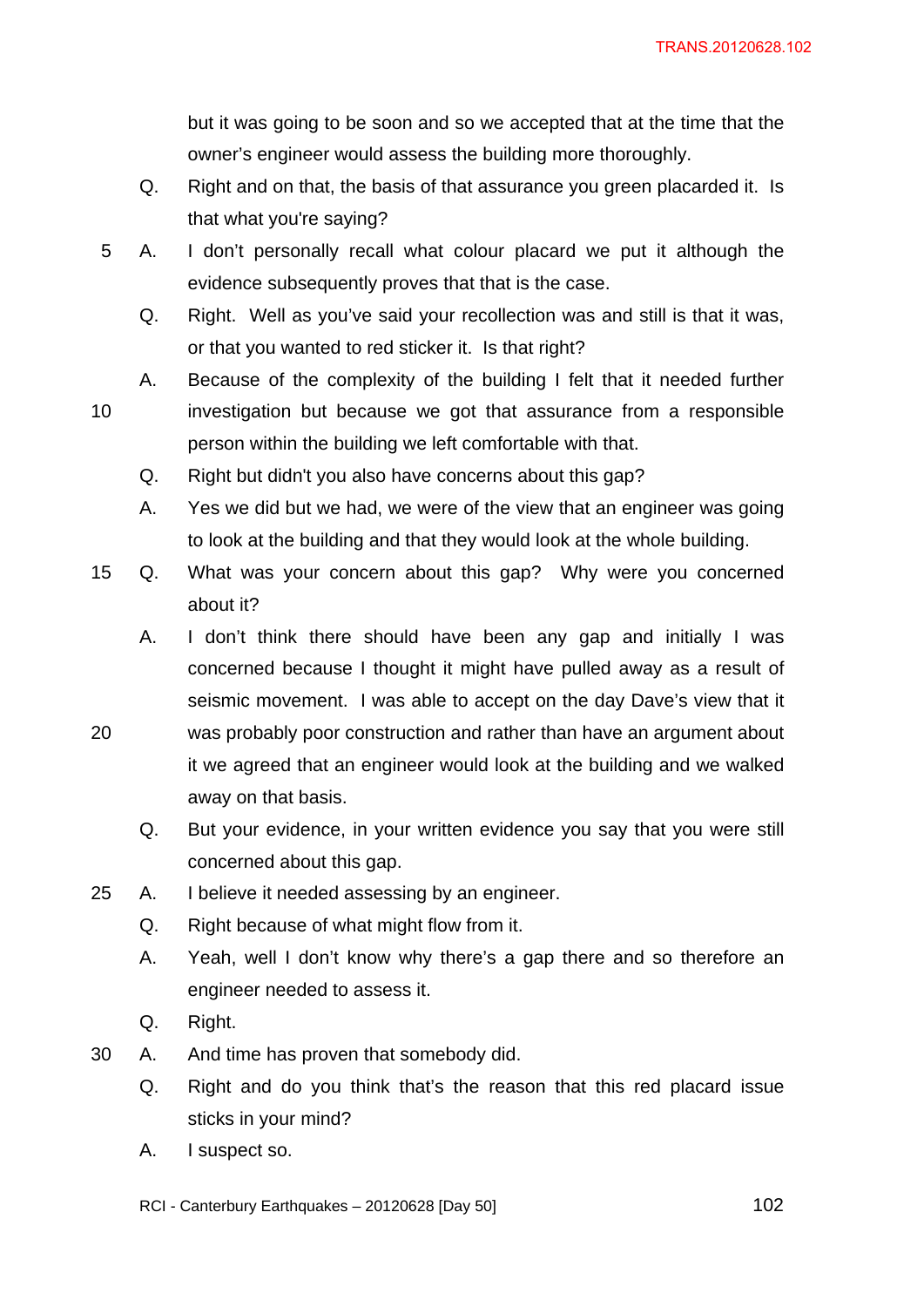but it was going to be soon and so we accepted that at the time that the owner's engineer would assess the building more thoroughly.

Q. Right and on that, the basis of that assurance you green placarded it. Is that what you're saying?

A. I don't personally recall what colour placard we put it although the evidence subsequently proves that that is the case.

Q. Right. Well as you've said your recollection was and still is that it was, or that you wanted to red sticker it. Is that right?

A. Because of the complexity of the building I felt that it needed further investigation but because we got that assurance from a responsible person within the building we left comfortable with that.

Q. Right but didn't you also have concerns about this gap?

A. Yes we did but we had, we were of the view that an engineer was going to look at the building and that they would look at the whole building.

Q. What was your concern about this gap? Why were you concerned about it?

A. I don't think there should have been any gap and initially I was concerned because I thought it might have pulled away as a result of seismic movement. I was able to accept on the day Dave's view that it was probably poor construction and rather than have an argument about it we agreed that an engineer would look at the building and we walked away on that basis.

Q. But your evidence, in your written evidence you say that you were still concerned about this gap.

A. I believe it needed assessing by an engineer.

Q. Right because of what might flow from it.

A. Yeah, well I don't know why there's a gap there and so therefore an engineer needed to assess it.

Q. Right.

A. And time has proven that somebody did.

Q. Right and do you think that's the reason that this red placard issue sticks in your mind?

A. I suspect so.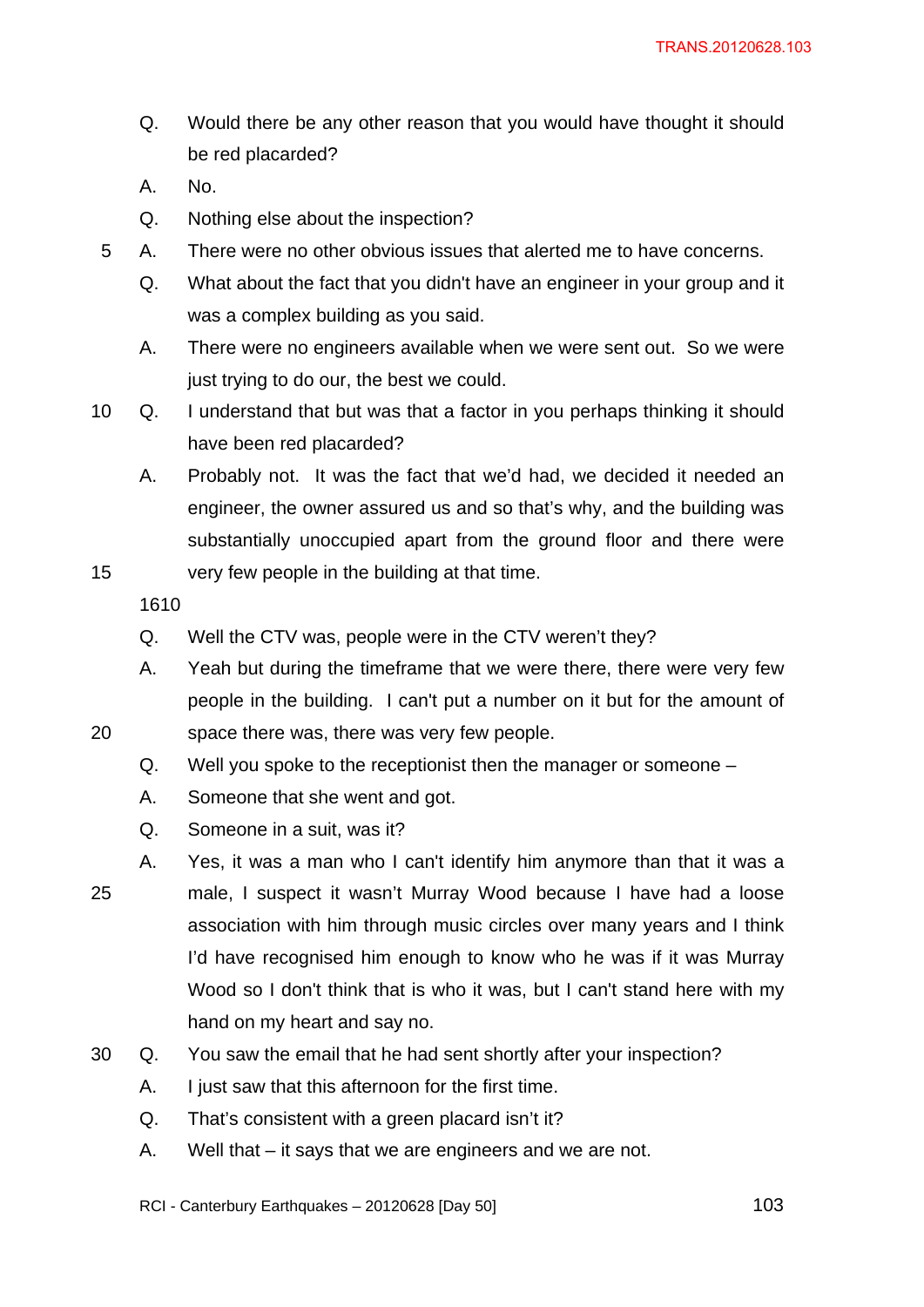Q. Would there be any other reason that you would have thought it should be red placarded?

A. No.

Q. Nothing else about the inspection?

A. There were no other obvious issues that alerted me to have concerns.

Q. What about the fact that you didn't have an engineer in your group and it was a complex building as you said.

A. There were no engineers available when we were sent out. So we were just trying to do our, the best we could.

Q. I understand that but was that a factor in you perhaps thinking it should have been red placarded?

A. Probably not. It was the fact that we'd had, we decided it needed an engineer, the owner assured us and so that's why, and the building was substantially unoccupied apart from the ground floor and there were very few people in the building at that time.

1610

Q. Well the CTV was, people were in the CTV weren't they?

A. Yeah but during the timeframe that we were there, there were very few people in the building. I can't put a number on it but for the amount of space there was, there was very few people.

Q. Well you spoke to the receptionist then the manager or someone –

A. Someone that she went and got.

Q. Someone in a suit, was it?

A. Yes, it was a man who I can't identify him anymore than that it was a male, I suspect it wasn't Murray Wood because I have had a loose association with him through music circles over many years and I think I'd have recognised him enough to know who he was if it was Murray Wood so I don't think that is who it was, but I can't stand here with my hand on my heart and say no.

Q. You saw the email that he had sent shortly after your inspection?

A. I just saw that this afternoon for the first time.

Q. That's consistent with a green placard isn't it?

A. Well that – it says that we are engineers and we are not.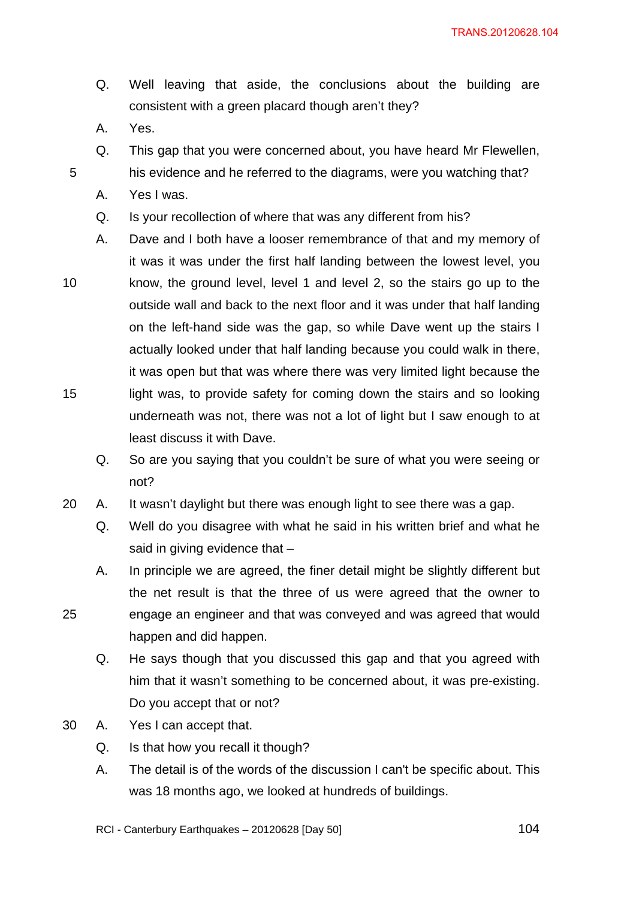Q. Well leaving that aside, the conclusions about the building are consistent with a green placard though aren't they?

A. Yes.

Q. This gap that you were concerned about, you have heard Mr Flewellen, his evidence and he referred to the diagrams, were you watching that?

A. Yes I was.

Q. Is your recollection of where that was any different from his?

A. Dave and I both have a looser remembrance of that and my memory of it was it was under the first half landing between the lowest level, you know, the ground level, level 1 and level 2, so the stairs go up to the outside wall and back to the next floor and it was under that half landing on the left-hand side was the gap, so while Dave went up the stairs I actually looked under that half landing because you could walk in there, it was open but that was where there was very limited light because the light was, to provide safety for coming down the stairs and so looking underneath was not, there was not a lot of light but I saw enough to at least discuss it with Dave.

Q. So are you saying that you couldn't be sure of what you were seeing or not?

A. It wasn't daylight but there was enough light to see there was a gap.

Q. Well do you disagree with what he said in his written brief and what he said in giving evidence that –

A. In principle we are agreed, the finer detail might be slightly different but the net result is that the three of us were agreed that the owner to engage an engineer and that was conveyed and was agreed that would happen and did happen.

Q. He says though that you discussed this gap and that you agreed with him that it wasn't something to be concerned about, it was pre-existing. Do you accept that or not?

A. Yes I can accept that.

Q. Is that how you recall it though?

A. The detail is of the words of the discussion I can't be specific about. This was 18 months ago, we looked at hundreds of buildings.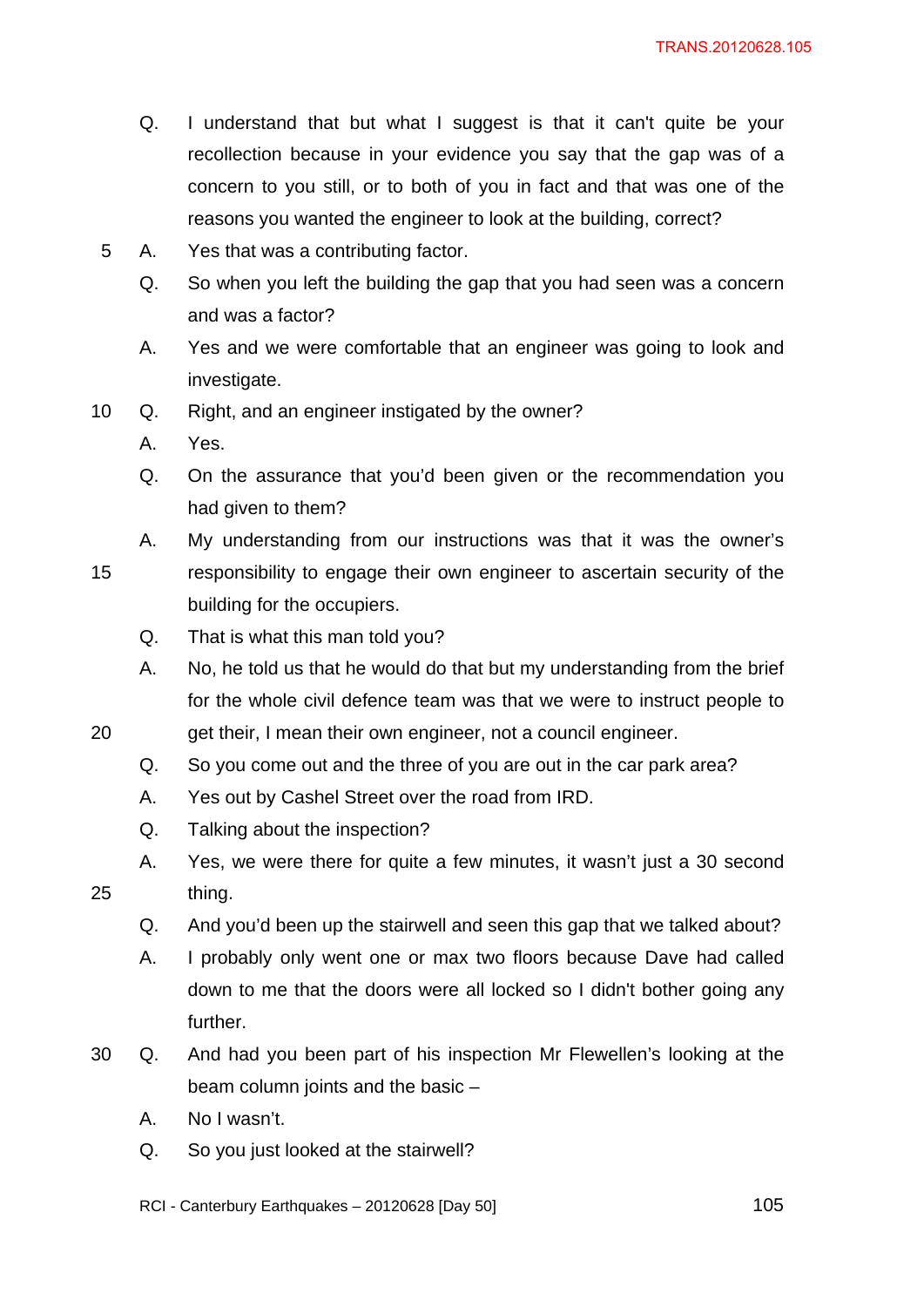Q. I understand that but what I suggest is that it can't quite be your recollection because in your evidence you say that the gap was of a concern to you still, or to both of you in fact and that was one of the reasons you wanted the engineer to look at the building, correct?

A. Yes that was a contributing factor.

Q. So when you left the building the gap that you had seen was a concern and was a factor?

A. Yes and we were comfortable that an engineer was going to look and investigate.

Q. Right, and an engineer instigated by the owner?

A. Yes.

Q. On the assurance that you'd been given or the recommendation you had given to them?

A. My understanding from our instructions was that it was the owner's responsibility to engage their own engineer to ascertain security of the building for the occupiers.

Q. That is what this man told you?

A. No, he told us that he would do that but my understanding from the brief for the whole civil defence team was that we were to instruct people to get their, I mean their own engineer, not a council engineer.

Q. So you come out and the three of you are out in the car park area?

A. Yes out by Cashel Street over the road from IRD.

Q. Talking about the inspection?

A. Yes, we were there for quite a few minutes, it wasn't just a 30 second thing.

Q. And you'd been up the stairwell and seen this gap that we talked about?

A. I probably only went one or max two floors because Dave had called down to me that the doors were all locked so I didn't bother going any further.

Q. And had you been part of his inspection Mr Flewellen's looking at the beam column joints and the basic –

A. No I wasn't.

Q. So you just looked at the stairwell?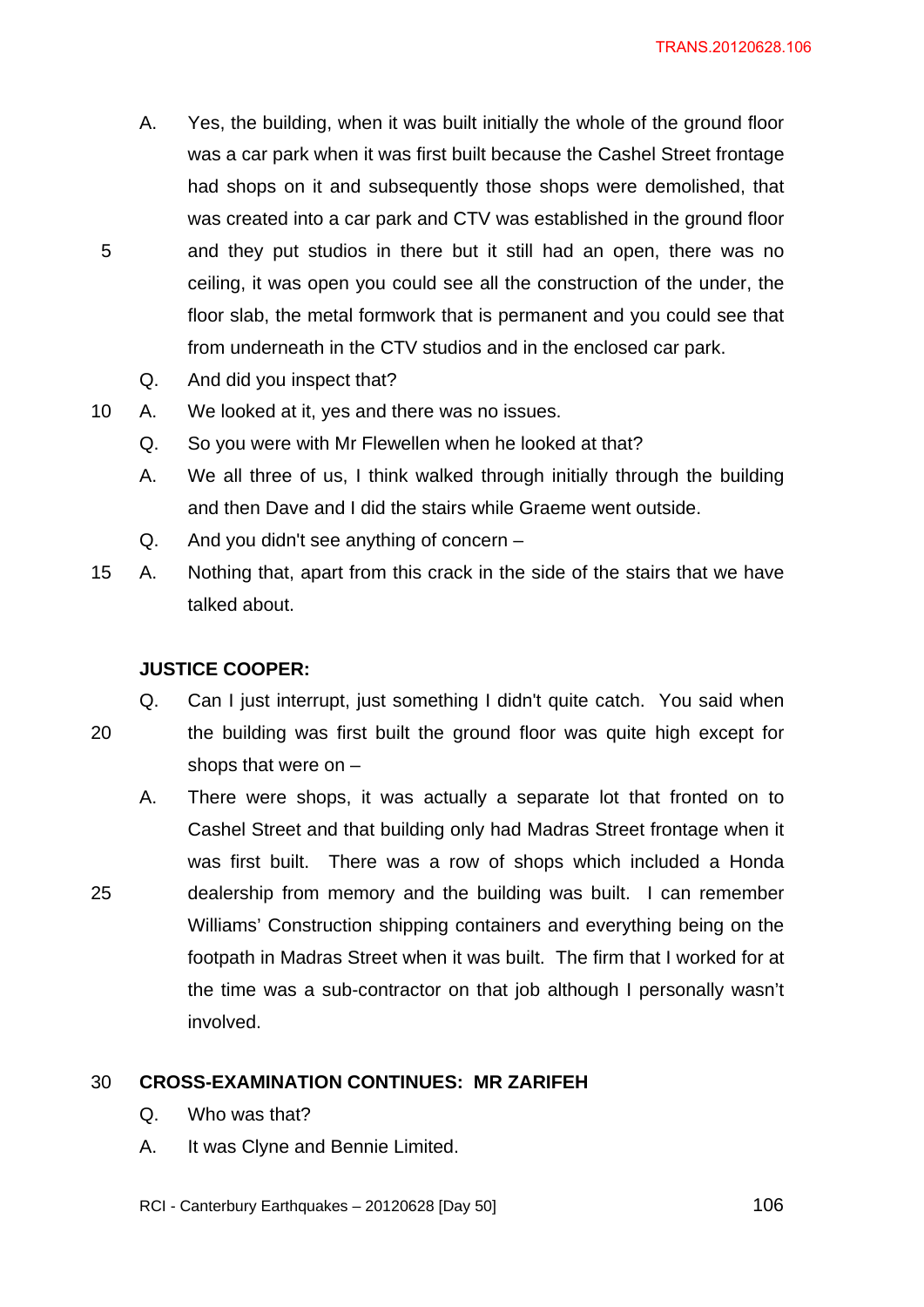A. Yes, the building, when it was built initially the whole of the ground floor was a car park when it was first built because the Cashel Street frontage had shops on it and subsequently those shops were demolished, that was created into a car park and CTV was established in the ground floor and they put studios in there but it still had an open, there was no ceiling, it was open you could see all the construction of the under, the floor slab, the metal formwork that is permanent and you could see that from underneath in the CTV studios and in the enclosed car park.

Q. And did you inspect that?

A. We looked at it, yes and there was no issues.

Q. So you were with Mr Flewellen when he looked at that?

A. We all three of us, I think walked through initially through the building and then Dave and I did the stairs while Graeme went outside.

Q. And you didn't see anything of concern –

A. Nothing that, apart from this crack in the side of the stairs that we have talked about.

**JUSTICE COOPER:**

Q. Can I just interrupt, just something I didn't quite catch. You said when the building was first built the ground floor was quite high except for shops that were on –

A. There were shops, it was actually a separate lot that fronted on to Cashel Street and that building only had Madras Street frontage when it was first built. There was a row of shops which included a Honda dealership from memory and the building was built. I can remember Williams' Construction shipping containers and everything being on the footpath in Madras Street when it was built. The firm that I worked for at the time was a sub-contractor on that job although I personally wasn't involved.

**CROSS-EXAMINATION CONTINUES: MR ZARIFEH**

Q. Who was that?

A. It was Clyne and Bennie Limited.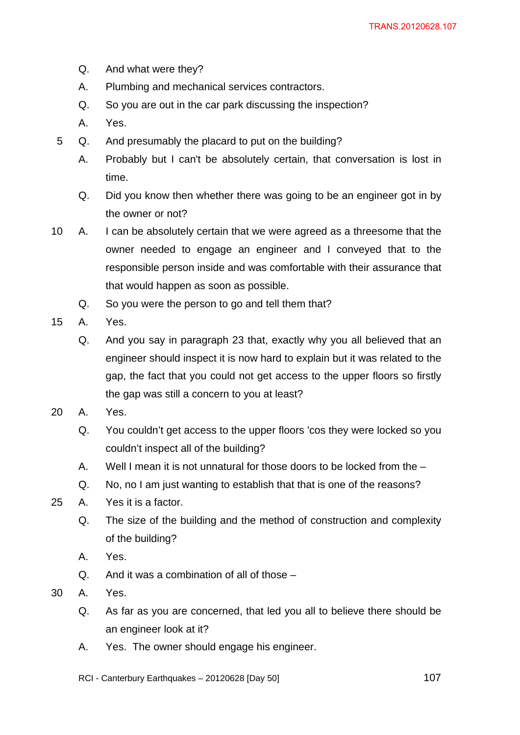Q. And what were they?

A. Plumbing and mechanical services contractors.

Q. So you are out in the car park discussing the inspection?

A. Yes.

Q. And presumably the placard to put on the building?

A. Probably but I can't be absolutely certain, that conversation is lost in time.

Q. Did you know then whether there was going to be an engineer got in by the owner or not?

A. I can be absolutely certain that we were agreed as a threesome that the owner needed to engage an engineer and I conveyed that to the responsible person inside and was comfortable with their assurance that that would happen as soon as possible.

Q. So you were the person to go and tell them that?

A. Yes.

Q. And you say in paragraph 23 that, exactly why you all believed that an engineer should inspect it is now hard to explain but it was related to the gap, the fact that you could not get access to the upper floors so firstly the gap was still a concern to you at least?

A. Yes.

Q. You couldn't get access to the upper floors 'cos they were locked so you couldn't inspect all of the building?

A. Well I mean it is not unnatural for those doors to be locked from the –

Q. No, no I am just wanting to establish that that is one of the reasons?

A. Yes it is a factor.

Q. The size of the building and the method of construction and complexity of the building?

A. Yes.

Q. And it was a combination of all of those –

A. Yes.

Q. As far as you are concerned, that led you all to believe there should be an engineer look at it?

A. Yes. The owner should engage his engineer.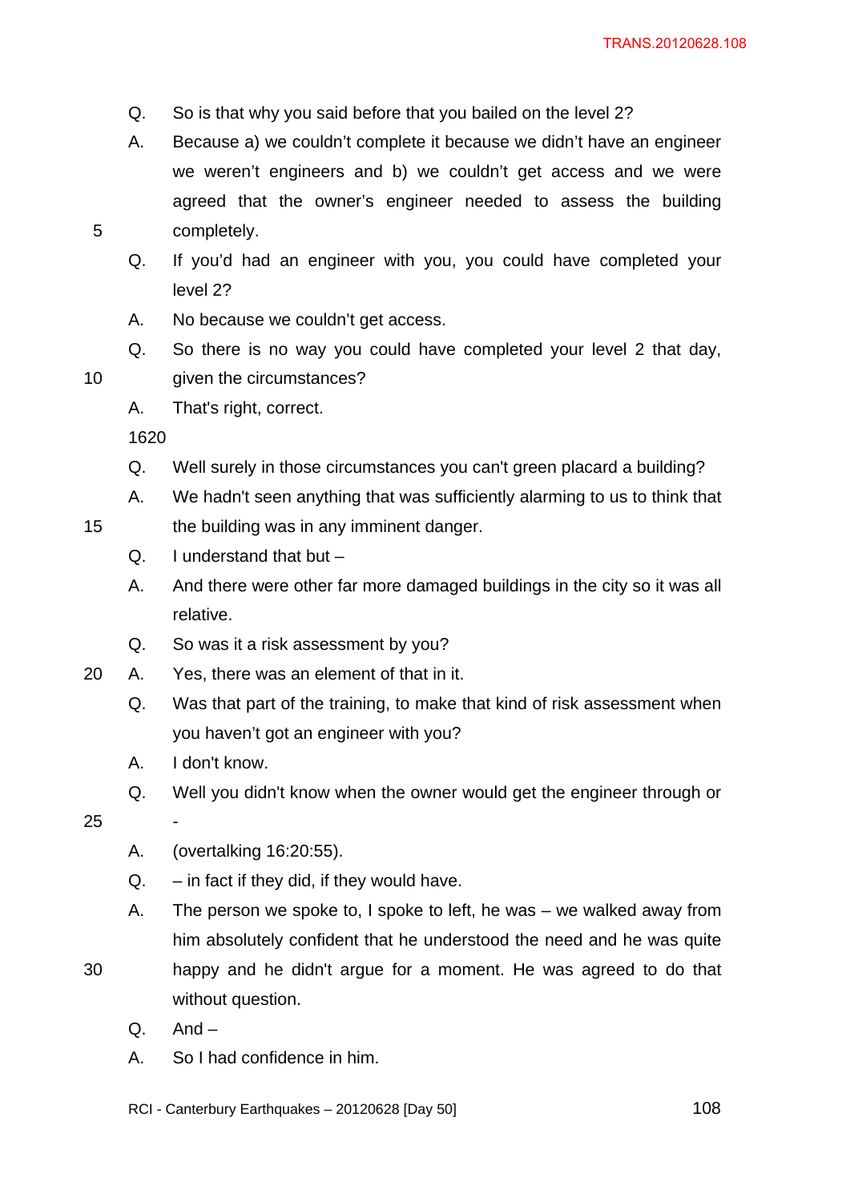Q. So is that why you said before that you bailed on the level 2?

A. Because a) we couldn't complete it because we didn't have an engineer we weren't engineers and b) we couldn't get access and we were agreed that the owner's engineer needed to assess the building completely.

Q. If you'd had an engineer with you, you could have completed your level 2?

A. No because we couldn't get access.

Q. So there is no way you could have completed your level 2 that day, given the circumstances?

A. That's right, correct.

1620

Q. Well surely in those circumstances you can't green placard a building?

A. We hadn't seen anything that was sufficiently alarming to us to think that the building was in any imminent danger.

Q. I understand that but –

A. And there were other far more damaged buildings in the city so it was all relative.

Q. So was it a risk assessment by you?

A. Yes, there was an element of that in it.

Q. Was that part of the training, to make that kind of risk assessment when you haven't got an engineer with you?

A. I don't know.

Q. Well you didn't know when the owner would get the engineer through or -

A. (overtalking 16:20:55).

Q. – in fact if they did, if they would have.

A. The person we spoke to, I spoke to left, he was – we walked away from him absolutely confident that he understood the need and he was quite happy and he didn't argue for a moment. He was agreed to do that without question.

Q. And –

A. So I had confidence in him.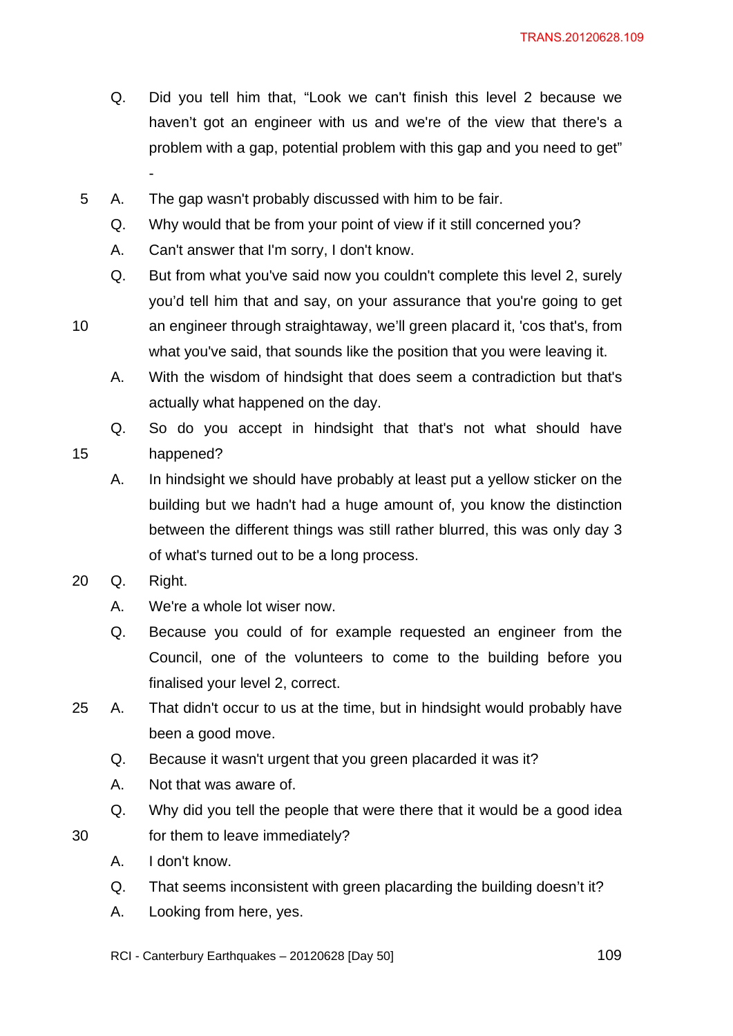Q. Did you tell him that, "Look we can't finish this level 2 because we haven't got an engineer with us and we're of the view that there's a problem with a gap, potential problem with this gap and you need to get" -

A. The gap wasn't probably discussed with him to be fair.

Q. Why would that be from your point of view if it still concerned you?

A. Can't answer that I'm sorry, I don't know.

Q. But from what you've said now you couldn't complete this level 2, surely you'd tell him that and say, on your assurance that you're going to get an engineer through straightaway, we'll green placard it, 'cos that's, from what you've said, that sounds like the position that you were leaving it.

A. With the wisdom of hindsight that does seem a contradiction but that's actually what happened on the day.

Q. So do you accept in hindsight that that's not what should have happened?

A. In hindsight we should have probably at least put a yellow sticker on the building but we hadn't had a huge amount of, you know the distinction between the different things was still rather blurred, this was only day 3 of what's turned out to be a long process.

Q. Right.

A. We're a whole lot wiser now.

Q. Because you could of for example requested an engineer from the Council, one of the volunteers to come to the building before you finalised your level 2, correct.

A. That didn't occur to us at the time, but in hindsight would probably have been a good move.

Q. Because it wasn't urgent that you green placarded it was it?

A. Not that was aware of.

Q. Why did you tell the people that were there that it would be a good idea for them to leave immediately?

A. I don't know.

Q. That seems inconsistent with green placarding the building doesn't it?

A. Looking from here, yes.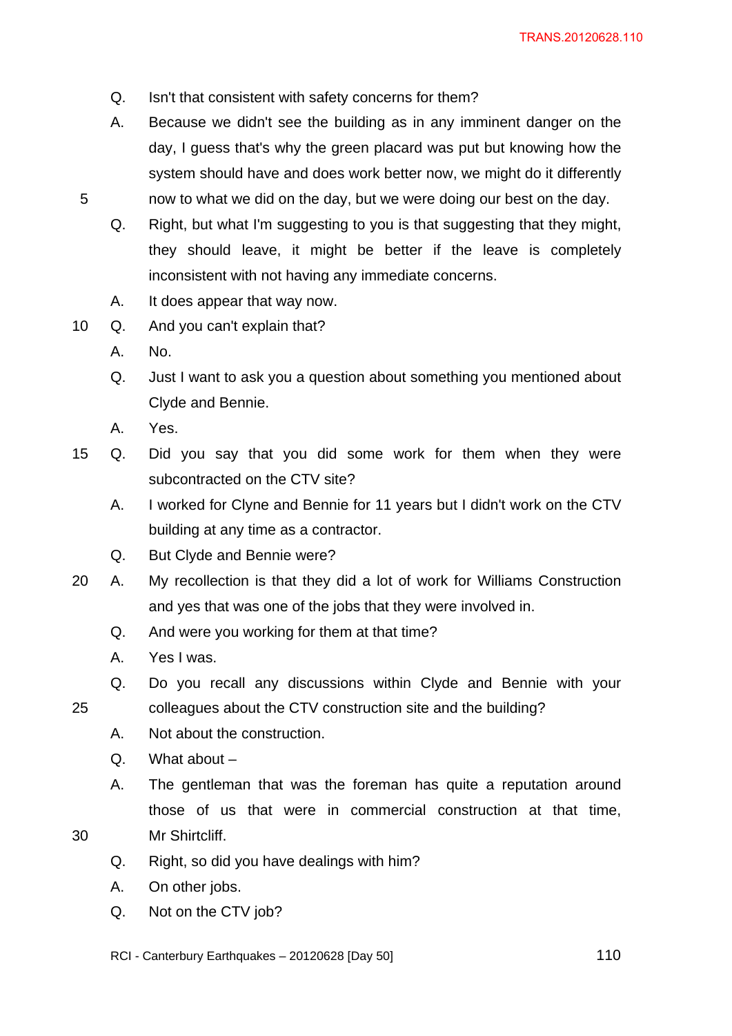Q. Isn't that consistent with safety concerns for them?

A. Because we didn't see the building as in any imminent danger on the day, I guess that's why the green placard was put but knowing how the system should have and does work better now, we might do it differently now to what we did on the day, but we were doing our best on the day.

Q. Right, but what I'm suggesting to you is that suggesting that they might, they should leave, it might be better if the leave is completely inconsistent with not having any immediate concerns.

A. It does appear that way now.

Q. And you can't explain that?

A. No.

Q. Just I want to ask you a question about something you mentioned about Clyde and Bennie.

A. Yes.

Q. Did you say that you did some work for them when they were subcontracted on the CTV site?

A. I worked for Clyne and Bennie for 11 years but I didn't work on the CTV building at any time as a contractor.

Q. But Clyde and Bennie were?

A. My recollection is that they did a lot of work for Williams Construction and yes that was one of the jobs that they were involved in.

Q. And were you working for them at that time?

A. Yes I was.

Q. Do you recall any discussions within Clyde and Bennie with your colleagues about the CTV construction site and the building?

A. Not about the construction.

Q. What about –

A. The gentleman that was the foreman has quite a reputation around those of us that were in commercial construction at that time, Mr Shirtcliff.

Q. Right, so did you have dealings with him?

A. On other jobs.

Q. Not on the CTV job?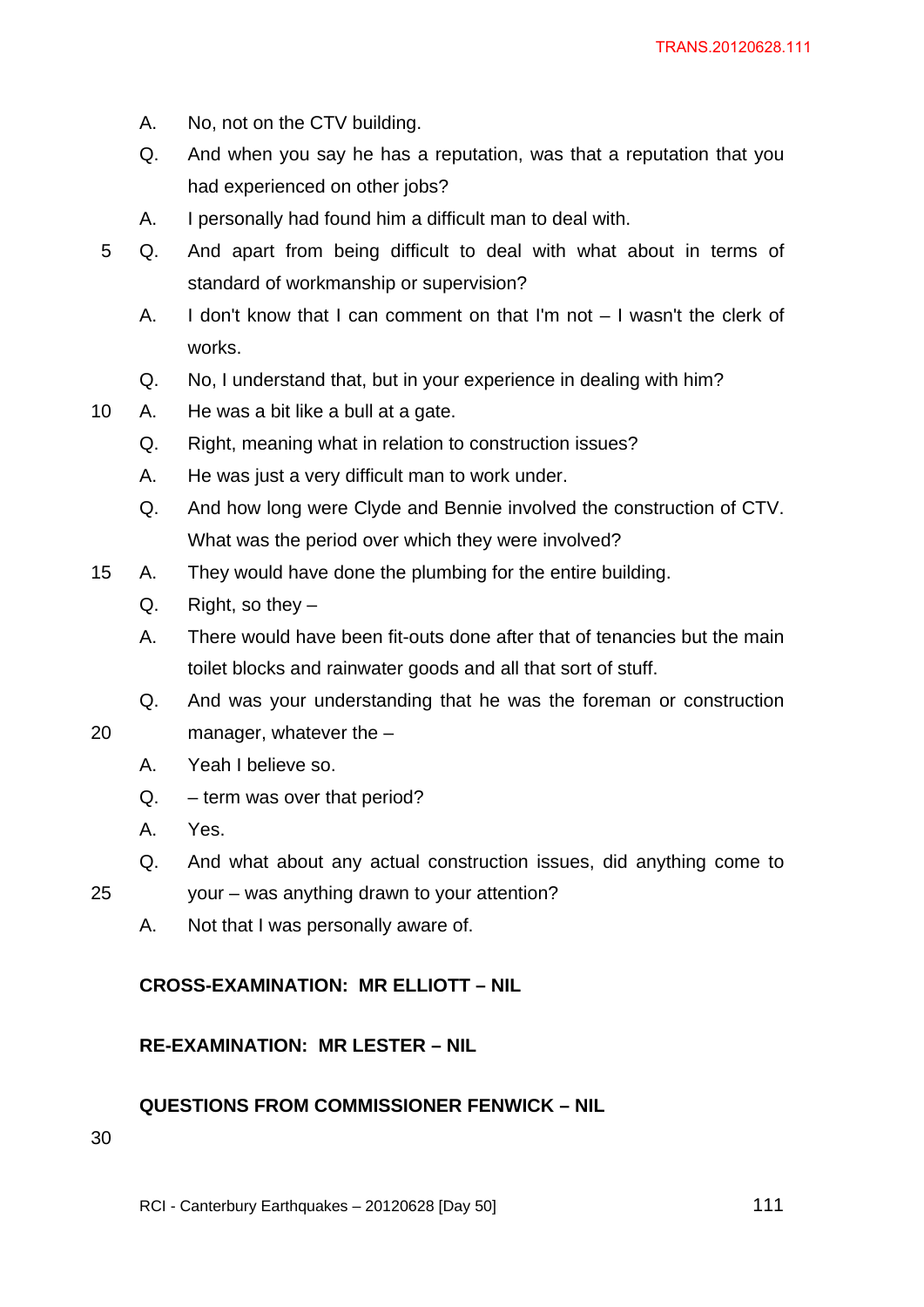A. No, not on the CTV building.

Q. And when you say he has a reputation, was that a reputation that you had experienced on other jobs?

A. I personally had found him a difficult man to deal with.

Q. And apart from being difficult to deal with what about in terms of standard of workmanship or supervision?

A. I don't know that I can comment on that I'm not – I wasn't the clerk of works.

Q. No, I understand that, but in your experience in dealing with him?

A. He was a bit like a bull at a gate.

Q. Right, meaning what in relation to construction issues?

A. He was just a very difficult man to work under.

Q. And how long were Clyde and Bennie involved the construction of CTV. What was the period over which they were involved?

A. They would have done the plumbing for the entire building.

Q. Right, so they –

A. There would have been fit-outs done after that of tenancies but the main toilet blocks and rainwater goods and all that sort of stuff.

Q. And was your understanding that he was the foreman or construction manager, whatever the –

A. Yeah I believe so.

Q. – term was over that period?

A. Yes.

Q. And what about any actual construction issues, did anything come to your – was anything drawn to your attention?

A. Not that I was personally aware of.

**CROSS-EXAMINATION: MR ELLIOTT – NIL**

**RE-EXAMINATION: MR LESTER – NIL**

**QUESTIONS FROM COMMISSIONER FENWICK – NIL**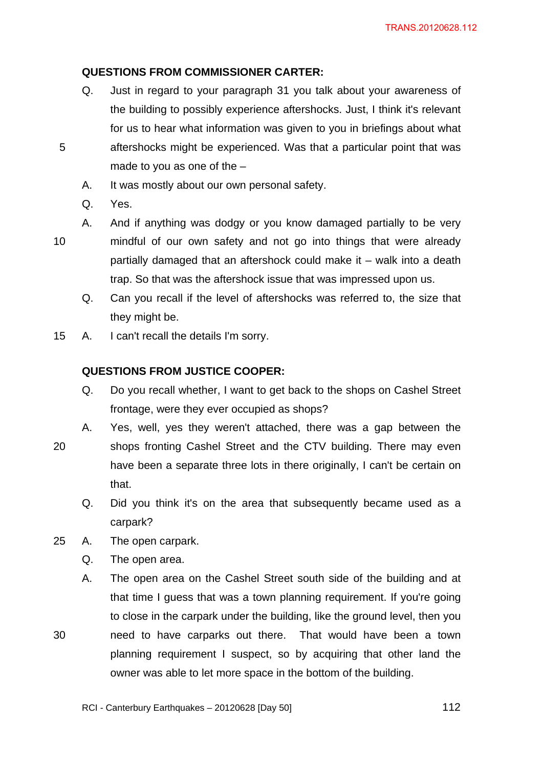**QUESTIONS FROM COMMISSIONER CARTER:**

Q. Just in regard to your paragraph 31 you talk about your awareness of the building to possibly experience aftershocks. Just, I think it's relevant for us to hear what information was given to you in briefings about what aftershocks might be experienced. Was that a particular point that was made to you as one of the –

A. It was mostly about our own personal safety.

Q. Yes.

A. And if anything was dodgy or you know damaged partially to be very mindful of our own safety and not go into things that were already partially damaged that an aftershock could make it – walk into a death trap. So that was the aftershock issue that was impressed upon us.

Q. Can you recall if the level of aftershocks was referred to, the size that they might be.

A. I can't recall the details I'm sorry.

**QUESTIONS FROM JUSTICE COOPER:**

Q. Do you recall whether, I want to get back to the shops on Cashel Street frontage, were they ever occupied as shops?

A. Yes, well, yes they weren't attached, there was a gap between the shops fronting Cashel Street and the CTV building. There may even have been a separate three lots in there originally, I can't be certain on that.

Q. Did you think it's on the area that subsequently became used as a carpark?

A. The open carpark.

Q. The open area.

A. The open area on the Cashel Street south side of the building and at that time I guess that was a town planning requirement. If you're going to close in the carpark under the building, like the ground level, then you need to have carparks out there. That would have been a town planning requirement I suspect, so by acquiring that other land the owner was able to let more space in the bottom of the building.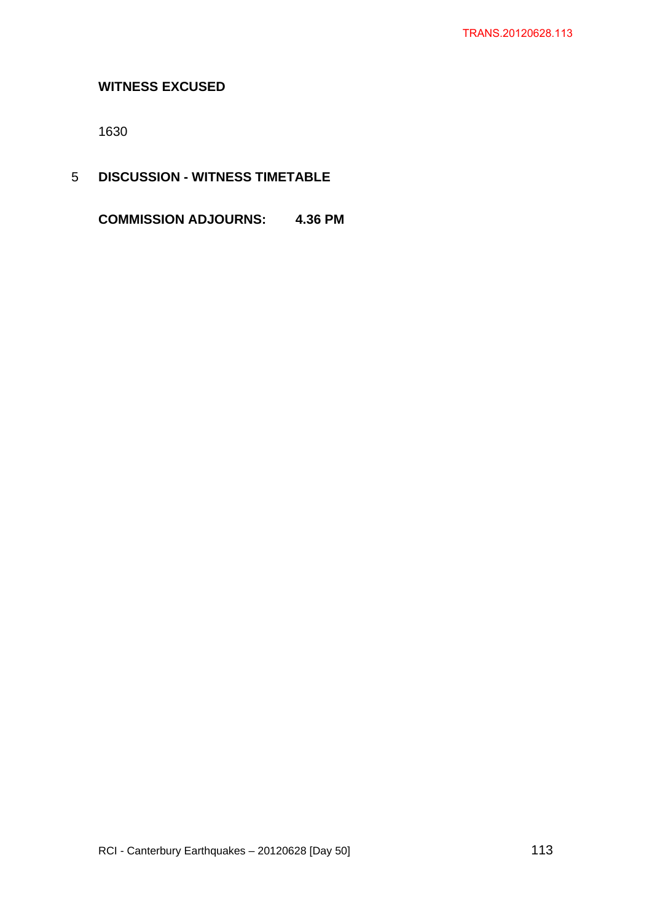**WITNESS EXCUSED**

1630

5 **DISCUSSION - WITNESS TIMETABLE**

**COMMISSION ADJOURNS: 4.36 PM**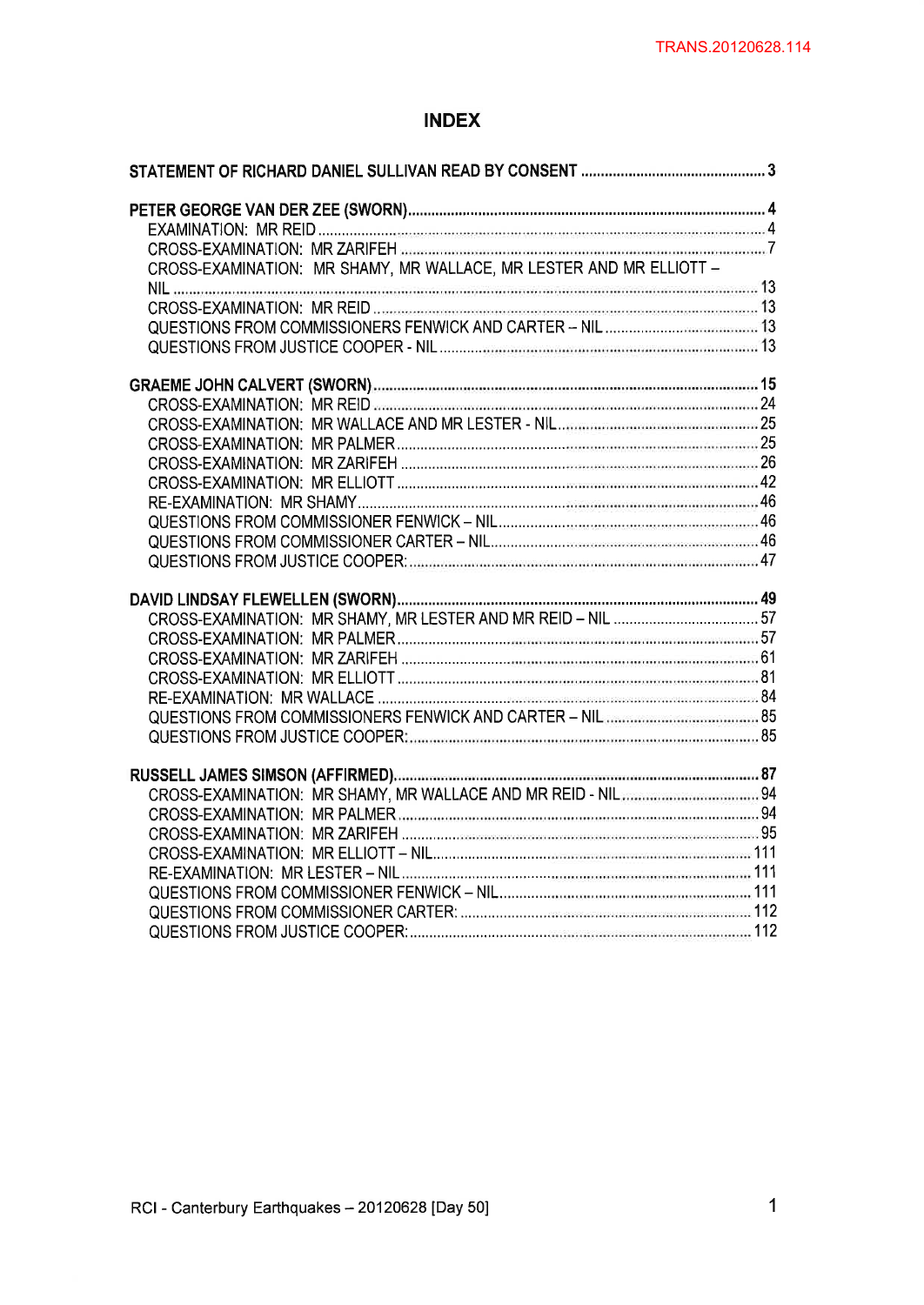# INDEX

**STATEMENT OF RICHARD DANIEL SULLIVAN READ BY CONSENT .............................................. 3**

**PETER GEORGE VAN DER ZEE (SWORN)......................................................................................... 4**

- EXAMINATION: MR REID ........................................................................................................ 4
- CROSS-EXAMINATION: MR ZARIFEH ..................................................................................... 7
- CROSS-EXAMINATION: MR SHAMY, MR WALLACE, MR LESTER AND MR ELLIOTT – NIL ....................................................................................................................................... 13
- CROSS-EXAMINATION: MR REID ........................................................................................ 13
- QUESTIONS FROM COMMISSIONERS FENWICK AND CARTER – NIL ................................... 13
- QUESTIONS FROM JUSTICE COOPER - NIL .......................................................................... 13

**GRAEME JOHN CALVERT (SWORN)............................................................................................ 15**

- CROSS-EXAMINATION: MR REID ........................................................................................ 24
- CROSS-EXAMINATION: MR WALLACE AND MR LESTER - NIL ............................................... 25
- CROSS-EXAMINATION: MR PALMER ................................................................................... 25
- CROSS-EXAMINATION: MR ZARIFEH .................................................................................. 26
- CROSS-EXAMINATION: MR ELLIOTT .................................................................................... 42
- RE-EXAMINATION: MR SHAMY ............................................................................................ 46
- QUESTIONS FROM COMMISSIONER FENWICK – NIL ............................................................. 46
- QUESTIONS FROM COMMISSIONER CARTER – NIL ............................................................... 46
- QUESTIONS FROM JUSTICE COOPER: .................................................................................. 47

**DAVID LINDSAY FLEWELLEN (SWORN)...................................................................................... 49**

- CROSS-EXAMINATION: MR SHAMY, MR LESTER AND MR REID – NIL ................................. 57
- CROSS-EXAMINATION: MR PALMER ................................................................................... 57
- CROSS-EXAMINATION: MR ZARIFEH .................................................................................. 61
- CROSS-EXAMINATION: MR ELLIOTT .................................................................................... 81
- RE-EXAMINATION: MR WALLACE ........................................................................................ 84
- QUESTIONS FROM COMMISSIONERS FENWICK AND CARTER – NIL ................................... 85
- QUESTIONS FROM JUSTICE COOPER: .................................................................................. 85

**RUSSELL JAMES SIMSON (AFFIRMED)........................................................................................ 87**

- CROSS-EXAMINATION: MR SHAMY, MR WALLACE AND MR REID - NIL ................................ 94
- CROSS-EXAMINATION: MR PALMER ................................................................................... 94
- CROSS-EXAMINATION: MR ZARIFEH .................................................................................. 95
- CROSS-EXAMINATION: MR ELLIOTT – NIL ........................................................................... 111
- RE-EXAMINATION: MR LESTER – NIL .................................................................................. 111
- QUESTIONS FROM COMMISSIONER FENWICK – NIL ............................................................ 111
- QUESTIONS FROM COMMISSIONER CARTER: ...................................................................... 112
- QUESTIONS FROM JUSTICE COOPER: .................................................................................. 112